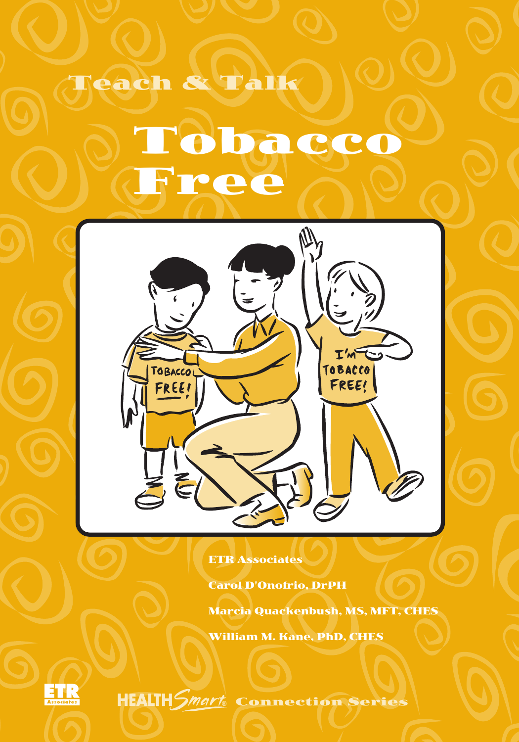Teach & Talk

# Tobacco Free

ETR Associates

Carol D'Onofrio, DrPH

Marcia Quackenbush, MS, MFT, CHES

William M. Kane, PhD, CHES

HEALTH Smart® Connection Series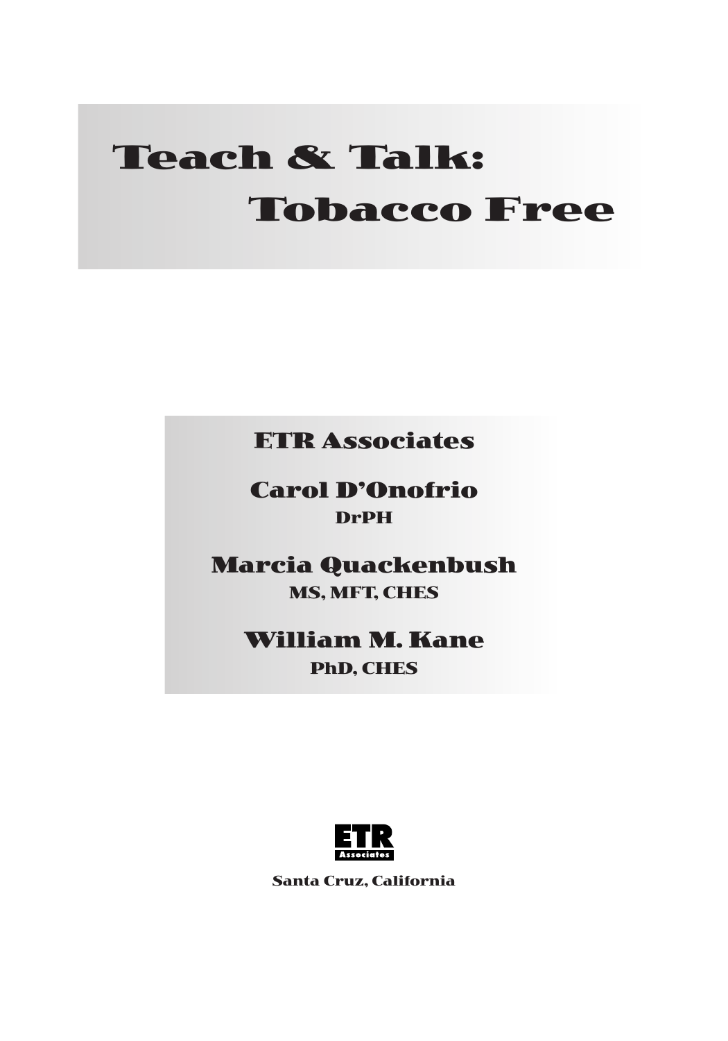# Teach & Talk: Tobacco Free

**ETR Associates**

**Carol D'Onofrio**
DrPH

**Marcia Quackenbush**
MS, MFT, CHES

**William M. Kane**
PhD, CHES

ETR Associates

Santa Cruz, California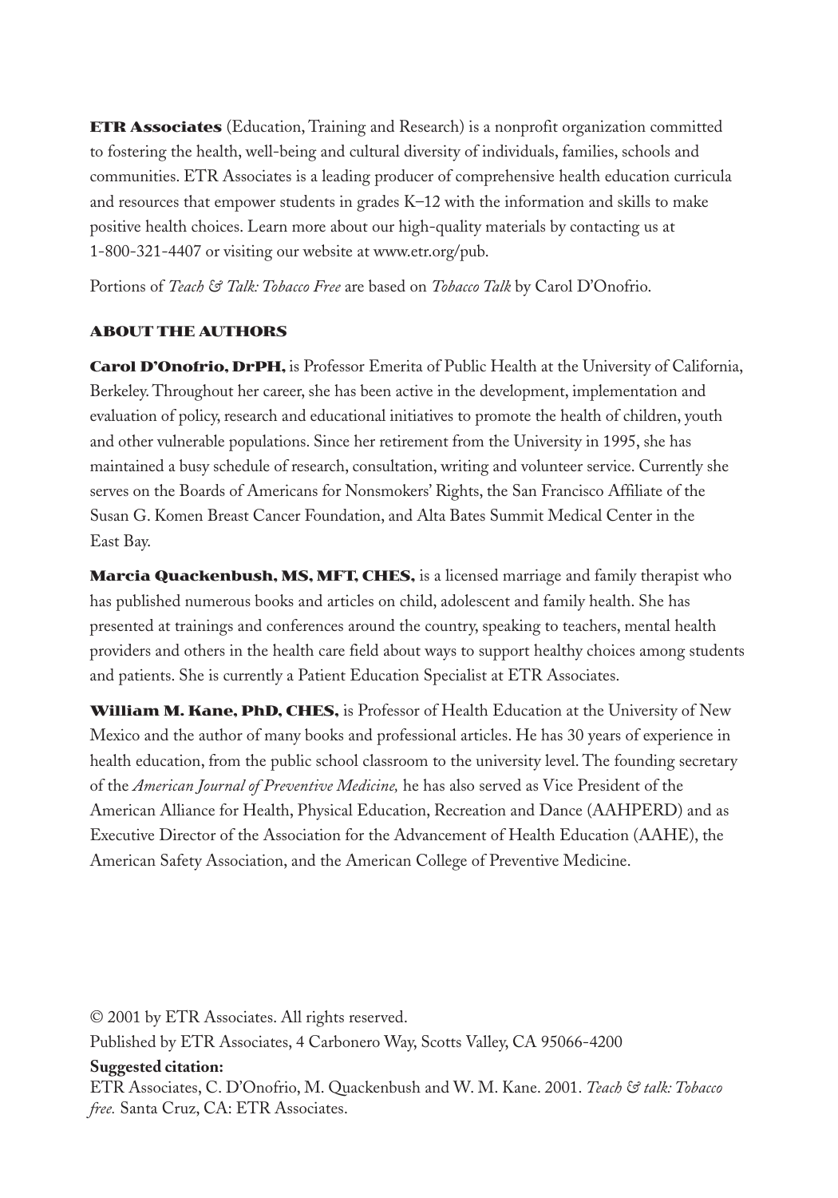**ETR Associates** (Education, Training and Research) is a nonprofit organization committed to fostering the health, well-being and cultural diversity of individuals, families, schools and communities. ETR Associates is a leading producer of comprehensive health education curricula and resources that empower students in grades K–12 with the information and skills to make positive health choices. Learn more about our high-quality materials by contacting us at 1-800-321-4407 or visiting our website at www.etr.org/pub.

Portions of *Teach & Talk: Tobacco Free* are based on *Tobacco Talk* by Carol D'Onofrio.

## ABOUT THE AUTHORS

**Carol D'Onofrio, DrPH,** is Professor Emerita of Public Health at the University of California, Berkeley. Throughout her career, she has been active in the development, implementation and evaluation of policy, research and educational initiatives to promote the health of children, youth and other vulnerable populations. Since her retirement from the University in 1995, she has maintained a busy schedule of research, consultation, writing and volunteer service. Currently she serves on the Boards of Americans for Nonsmokers' Rights, the San Francisco Affiliate of the Susan G. Komen Breast Cancer Foundation, and Alta Bates Summit Medical Center in the East Bay.

**Marcia Quackenbush, MS, MFT, CHES,** is a licensed marriage and family therapist who has published numerous books and articles on child, adolescent and family health. She has presented at trainings and conferences around the country, speaking to teachers, mental health providers and others in the health care field about ways to support healthy choices among students and patients. She is currently a Patient Education Specialist at ETR Associates.

**William M. Kane, PhD, CHES,** is Professor of Health Education at the University of New Mexico and the author of many books and professional articles. He has 30 years of experience in health education, from the public school classroom to the university level. The founding secretary of the *American Journal of Preventive Medicine,* he has also served as Vice President of the American Alliance for Health, Physical Education, Recreation and Dance (AAHPERD) and as Executive Director of the Association for the Advancement of Health Education (AAHE), the American Safety Association, and the American College of Preventive Medicine.

© 2001 by ETR Associates. All rights reserved.

Published by ETR Associates, 4 Carbonero Way, Scotts Valley, CA 95066-4200

**Suggested citation:**

ETR Associates, C. D'Onofrio, M. Quackenbush and W. M. Kane. 2001. *Teach & talk: Tobacco free.* Santa Cruz, CA: ETR Associates.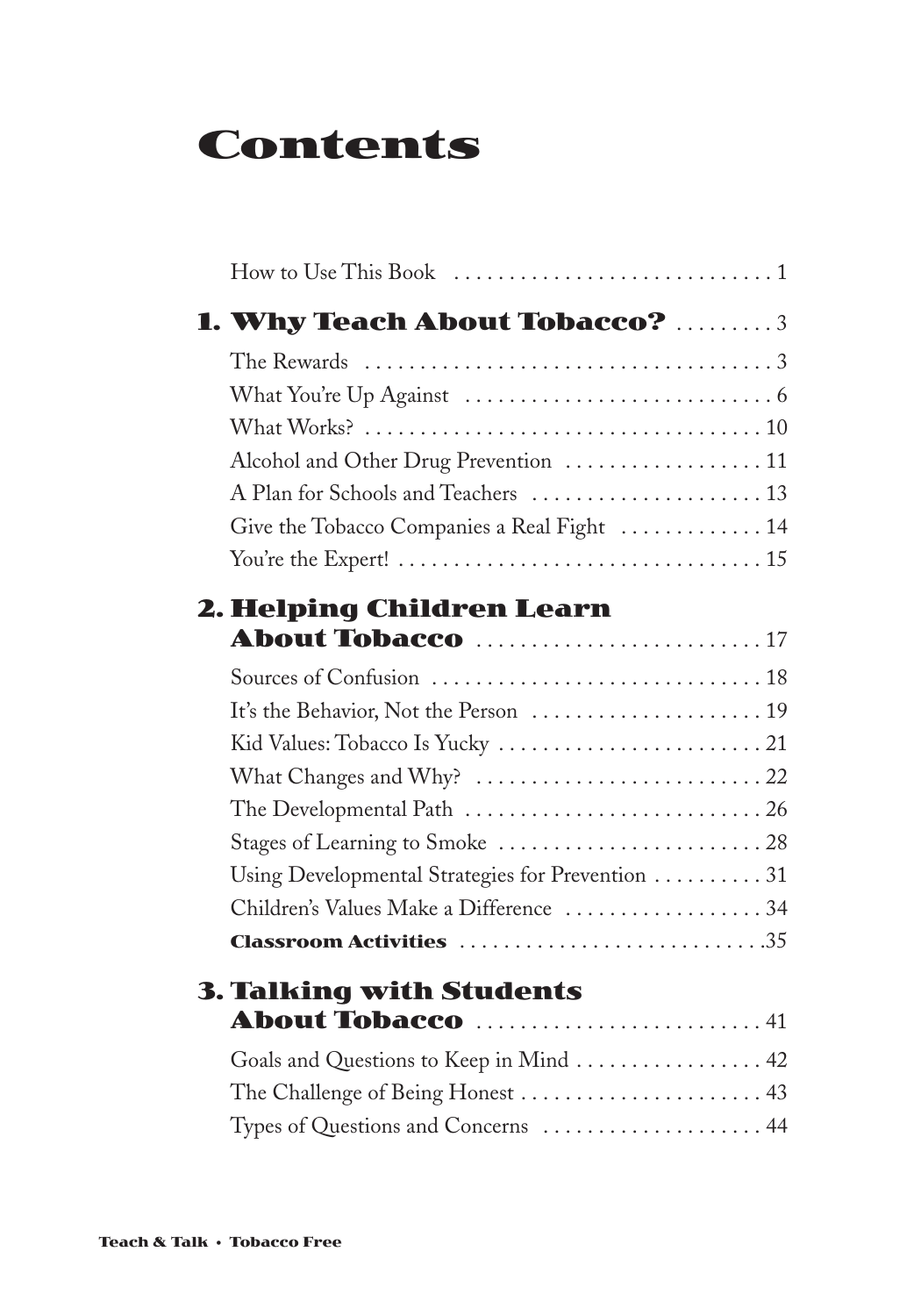# Contents

How to Use This Book ............................. 1

## 1. Why Teach About Tobacco? ......... 3

The Rewards ...................................... 3
What You're Up Against ............................ 6
What Works? ..................................... 10
Alcohol and Other Drug Prevention .................. 11
A Plan for Schools and Teachers ..................... 13
Give the Tobacco Companies a Real Fight ............. 14
You're the Expert! ................................. 15

## 2. Helping Children Learn About Tobacco .......................... 17

Sources of Confusion .............................. 18
It's the Behavior, Not the Person ..................... 19
Kid Values: Tobacco Is Yucky ......................... 21
What Changes and Why? .......................... 22
The Developmental Path ........................... 26
Stages of Learning to Smoke ........................ 28
Using Developmental Strategies for Prevention .......... 31
Children's Values Make a Difference .................. 34
**Classroom Activities** ............................ 35

## 3. Talking with Students About Tobacco .......................... 41

Goals and Questions to Keep in Mind ................. 42
The Challenge of Being Honest ...................... 43
Types of Questions and Concerns .................... 44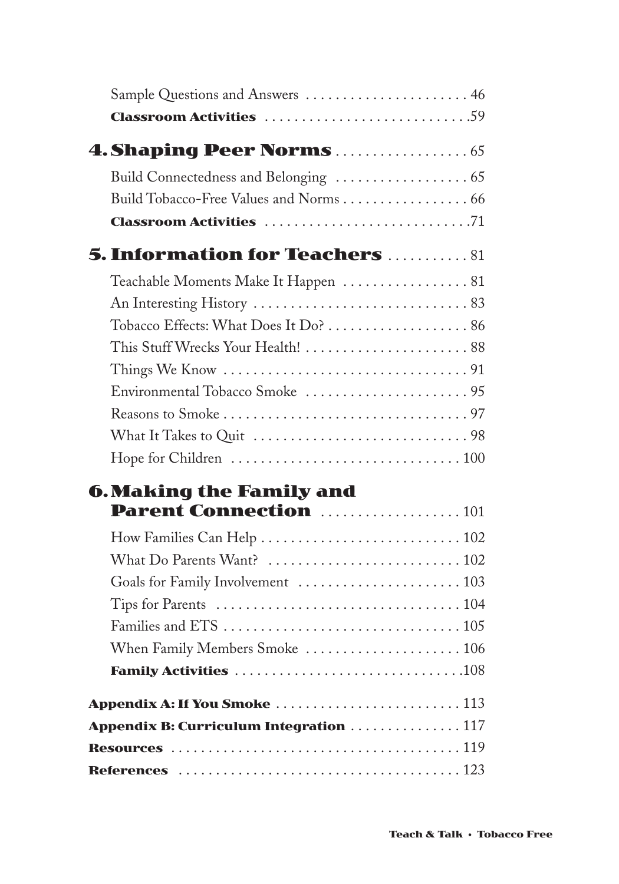Sample Questions and Answers . . . . . . . . . . . . . . . . . . . . . . 46

**Classroom Activities** . . . . . . . . . . . . . . . . . . . . . . . . . . . .59

## 4. Shaping Peer Norms . . . . . . . . . . . . . . . . . . 65

Build Connectedness and Belonging . . . . . . . . . . . . . . . . . . 65

Build Tobacco-Free Values and Norms . . . . . . . . . . . . . . . . . 66

**Classroom Activities** . . . . . . . . . . . . . . . . . . . . . . . . . . . .71

## 5. Information for Teachers . . . . . . . . . . . 81

Teachable Moments Make It Happen . . . . . . . . . . . . . . . . . 81

An Interesting History . . . . . . . . . . . . . . . . . . . . . . . . . . . . 83

Tobacco Effects: What Does It Do? . . . . . . . . . . . . . . . . . . . 86

This Stuff Wrecks Your Health! . . . . . . . . . . . . . . . . . . . . . . 88

Things We Know . . . . . . . . . . . . . . . . . . . . . . . . . . . . . . . . 91

Environmental Tobacco Smoke . . . . . . . . . . . . . . . . . . . . . . 95

Reasons to Smoke . . . . . . . . . . . . . . . . . . . . . . . . . . . . . . . . 97

What It Takes to Quit . . . . . . . . . . . . . . . . . . . . . . . . . . . . . 98

Hope for Children . . . . . . . . . . . . . . . . . . . . . . . . . . . . . . . 100

## 6. Making the Family and Parent Connection . . . . . . . . . . . . . . . . . . . 101

How Families Can Help . . . . . . . . . . . . . . . . . . . . . . . . . . . 102

What Do Parents Want? . . . . . . . . . . . . . . . . . . . . . . . . . . 102

Goals for Family Involvement . . . . . . . . . . . . . . . . . . . . . . 103

Tips for Parents . . . . . . . . . . . . . . . . . . . . . . . . . . . . . . . . . 104

Families and ETS . . . . . . . . . . . . . . . . . . . . . . . . . . . . . . . . 105

When Family Members Smoke . . . . . . . . . . . . . . . . . . . . . 106

**Family Activities** . . . . . . . . . . . . . . . . . . . . . . . . . . . . . . .108

**Appendix A: If You Smoke** . . . . . . . . . . . . . . . . . . . . . . . . 113

**Appendix B: Curriculum Integration** . . . . . . . . . . . . . . . 117

**Resources** . . . . . . . . . . . . . . . . . . . . . . . . . . . . . . . . . . . . . . 119

**References** . . . . . . . . . . . . . . . . . . . . . . . . . . . . . . . . . . . . . 123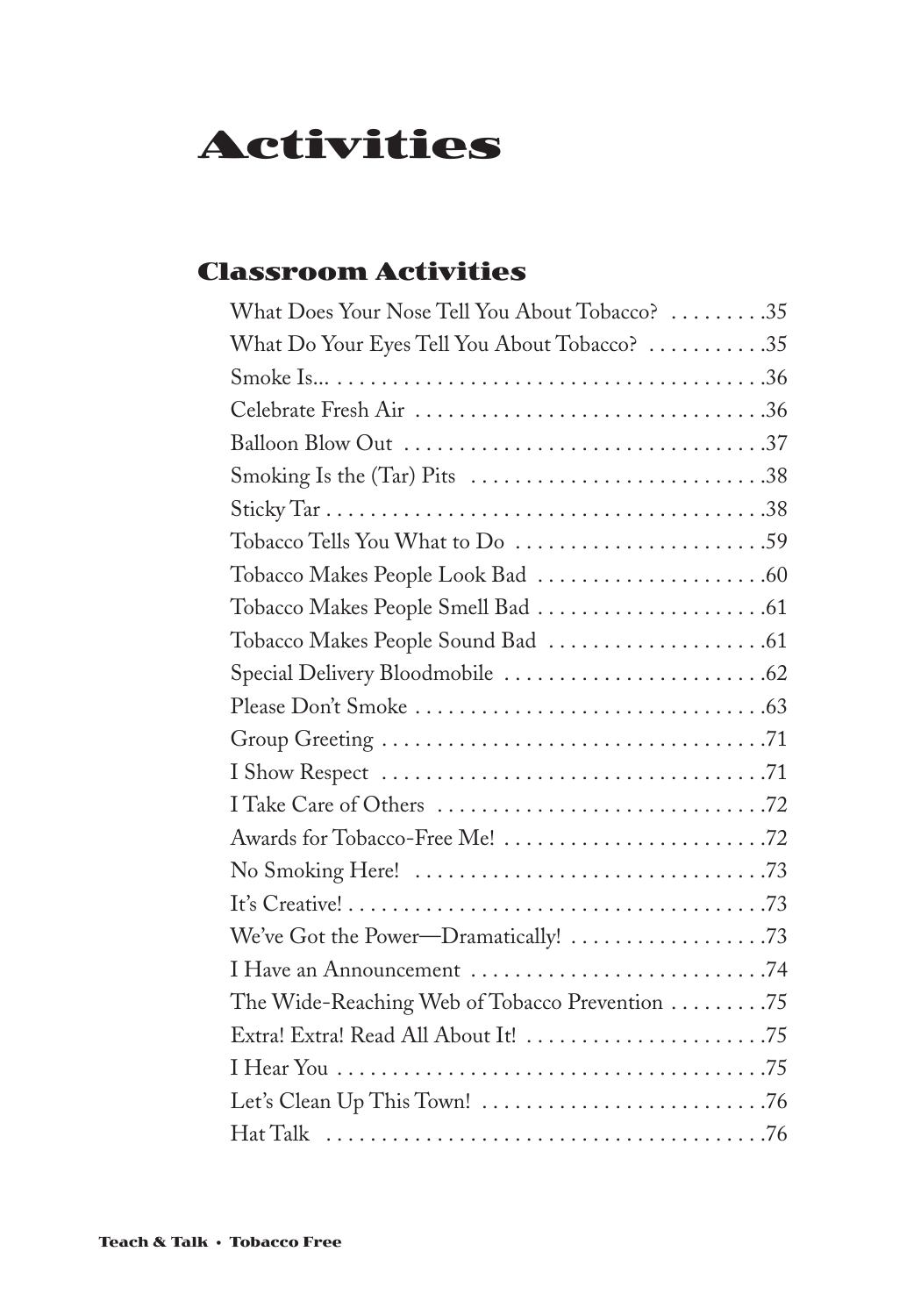# Activities

## Classroom Activities

What Does Your Nose Tell You About Tobacco? .........35
What Do Your Eyes Tell You About Tobacco? ...........35
Smoke Is... .......................................36
Celebrate Fresh Air ...............................36
Balloon Blow Out ..................................37
Smoking Is the (Tar) Pits .........................38
Sticky Tar ........................................38
Tobacco Tells You What to Do ......................59
Tobacco Makes People Look Bad .....................60
Tobacco Makes People Smell Bad ....................61
Tobacco Makes People Sound Bad ....................61
Special Delivery Bloodmobile ......................62
Please Don't Smoke ................................63
Group Greeting ....................................71
I Show Respect ....................................71
I Take Care of Others ..............................72
Awards for Tobacco-Free Me! .......................72
No Smoking Here! ..................................73
It's Creative! ....................................73
We've Got the Power—Dramatically! .................73
I Have an Announcement ............................74
The Wide-Reaching Web of Tobacco Prevention ........75
Extra! Extra! Read All About It! ..................75
I Hear You ........................................75
Let's Clean Up This Town! .........................76
Hat Talk ..........................................76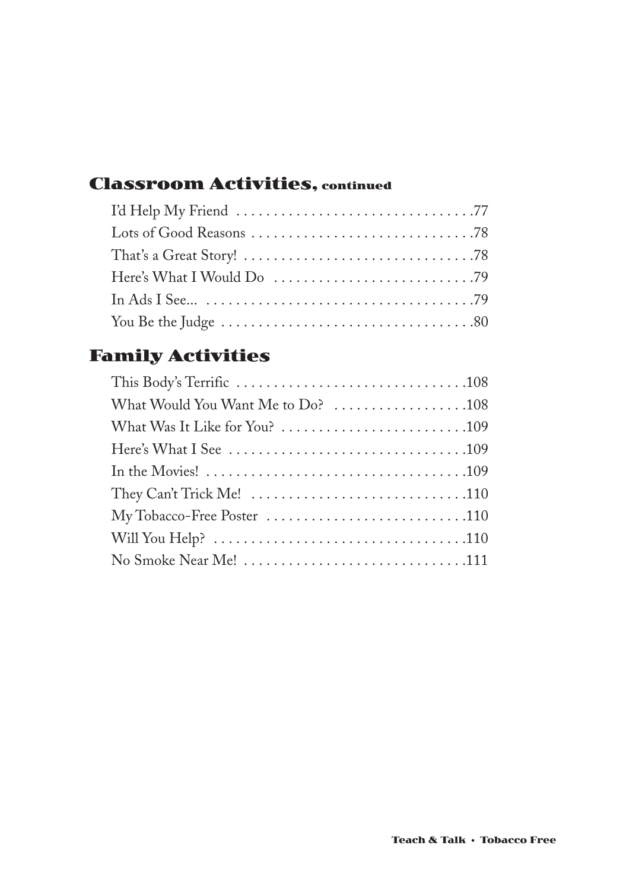## Classroom Activities, continued

I'd Help My Friend . . . . . . . . . . . . . . . . . . . . . . . . . . . . . . . .77
Lots of Good Reasons . . . . . . . . . . . . . . . . . . . . . . . . . . . . . .78
That's a Great Story! . . . . . . . . . . . . . . . . . . . . . . . . . . . . . . .78
Here's What I Would Do . . . . . . . . . . . . . . . . . . . . . . . . . . .79
In Ads I See... . . . . . . . . . . . . . . . . . . . . . . . . . . . . . . . . . . . .79
You Be the Judge . . . . . . . . . . . . . . . . . . . . . . . . . . . . . . . . .80

## Family Activities

This Body's Terrific . . . . . . . . . . . . . . . . . . . . . . . . . . . . . .108
What Would You Want Me to Do? . . . . . . . . . . . . . . . . . .108
What Was It Like for You? . . . . . . . . . . . . . . . . . . . . . . . . .109
Here's What I See . . . . . . . . . . . . . . . . . . . . . . . . . . . . . . .109
In the Movies! . . . . . . . . . . . . . . . . . . . . . . . . . . . . . . . . . .109
They Can't Trick Me! . . . . . . . . . . . . . . . . . . . . . . . . . . . .110
My Tobacco-Free Poster . . . . . . . . . . . . . . . . . . . . . . . . . .110
Will You Help? . . . . . . . . . . . . . . . . . . . . . . . . . . . . . . . . . .110
No Smoke Near Me! . . . . . . . . . . . . . . . . . . . . . . . . . . . . . .111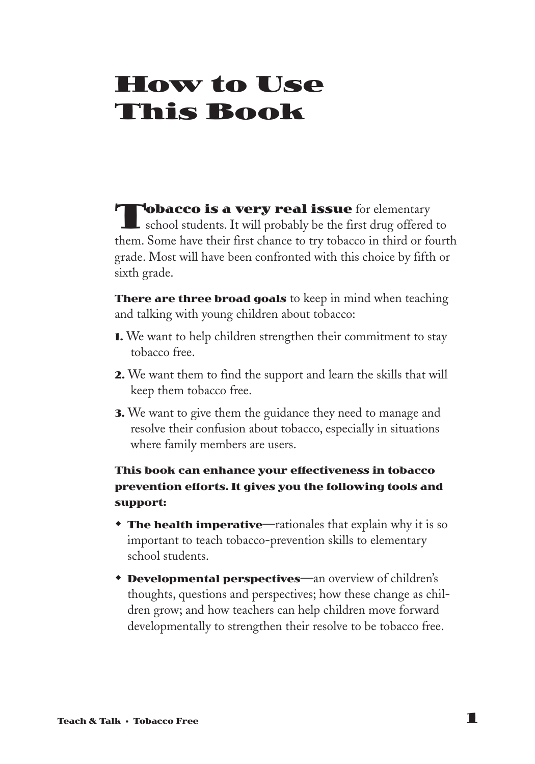# How to Use This Book

**Tobacco is a very real issue** for elementary school students. It will probably be the first drug offered to them. Some have their first chance to try tobacco in third or fourth grade. Most will have been confronted with this choice by fifth or sixth grade.

**There are three broad goals** to keep in mind when teaching and talking with young children about tobacco:

1. We want to help children strengthen their commitment to stay tobacco free.
2. We want them to find the support and learn the skills that will keep them tobacco free.
3. We want to give them the guidance they need to manage and resolve their confusion about tobacco, especially in situations where family members are users.

**This book can enhance your effectiveness in tobacco prevention efforts. It gives you the following tools and support:**

- **The health imperative**—rationales that explain why it is so important to teach tobacco-prevention skills to elementary school students.
- **Developmental perspectives**—an overview of children's thoughts, questions and perspectives; how these change as children grow; and how teachers can help children move forward developmentally to strengthen their resolve to be tobacco free.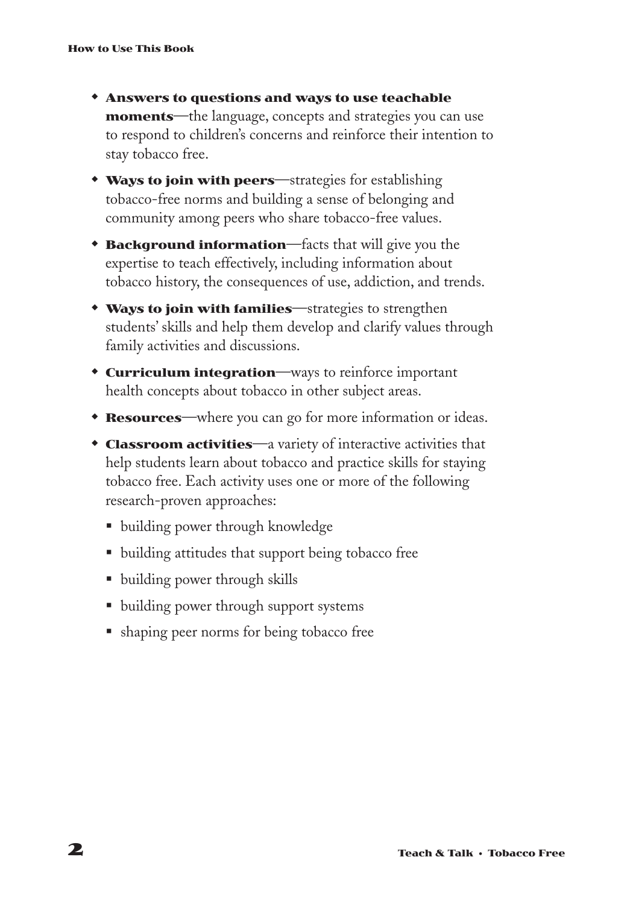- **Answers to questions and ways to use teachable moments**—the language, concepts and strategies you can use to respond to children's concerns and reinforce their intention to stay tobacco free.
- **Ways to join with peers**—strategies for establishing tobacco-free norms and building a sense of belonging and community among peers who share tobacco-free values.
- **Background information**—facts that will give you the expertise to teach effectively, including information about tobacco history, the consequences of use, addiction, and trends.
- **Ways to join with families**—strategies to strengthen students' skills and help them develop and clarify values through family activities and discussions.
- **Curriculum integration**—ways to reinforce important health concepts about tobacco in other subject areas.
- **Resources**—where you can go for more information or ideas.
- **Classroom activities**—a variety of interactive activities that help students learn about tobacco and practice skills for staying tobacco free. Each activity uses one or more of the following research-proven approaches:
  - building power through knowledge
  - building attitudes that support being tobacco free
  - building power through skills
  - building power through support systems
  - shaping peer norms for being tobacco free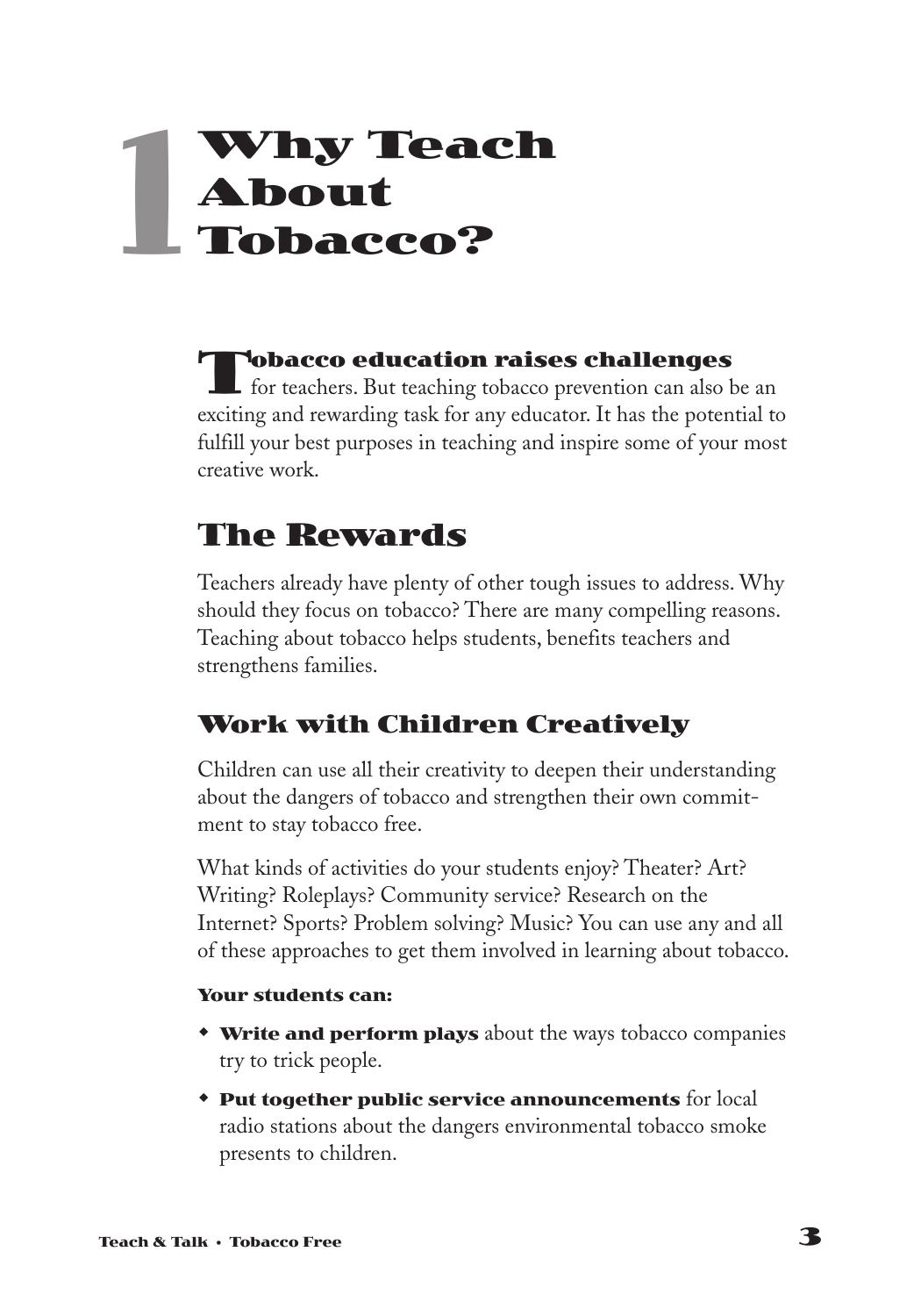# 1 Why Teach About Tobacco?

**Tobacco education raises challenges** for teachers. But teaching tobacco prevention can also be an exciting and rewarding task for any educator. It has the potential to fulfill your best purposes in teaching and inspire some of your most creative work.

## The Rewards

Teachers already have plenty of other tough issues to address. Why should they focus on tobacco? There are many compelling reasons. Teaching about tobacco helps students, benefits teachers and strengthens families.

### Work with Children Creatively

Children can use all their creativity to deepen their understanding about the dangers of tobacco and strengthen their own commitment to stay tobacco free.

What kinds of activities do your students enjoy? Theater? Art? Writing? Roleplays? Community service? Research on the Internet? Sports? Problem solving? Music? You can use any and all of these approaches to get them involved in learning about tobacco.

**Your students can:**

- **Write and perform plays** about the ways tobacco companies try to trick people.
- **Put together public service announcements** for local radio stations about the dangers environmental tobacco smoke presents to children.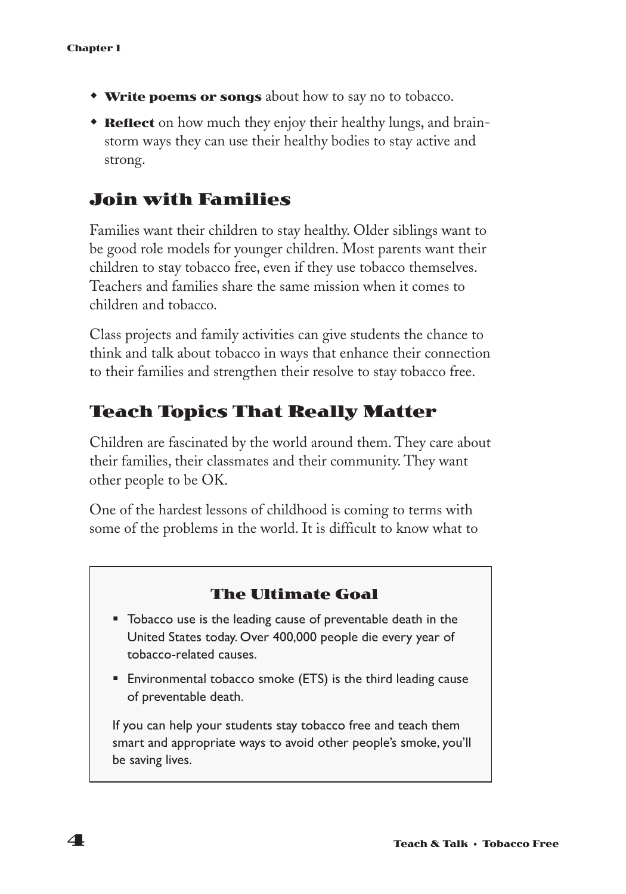- **Write poems or songs** about how to say no to tobacco.
- **Reflect** on how much they enjoy their healthy lungs, and brainstorm ways they can use their healthy bodies to stay active and strong.

## Join with Families

Families want their children to stay healthy. Older siblings want to be good role models for younger children. Most parents want their children to stay tobacco free, even if they use tobacco themselves. Teachers and families share the same mission when it comes to children and tobacco.

Class projects and family activities can give students the chance to think and talk about tobacco in ways that enhance their connection to their families and strengthen their resolve to stay tobacco free.

## Teach Topics That Really Matter

Children are fascinated by the world around them. They care about their families, their classmates and their community. They want other people to be OK.

One of the hardest lessons of childhood is coming to terms with some of the problems in the world. It is difficult to know what to

### The Ultimate Goal

- Tobacco use is the leading cause of preventable death in the United States today. Over 400,000 people die every year of tobacco-related causes.
- Environmental tobacco smoke (ETS) is the third leading cause of preventable death.

If you can help your students stay tobacco free and teach them smart and appropriate ways to avoid other people's smoke, you'll be saving lives.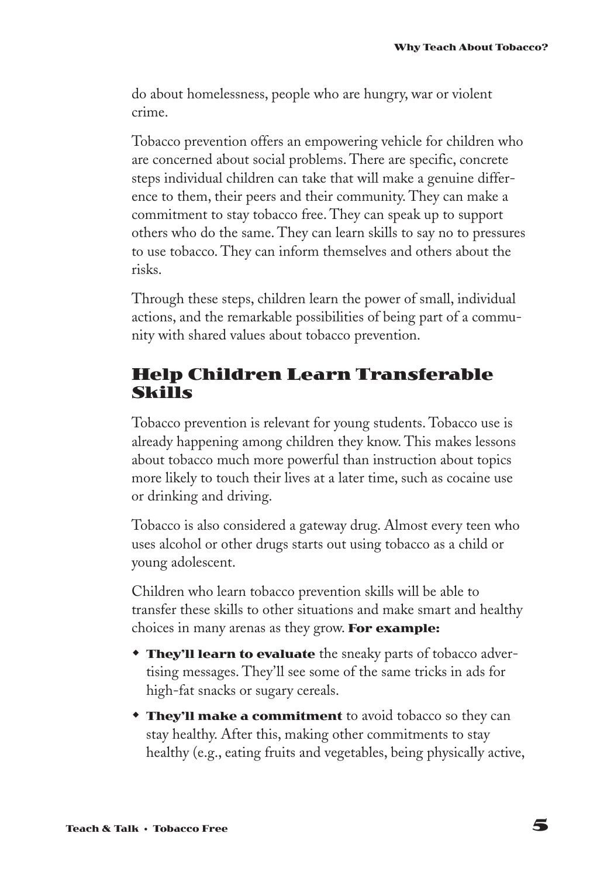do about homelessness, people who are hungry, war or violent crime.

Tobacco prevention offers an empowering vehicle for children who are concerned about social problems. There are specific, concrete steps individual children can take that will make a genuine difference to them, their peers and their community. They can make a commitment to stay tobacco free. They can speak up to support others who do the same. They can learn skills to say no to pressures to use tobacco. They can inform themselves and others about the risks.

Through these steps, children learn the power of small, individual actions, and the remarkable possibilities of being part of a community with shared values about tobacco prevention.

## Help Children Learn Transferable Skills

Tobacco prevention is relevant for young students. Tobacco use is already happening among children they know. This makes lessons about tobacco much more powerful than instruction about topics more likely to touch their lives at a later time, such as cocaine use or drinking and driving.

Tobacco is also considered a gateway drug. Almost every teen who uses alcohol or other drugs starts out using tobacco as a child or young adolescent.

Children who learn tobacco prevention skills will be able to transfer these skills to other situations and make smart and healthy choices in many arenas as they grow. **For example:**

- **They'll learn to evaluate** the sneaky parts of tobacco advertising messages. They'll see some of the same tricks in ads for high-fat snacks or sugary cereals.
- **They'll make a commitment** to avoid tobacco so they can stay healthy. After this, making other commitments to stay healthy (e.g., eating fruits and vegetables, being physically active,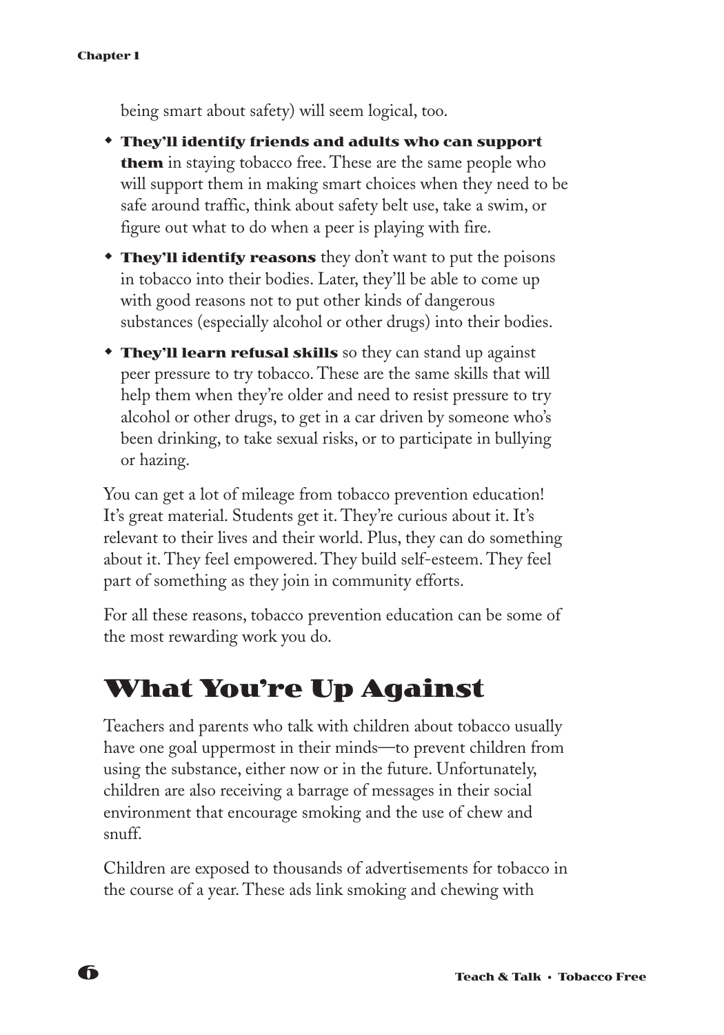being smart about safety) will seem logical, too.

- **They'll identify friends and adults who can support them** in staying tobacco free. These are the same people who will support them in making smart choices when they need to be safe around traffic, think about safety belt use, take a swim, or figure out what to do when a peer is playing with fire.
- **They'll identify reasons** they don't want to put the poisons in tobacco into their bodies. Later, they'll be able to come up with good reasons not to put other kinds of dangerous substances (especially alcohol or other drugs) into their bodies.
- **They'll learn refusal skills** so they can stand up against peer pressure to try tobacco. These are the same skills that will help them when they're older and need to resist pressure to try alcohol or other drugs, to get in a car driven by someone who's been drinking, to take sexual risks, or to participate in bullying or hazing.

You can get a lot of mileage from tobacco prevention education! It's great material. Students get it. They're curious about it. It's relevant to their lives and their world. Plus, they can do something about it. They feel empowered. They build self-esteem. They feel part of something as they join in community efforts.

For all these reasons, tobacco prevention education can be some of the most rewarding work you do.

## What You're Up Against

Teachers and parents who talk with children about tobacco usually have one goal uppermost in their minds—to prevent children from using the substance, either now or in the future. Unfortunately, children are also receiving a barrage of messages in their social environment that encourage smoking and the use of chew and snuff.

Children are exposed to thousands of advertisements for tobacco in the course of a year. These ads link smoking and chewing with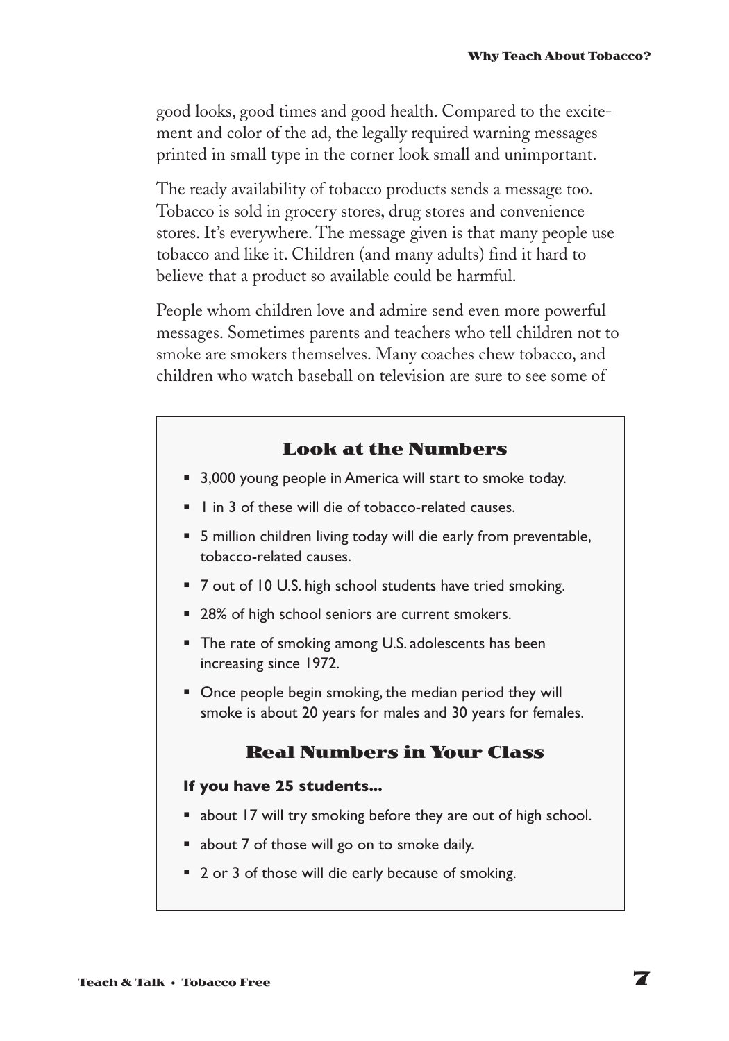good looks, good times and good health. Compared to the excitement and color of the ad, the legally required warning messages printed in small type in the corner look small and unimportant.

The ready availability of tobacco products sends a message too. Tobacco is sold in grocery stores, drug stores and convenience stores. It's everywhere. The message given is that many people use tobacco and like it. Children (and many adults) find it hard to believe that a product so available could be harmful.

People whom children love and admire send even more powerful messages. Sometimes parents and teachers who tell children not to smoke are smokers themselves. Many coaches chew tobacco, and children who watch baseball on television are sure to see some of

## Look at the Numbers

- 3,000 young people in America will start to smoke today.
- 1 in 3 of these will die of tobacco-related causes.
- 5 million children living today will die early from preventable, tobacco-related causes.
- 7 out of 10 U.S. high school students have tried smoking.
- 28% of high school seniors are current smokers.
- The rate of smoking among U.S. adolescents has been increasing since 1972.
- Once people begin smoking, the median period they will smoke is about 20 years for males and 30 years for females.

## Real Numbers in Your Class

**If you have 25 students...**

- about 17 will try smoking before they are out of high school.
- about 7 of those will go on to smoke daily.
- 2 or 3 of those will die early because of smoking.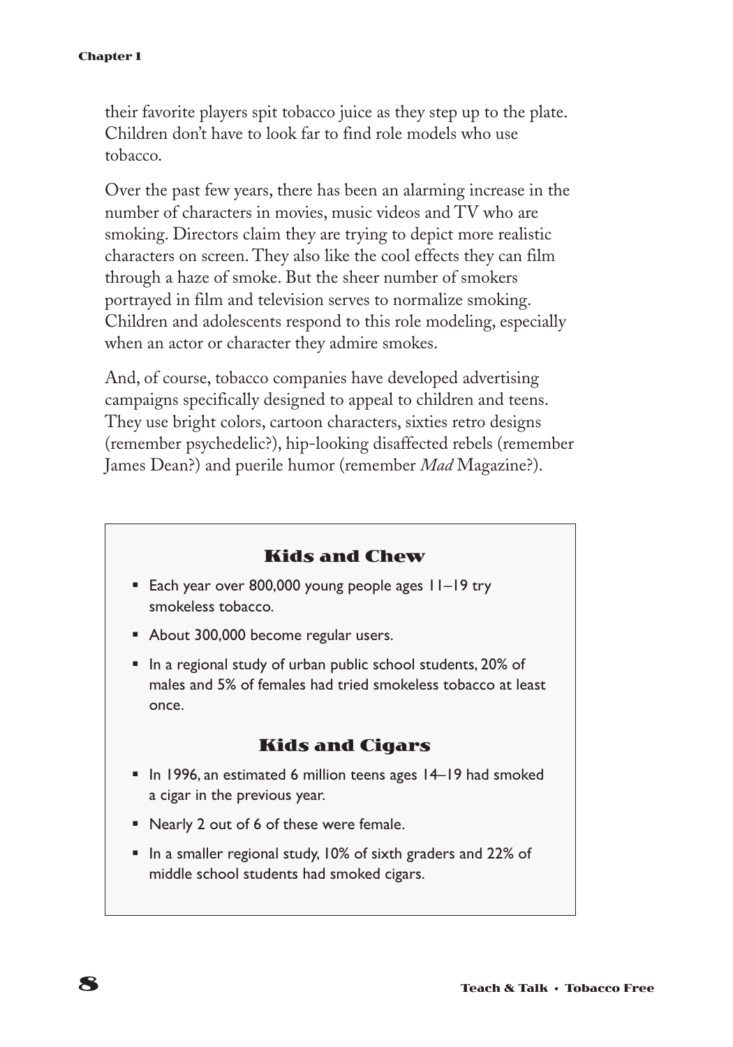their favorite players spit tobacco juice as they step up to the plate. Children don't have to look far to find role models who use tobacco.

Over the past few years, there has been an alarming increase in the number of characters in movies, music videos and TV who are smoking. Directors claim they are trying to depict more realistic characters on screen. They also like the cool effects they can film through a haze of smoke. But the sheer number of smokers portrayed in film and television serves to normalize smoking. Children and adolescents respond to this role modeling, especially when an actor or character they admire smokes.

And, of course, tobacco companies have developed advertising campaigns specifically designed to appeal to children and teens. They use bright colors, cartoon characters, sixties retro designs (remember psychedelic?), hip-looking disaffected rebels (remember James Dean?) and puerile humor (remember *Mad* Magazine?).

### Kids and Chew

- Each year over 800,000 young people ages 11–19 try smokeless tobacco.
- About 300,000 become regular users.
- In a regional study of urban public school students, 20% of males and 5% of females had tried smokeless tobacco at least once.

### Kids and Cigars

- In 1996, an estimated 6 million teens ages 14–19 had smoked a cigar in the previous year.
- Nearly 2 out of 6 of these were female.
- In a smaller regional study, 10% of sixth graders and 22% of middle school students had smoked cigars.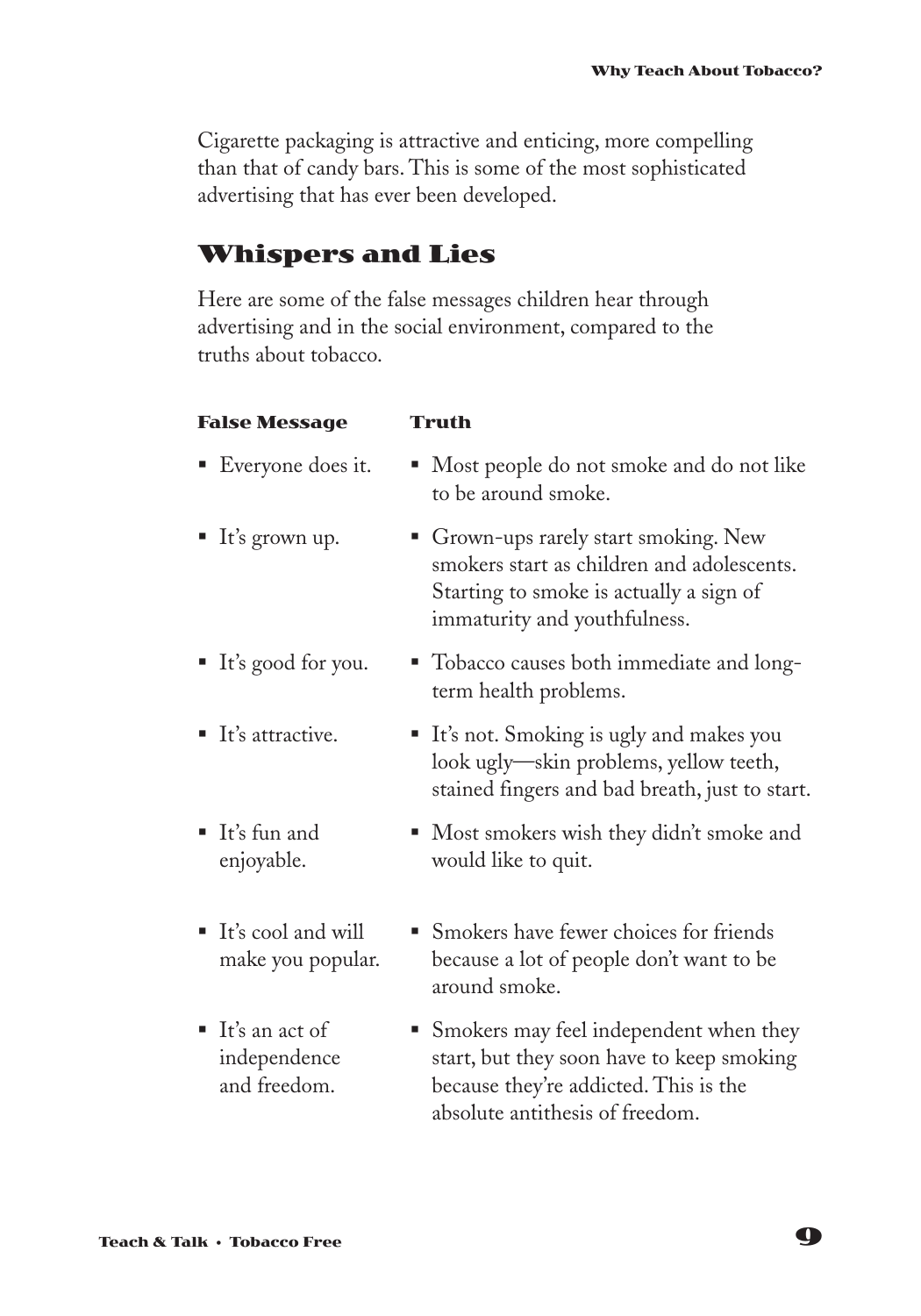Cigarette packaging is attractive and enticing, more compelling than that of candy bars. This is some of the most sophisticated advertising that has ever been developed.

## Whispers and Lies

Here are some of the false messages children hear through advertising and in the social environment, compared to the truths about tobacco.

| False Message | Truth |
| --- | --- |
| Everyone does it. | Most people do not smoke and do not like to be around smoke. |
| It's grown up. | Grown-ups rarely start smoking. New smokers start as children and adolescents. Starting to smoke is actually a sign of immaturity and youthfulness. |
| It's good for you. | Tobacco causes both immediate and long-term health problems. |
| It's attractive. | It's not. Smoking is ugly and makes you look ugly—skin problems, yellow teeth, stained fingers and bad breath, just to start. |
| It's fun and enjoyable. | Most smokers wish they didn't smoke and would like to quit. |
| It's cool and will make you popular. | Smokers have fewer choices for friends because a lot of people don't want to be around smoke. |
| It's an act of independence and freedom. | Smokers may feel independent when they start, but they soon have to keep smoking because they're addicted. This is the absolute antithesis of freedom. |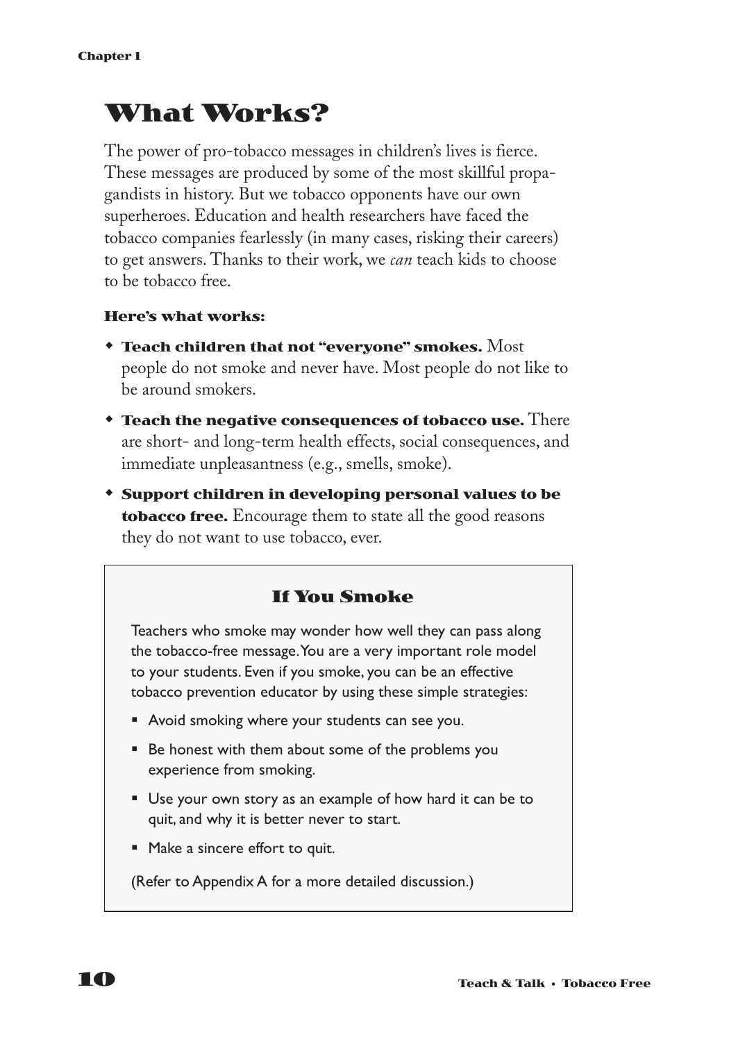# What Works?

The power of pro-tobacco messages in children's lives is fierce. These messages are produced by some of the most skillful propagandists in history. But we tobacco opponents have our own superheroes. Education and health researchers have faced the tobacco companies fearlessly (in many cases, risking their careers) to get answers. Thanks to their work, we *can* teach kids to choose to be tobacco free.

**Here's what works:**

- **Teach children that not "everyone" smokes.** Most people do not smoke and never have. Most people do not like to be around smokers.
- **Teach the negative consequences of tobacco use.** There are short- and long-term health effects, social consequences, and immediate unpleasantness (e.g., smells, smoke).
- **Support children in developing personal values to be tobacco free.** Encourage them to state all the good reasons they do not want to use tobacco, ever.

### If You Smoke

Teachers who smoke may wonder how well they can pass along the tobacco-free message. You are a very important role model to your students. Even if you smoke, you can be an effective tobacco prevention educator by using these simple strategies:

- Avoid smoking where your students can see you.
- Be honest with them about some of the problems you experience from smoking.
- Use your own story as an example of how hard it can be to quit, and why it is better never to start.
- Make a sincere effort to quit.

(Refer to Appendix A for a more detailed discussion.)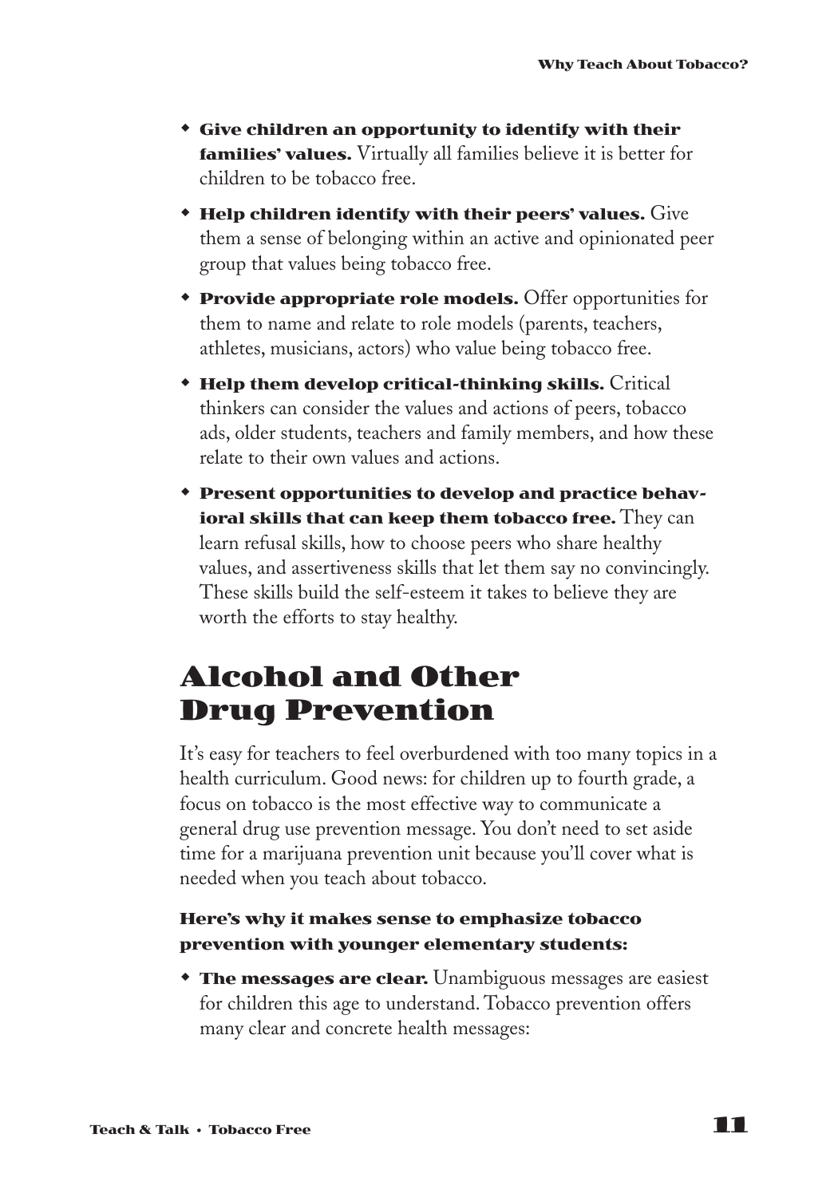- **Give children an opportunity to identify with their families' values.** Virtually all families believe it is better for children to be tobacco free.
- **Help children identify with their peers' values.** Give them a sense of belonging within an active and opinionated peer group that values being tobacco free.
- **Provide appropriate role models.** Offer opportunities for them to name and relate to role models (parents, teachers, athletes, musicians, actors) who value being tobacco free.
- **Help them develop critical-thinking skills.** Critical thinkers can consider the values and actions of peers, tobacco ads, older students, teachers and family members, and how these relate to their own values and actions.
- **Present opportunities to develop and practice behavioral skills that can keep them tobacco free.** They can learn refusal skills, how to choose peers who share healthy values, and assertiveness skills that let them say no convincingly. These skills build the self-esteem it takes to believe they are worth the efforts to stay healthy.

## Alcohol and Other Drug Prevention

It's easy for teachers to feel overburdened with too many topics in a health curriculum. Good news: for children up to fourth grade, a focus on tobacco is the most effective way to communicate a general drug use prevention message. You don't need to set aside time for a marijuana prevention unit because you'll cover what is needed when you teach about tobacco.

#### Here's why it makes sense to emphasize tobacco prevention with younger elementary students:

- **The messages are clear.** Unambiguous messages are easiest for children this age to understand. Tobacco prevention offers many clear and concrete health messages: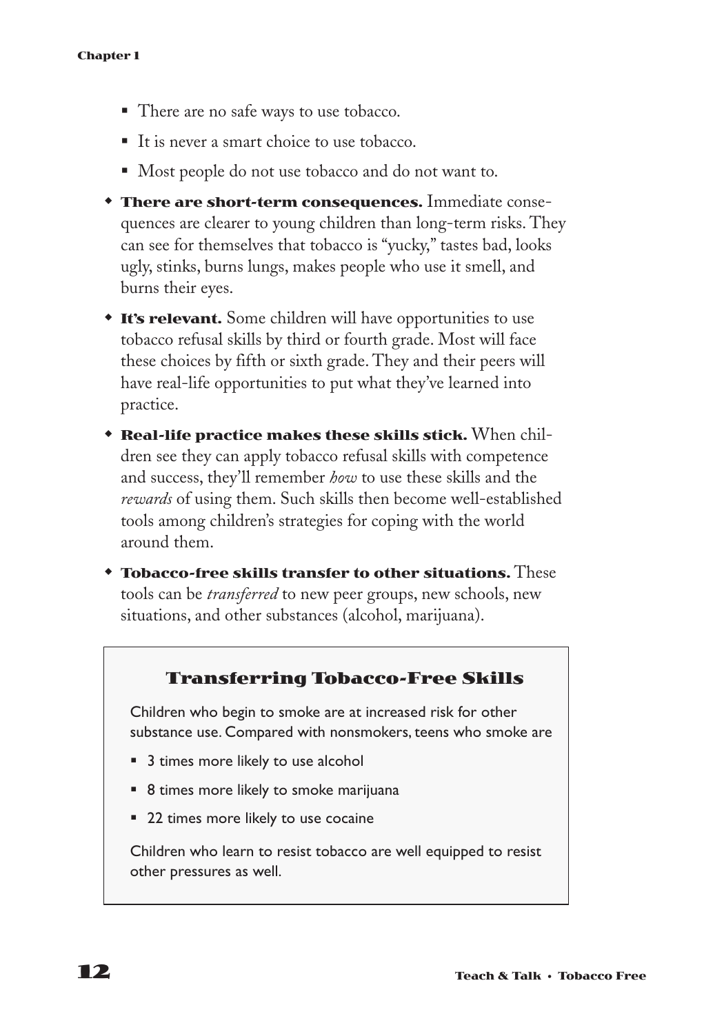- There are no safe ways to use tobacco.
- It is never a smart choice to use tobacco.
- Most people do not use tobacco and do not want to.

- **There are short-term consequences.** Immediate consequences are clearer to young children than long-term risks. They can see for themselves that tobacco is "yucky," tastes bad, looks ugly, stinks, burns lungs, makes people who use it smell, and burns their eyes.
- **It's relevant.** Some children will have opportunities to use tobacco refusal skills by third or fourth grade. Most will face these choices by fifth or sixth grade. They and their peers will have real-life opportunities to put what they've learned into practice.
- **Real-life practice makes these skills stick.** When children see they can apply tobacco refusal skills with competence and success, they'll remember *how* to use these skills and the *rewards* of using them. Such skills then become well-established tools among children's strategies for coping with the world around them.
- **Tobacco-free skills transfer to other situations.** These tools can be *transferred* to new peer groups, new schools, new situations, and other substances (alcohol, marijuana).

### Transferring Tobacco-Free Skills

Children who begin to smoke are at increased risk for other substance use. Compared with nonsmokers, teens who smoke are

- 3 times more likely to use alcohol
- 8 times more likely to smoke marijuana
- 22 times more likely to use cocaine

Children who learn to resist tobacco are well equipped to resist other pressures as well.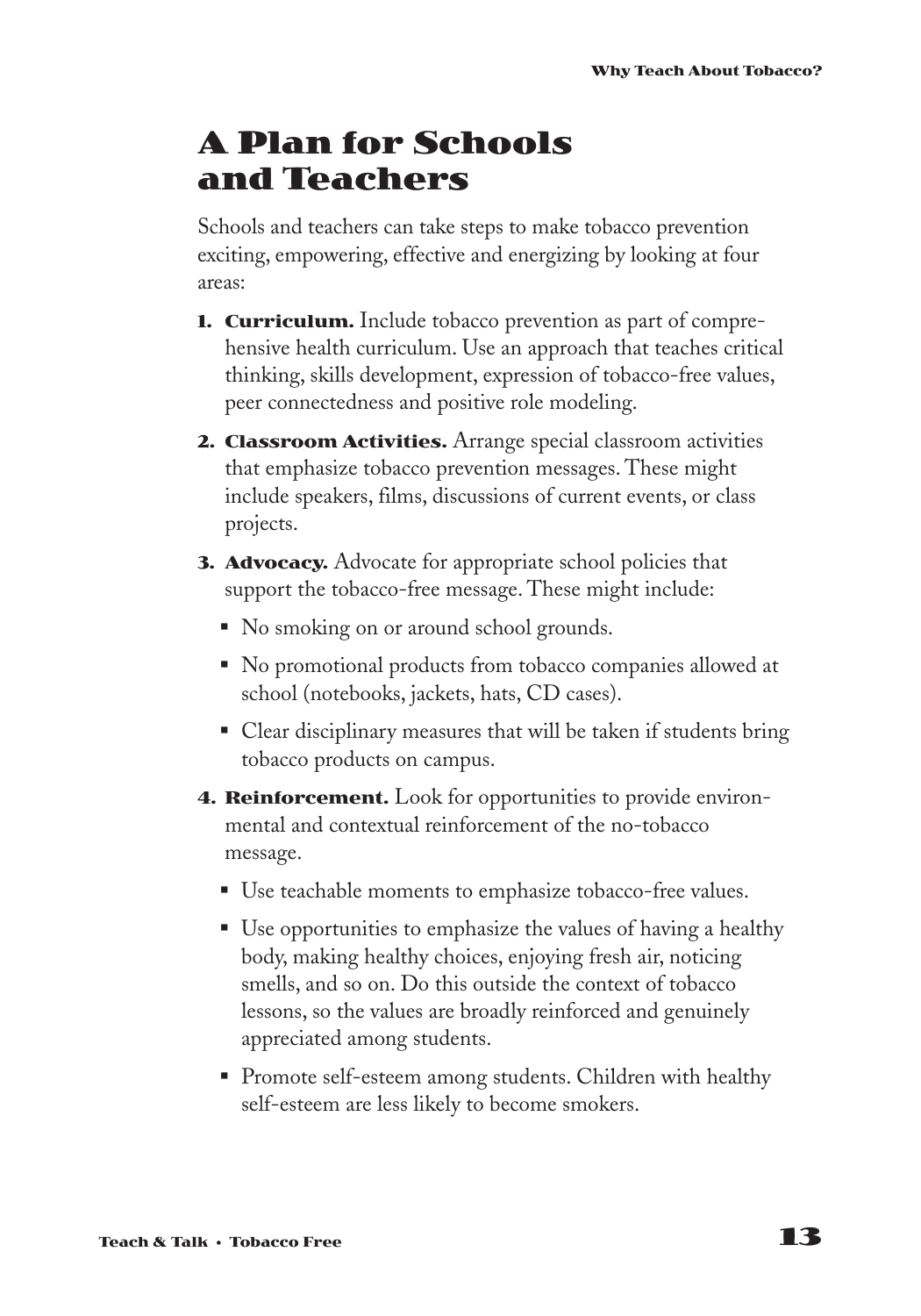# A Plan for Schools and Teachers

Schools and teachers can take steps to make tobacco prevention exciting, empowering, effective and energizing by looking at four areas:

1. **Curriculum.** Include tobacco prevention as part of comprehensive health curriculum. Use an approach that teaches critical thinking, skills development, expression of tobacco-free values, peer connectedness and positive role modeling.
2. **Classroom Activities.** Arrange special classroom activities that emphasize tobacco prevention messages. These might include speakers, films, discussions of current events, or class projects.
3. **Advocacy.** Advocate for appropriate school policies that support the tobacco-free message. These might include:
   - No smoking on or around school grounds.
   - No promotional products from tobacco companies allowed at school (notebooks, jackets, hats, CD cases).
   - Clear disciplinary measures that will be taken if students bring tobacco products on campus.
4. **Reinforcement.** Look for opportunities to provide environmental and contextual reinforcement of the no-tobacco message.
   - Use teachable moments to emphasize tobacco-free values.
   - Use opportunities to emphasize the values of having a healthy body, making healthy choices, enjoying fresh air, noticing smells, and so on. Do this outside the context of tobacco lessons, so the values are broadly reinforced and genuinely appreciated among students.
   - Promote self-esteem among students. Children with healthy self-esteem are less likely to become smokers.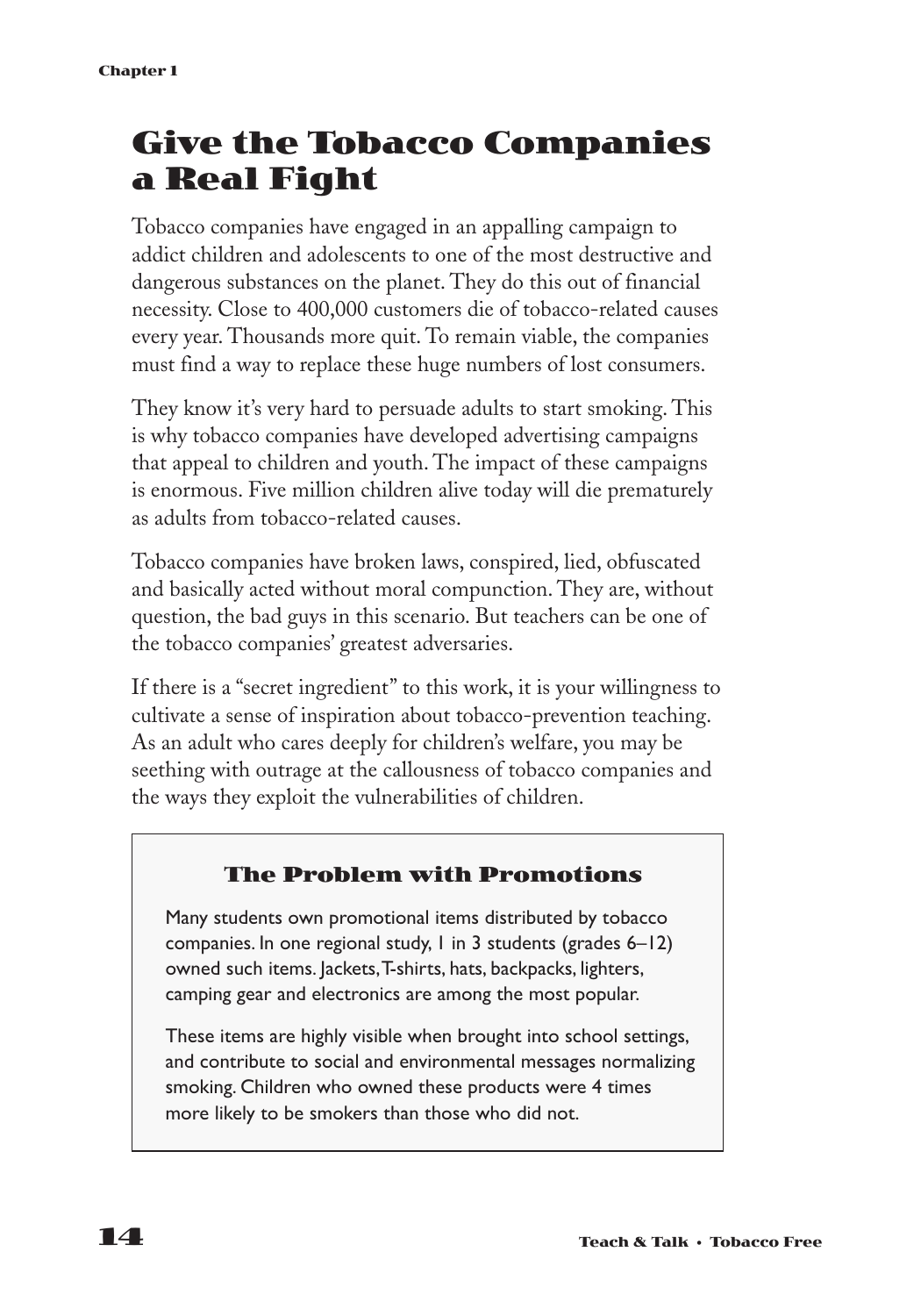# Give the Tobacco Companies a Real Fight

Tobacco companies have engaged in an appalling campaign to addict children and adolescents to one of the most destructive and dangerous substances on the planet. They do this out of financial necessity. Close to 400,000 customers die of tobacco-related causes every year. Thousands more quit. To remain viable, the companies must find a way to replace these huge numbers of lost consumers.

They know it's very hard to persuade adults to start smoking. This is why tobacco companies have developed advertising campaigns that appeal to children and youth. The impact of these campaigns is enormous. Five million children alive today will die prematurely as adults from tobacco-related causes.

Tobacco companies have broken laws, conspired, lied, obfuscated and basically acted without moral compunction. They are, without question, the bad guys in this scenario. But teachers can be one of the tobacco companies' greatest adversaries.

If there is a "secret ingredient" to this work, it is your willingness to cultivate a sense of inspiration about tobacco-prevention teaching. As an adult who cares deeply for children's welfare, you may be seething with outrage at the callousness of tobacco companies and the ways they exploit the vulnerabilities of children.

### The Problem with Promotions

Many students own promotional items distributed by tobacco companies. In one regional study, 1 in 3 students (grades 6–12) owned such items. Jackets, T-shirts, hats, backpacks, lighters, camping gear and electronics are among the most popular.

These items are highly visible when brought into school settings, and contribute to social and environmental messages normalizing smoking. Children who owned these products were 4 times more likely to be smokers than those who did not.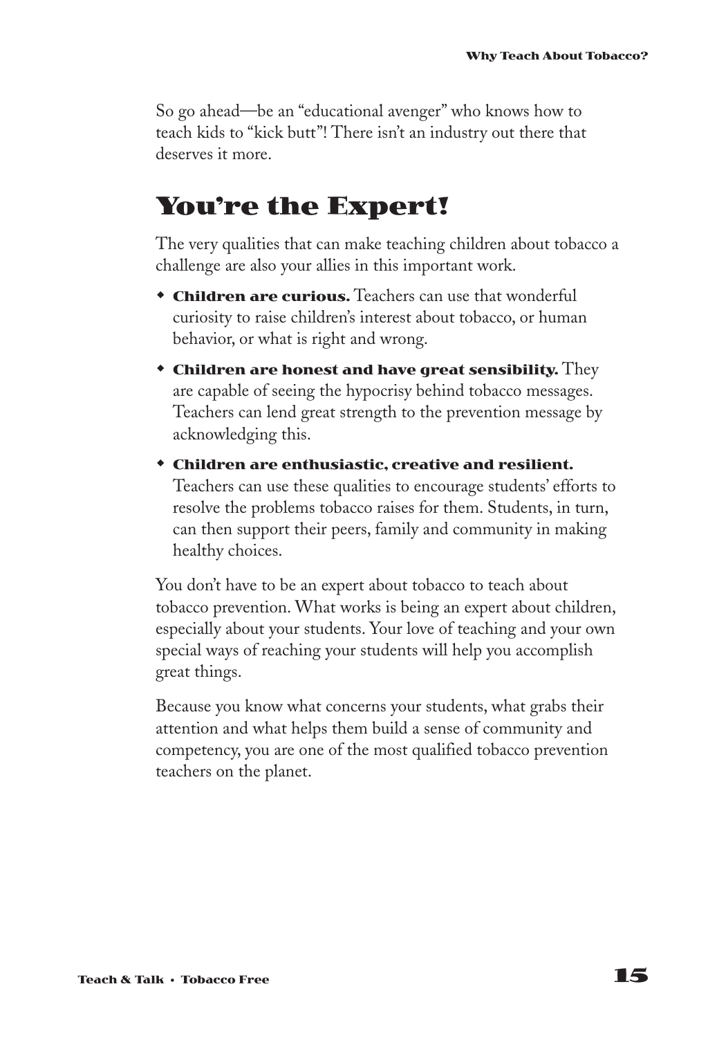So go ahead—be an "educational avenger" who knows how to teach kids to "kick butt"! There isn't an industry out there that deserves it more.

## You're the Expert!

The very qualities that can make teaching children about tobacco a challenge are also your allies in this important work.

- **Children are curious.** Teachers can use that wonderful curiosity to raise children's interest about tobacco, or human behavior, or what is right and wrong.
- **Children are honest and have great sensibility.** They are capable of seeing the hypocrisy behind tobacco messages. Teachers can lend great strength to the prevention message by acknowledging this.
- **Children are enthusiastic, creative and resilient.** Teachers can use these qualities to encourage students' efforts to resolve the problems tobacco raises for them. Students, in turn, can then support their peers, family and community in making healthy choices.

You don't have to be an expert about tobacco to teach about tobacco prevention. What works is being an expert about children, especially about your students. Your love of teaching and your own special ways of reaching your students will help you accomplish great things.

Because you know what concerns your students, what grabs their attention and what helps them build a sense of community and competency, you are one of the most qualified tobacco prevention teachers on the planet.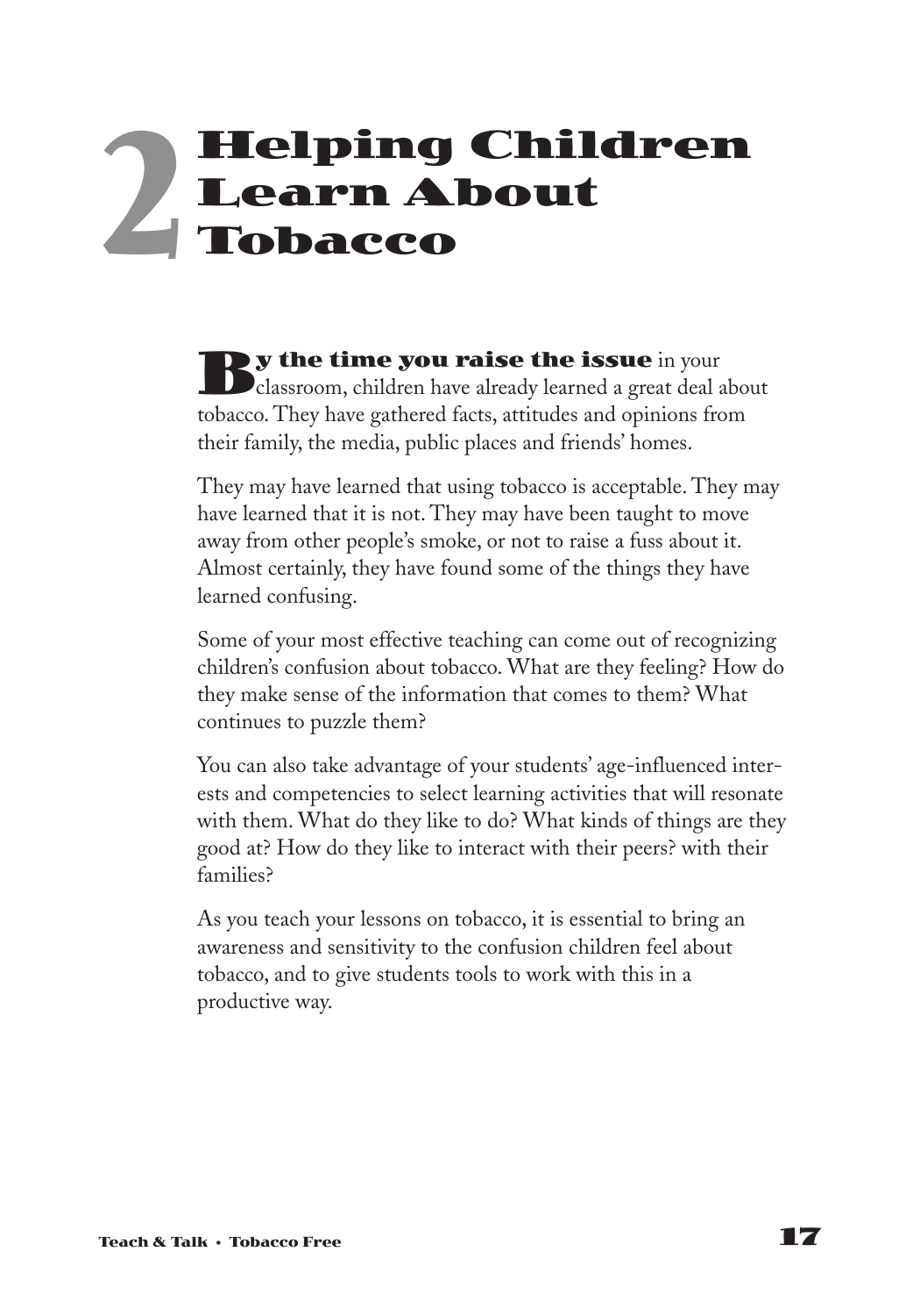# 2 Helping Children Learn About Tobacco

**By the time you raise the issue** in your classroom, children have already learned a great deal about tobacco. They have gathered facts, attitudes and opinions from their family, the media, public places and friends' homes.

They may have learned that using tobacco is acceptable. They may have learned that it is not. They may have been taught to move away from other people's smoke, or not to raise a fuss about it. Almost certainly, they have found some of the things they have learned confusing.

Some of your most effective teaching can come out of recognizing children's confusion about tobacco. What are they feeling? How do they make sense of the information that comes to them? What continues to puzzle them?

You can also take advantage of your students' age-influenced interests and competencies to select learning activities that will resonate with them. What do they like to do? What kinds of things are they good at? How do they like to interact with their peers? with their families?

As you teach your lessons on tobacco, it is essential to bring an awareness and sensitivity to the confusion children feel about tobacco, and to give students tools to work with this in a productive way.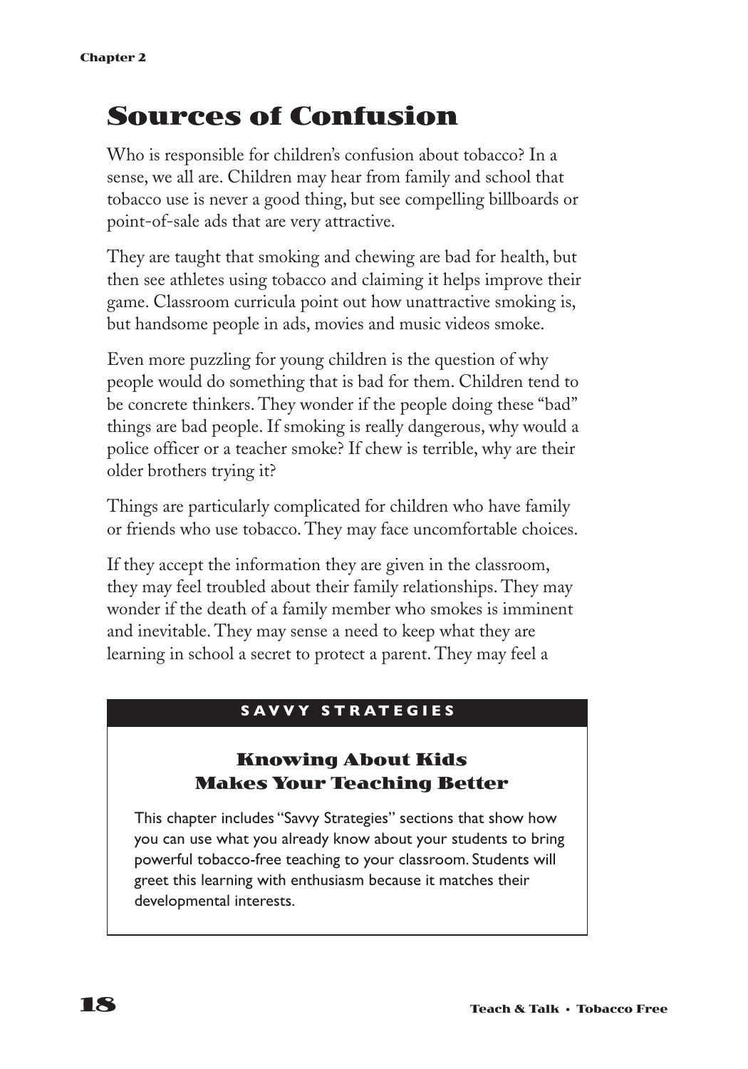# Sources of Confusion

Who is responsible for children's confusion about tobacco? In a sense, we all are. Children may hear from family and school that tobacco use is never a good thing, but see compelling billboards or point-of-sale ads that are very attractive.

They are taught that smoking and chewing are bad for health, but then see athletes using tobacco and claiming it helps improve their game. Classroom curricula point out how unattractive smoking is, but handsome people in ads, movies and music videos smoke.

Even more puzzling for young children is the question of why people would do something that is bad for them. Children tend to be concrete thinkers. They wonder if the people doing these "bad" things are bad people. If smoking is really dangerous, why would a police officer or a teacher smoke? If chew is terrible, why are their older brothers trying it?

Things are particularly complicated for children who have family or friends who use tobacco. They may face uncomfortable choices.

If they accept the information they are given in the classroom, they may feel troubled about their family relationships. They may wonder if the death of a family member who smokes is imminent and inevitable. They may sense a need to keep what they are learning in school a secret to protect a parent. They may feel a

**SAVVY STRATEGIES**

### Knowing About Kids Makes Your Teaching Better

This chapter includes "Savvy Strategies" sections that show how you can use what you already know about your students to bring powerful tobacco-free teaching to your classroom. Students will greet this learning with enthusiasm because it matches their developmental interests.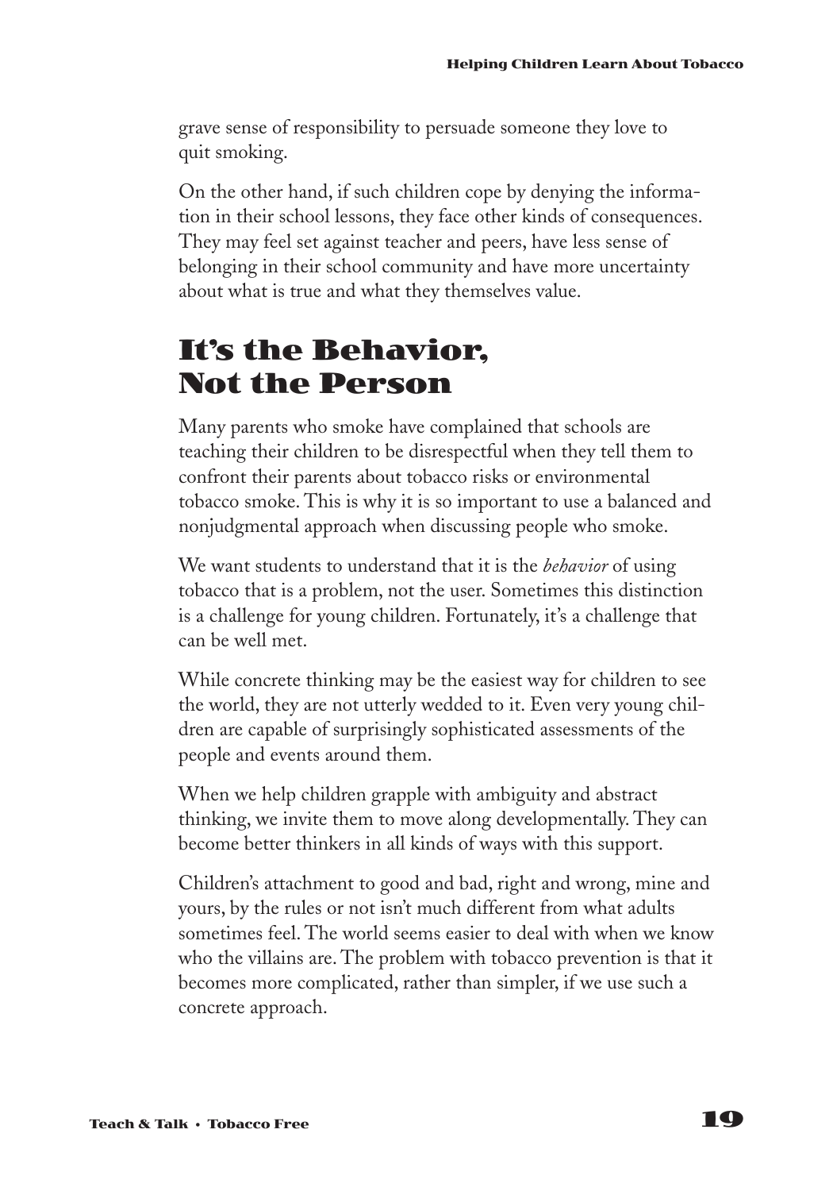grave sense of responsibility to persuade someone they love to quit smoking.

On the other hand, if such children cope by denying the information in their school lessons, they face other kinds of consequences. They may feel set against teacher and peers, have less sense of belonging in their school community and have more uncertainty about what is true and what they themselves value.

## It's the Behavior, Not the Person

Many parents who smoke have complained that schools are teaching their children to be disrespectful when they tell them to confront their parents about tobacco risks or environmental tobacco smoke. This is why it is so important to use a balanced and nonjudgmental approach when discussing people who smoke.

We want students to understand that it is the *behavior* of using tobacco that is a problem, not the user. Sometimes this distinction is a challenge for young children. Fortunately, it's a challenge that can be well met.

While concrete thinking may be the easiest way for children to see the world, they are not utterly wedded to it. Even very young children are capable of surprisingly sophisticated assessments of the people and events around them.

When we help children grapple with ambiguity and abstract thinking, we invite them to move along developmentally. They can become better thinkers in all kinds of ways with this support.

Children's attachment to good and bad, right and wrong, mine and yours, by the rules or not isn't much different from what adults sometimes feel. The world seems easier to deal with when we know who the villains are. The problem with tobacco prevention is that it becomes more complicated, rather than simpler, if we use such a concrete approach.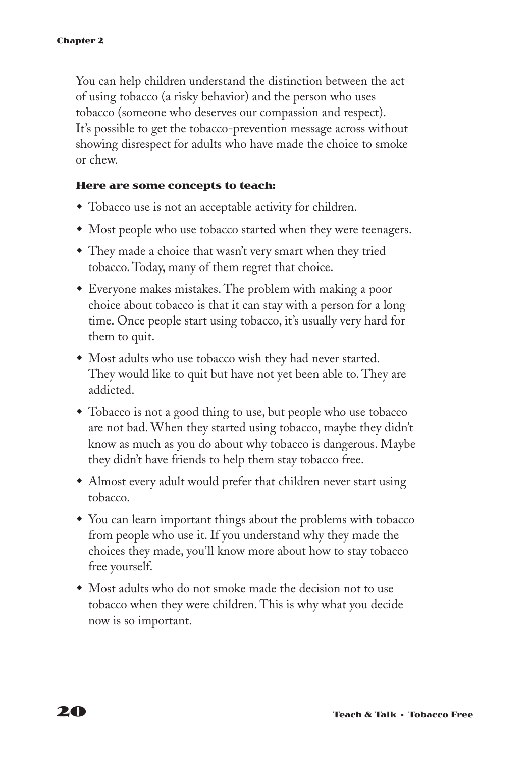You can help children understand the distinction between the act of using tobacco (a risky behavior) and the person who uses tobacco (someone who deserves our compassion and respect). It's possible to get the tobacco-prevention message across without showing disrespect for adults who have made the choice to smoke or chew.

**Here are some concepts to teach:**

- Tobacco use is not an acceptable activity for children.
- Most people who use tobacco started when they were teenagers.
- They made a choice that wasn't very smart when they tried tobacco. Today, many of them regret that choice.
- Everyone makes mistakes. The problem with making a poor choice about tobacco is that it can stay with a person for a long time. Once people start using tobacco, it's usually very hard for them to quit.
- Most adults who use tobacco wish they had never started. They would like to quit but have not yet been able to. They are addicted.
- Tobacco is not a good thing to use, but people who use tobacco are not bad. When they started using tobacco, maybe they didn't know as much as you do about why tobacco is dangerous. Maybe they didn't have friends to help them stay tobacco free.
- Almost every adult would prefer that children never start using tobacco.
- You can learn important things about the problems with tobacco from people who use it. If you understand why they made the choices they made, you'll know more about how to stay tobacco free yourself.
- Most adults who do not smoke made the decision not to use tobacco when they were children. This is why what you decide now is so important.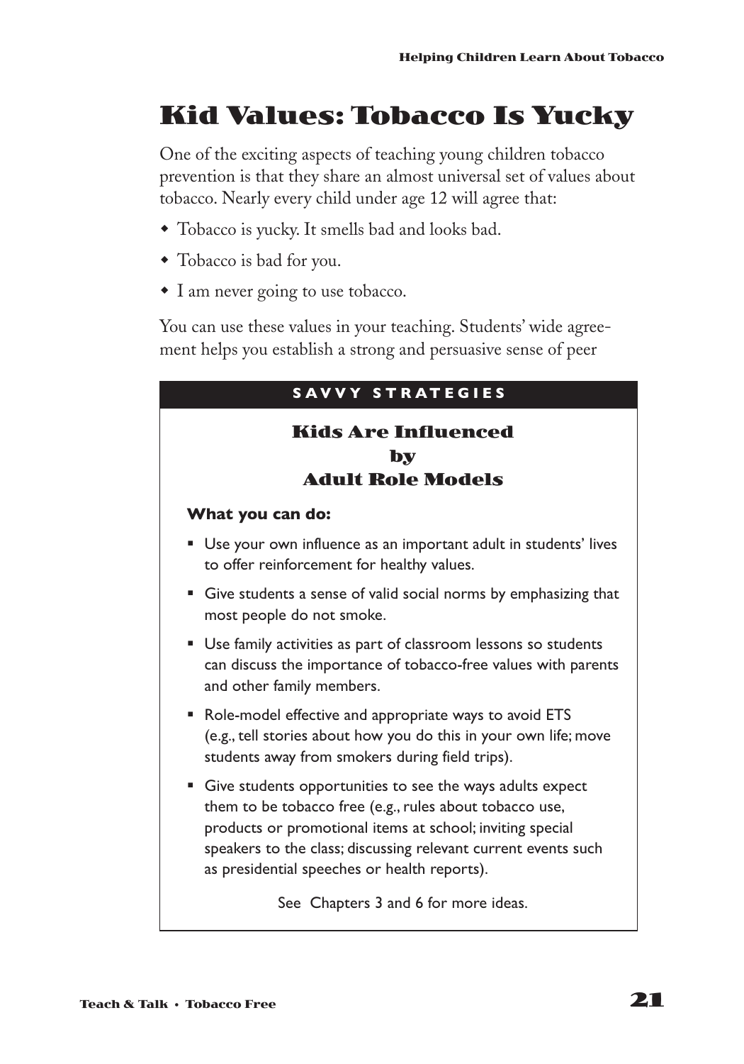# Kid Values: Tobacco Is Yucky

One of the exciting aspects of teaching young children tobacco prevention is that they share an almost universal set of values about tobacco. Nearly every child under age 12 will agree that:

- Tobacco is yucky. It smells bad and looks bad.
- Tobacco is bad for you.
- I am never going to use tobacco.

You can use these values in your teaching. Students' wide agreement helps you establish a strong and persuasive sense of peer

---

**SAVVY STRATEGIES**

### Kids Are Influenced by Adult Role Models

**What you can do:**

- Use your own influence as an important adult in students' lives to offer reinforcement for healthy values.
- Give students a sense of valid social norms by emphasizing that most people do not smoke.
- Use family activities as part of classroom lessons so students can discuss the importance of tobacco-free values with parents and other family members.
- Role-model effective and appropriate ways to avoid ETS (e.g., tell stories about how you do this in your own life; move students away from smokers during field trips).
- Give students opportunities to see the ways adults expect them to be tobacco free (e.g., rules about tobacco use, products or promotional items at school; inviting special speakers to the class; discussing relevant current events such as presidential speeches or health reports).

See Chapters 3 and 6 for more ideas.

---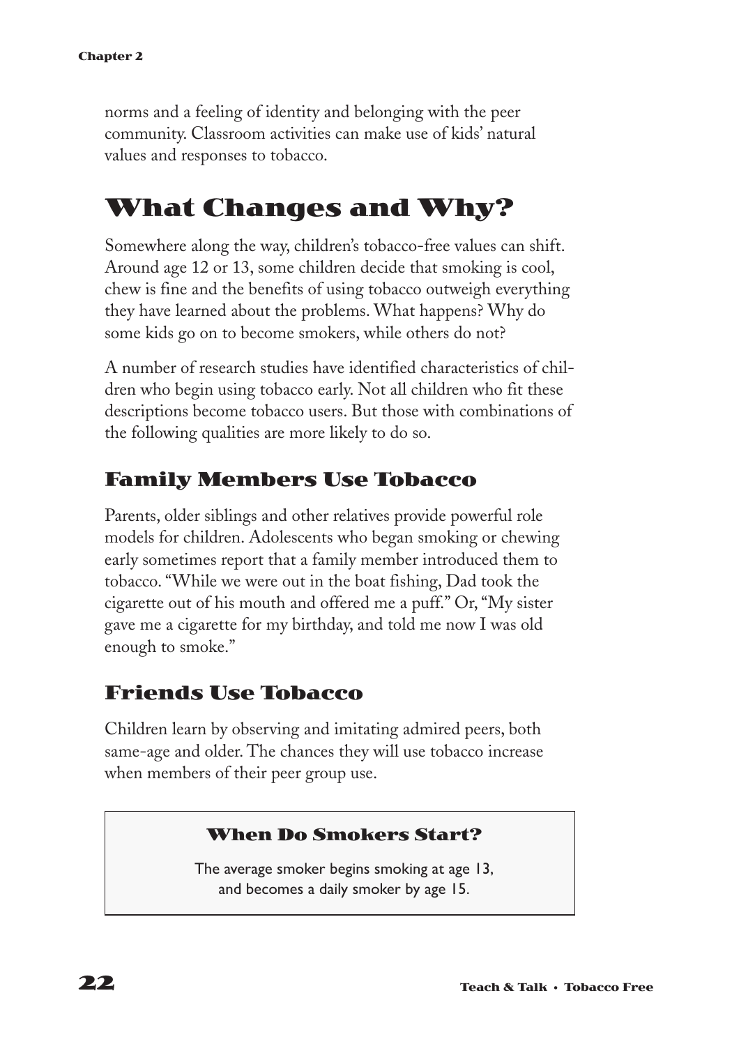norms and a feeling of identity and belonging with the peer community. Classroom activities can make use of kids' natural values and responses to tobacco.

# What Changes and Why?

Somewhere along the way, children's tobacco-free values can shift. Around age 12 or 13, some children decide that smoking is cool, chew is fine and the benefits of using tobacco outweigh everything they have learned about the problems. What happens? Why do some kids go on to become smokers, while others do not?

A number of research studies have identified characteristics of children who begin using tobacco early. Not all children who fit these descriptions become tobacco users. But those with combinations of the following qualities are more likely to do so.

## Family Members Use Tobacco

Parents, older siblings and other relatives provide powerful role models for children. Adolescents who began smoking or chewing early sometimes report that a family member introduced them to tobacco. "While we were out in the boat fishing, Dad took the cigarette out of his mouth and offered me a puff." Or, "My sister gave me a cigarette for my birthday, and told me now I was old enough to smoke."

## Friends Use Tobacco

Children learn by observing and imitating admired peers, both same-age and older. The chances they will use tobacco increase when members of their peer group use.

### When Do Smokers Start?

The average smoker begins smoking at age 13, and becomes a daily smoker by age 15.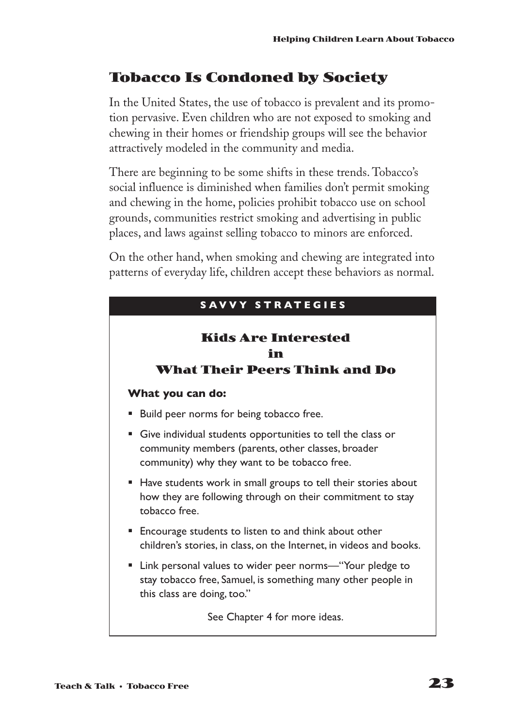## Tobacco Is Condoned by Society

In the United States, the use of tobacco is prevalent and its promotion pervasive. Even children who are not exposed to smoking and chewing in their homes or friendship groups will see the behavior attractively modeled in the community and media.

There are beginning to be some shifts in these trends. Tobacco's social influence is diminished when families don't permit smoking and chewing in the home, policies prohibit tobacco use on school grounds, communities restrict smoking and advertising in public places, and laws against selling tobacco to minors are enforced.

On the other hand, when smoking and chewing are integrated into patterns of everyday life, children accept these behaviors as normal.

**SAVVY STRATEGIES**

### Kids Are Interested in What Their Peers Think and Do

**What you can do:**

- Build peer norms for being tobacco free.
- Give individual students opportunities to tell the class or community members (parents, other classes, broader community) why they want to be tobacco free.
- Have students work in small groups to tell their stories about how they are following through on their commitment to stay tobacco free.
- Encourage students to listen to and think about other children's stories, in class, on the Internet, in videos and books.
- Link personal values to wider peer norms—"Your pledge to stay tobacco free, Samuel, is something many other people in this class are doing, too."

See Chapter 4 for more ideas.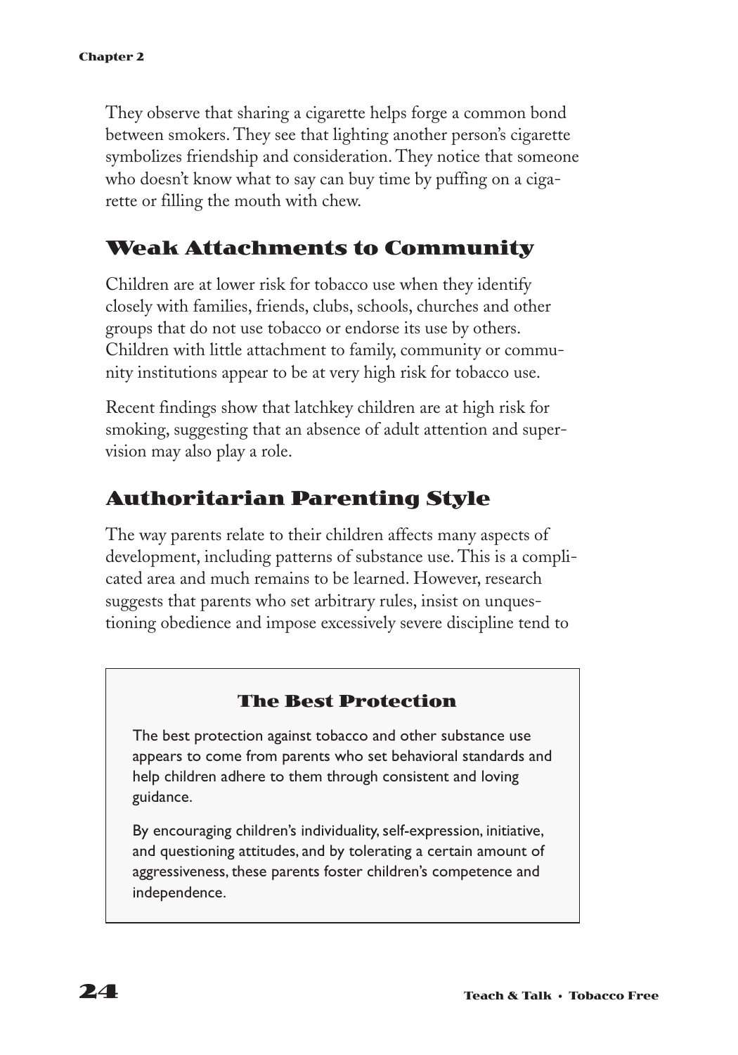They observe that sharing a cigarette helps forge a common bond between smokers. They see that lighting another person's cigarette symbolizes friendship and consideration. They notice that someone who doesn't know what to say can buy time by puffing on a cigarette or filling the mouth with chew.

## Weak Attachments to Community

Children are at lower risk for tobacco use when they identify closely with families, friends, clubs, schools, churches and other groups that do not use tobacco or endorse its use by others. Children with little attachment to family, community or community institutions appear to be at very high risk for tobacco use.

Recent findings show that latchkey children are at high risk for smoking, suggesting that an absence of adult attention and supervision may also play a role.

## Authoritarian Parenting Style

The way parents relate to their children affects many aspects of development, including patterns of substance use. This is a complicated area and much remains to be learned. However, research suggests that parents who set arbitrary rules, insist on unquestioning obedience and impose excessively severe discipline tend to

> ### The Best Protection
>
> The best protection against tobacco and other substance use appears to come from parents who set behavioral standards and help children adhere to them through consistent and loving guidance.
>
> By encouraging children's individuality, self-expression, initiative, and questioning attitudes, and by tolerating a certain amount of aggressiveness, these parents foster children's competence and independence.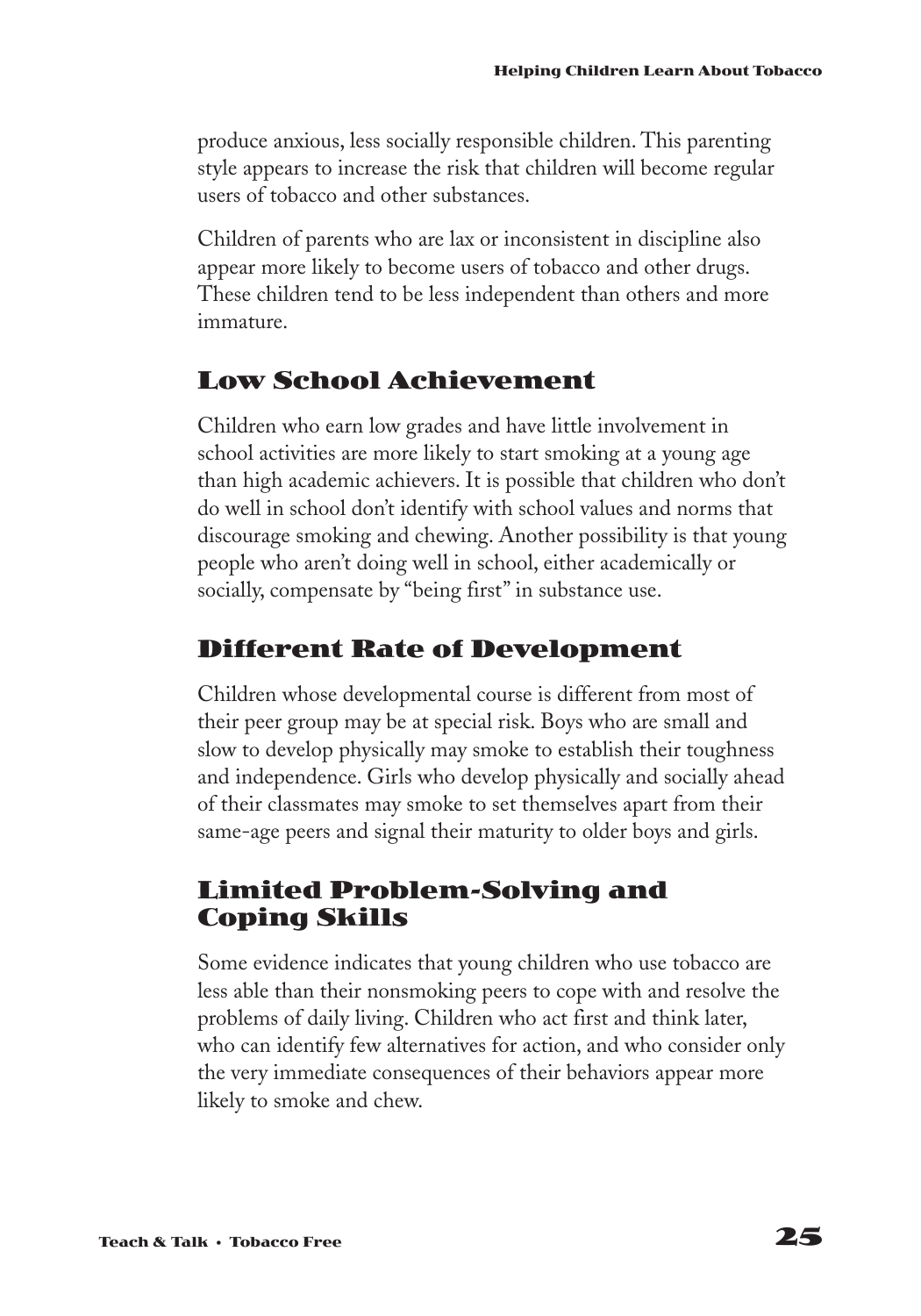produce anxious, less socially responsible children. This parenting style appears to increase the risk that children will become regular users of tobacco and other substances.

Children of parents who are lax or inconsistent in discipline also appear more likely to become users of tobacco and other drugs. These children tend to be less independent than others and more immature.

## Low School Achievement

Children who earn low grades and have little involvement in school activities are more likely to start smoking at a young age than high academic achievers. It is possible that children who don't do well in school don't identify with school values and norms that discourage smoking and chewing. Another possibility is that young people who aren't doing well in school, either academically or socially, compensate by "being first" in substance use.

## Different Rate of Development

Children whose developmental course is different from most of their peer group may be at special risk. Boys who are small and slow to develop physically may smoke to establish their toughness and independence. Girls who develop physically and socially ahead of their classmates may smoke to set themselves apart from their same-age peers and signal their maturity to older boys and girls.

## Limited Problem-Solving and Coping Skills

Some evidence indicates that young children who use tobacco are less able than their nonsmoking peers to cope with and resolve the problems of daily living. Children who act first and think later, who can identify few alternatives for action, and who consider only the very immediate consequences of their behaviors appear more likely to smoke and chew.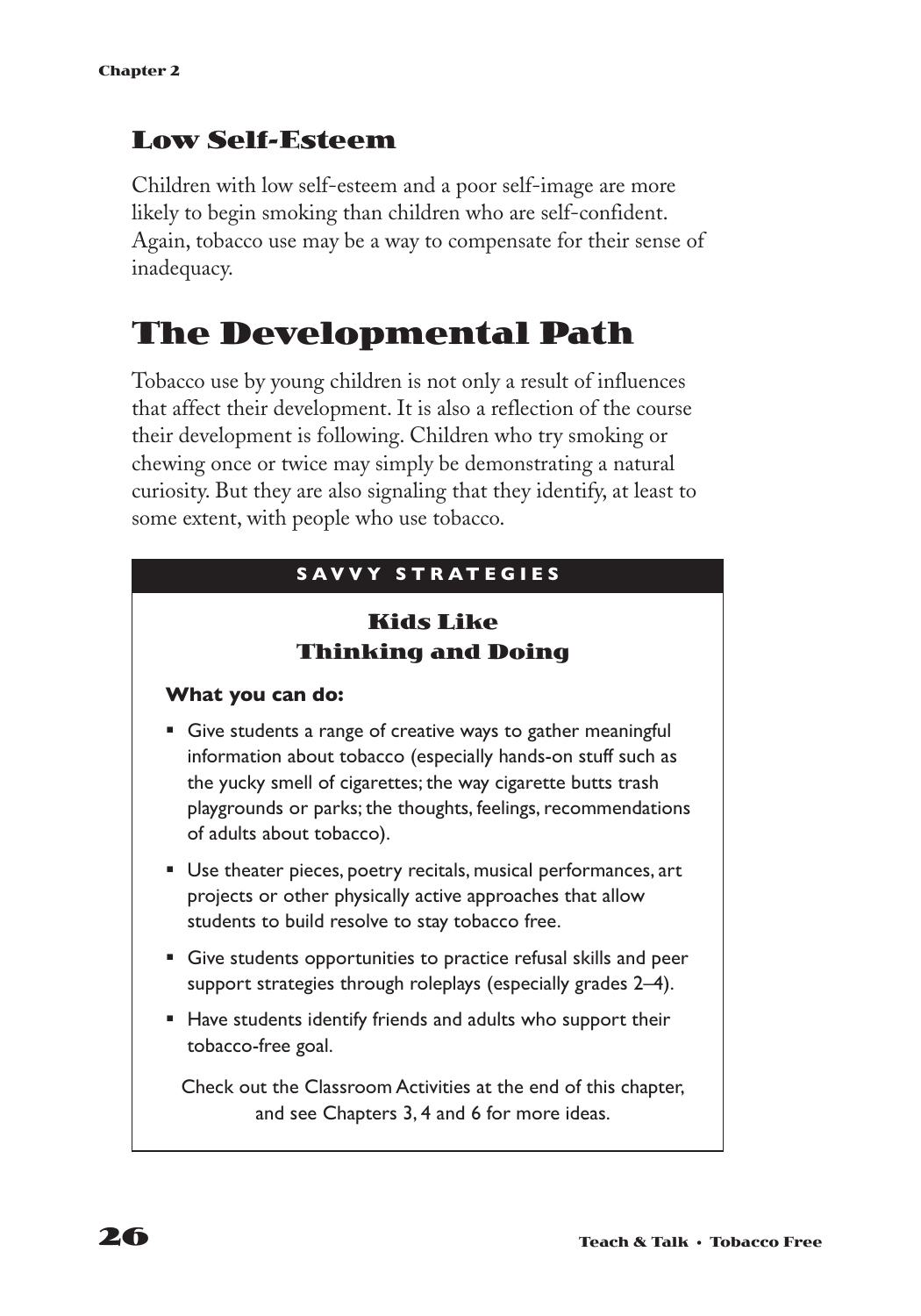### Low Self-Esteem

Children with low self-esteem and a poor self-image are more likely to begin smoking than children who are self-confident. Again, tobacco use may be a way to compensate for their sense of inadequacy.

## The Developmental Path

Tobacco use by young children is not only a result of influences that affect their development. It is also a reflection of the course their development is following. Children who try smoking or chewing once or twice may simply be demonstrating a natural curiosity. But they are also signaling that they identify, at least to some extent, with people who use tobacco.

**SAVVY STRATEGIES**

### Kids Like Thinking and Doing

**What you can do:**

- Give students a range of creative ways to gather meaningful information about tobacco (especially hands-on stuff such as the yucky smell of cigarettes; the way cigarette butts trash playgrounds or parks; the thoughts, feelings, recommendations of adults about tobacco).
- Use theater pieces, poetry recitals, musical performances, art projects or other physically active approaches that allow students to build resolve to stay tobacco free.
- Give students opportunities to practice refusal skills and peer support strategies through roleplays (especially grades 2–4).
- Have students identify friends and adults who support their tobacco-free goal.

Check out the Classroom Activities at the end of this chapter, and see Chapters 3, 4 and 6 for more ideas.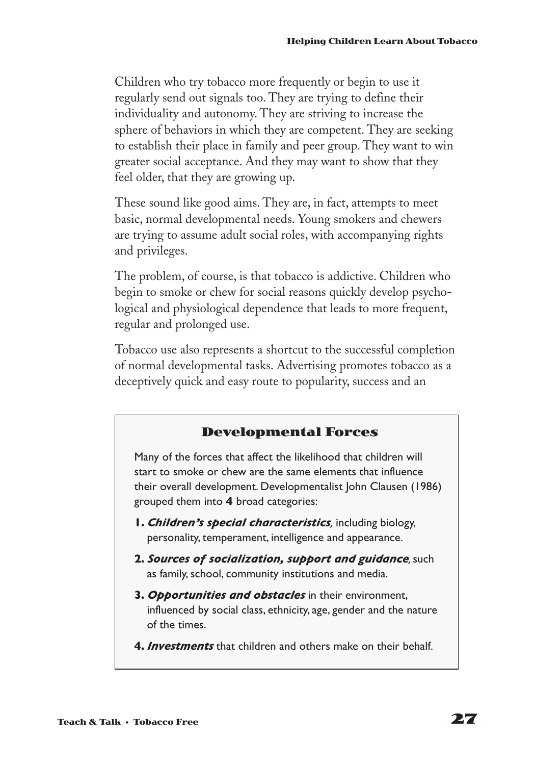Children who try tobacco more frequently or begin to use it regularly send out signals too. They are trying to define their individuality and autonomy. They are striving to increase the sphere of behaviors in which they are competent. They are seeking to establish their place in family and peer group. They want to win greater social acceptance. And they may want to show that they feel older, that they are growing up.

These sound like good aims. They are, in fact, attempts to meet basic, normal developmental needs. Young smokers and chewers are trying to assume adult social roles, with accompanying rights and privileges.

The problem, of course, is that tobacco is addictive. Children who begin to smoke or chew for social reasons quickly develop psychological and physiological dependence that leads to more frequent, regular and prolonged use.

Tobacco use also represents a shortcut to the successful completion of normal developmental tasks. Advertising promotes tobacco as a deceptively quick and easy route to popularity, success and an

### Developmental Forces

Many of the forces that affect the likelihood that children will start to smoke or chew are the same elements that influence their overall development. Developmentalist John Clausen (1986) grouped them into **4** broad categories:

1. ***Children's special characteristics***, including biology, personality, temperament, intelligence and appearance.
2. ***Sources of socialization, support and guidance***, such as family, school, community institutions and media.
3. ***Opportunities and obstacles*** in their environment, influenced by social class, ethnicity, age, gender and the nature of the times.
4. ***Investments*** that children and others make on their behalf.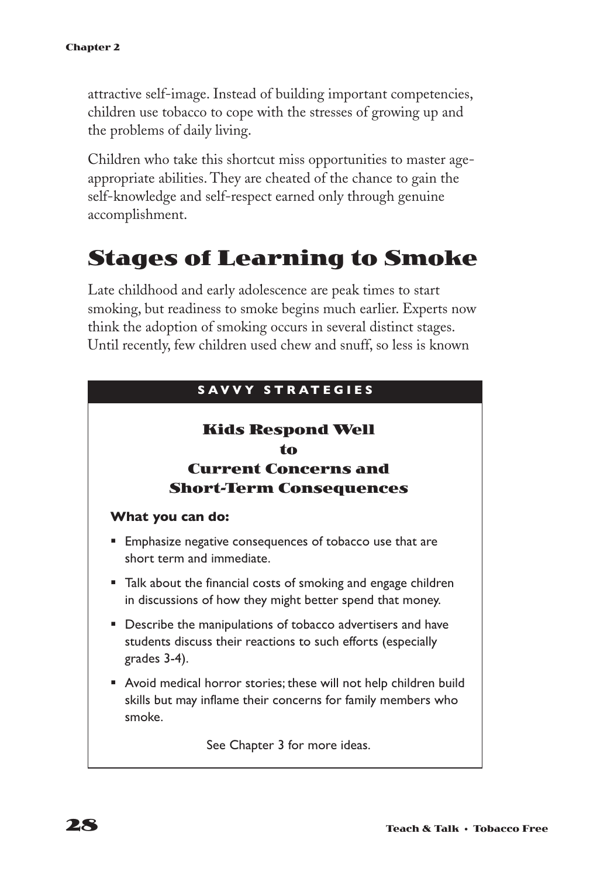attractive self-image. Instead of building important competencies, children use tobacco to cope with the stresses of growing up and the problems of daily living.

Children who take this shortcut miss opportunities to master age-appropriate abilities. They are cheated of the chance to gain the self-knowledge and self-respect earned only through genuine accomplishment.

# Stages of Learning to Smoke

Late childhood and early adolescence are peak times to start smoking, but readiness to smoke begins much earlier. Experts now think the adoption of smoking occurs in several distinct stages. Until recently, few children used chew and snuff, so less is known

**SAVVY STRATEGIES**

### Kids Respond Well to Current Concerns and Short-Term Consequences

**What you can do:**

- Emphasize negative consequences of tobacco use that are short term and immediate.
- Talk about the financial costs of smoking and engage children in discussions of how they might better spend that money.
- Describe the manipulations of tobacco advertisers and have students discuss their reactions to such efforts (especially grades 3-4).
- Avoid medical horror stories; these will not help children build skills but may inflame their concerns for family members who smoke.

See Chapter 3 for more ideas.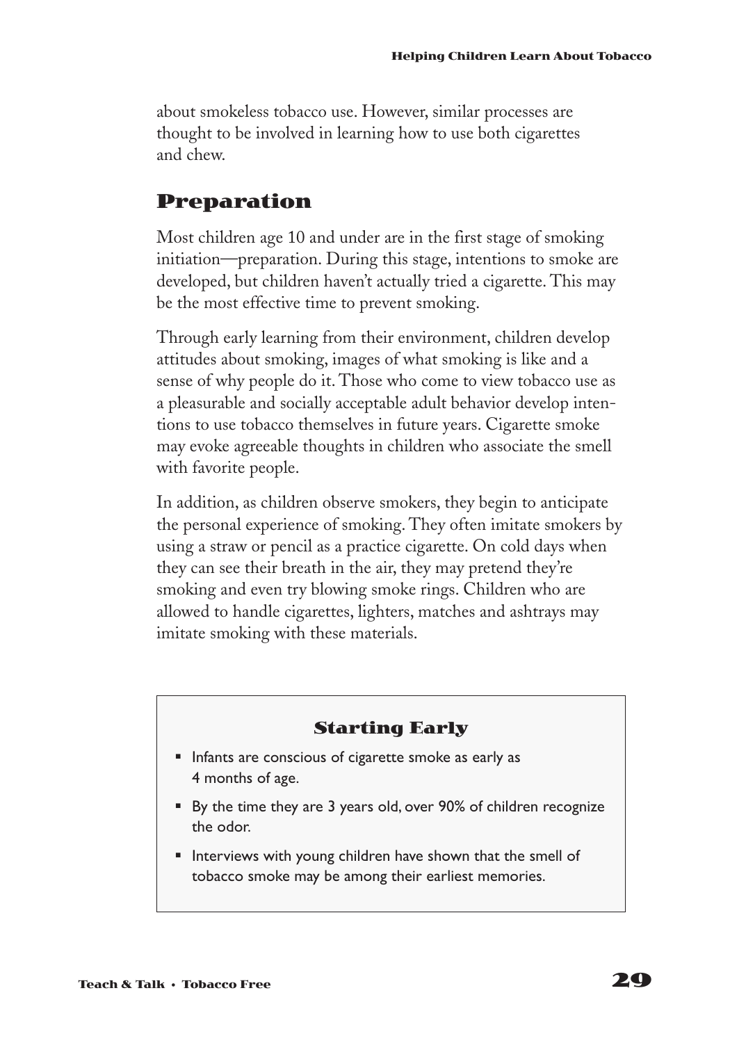about smokeless tobacco use. However, similar processes are thought to be involved in learning how to use both cigarettes and chew.

## Preparation

Most children age 10 and under are in the first stage of smoking initiation—preparation. During this stage, intentions to smoke are developed, but children haven't actually tried a cigarette. This may be the most effective time to prevent smoking.

Through early learning from their environment, children develop attitudes about smoking, images of what smoking is like and a sense of why people do it. Those who come to view tobacco use as a pleasurable and socially acceptable adult behavior develop intentions to use tobacco themselves in future years. Cigarette smoke may evoke agreeable thoughts in children who associate the smell with favorite people.

In addition, as children observe smokers, they begin to anticipate the personal experience of smoking. They often imitate smokers by using a straw or pencil as a practice cigarette. On cold days when they can see their breath in the air, they may pretend they're smoking and even try blowing smoke rings. Children who are allowed to handle cigarettes, lighters, matches and ashtrays may imitate smoking with these materials.

### Starting Early

- Infants are conscious of cigarette smoke as early as 4 months of age.
- By the time they are 3 years old, over 90% of children recognize the odor.
- Interviews with young children have shown that the smell of tobacco smoke may be among their earliest memories.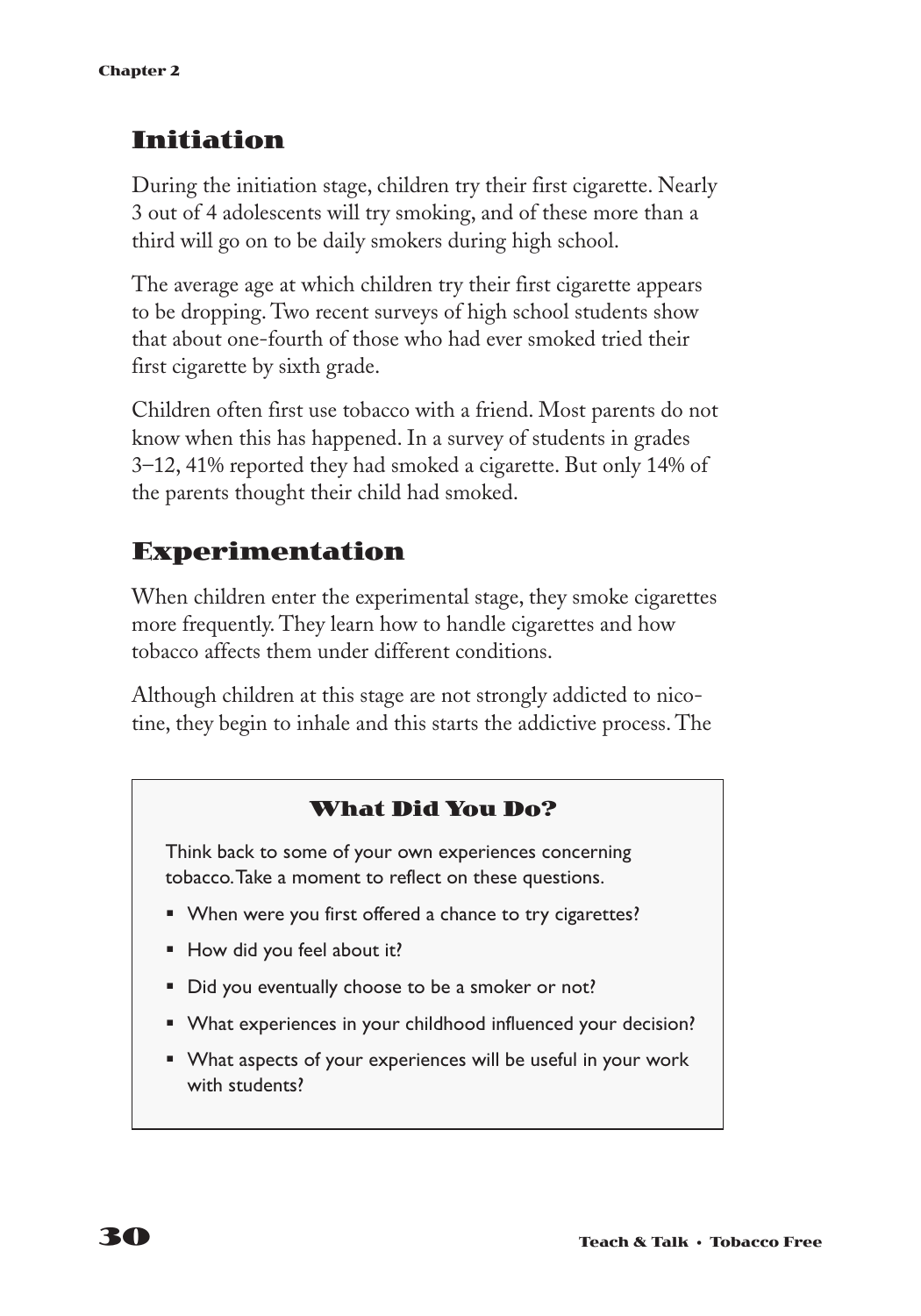## Initiation

During the initiation stage, children try their first cigarette. Nearly 3 out of 4 adolescents will try smoking, and of these more than a third will go on to be daily smokers during high school.

The average age at which children try their first cigarette appears to be dropping. Two recent surveys of high school students show that about one-fourth of those who had ever smoked tried their first cigarette by sixth grade.

Children often first use tobacco with a friend. Most parents do not know when this has happened. In a survey of students in grades 3–12, 41% reported they had smoked a cigarette. But only 14% of the parents thought their child had smoked.

## Experimentation

When children enter the experimental stage, they smoke cigarettes more frequently. They learn how to handle cigarettes and how tobacco affects them under different conditions.

Although children at this stage are not strongly addicted to nicotine, they begin to inhale and this starts the addictive process. The

### What Did You Do?

Think back to some of your own experiences concerning tobacco. Take a moment to reflect on these questions.

- When were you first offered a chance to try cigarettes?
- How did you feel about it?
- Did you eventually choose to be a smoker or not?
- What experiences in your childhood influenced your decision?
- What aspects of your experiences will be useful in your work with students?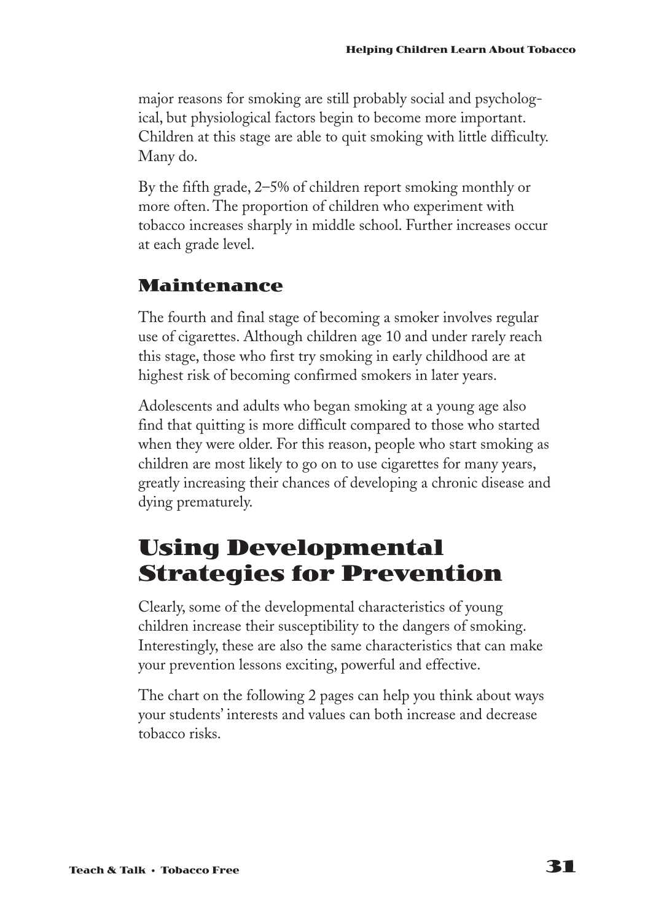major reasons for smoking are still probably social and psychological, but physiological factors begin to become more important. Children at this stage are able to quit smoking with little difficulty. Many do.

By the fifth grade, 2–5% of children report smoking monthly or more often. The proportion of children who experiment with tobacco increases sharply in middle school. Further increases occur at each grade level.

### Maintenance

The fourth and final stage of becoming a smoker involves regular use of cigarettes. Although children age 10 and under rarely reach this stage, those who first try smoking in early childhood are at highest risk of becoming confirmed smokers in later years.

Adolescents and adults who began smoking at a young age also find that quitting is more difficult compared to those who started when they were older. For this reason, people who start smoking as children are most likely to go on to use cigarettes for many years, greatly increasing their chances of developing a chronic disease and dying prematurely.

## Using Developmental Strategies for Prevention

Clearly, some of the developmental characteristics of young children increase their susceptibility to the dangers of smoking. Interestingly, these are also the same characteristics that can make your prevention lessons exciting, powerful and effective.

The chart on the following 2 pages can help you think about ways your students' interests and values can both increase and decrease tobacco risks.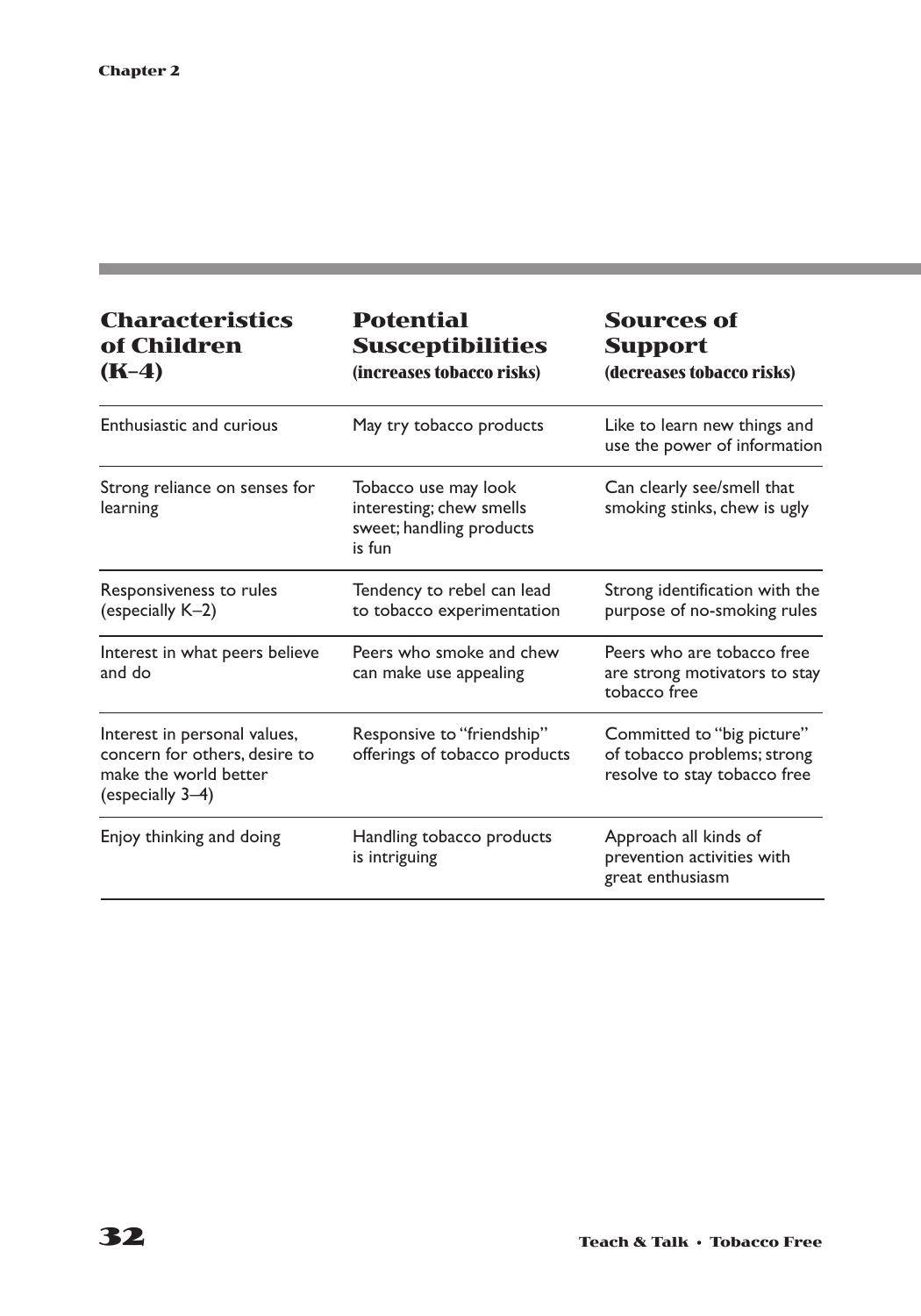| Characteristics of Children (K–4) | Potential Susceptibilities (increases tobacco risks) | Sources of Support (decreases tobacco risks) |
|---|---|---|
| Enthusiastic and curious | May try tobacco products | Like to learn new things and use the power of information |
| Strong reliance on senses for learning | Tobacco use may look interesting; chew smells sweet; handling products is fun | Can clearly see/smell that smoking stinks, chew is ugly |
| Responsiveness to rules (especially K–2) | Tendency to rebel can lead to tobacco experimentation | Strong identification with the purpose of no-smoking rules |
| Interest in what peers believe and do | Peers who smoke and chew can make use appealing | Peers who are tobacco free are strong motivators to stay tobacco free |
| Interest in personal values, concern for others, desire to make the world better (especially 3–4) | Responsive to "friendship" offerings of tobacco products | Committed to "big picture" of tobacco problems; strong resolve to stay tobacco free |
| Enjoy thinking and doing | Handling tobacco products is intriguing | Approach all kinds of prevention activities with great enthusiasm |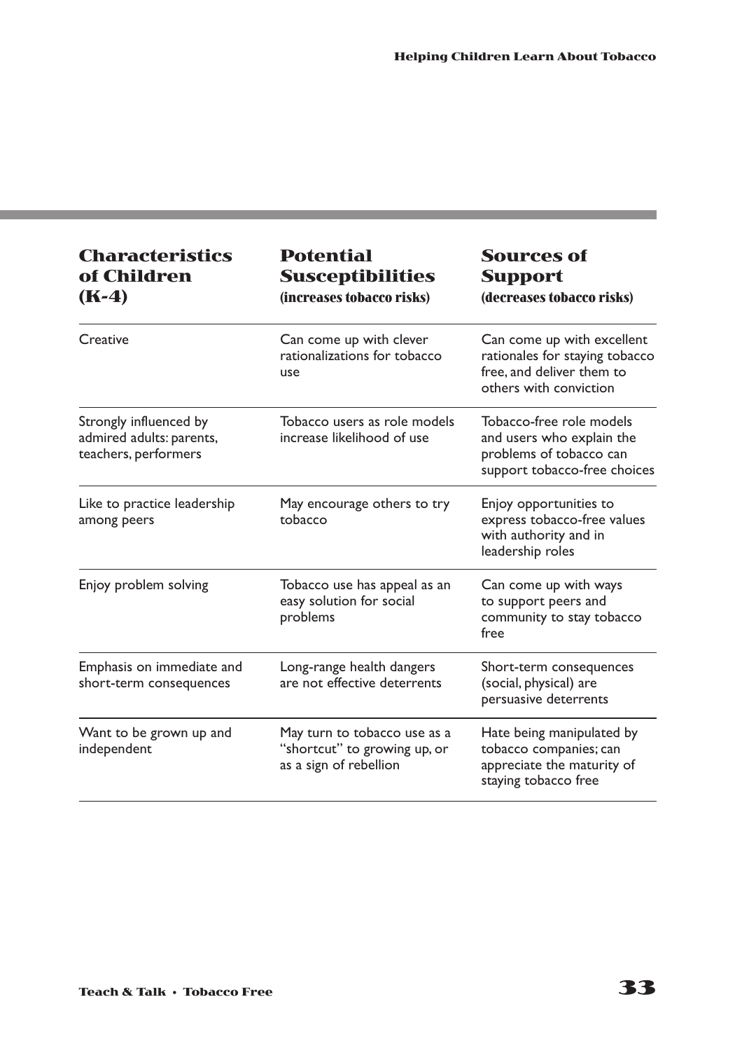| Characteristics of Children (K-4) | Potential Susceptibilities (increases tobacco risks) | Sources of Support (decreases tobacco risks) |
|---|---|---|
| Creative | Can come up with clever rationalizations for tobacco use | Can come up with excellent rationales for staying tobacco free, and deliver them to others with conviction |
| Strongly influenced by admired adults: parents, teachers, performers | Tobacco users as role models increase likelihood of use | Tobacco-free role models and users who explain the problems of tobacco can support tobacco-free choices |
| Like to practice leadership among peers | May encourage others to try tobacco | Enjoy opportunities to express tobacco-free values with authority and in leadership roles |
| Enjoy problem solving | Tobacco use has appeal as an easy solution for social problems | Can come up with ways to support peers and community to stay tobacco free |
| Emphasis on immediate and short-term consequences | Long-range health dangers are not effective deterrents | Short-term consequences (social, physical) are persuasive deterrents |
| Want to be grown up and independent | May turn to tobacco use as a "shortcut" to growing up, or as a sign of rebellion | Hate being manipulated by tobacco companies; can appreciate the maturity of staying tobacco free |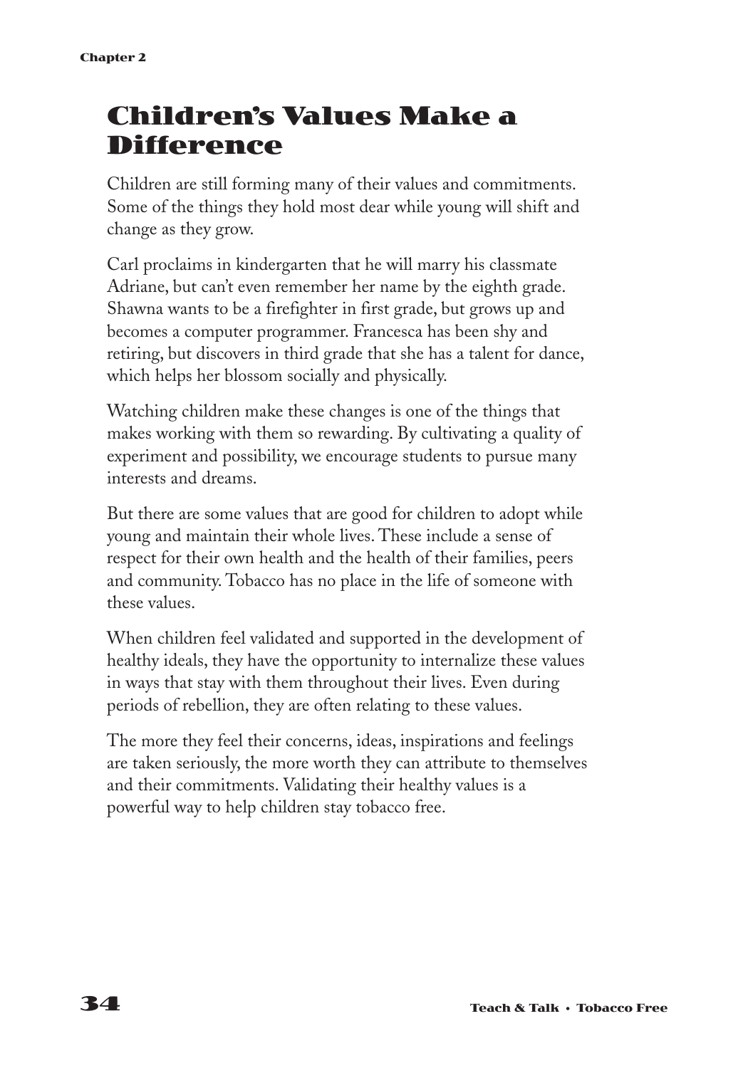# Children's Values Make a Difference

Children are still forming many of their values and commitments. Some of the things they hold most dear while young will shift and change as they grow.

Carl proclaims in kindergarten that he will marry his classmate Adriane, but can't even remember her name by the eighth grade. Shawna wants to be a firefighter in first grade, but grows up and becomes a computer programmer. Francesca has been shy and retiring, but discovers in third grade that she has a talent for dance, which helps her blossom socially and physically.

Watching children make these changes is one of the things that makes working with them so rewarding. By cultivating a quality of experiment and possibility, we encourage students to pursue many interests and dreams.

But there are some values that are good for children to adopt while young and maintain their whole lives. These include a sense of respect for their own health and the health of their families, peers and community. Tobacco has no place in the life of someone with these values.

When children feel validated and supported in the development of healthy ideals, they have the opportunity to internalize these values in ways that stay with them throughout their lives. Even during periods of rebellion, they are often relating to these values.

The more they feel their concerns, ideas, inspirations and feelings are taken seriously, the more worth they can attribute to themselves and their commitments. Validating their healthy values is a powerful way to help children stay tobacco free.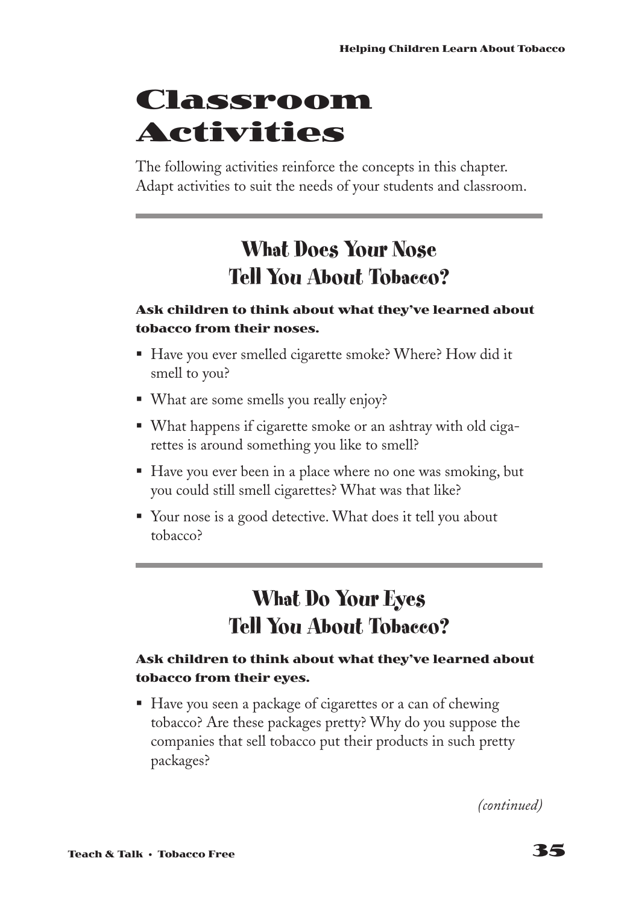# Classroom Activities

The following activities reinforce the concepts in this chapter. Adapt activities to suit the needs of your students and classroom.

## What Does Your Nose Tell You About Tobacco?

**Ask children to think about what they've learned about tobacco from their noses.**

- Have you ever smelled cigarette smoke? Where? How did it smell to you?
- What are some smells you really enjoy?
- What happens if cigarette smoke or an ashtray with old cigarettes is around something you like to smell?
- Have you ever been in a place where no one was smoking, but you could still smell cigarettes? What was that like?
- Your nose is a good detective. What does it tell you about tobacco?

## What Do Your Eyes Tell You About Tobacco?

**Ask children to think about what they've learned about tobacco from their eyes.**

- Have you seen a package of cigarettes or a can of chewing tobacco? Are these packages pretty? Why do you suppose the companies that sell tobacco put their products in such pretty packages?

*(continued)*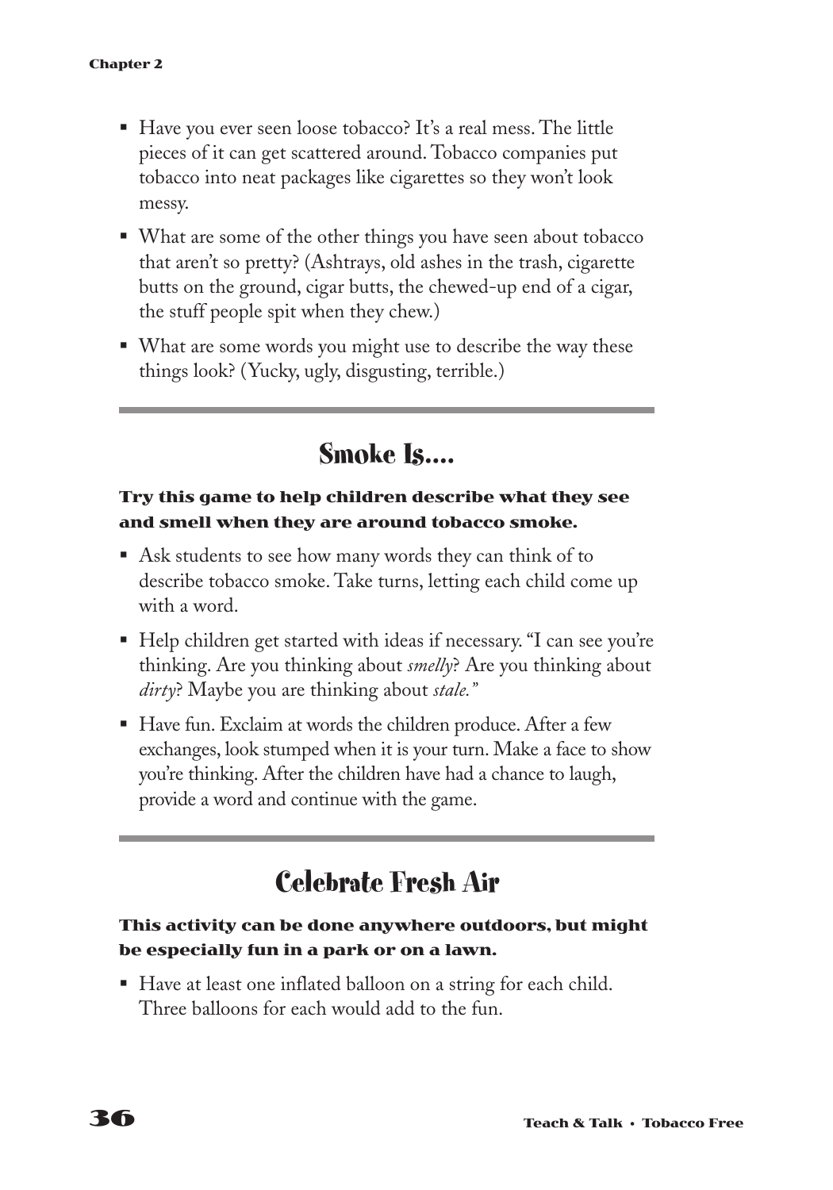- Have you ever seen loose tobacco? It's a real mess. The little pieces of it can get scattered around. Tobacco companies put tobacco into neat packages like cigarettes so they won't look messy.
- What are some of the other things you have seen about tobacco that aren't so pretty? (Ashtrays, old ashes in the trash, cigarette butts on the ground, cigar butts, the chewed-up end of a cigar, the stuff people spit when they chew.)
- What are some words you might use to describe the way these things look? (Yucky, ugly, disgusting, terrible.)

## Smoke Is....

**Try this game to help children describe what they see and smell when they are around tobacco smoke.**

- Ask students to see how many words they can think of to describe tobacco smoke. Take turns, letting each child come up with a word.
- Help children get started with ideas if necessary. "I can see you're thinking. Are you thinking about *smelly*? Are you thinking about *dirty*? Maybe you are thinking about *stale.*"
- Have fun. Exclaim at words the children produce. After a few exchanges, look stumped when it is your turn. Make a face to show you're thinking. After the children have had a chance to laugh, provide a word and continue with the game.

## Celebrate Fresh Air

**This activity can be done anywhere outdoors, but might be especially fun in a park or on a lawn.**

- Have at least one inflated balloon on a string for each child. Three balloons for each would add to the fun.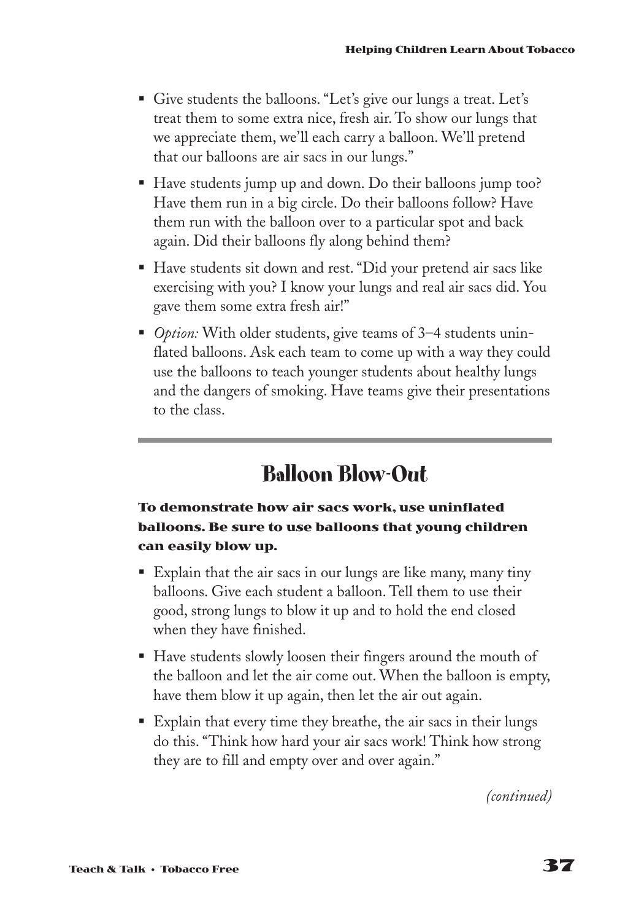- Give students the balloons. "Let's give our lungs a treat. Let's treat them to some extra nice, fresh air. To show our lungs that we appreciate them, we'll each carry a balloon. We'll pretend that our balloons are air sacs in our lungs."
- Have students jump up and down. Do their balloons jump too? Have them run in a big circle. Do their balloons follow? Have them run with the balloon over to a particular spot and back again. Did their balloons fly along behind them?
- Have students sit down and rest. "Did your pretend air sacs like exercising with you? I know your lungs and real air sacs did. You gave them some extra fresh air!"
- *Option:* With older students, give teams of 3–4 students uninflated balloons. Ask each team to come up with a way they could use the balloons to teach younger students about healthy lungs and the dangers of smoking. Have teams give their presentations to the class.

## Balloon Blow-Out

**To demonstrate how air sacs work, use uninflated balloons. Be sure to use balloons that young children can easily blow up.**

- Explain that the air sacs in our lungs are like many, many tiny balloons. Give each student a balloon. Tell them to use their good, strong lungs to blow it up and to hold the end closed when they have finished.
- Have students slowly loosen their fingers around the mouth of the balloon and let the air come out. When the balloon is empty, have them blow it up again, then let the air out again.
- Explain that every time they breathe, the air sacs in their lungs do this. "Think how hard your air sacs work! Think how strong they are to fill and empty over and over again."

*(continued)*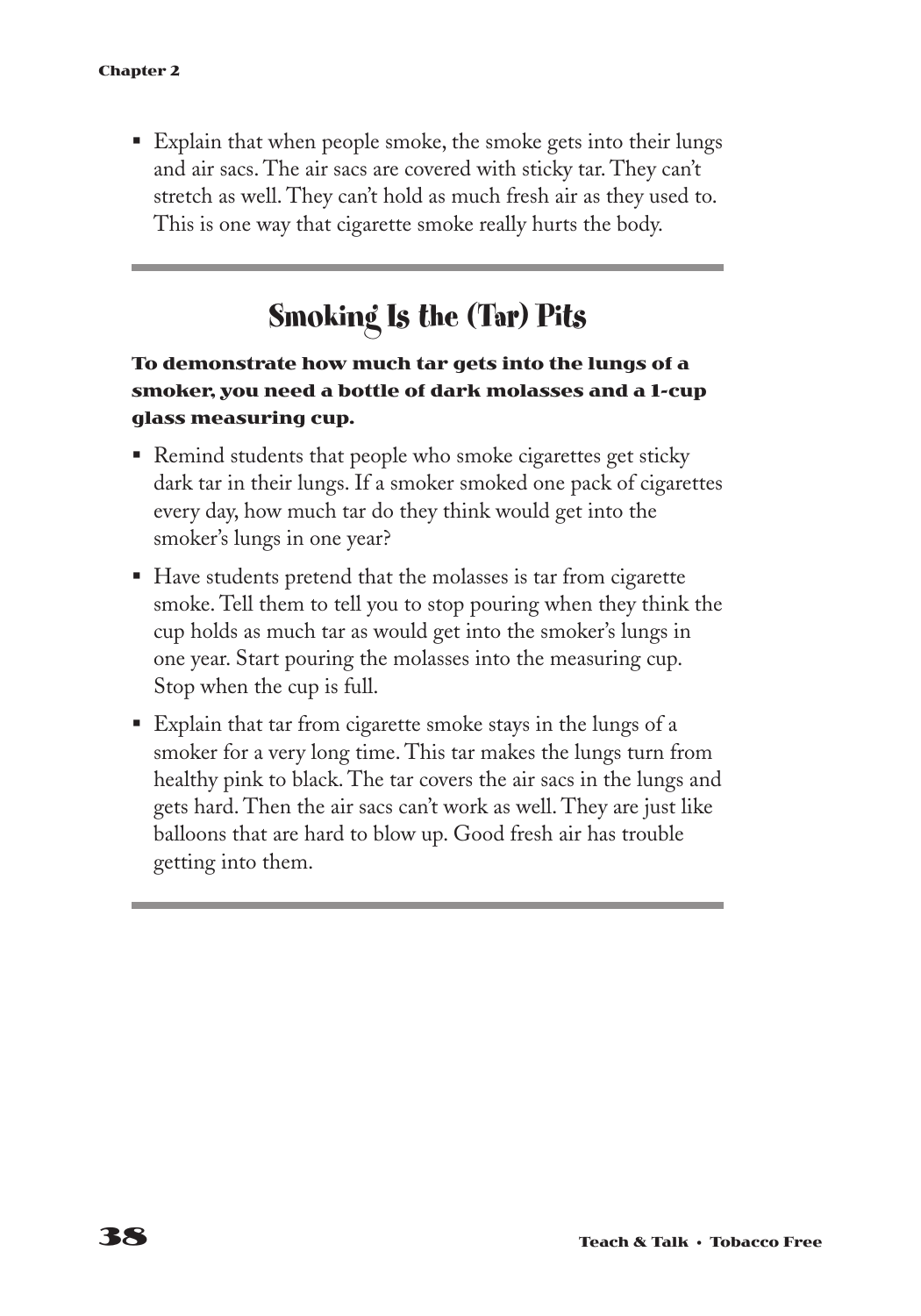- Explain that when people smoke, the smoke gets into their lungs and air sacs. The air sacs are covered with sticky tar. They can't stretch as well. They can't hold as much fresh air as they used to. This is one way that cigarette smoke really hurts the body.

## Smoking Is the (Tar) Pits

**To demonstrate how much tar gets into the lungs of a smoker, you need a bottle of dark molasses and a 1-cup glass measuring cup.**

- Remind students that people who smoke cigarettes get sticky dark tar in their lungs. If a smoker smoked one pack of cigarettes every day, how much tar do they think would get into the smoker's lungs in one year?
- Have students pretend that the molasses is tar from cigarette smoke. Tell them to tell you to stop pouring when they think the cup holds as much tar as would get into the smoker's lungs in one year. Start pouring the molasses into the measuring cup. Stop when the cup is full.
- Explain that tar from cigarette smoke stays in the lungs of a smoker for a very long time. This tar makes the lungs turn from healthy pink to black. The tar covers the air sacs in the lungs and gets hard. Then the air sacs can't work as well. They are just like balloons that are hard to blow up. Good fresh air has trouble getting into them.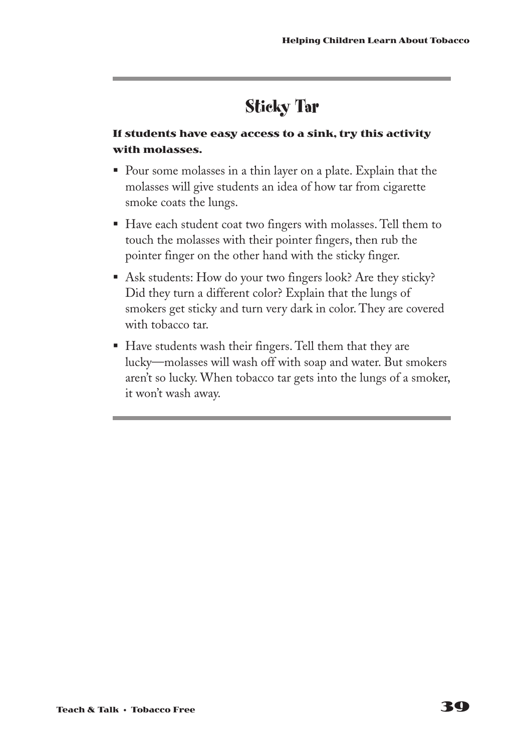## Sticky Tar

**If students have easy access to a sink, try this activity with molasses.**

- Pour some molasses in a thin layer on a plate. Explain that the molasses will give students an idea of how tar from cigarette smoke coats the lungs.
- Have each student coat two fingers with molasses. Tell them to touch the molasses with their pointer fingers, then rub the pointer finger on the other hand with the sticky finger.
- Ask students: How do your two fingers look? Are they sticky? Did they turn a different color? Explain that the lungs of smokers get sticky and turn very dark in color. They are covered with tobacco tar.
- Have students wash their fingers. Tell them that they are lucky—molasses will wash off with soap and water. But smokers aren't so lucky. When tobacco tar gets into the lungs of a smoker, it won't wash away.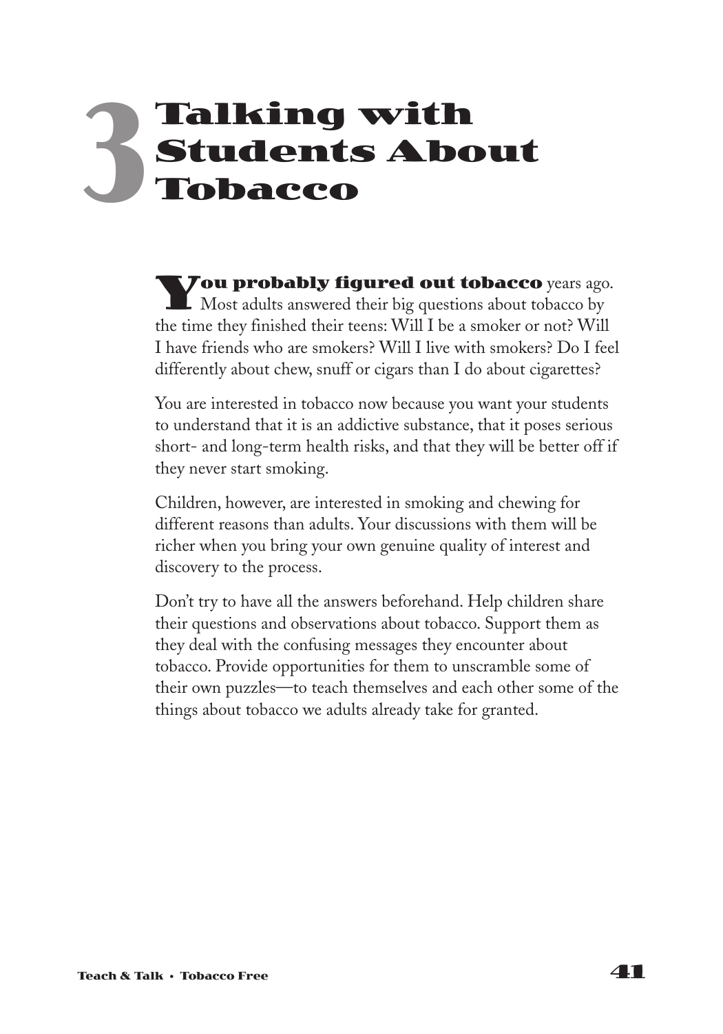# 3 Talking with Students About Tobacco

**You probably figured out tobacco** years ago. Most adults answered their big questions about tobacco by the time they finished their teens: Will I be a smoker or not? Will I have friends who are smokers? Will I live with smokers? Do I feel differently about chew, snuff or cigars than I do about cigarettes?

You are interested in tobacco now because you want your students to understand that it is an addictive substance, that it poses serious short- and long-term health risks, and that they will be better off if they never start smoking.

Children, however, are interested in smoking and chewing for different reasons than adults. Your discussions with them will be richer when you bring your own genuine quality of interest and discovery to the process.

Don't try to have all the answers beforehand. Help children share their questions and observations about tobacco. Support them as they deal with the confusing messages they encounter about tobacco. Provide opportunities for them to unscramble some of their own puzzles—to teach themselves and each other some of the things about tobacco we adults already take for granted.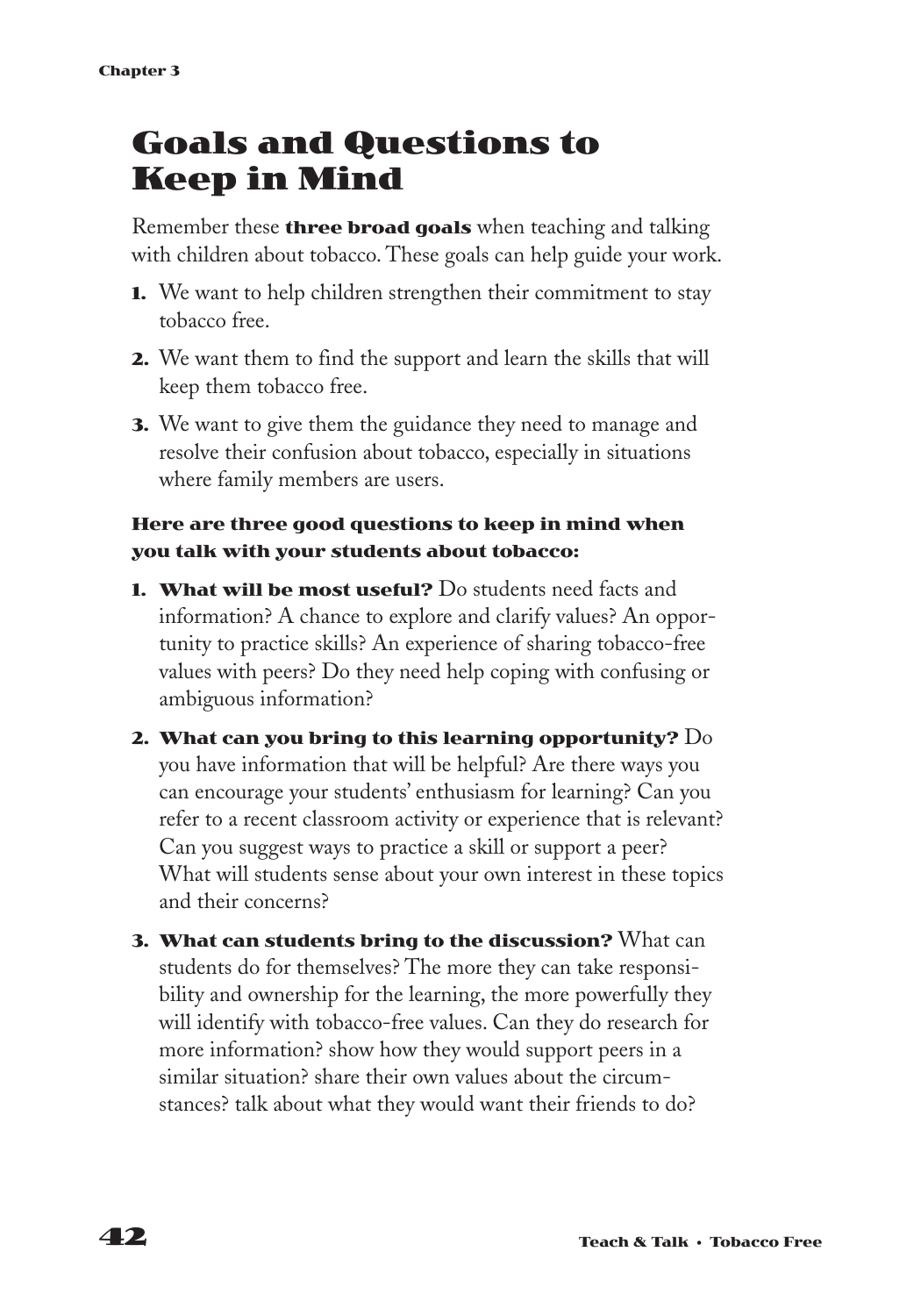# Goals and Questions to Keep in Mind

Remember these **three broad goals** when teaching and talking with children about tobacco. These goals can help guide your work.

1. We want to help children strengthen their commitment to stay tobacco free.
2. We want them to find the support and learn the skills that will keep them tobacco free.
3. We want to give them the guidance they need to manage and resolve their confusion about tobacco, especially in situations where family members are users.

**Here are three good questions to keep in mind when you talk with your students about tobacco:**

1. **What will be most useful?** Do students need facts and information? A chance to explore and clarify values? An opportunity to practice skills? An experience of sharing tobacco-free values with peers? Do they need help coping with confusing or ambiguous information?
2. **What can you bring to this learning opportunity?** Do you have information that will be helpful? Are there ways you can encourage your students' enthusiasm for learning? Can you refer to a recent classroom activity or experience that is relevant? Can you suggest ways to practice a skill or support a peer? What will students sense about your own interest in these topics and their concerns?
3. **What can students bring to the discussion?** What can students do for themselves? The more they can take responsibility and ownership for the learning, the more powerfully they will identify with tobacco-free values. Can they do research for more information? show how they would support peers in a similar situation? share their own values about the circumstances? talk about what they would want their friends to do?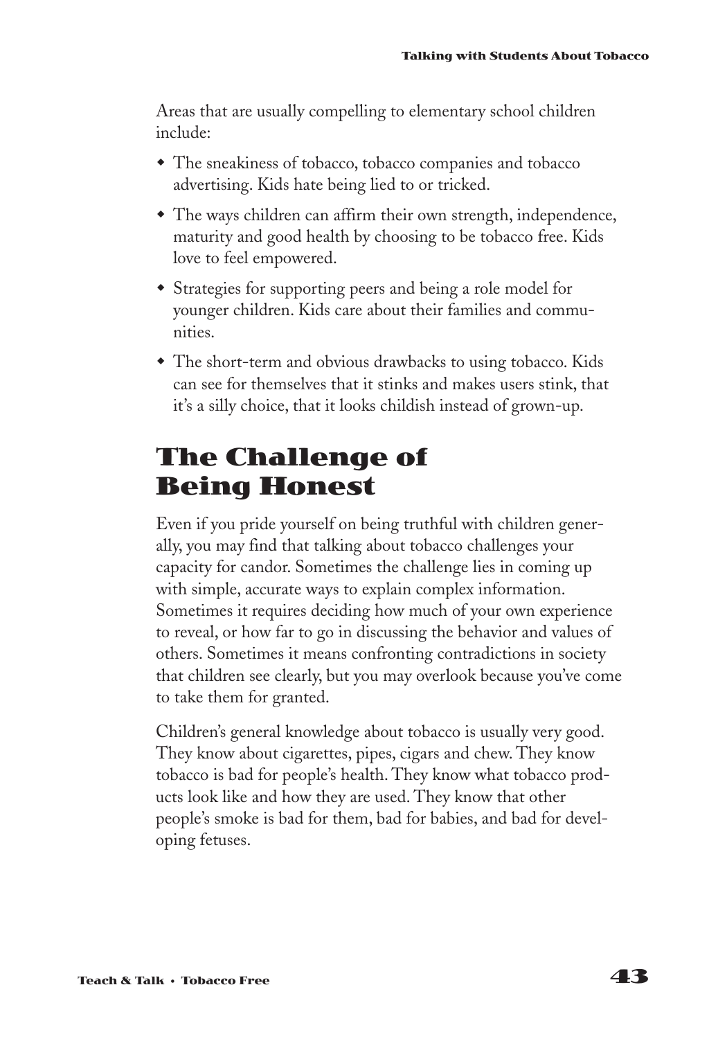Areas that are usually compelling to elementary school children include:

- The sneakiness of tobacco, tobacco companies and tobacco advertising. Kids hate being lied to or tricked.
- The ways children can affirm their own strength, independence, maturity and good health by choosing to be tobacco free. Kids love to feel empowered.
- Strategies for supporting peers and being a role model for younger children. Kids care about their families and communities.
- The short-term and obvious drawbacks to using tobacco. Kids can see for themselves that it stinks and makes users stink, that it's a silly choice, that it looks childish instead of grown-up.

## The Challenge of Being Honest

Even if you pride yourself on being truthful with children generally, you may find that talking about tobacco challenges your capacity for candor. Sometimes the challenge lies in coming up with simple, accurate ways to explain complex information. Sometimes it requires deciding how much of your own experience to reveal, or how far to go in discussing the behavior and values of others. Sometimes it means confronting contradictions in society that children see clearly, but you may overlook because you've come to take them for granted.

Children's general knowledge about tobacco is usually very good. They know about cigarettes, pipes, cigars and chew. They know tobacco is bad for people's health. They know what tobacco products look like and how they are used. They know that other people's smoke is bad for them, bad for babies, and bad for developing fetuses.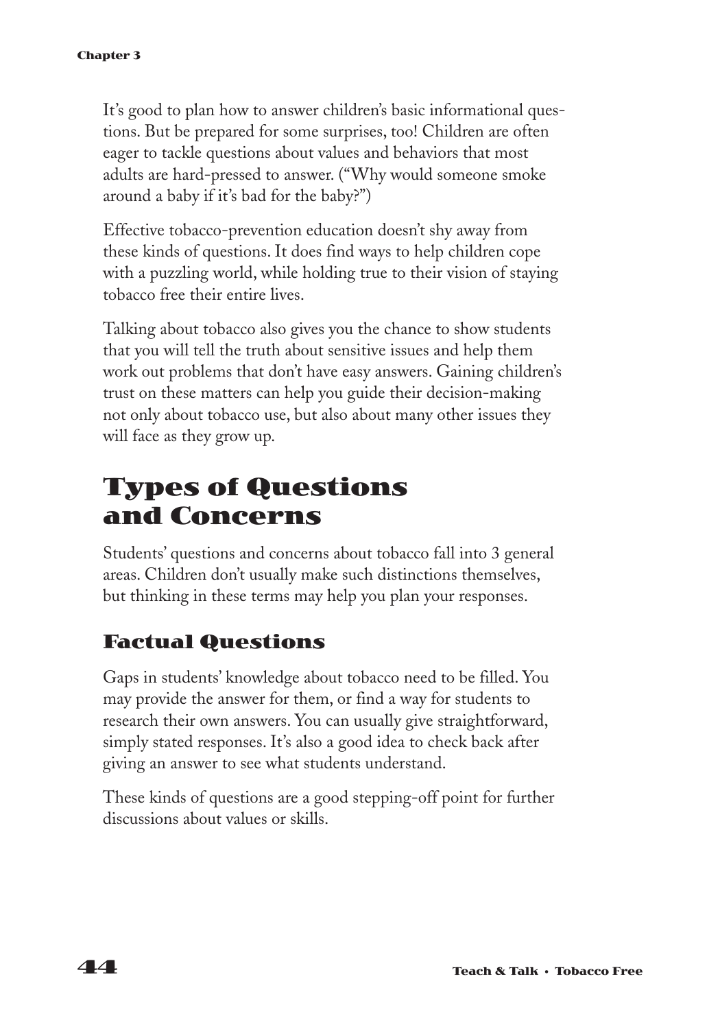It's good to plan how to answer children's basic informational questions. But be prepared for some surprises, too! Children are often eager to tackle questions about values and behaviors that most adults are hard-pressed to answer. ("Why would someone smoke around a baby if it's bad for the baby?")

Effective tobacco-prevention education doesn't shy away from these kinds of questions. It does find ways to help children cope with a puzzling world, while holding true to their vision of staying tobacco free their entire lives.

Talking about tobacco also gives you the chance to show students that you will tell the truth about sensitive issues and help them work out problems that don't have easy answers. Gaining children's trust on these matters can help you guide their decision-making not only about tobacco use, but also about many other issues they will face as they grow up.

## Types of Questions and Concerns

Students' questions and concerns about tobacco fall into 3 general areas. Children don't usually make such distinctions themselves, but thinking in these terms may help you plan your responses.

### Factual Questions

Gaps in students' knowledge about tobacco need to be filled. You may provide the answer for them, or find a way for students to research their own answers. You can usually give straightforward, simply stated responses. It's also a good idea to check back after giving an answer to see what students understand.

These kinds of questions are a good stepping-off point for further discussions about values or skills.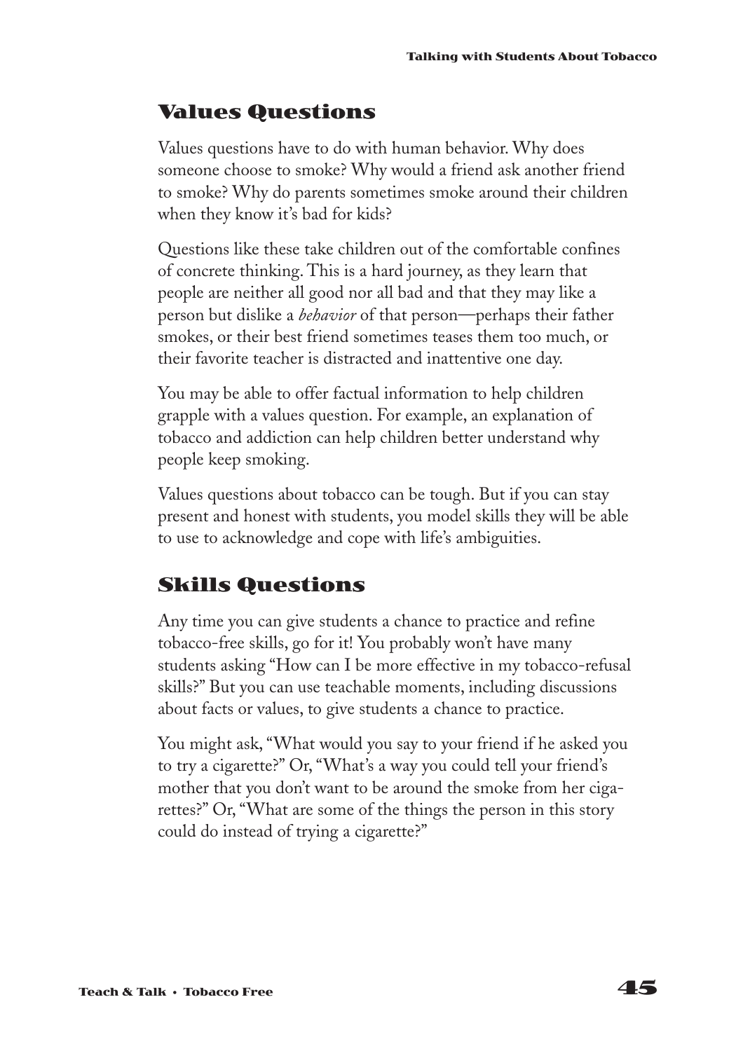## Values Questions

Values questions have to do with human behavior. Why does someone choose to smoke? Why would a friend ask another friend to smoke? Why do parents sometimes smoke around their children when they know it's bad for kids?

Questions like these take children out of the comfortable confines of concrete thinking. This is a hard journey, as they learn that people are neither all good nor all bad and that they may like a person but dislike a *behavior* of that person—perhaps their father smokes, or their best friend sometimes teases them too much, or their favorite teacher is distracted and inattentive one day.

You may be able to offer factual information to help children grapple with a values question. For example, an explanation of tobacco and addiction can help children better understand why people keep smoking.

Values questions about tobacco can be tough. But if you can stay present and honest with students, you model skills they will be able to use to acknowledge and cope with life's ambiguities.

## Skills Questions

Any time you can give students a chance to practice and refine tobacco-free skills, go for it! You probably won't have many students asking "How can I be more effective in my tobacco-refusal skills?" But you can use teachable moments, including discussions about facts or values, to give students a chance to practice.

You might ask, "What would you say to your friend if he asked you to try a cigarette?" Or, "What's a way you could tell your friend's mother that you don't want to be around the smoke from her cigarettes?" Or, "What are some of the things the person in this story could do instead of trying a cigarette?"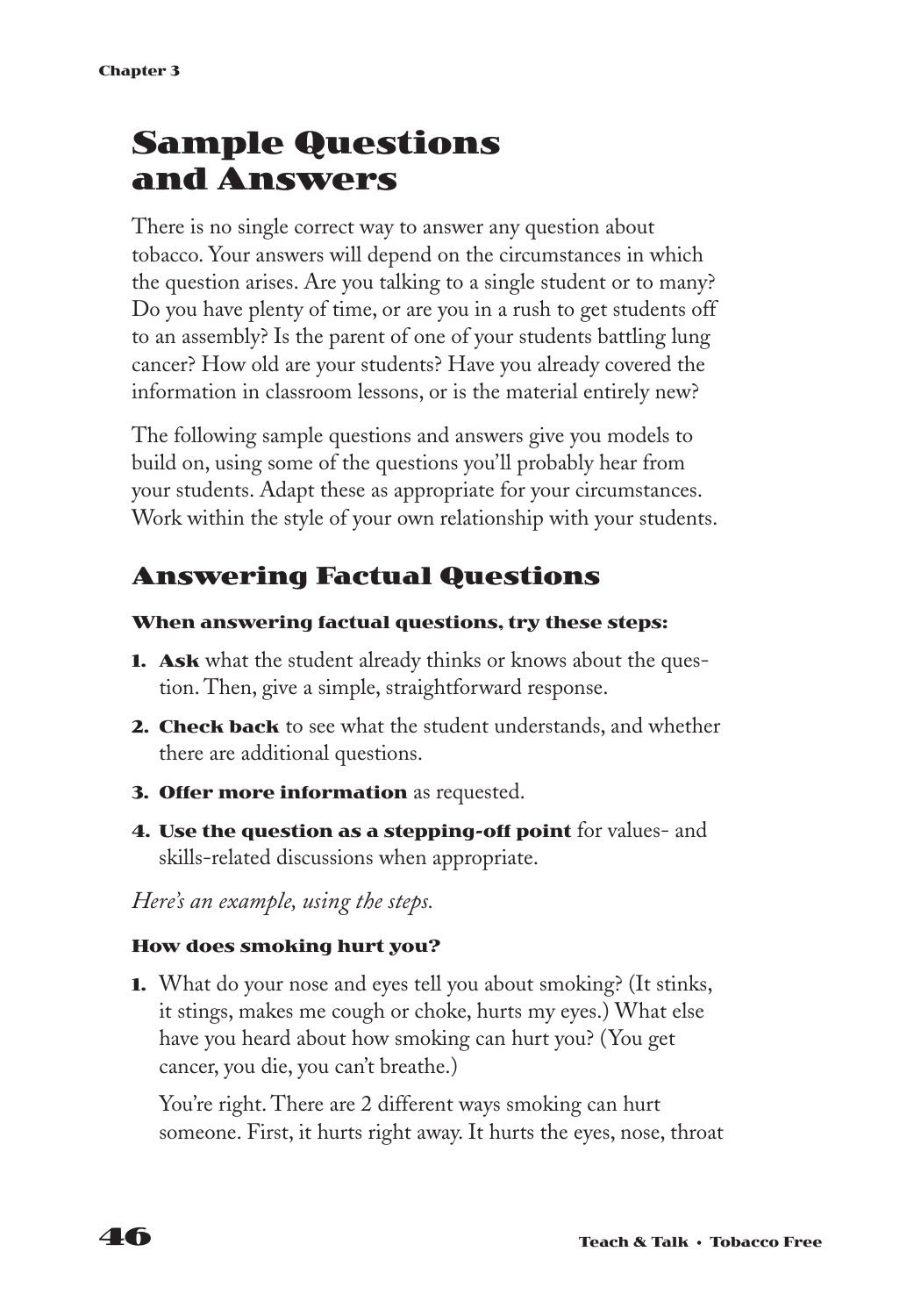# Sample Questions and Answers

There is no single correct way to answer any question about tobacco. Your answers will depend on the circumstances in which the question arises. Are you talking to a single student or to many? Do you have plenty of time, or are you in a rush to get students off to an assembly? Is the parent of one of your students battling lung cancer? How old are your students? Have you already covered the information in classroom lessons, or is the material entirely new?

The following sample questions and answers give you models to build on, using some of the questions you'll probably hear from your students. Adapt these as appropriate for your circumstances. Work within the style of your own relationship with your students.

## Answering Factual Questions

#### When answering factual questions, try these steps:

1. **Ask** what the student already thinks or knows about the question. Then, give a simple, straightforward response.
2. **Check back** to see what the student understands, and whether there are additional questions.
3. **Offer more information** as requested.
4. **Use the question as a stepping-off point** for values- and skills-related discussions when appropriate.

*Here's an example, using the steps.*

#### How does smoking hurt you?

1. What do your nose and eyes tell you about smoking? (It stinks, it stings, makes me cough or choke, hurts my eyes.) What else have you heard about how smoking can hurt you? (You get cancer, you die, you can't breathe.)

   You're right. There are 2 different ways smoking can hurt someone. First, it hurts right away. It hurts the eyes, nose, throat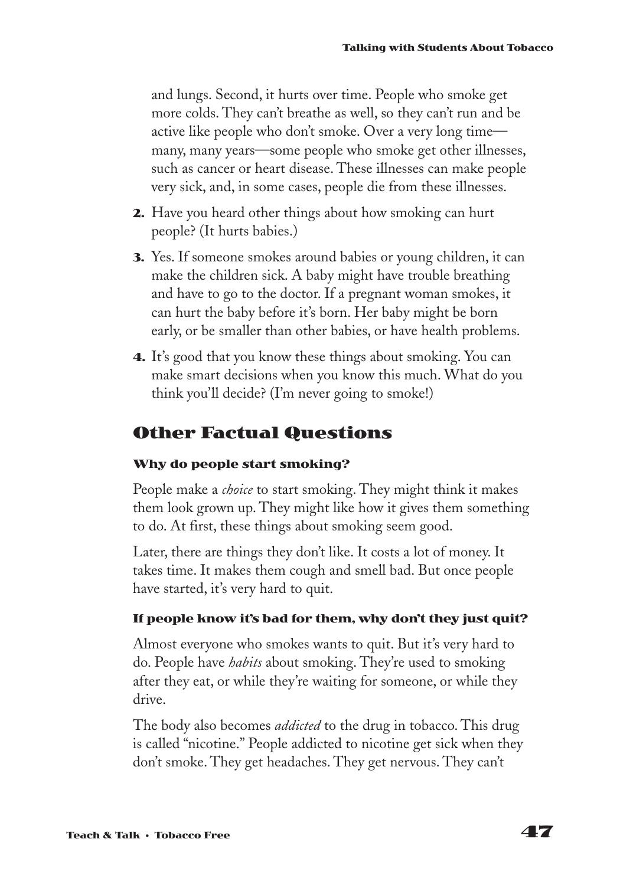and lungs. Second, it hurts over time. People who smoke get more colds. They can't breathe as well, so they can't run and be active like people who don't smoke. Over a very long time—many, many years—some people who smoke get other illnesses, such as cancer or heart disease. These illnesses can make people very sick, and, in some cases, people die from these illnesses.

**2.** Have you heard other things about how smoking can hurt people? (It hurts babies.)

**3.** Yes. If someone smokes around babies or young children, it can make the children sick. A baby might have trouble breathing and have to go to the doctor. If a pregnant woman smokes, it can hurt the baby before it's born. Her baby might be born early, or be smaller than other babies, or have health problems.

**4.** It's good that you know these things about smoking. You can make smart decisions when you know this much. What do you think you'll decide? (I'm never going to smoke!)

## Other Factual Questions

### Why do people start smoking?

People make a *choice* to start smoking. They might think it makes them look grown up. They might like how it gives them something to do. At first, these things about smoking seem good.

Later, there are things they don't like. It costs a lot of money. It takes time. It makes them cough and smell bad. But once people have started, it's very hard to quit.

### If people know it's bad for them, why don't they just quit?

Almost everyone who smokes wants to quit. But it's very hard to do. People have *habits* about smoking. They're used to smoking after they eat, or while they're waiting for someone, or while they drive.

The body also becomes *addicted* to the drug in tobacco. This drug is called "nicotine." People addicted to nicotine get sick when they don't smoke. They get headaches. They get nervous. They can't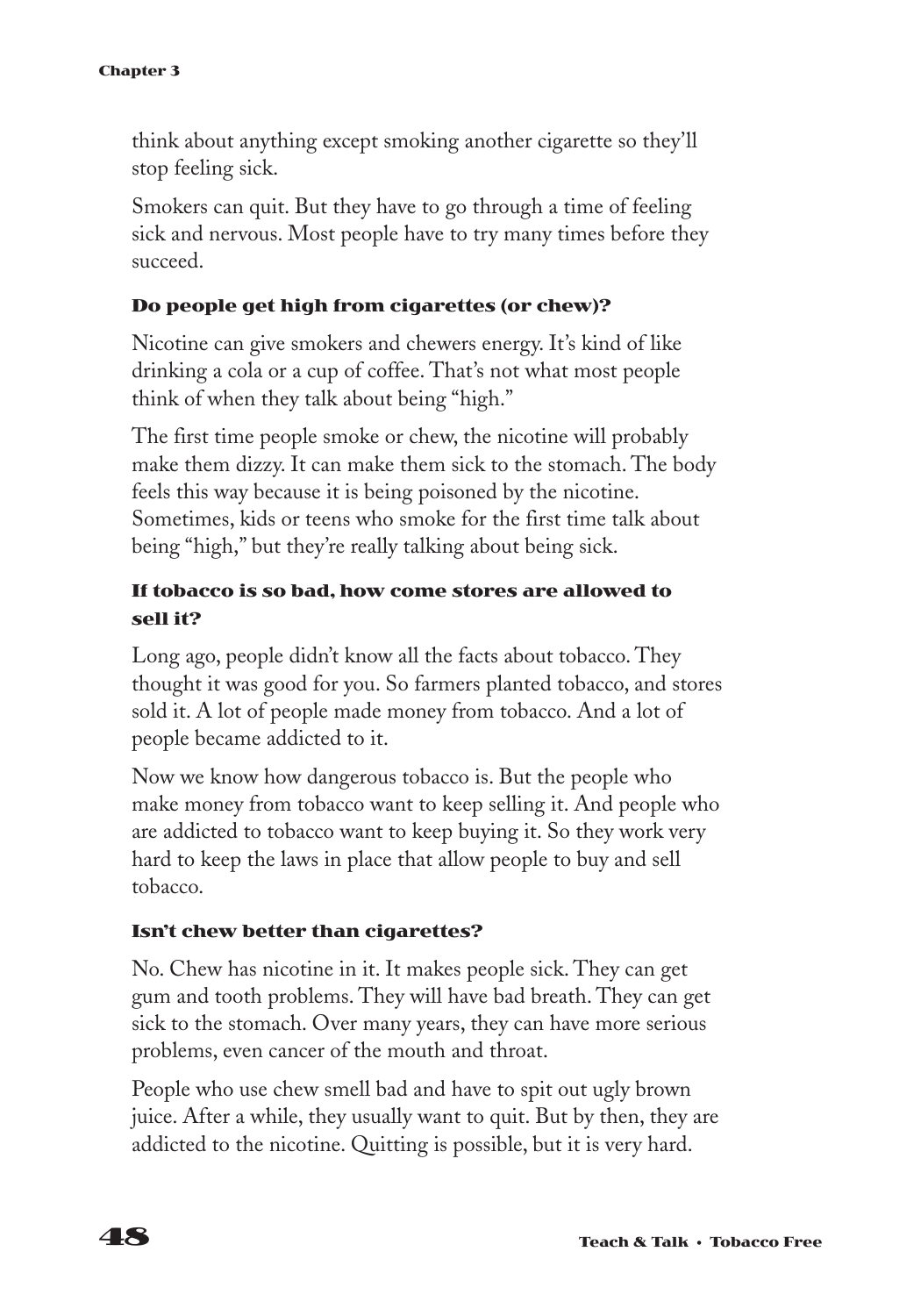think about anything except smoking another cigarette so they'll stop feeling sick.

Smokers can quit. But they have to go through a time of feeling sick and nervous. Most people have to try many times before they succeed.

### Do people get high from cigarettes (or chew)?

Nicotine can give smokers and chewers energy. It's kind of like drinking a cola or a cup of coffee. That's not what most people think of when they talk about being "high."

The first time people smoke or chew, the nicotine will probably make them dizzy. It can make them sick to the stomach. The body feels this way because it is being poisoned by the nicotine. Sometimes, kids or teens who smoke for the first time talk about being "high," but they're really talking about being sick.

### If tobacco is so bad, how come stores are allowed to sell it?

Long ago, people didn't know all the facts about tobacco. They thought it was good for you. So farmers planted tobacco, and stores sold it. A lot of people made money from tobacco. And a lot of people became addicted to it.

Now we know how dangerous tobacco is. But the people who make money from tobacco want to keep selling it. And people who are addicted to tobacco want to keep buying it. So they work very hard to keep the laws in place that allow people to buy and sell tobacco.

### Isn't chew better than cigarettes?

No. Chew has nicotine in it. It makes people sick. They can get gum and tooth problems. They will have bad breath. They can get sick to the stomach. Over many years, they can have more serious problems, even cancer of the mouth and throat.

People who use chew smell bad and have to spit out ugly brown juice. After a while, they usually want to quit. But by then, they are addicted to the nicotine. Quitting is possible, but it is very hard.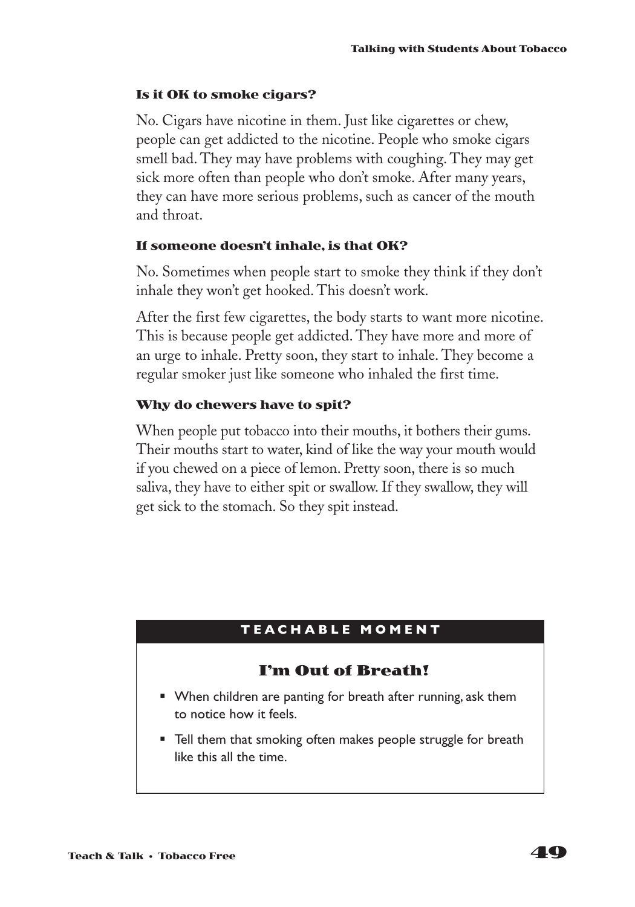### Is it OK to smoke cigars?

No. Cigars have nicotine in them. Just like cigarettes or chew, people can get addicted to the nicotine. People who smoke cigars smell bad. They may have problems with coughing. They may get sick more often than people who don't smoke. After many years, they can have more serious problems, such as cancer of the mouth and throat.

### If someone doesn't inhale, is that OK?

No. Sometimes when people start to smoke they think if they don't inhale they won't get hooked. This doesn't work.

After the first few cigarettes, the body starts to want more nicotine. This is because people get addicted. They have more and more of an urge to inhale. Pretty soon, they start to inhale. They become a regular smoker just like someone who inhaled the first time.

### Why do chewers have to spit?

When people put tobacco into their mouths, it bothers their gums. Their mouths start to water, kind of like the way your mouth would if you chewed on a piece of lemon. Pretty soon, there is so much saliva, they have to either spit or swallow. If they swallow, they will get sick to the stomach. So they spit instead.

**TEACHABLE MOMENT**

### I'm Out of Breath!

- When children are panting for breath after running, ask them to notice how it feels.
- Tell them that smoking often makes people struggle for breath like this all the time.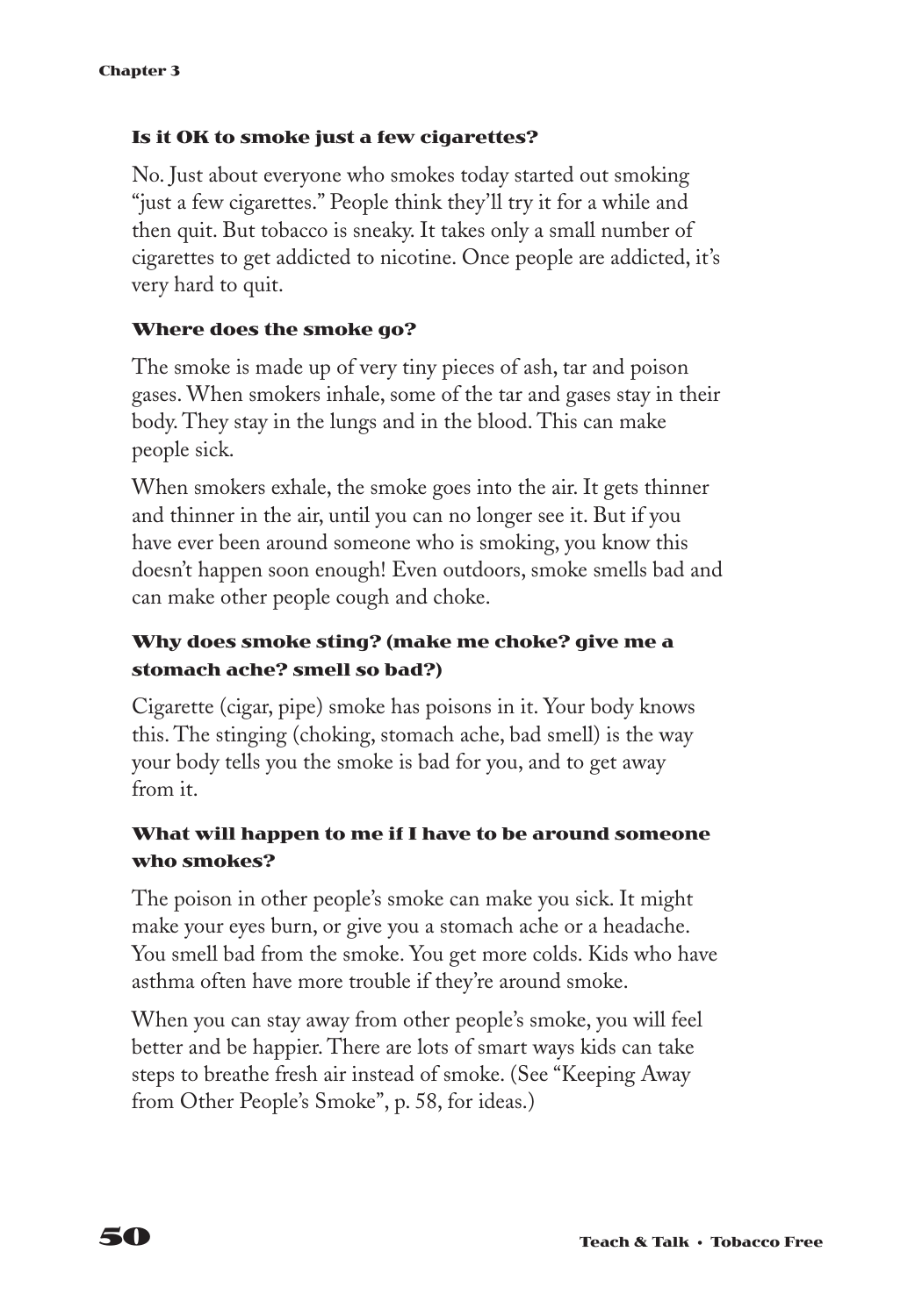### Is it OK to smoke just a few cigarettes?

No. Just about everyone who smokes today started out smoking "just a few cigarettes." People think they'll try it for a while and then quit. But tobacco is sneaky. It takes only a small number of cigarettes to get addicted to nicotine. Once people are addicted, it's very hard to quit.

### Where does the smoke go?

The smoke is made up of very tiny pieces of ash, tar and poison gases. When smokers inhale, some of the tar and gases stay in their body. They stay in the lungs and in the blood. This can make people sick.

When smokers exhale, the smoke goes into the air. It gets thinner and thinner in the air, until you can no longer see it. But if you have ever been around someone who is smoking, you know this doesn't happen soon enough! Even outdoors, smoke smells bad and can make other people cough and choke.

### Why does smoke sting? (make me choke? give me a stomach ache? smell so bad?)

Cigarette (cigar, pipe) smoke has poisons in it. Your body knows this. The stinging (choking, stomach ache, bad smell) is the way your body tells you the smoke is bad for you, and to get away from it.

### What will happen to me if I have to be around someone who smokes?

The poison in other people's smoke can make you sick. It might make your eyes burn, or give you a stomach ache or a headache. You smell bad from the smoke. You get more colds. Kids who have asthma often have more trouble if they're around smoke.

When you can stay away from other people's smoke, you will feel better and be happier. There are lots of smart ways kids can take steps to breathe fresh air instead of smoke. (See "Keeping Away from Other People's Smoke", p. 58, for ideas.)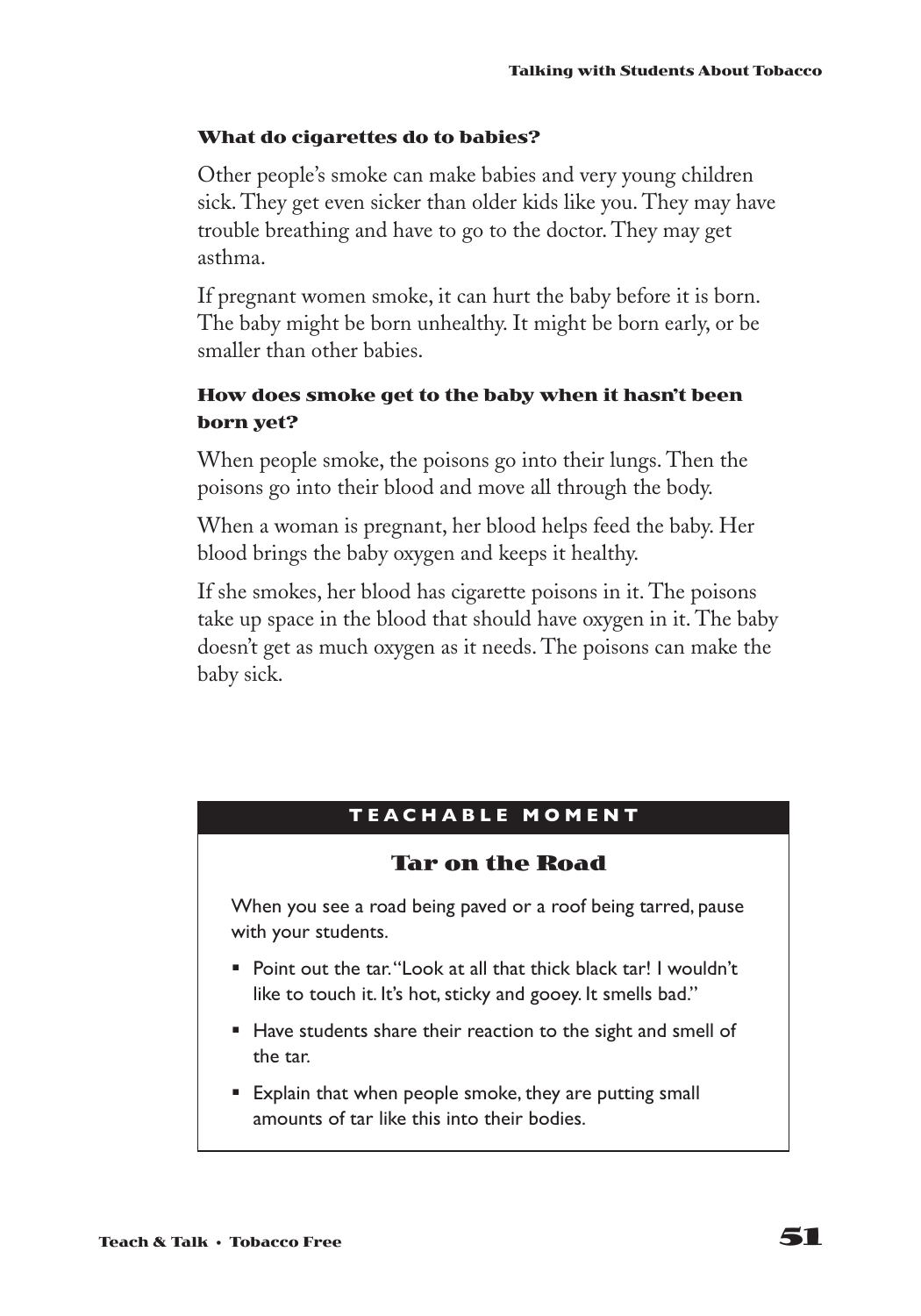### What do cigarettes do to babies?

Other people's smoke can make babies and very young children sick. They get even sicker than older kids like you. They may have trouble breathing and have to go to the doctor. They may get asthma.

If pregnant women smoke, it can hurt the baby before it is born. The baby might be born unhealthy. It might be born early, or be smaller than other babies.

### How does smoke get to the baby when it hasn't been born yet?

When people smoke, the poisons go into their lungs. Then the poisons go into their blood and move all through the body.

When a woman is pregnant, her blood helps feed the baby. Her blood brings the baby oxygen and keeps it healthy.

If she smokes, her blood has cigarette poisons in it. The poisons take up space in the blood that should have oxygen in it. The baby doesn't get as much oxygen as it needs. The poisons can make the baby sick.

**TEACHABLE MOMENT**

### Tar on the Road

When you see a road being paved or a roof being tarred, pause with your students.

- Point out the tar. "Look at all that thick black tar! I wouldn't like to touch it. It's hot, sticky and gooey. It smells bad."
- Have students share their reaction to the sight and smell of the tar.
- Explain that when people smoke, they are putting small amounts of tar like this into their bodies.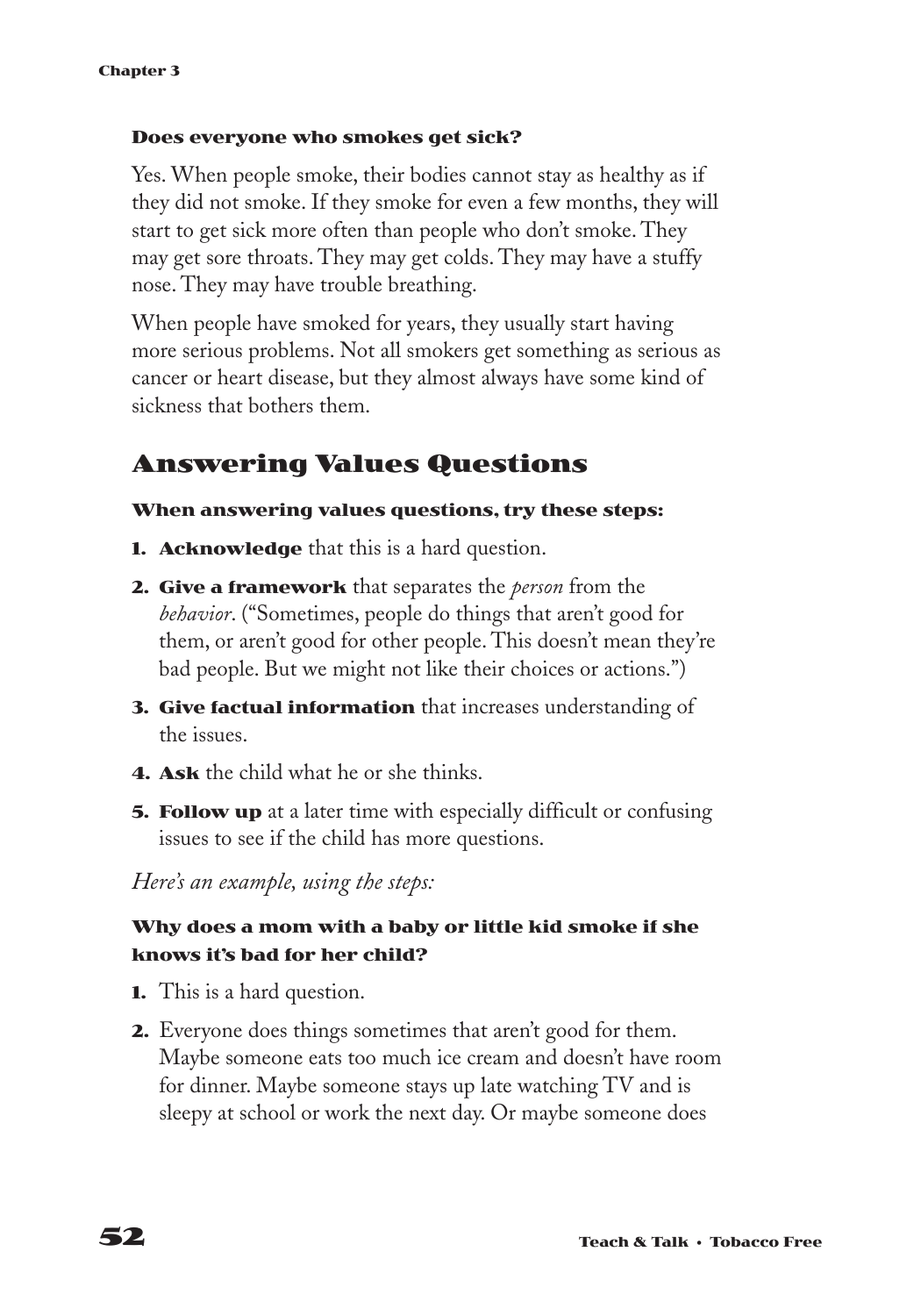#### Does everyone who smokes get sick?

Yes. When people smoke, their bodies cannot stay as healthy as if they did not smoke. If they smoke for even a few months, they will start to get sick more often than people who don't smoke. They may get sore throats. They may get colds. They may have a stuffy nose. They may have trouble breathing.

When people have smoked for years, they usually start having more serious problems. Not all smokers get something as serious as cancer or heart disease, but they almost always have some kind of sickness that bothers them.

## Answering Values Questions

#### When answering values questions, try these steps:

1. **Acknowledge** that this is a hard question.
2. **Give a framework** that separates the *person* from the *behavior*. ("Sometimes, people do things that aren't good for them, or aren't good for other people. This doesn't mean they're bad people. But we might not like their choices or actions.")
3. **Give factual information** that increases understanding of the issues.
4. **Ask** the child what he or she thinks.
5. **Follow up** at a later time with especially difficult or confusing issues to see if the child has more questions.

*Here's an example, using the steps:*

#### Why does a mom with a baby or little kid smoke if she knows it's bad for her child?

1. This is a hard question.
2. Everyone does things sometimes that aren't good for them. Maybe someone eats too much ice cream and doesn't have room for dinner. Maybe someone stays up late watching TV and is sleepy at school or work the next day. Or maybe someone does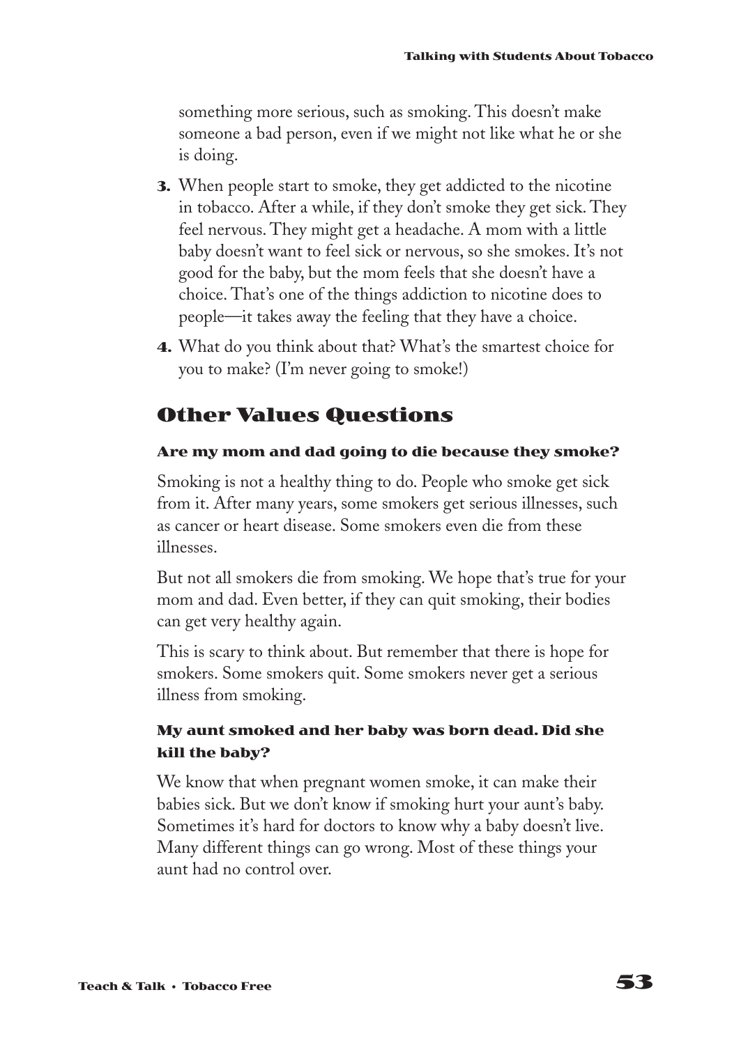something more serious, such as smoking. This doesn't make someone a bad person, even if we might not like what he or she is doing.

3. When people start to smoke, they get addicted to the nicotine in tobacco. After a while, if they don't smoke they get sick. They feel nervous. They might get a headache. A mom with a little baby doesn't want to feel sick or nervous, so she smokes. It's not good for the baby, but the mom feels that she doesn't have a choice. That's one of the things addiction to nicotine does to people—it takes away the feeling that they have a choice.
4. What do you think about that? What's the smartest choice for you to make? (I'm never going to smoke!)

## Other Values Questions

#### Are my mom and dad going to die because they smoke?

Smoking is not a healthy thing to do. People who smoke get sick from it. After many years, some smokers get serious illnesses, such as cancer or heart disease. Some smokers even die from these illnesses.

But not all smokers die from smoking. We hope that's true for your mom and dad. Even better, if they can quit smoking, their bodies can get very healthy again.

This is scary to think about. But remember that there is hope for smokers. Some smokers quit. Some smokers never get a serious illness from smoking.

#### My aunt smoked and her baby was born dead. Did she kill the baby?

We know that when pregnant women smoke, it can make their babies sick. But we don't know if smoking hurt your aunt's baby. Sometimes it's hard for doctors to know why a baby doesn't live. Many different things can go wrong. Most of these things your aunt had no control over.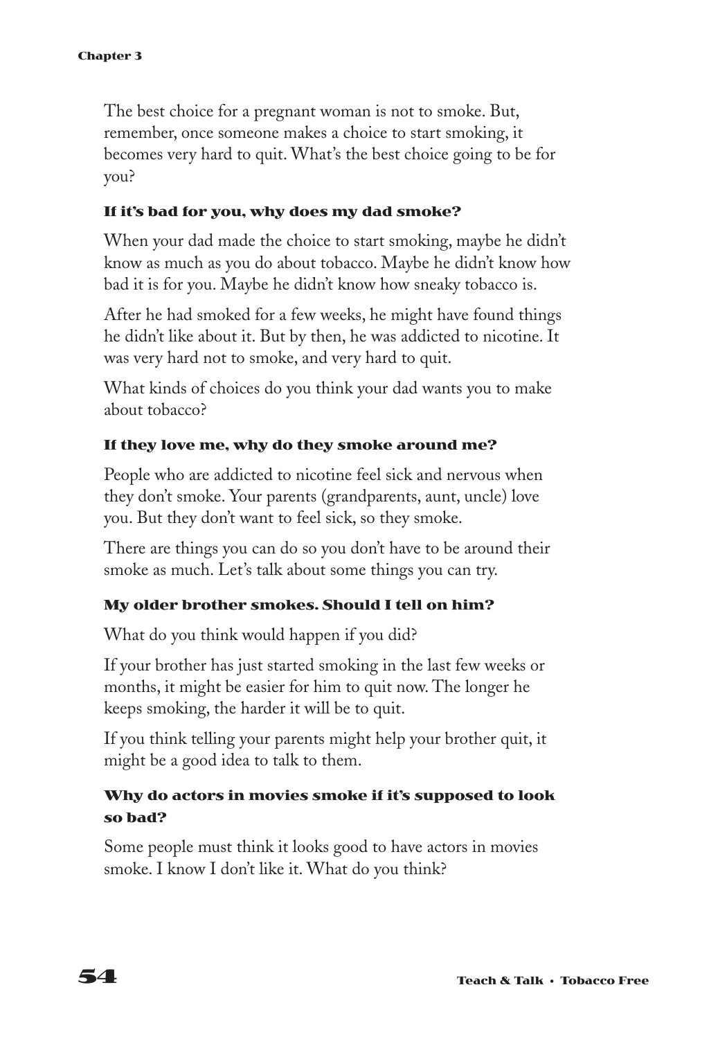The best choice for a pregnant woman is not to smoke. But, remember, once someone makes a choice to start smoking, it becomes very hard to quit. What's the best choice going to be for you?

### If it's bad for you, why does my dad smoke?

When your dad made the choice to start smoking, maybe he didn't know as much as you do about tobacco. Maybe he didn't know how bad it is for you. Maybe he didn't know how sneaky tobacco is.

After he had smoked for a few weeks, he might have found things he didn't like about it. But by then, he was addicted to nicotine. It was very hard not to smoke, and very hard to quit.

What kinds of choices do you think your dad wants you to make about tobacco?

### If they love me, why do they smoke around me?

People who are addicted to nicotine feel sick and nervous when they don't smoke. Your parents (grandparents, aunt, uncle) love you. But they don't want to feel sick, so they smoke.

There are things you can do so you don't have to be around their smoke as much. Let's talk about some things you can try.

### My older brother smokes. Should I tell on him?

What do you think would happen if you did?

If your brother has just started smoking in the last few weeks or months, it might be easier for him to quit now. The longer he keeps smoking, the harder it will be to quit.

If you think telling your parents might help your brother quit, it might be a good idea to talk to them.

### Why do actors in movies smoke if it's supposed to look so bad?

Some people must think it looks good to have actors in movies smoke. I know I don't like it. What do you think?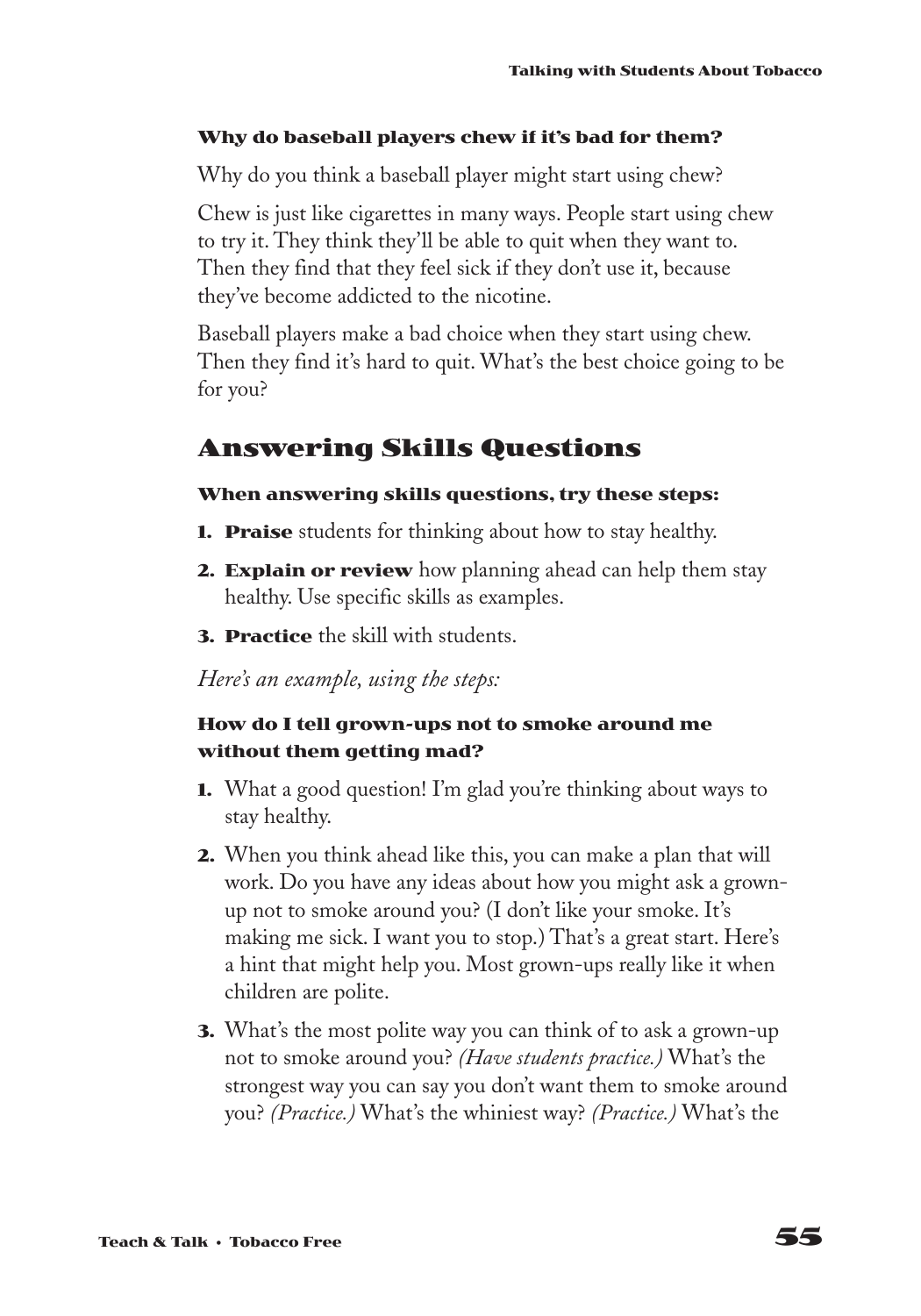**Why do baseball players chew if it's bad for them?**

Why do you think a baseball player might start using chew?

Chew is just like cigarettes in many ways. People start using chew to try it. They think they'll be able to quit when they want to. Then they find that they feel sick if they don't use it, because they've become addicted to the nicotine.

Baseball players make a bad choice when they start using chew. Then they find it's hard to quit. What's the best choice going to be for you?

## Answering Skills Questions

**When answering skills questions, try these steps:**

1. **Praise** students for thinking about how to stay healthy.
2. **Explain or review** how planning ahead can help them stay healthy. Use specific skills as examples.
3. **Practice** the skill with students.

*Here's an example, using the steps:*

**How do I tell grown-ups not to smoke around me without them getting mad?**

1. What a good question! I'm glad you're thinking about ways to stay healthy.
2. When you think ahead like this, you can make a plan that will work. Do you have any ideas about how you might ask a grown-up not to smoke around you? (I don't like your smoke. It's making me sick. I want you to stop.) That's a great start. Here's a hint that might help you. Most grown-ups really like it when children are polite.
3. What's the most polite way you can think of to ask a grown-up not to smoke around you? *(Have students practice.)* What's the strongest way you can say you don't want them to smoke around you? *(Practice.)* What's the whiniest way? *(Practice.)* What's the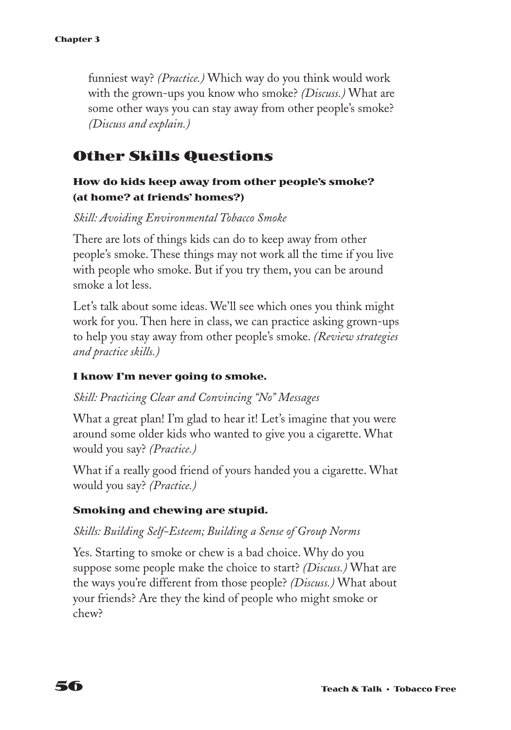funniest way? *(Practice.)* Which way do you think would work with the grown-ups you know who smoke? *(Discuss.)* What are some other ways you can stay away from other people's smoke? *(Discuss and explain.)*

## Other Skills Questions

### How do kids keep away from other people's smoke? (at home? at friends' homes?)

*Skill: Avoiding Environmental Tobacco Smoke*

There are lots of things kids can do to keep away from other people's smoke. These things may not work all the time if you live with people who smoke. But if you try them, you can be around smoke a lot less.

Let's talk about some ideas. We'll see which ones you think might work for you. Then here in class, we can practice asking grown-ups to help you stay away from other people's smoke. *(Review strategies and practice skills.)*

### I know I'm never going to smoke.

*Skill: Practicing Clear and Convincing "No" Messages*

What a great plan! I'm glad to hear it! Let's imagine that you were around some older kids who wanted to give you a cigarette. What would you say? *(Practice.)*

What if a really good friend of yours handed you a cigarette. What would you say? *(Practice.)*

### Smoking and chewing are stupid.

*Skills: Building Self-Esteem; Building a Sense of Group Norms*

Yes. Starting to smoke or chew is a bad choice. Why do you suppose some people make the choice to start? *(Discuss.)* What are the ways you're different from those people? *(Discuss.)* What about your friends? Are they the kind of people who might smoke or chew?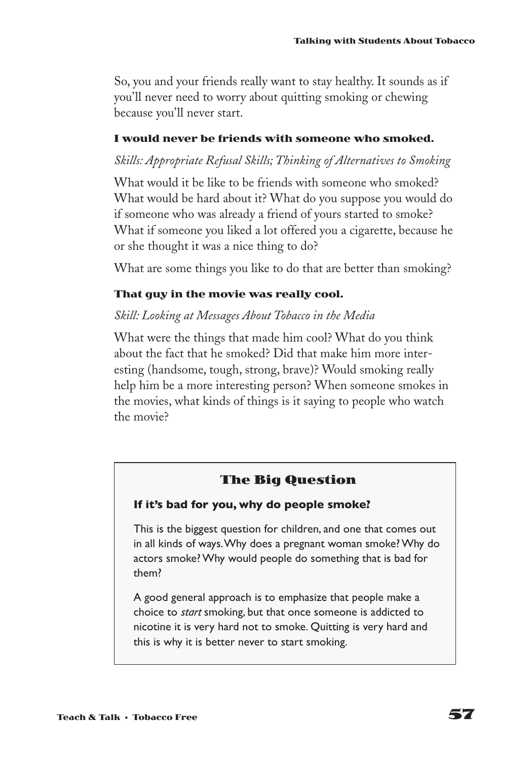So, you and your friends really want to stay healthy. It sounds as if you'll never need to worry about quitting smoking or chewing because you'll never start.

#### I would never be friends with someone who smoked.

*Skills: Appropriate Refusal Skills; Thinking of Alternatives to Smoking*

What would it be like to be friends with someone who smoked? What would be hard about it? What do you suppose you would do if someone who was already a friend of yours started to smoke? What if someone you liked a lot offered you a cigarette, because he or she thought it was a nice thing to do?

What are some things you like to do that are better than smoking?

#### That guy in the movie was really cool.

*Skill: Looking at Messages About Tobacco in the Media*

What were the things that made him cool? What do you think about the fact that he smoked? Did that make him more interesting (handsome, tough, strong, brave)? Would smoking really help him be a more interesting person? When someone smokes in the movies, what kinds of things is it saying to people who watch the movie?

### The Big Question

**If it's bad for you, why do people smoke?**

This is the biggest question for children, and one that comes out in all kinds of ways. Why does a pregnant woman smoke? Why do actors smoke? Why would people do something that is bad for them?

A good general approach is to emphasize that people make a choice to *start* smoking, but that once someone is addicted to nicotine it is very hard not to smoke. Quitting is very hard and this is why it is better never to start smoking.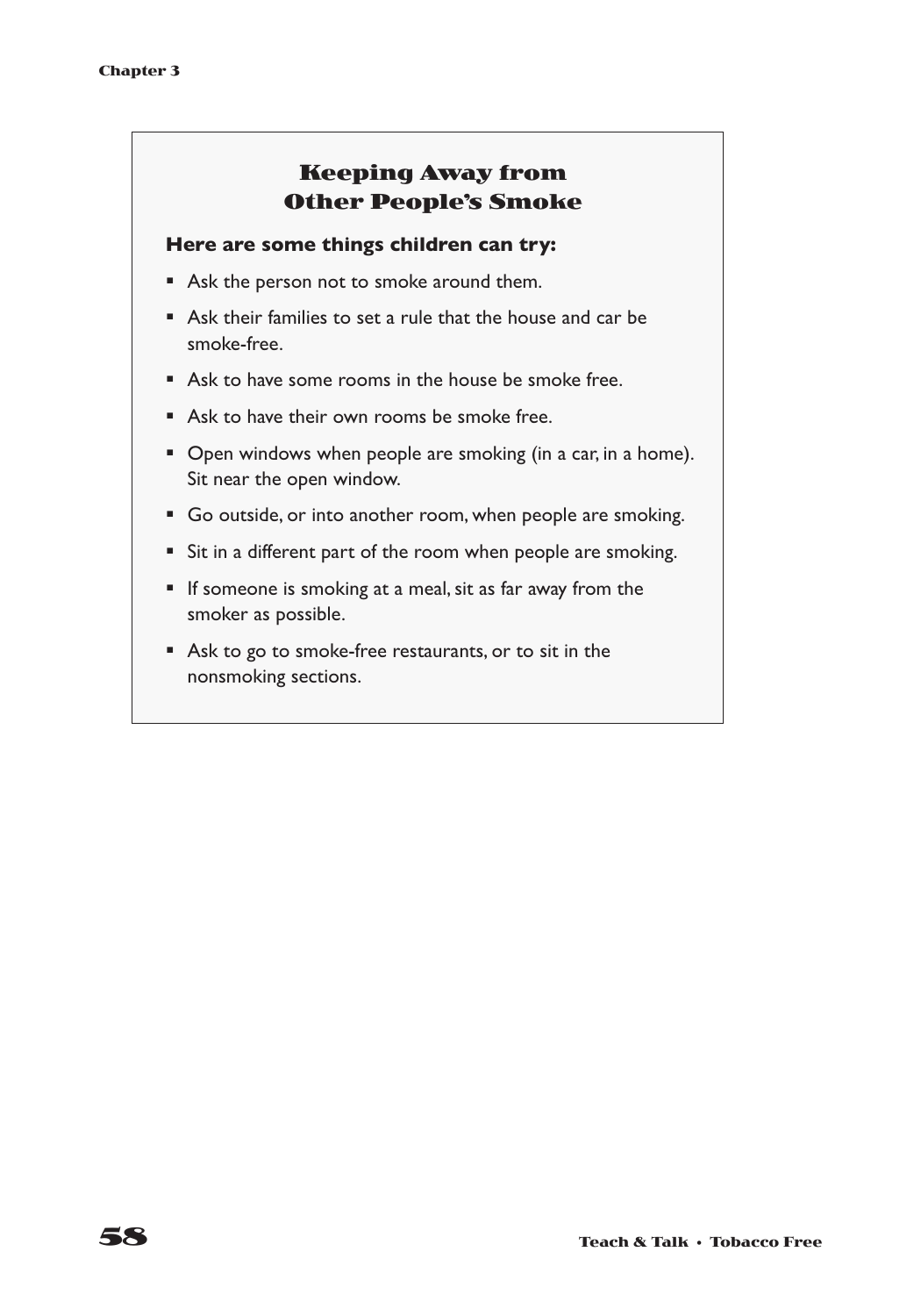## Keeping Away from Other People's Smoke

**Here are some things children can try:**

- Ask the person not to smoke around them.
- Ask their families to set a rule that the house and car be smoke-free.
- Ask to have some rooms in the house be smoke free.
- Ask to have their own rooms be smoke free.
- Open windows when people are smoking (in a car, in a home). Sit near the open window.
- Go outside, or into another room, when people are smoking.
- Sit in a different part of the room when people are smoking.
- If someone is smoking at a meal, sit as far away from the smoker as possible.
- Ask to go to smoke-free restaurants, or to sit in the nonsmoking sections.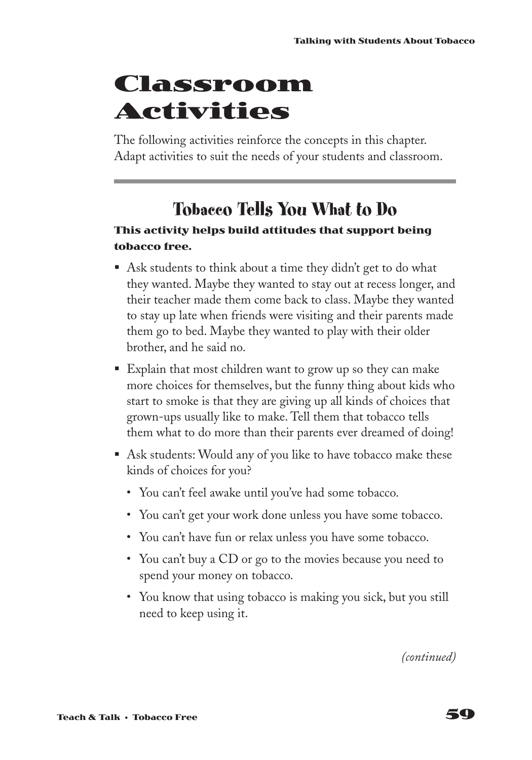# Classroom Activities

The following activities reinforce the concepts in this chapter. Adapt activities to suit the needs of your students and classroom.

## Tobacco Tells You What to Do

**This activity helps build attitudes that support being tobacco free.**

- Ask students to think about a time they didn't get to do what they wanted. Maybe they wanted to stay out at recess longer, and their teacher made them come back to class. Maybe they wanted to stay up late when friends were visiting and their parents made them go to bed. Maybe they wanted to play with their older brother, and he said no.
- Explain that most children want to grow up so they can make more choices for themselves, but the funny thing about kids who start to smoke is that they are giving up all kinds of choices that grown-ups usually like to make. Tell them that tobacco tells them what to do more than their parents ever dreamed of doing!
- Ask students: Would any of you like to have tobacco make these kinds of choices for you?
  - You can't feel awake until you've had some tobacco.
  - You can't get your work done unless you have some tobacco.
  - You can't have fun or relax unless you have some tobacco.
  - You can't buy a CD or go to the movies because you need to spend your money on tobacco.
  - You know that using tobacco is making you sick, but you still need to keep using it.

*(continued)*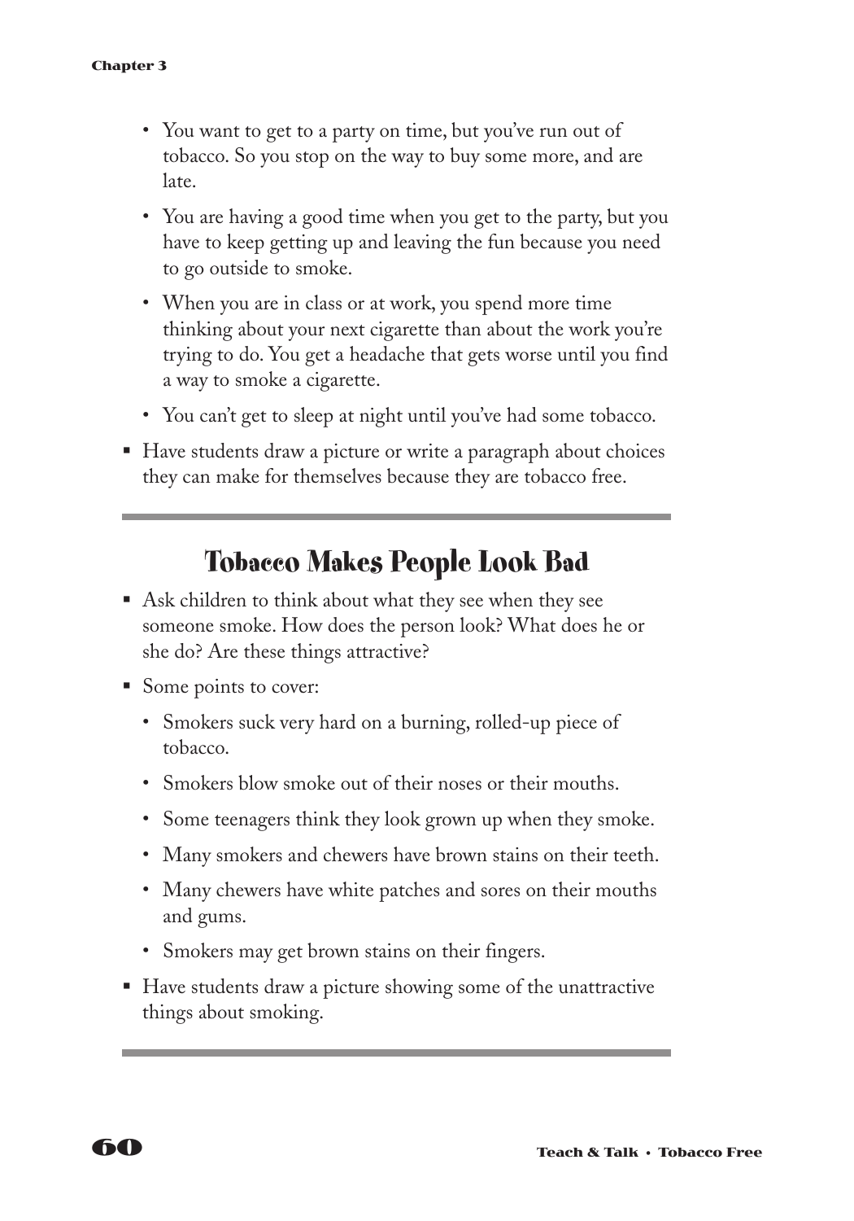- You want to get to a party on time, but you've run out of tobacco. So you stop on the way to buy some more, and are late.
- You are having a good time when you get to the party, but you have to keep getting up and leaving the fun because you need to go outside to smoke.
- When you are in class or at work, you spend more time thinking about your next cigarette than about the work you're trying to do. You get a headache that gets worse until you find a way to smoke a cigarette.
- You can't get to sleep at night until you've had some tobacco.

- Have students draw a picture or write a paragraph about choices they can make for themselves because they are tobacco free.

---

## Tobacco Makes People Look Bad

- Ask children to think about what they see when they see someone smoke. How does the person look? What does he or she do? Are these things attractive?
- Some points to cover:
  - Smokers suck very hard on a burning, rolled-up piece of tobacco.
  - Smokers blow smoke out of their noses or their mouths.
  - Some teenagers think they look grown up when they smoke.
  - Many smokers and chewers have brown stains on their teeth.
  - Many chewers have white patches and sores on their mouths and gums.
  - Smokers may get brown stains on their fingers.
- Have students draw a picture showing some of the unattractive things about smoking.

---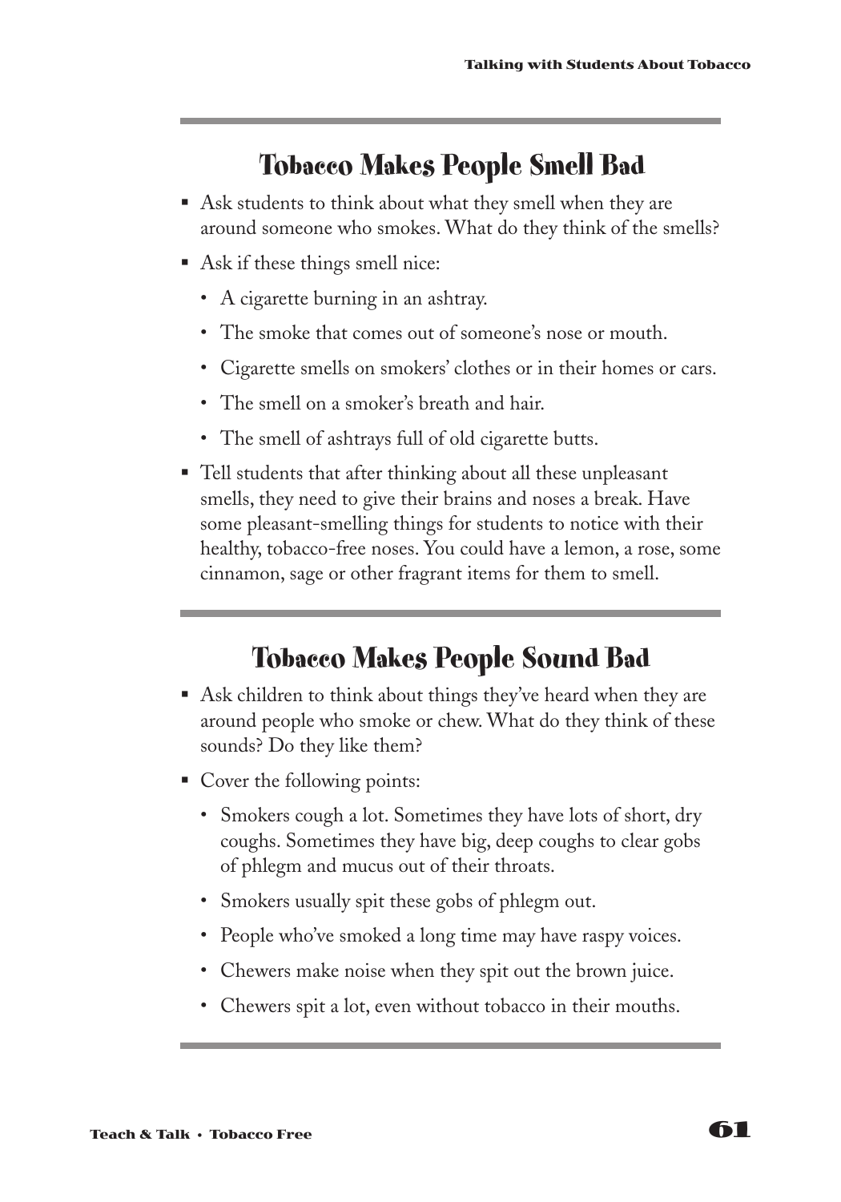## Tobacco Makes People Smell Bad

- Ask students to think about what they smell when they are around someone who smokes. What do they think of the smells?
- Ask if these things smell nice:
  - A cigarette burning in an ashtray.
  - The smoke that comes out of someone's nose or mouth.
  - Cigarette smells on smokers' clothes or in their homes or cars.
  - The smell on a smoker's breath and hair.
  - The smell of ashtrays full of old cigarette butts.
- Tell students that after thinking about all these unpleasant smells, they need to give their brains and noses a break. Have some pleasant-smelling things for students to notice with their healthy, tobacco-free noses. You could have a lemon, a rose, some cinnamon, sage or other fragrant items for them to smell.

## Tobacco Makes People Sound Bad

- Ask children to think about things they've heard when they are around people who smoke or chew. What do they think of these sounds? Do they like them?
- Cover the following points:
  - Smokers cough a lot. Sometimes they have lots of short, dry coughs. Sometimes they have big, deep coughs to clear gobs of phlegm and mucus out of their throats.
  - Smokers usually spit these gobs of phlegm out.
  - People who've smoked a long time may have raspy voices.
  - Chewers make noise when they spit out the brown juice.
  - Chewers spit a lot, even without tobacco in their mouths.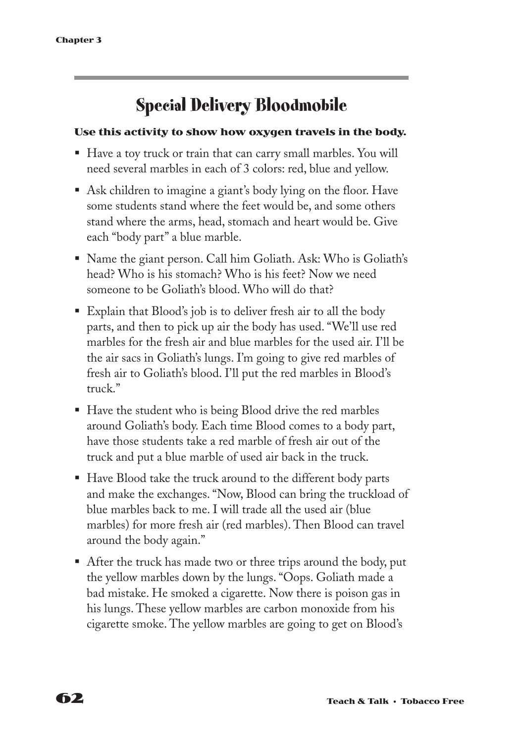## Special Delivery Bloodmobile

**Use this activity to show how oxygen travels in the body.**

- Have a toy truck or train that can carry small marbles. You will need several marbles in each of 3 colors: red, blue and yellow.
- Ask children to imagine a giant's body lying on the floor. Have some students stand where the feet would be, and some others stand where the arms, head, stomach and heart would be. Give each "body part" a blue marble.
- Name the giant person. Call him Goliath. Ask: Who is Goliath's head? Who is his stomach? Who is his feet? Now we need someone to be Goliath's blood. Who will do that?
- Explain that Blood's job is to deliver fresh air to all the body parts, and then to pick up air the body has used. "We'll use red marbles for the fresh air and blue marbles for the used air. I'll be the air sacs in Goliath's lungs. I'm going to give red marbles of fresh air to Goliath's blood. I'll put the red marbles in Blood's truck."
- Have the student who is being Blood drive the red marbles around Goliath's body. Each time Blood comes to a body part, have those students take a red marble of fresh air out of the truck and put a blue marble of used air back in the truck.
- Have Blood take the truck around to the different body parts and make the exchanges. "Now, Blood can bring the truckload of blue marbles back to me. I will trade all the used air (blue marbles) for more fresh air (red marbles). Then Blood can travel around the body again."
- After the truck has made two or three trips around the body, put the yellow marbles down by the lungs. "Oops. Goliath made a bad mistake. He smoked a cigarette. Now there is poison gas in his lungs. These yellow marbles are carbon monoxide from his cigarette smoke. The yellow marbles are going to get on Blood's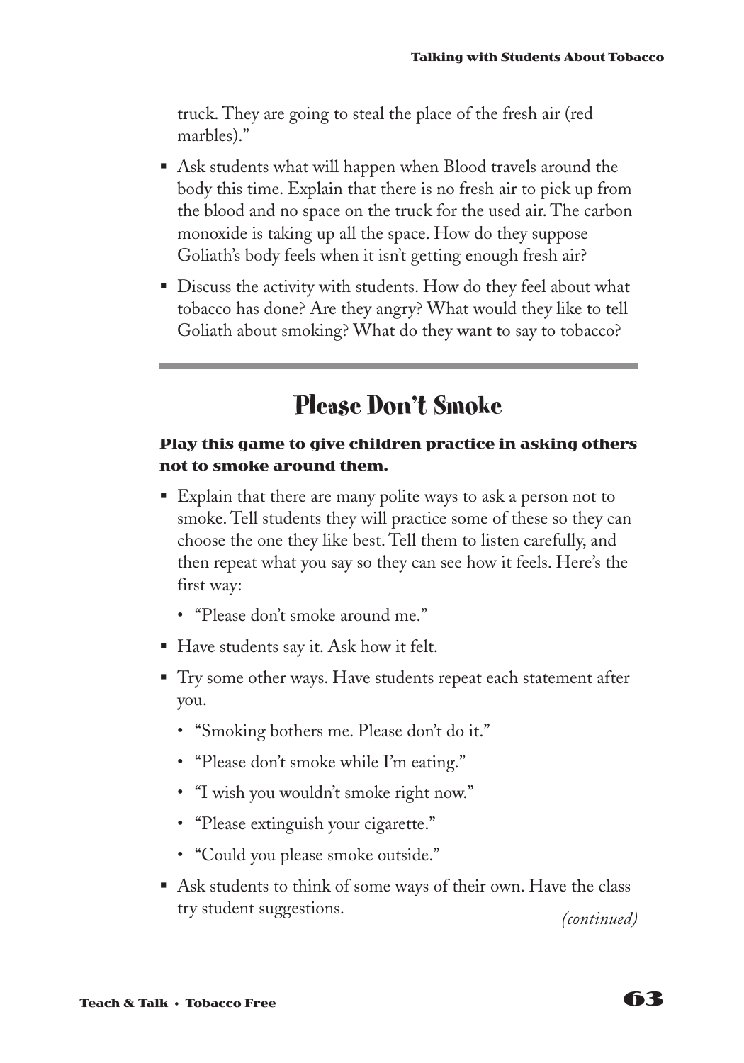truck. They are going to steal the place of the fresh air (red marbles)."

- Ask students what will happen when Blood travels around the body this time. Explain that there is no fresh air to pick up from the blood and no space on the truck for the used air. The carbon monoxide is taking up all the space. How do they suppose Goliath's body feels when it isn't getting enough fresh air?
- Discuss the activity with students. How do they feel about what tobacco has done? Are they angry? What would they like to tell Goliath about smoking? What do they want to say to tobacco?

---

## Please Don't Smoke

**Play this game to give children practice in asking others not to smoke around them.**

- Explain that there are many polite ways to ask a person not to smoke. Tell students they will practice some of these so they can choose the one they like best. Tell them to listen carefully, and then repeat what you say so they can see how it feels. Here's the first way:
  - "Please don't smoke around me."
- Have students say it. Ask how it felt.
- Try some other ways. Have students repeat each statement after you.
  - "Smoking bothers me. Please don't do it."
  - "Please don't smoke while I'm eating."
  - "I wish you wouldn't smoke right now."
  - "Please extinguish your cigarette."
  - "Could you please smoke outside."
- Ask students to think of some ways of their own. Have the class try student suggestions.

*(continued)*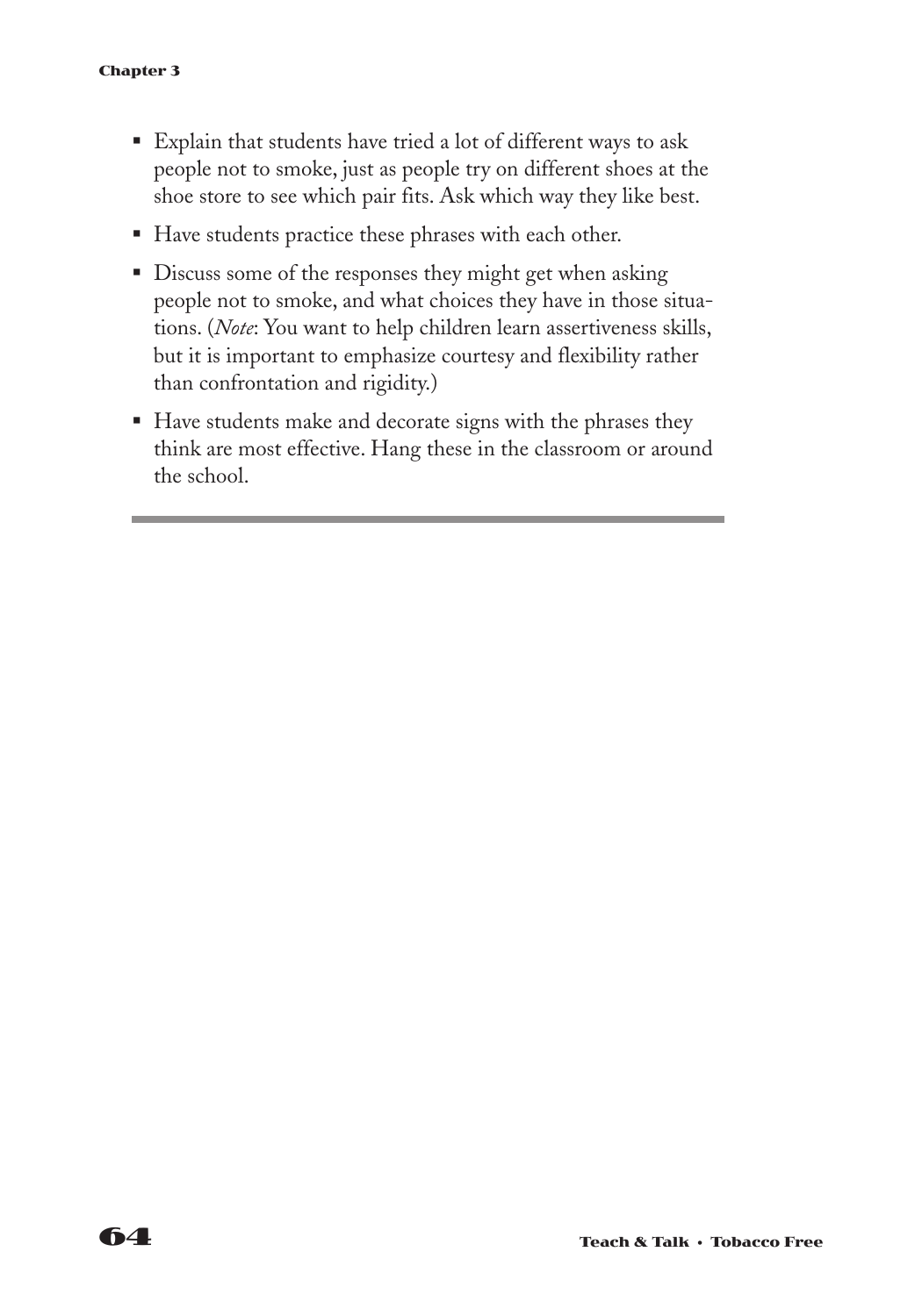- Explain that students have tried a lot of different ways to ask people not to smoke, just as people try on different shoes at the shoe store to see which pair fits. Ask which way they like best.
- Have students practice these phrases with each other.
- Discuss some of the responses they might get when asking people not to smoke, and what choices they have in those situations. (*Note*: You want to help children learn assertiveness skills, but it is important to emphasize courtesy and flexibility rather than confrontation and rigidity.)
- Have students make and decorate signs with the phrases they think are most effective. Hang these in the classroom or around the school.

---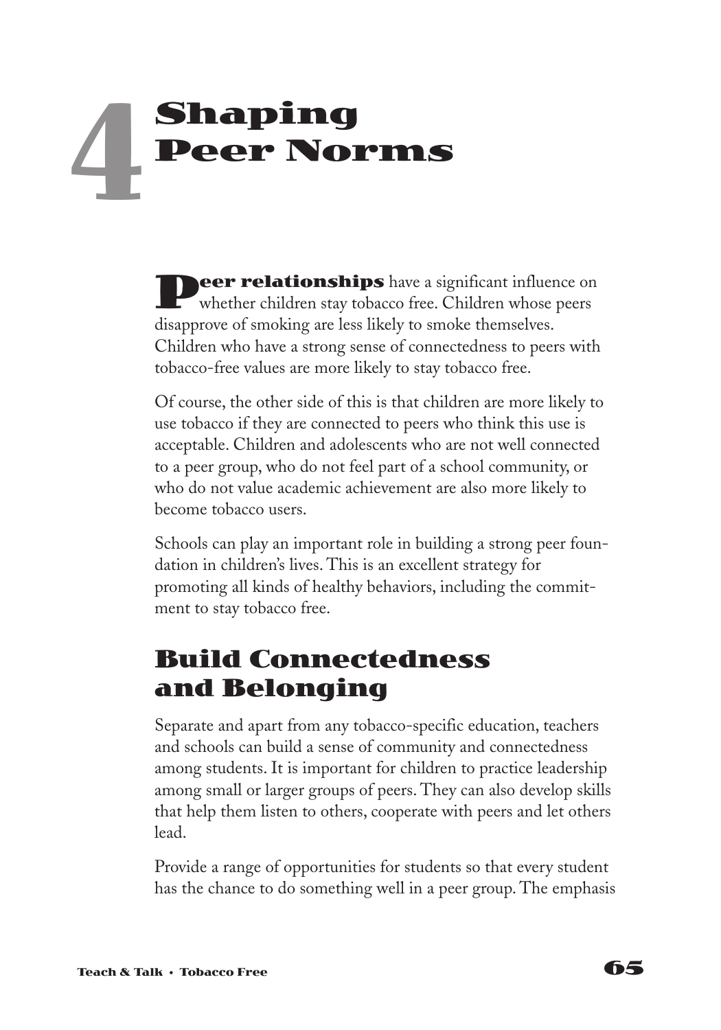# 4 Shaping Peer Norms

**Peer relationships** have a significant influence on whether children stay tobacco free. Children whose peers disapprove of smoking are less likely to smoke themselves. Children who have a strong sense of connectedness to peers with tobacco-free values are more likely to stay tobacco free.

Of course, the other side of this is that children are more likely to use tobacco if they are connected to peers who think this use is acceptable. Children and adolescents who are not well connected to a peer group, who do not feel part of a school community, or who do not value academic achievement are also more likely to become tobacco users.

Schools can play an important role in building a strong peer foundation in children's lives. This is an excellent strategy for promoting all kinds of healthy behaviors, including the commitment to stay tobacco free.

## Build Connectedness and Belonging

Separate and apart from any tobacco-specific education, teachers and schools can build a sense of community and connectedness among students. It is important for children to practice leadership among small or larger groups of peers. They can also develop skills that help them listen to others, cooperate with peers and let others lead.

Provide a range of opportunities for students so that every student has the chance to do something well in a peer group. The emphasis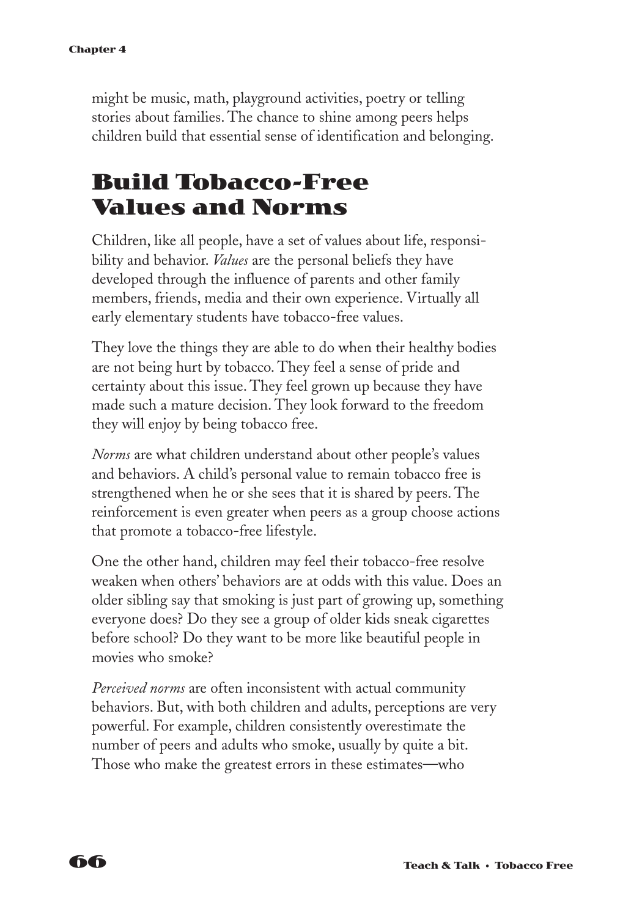might be music, math, playground activities, poetry or telling stories about families. The chance to shine among peers helps children build that essential sense of identification and belonging.

## Build Tobacco-Free Values and Norms

Children, like all people, have a set of values about life, responsibility and behavior. *Values* are the personal beliefs they have developed through the influence of parents and other family members, friends, media and their own experience. Virtually all early elementary students have tobacco-free values.

They love the things they are able to do when their healthy bodies are not being hurt by tobacco. They feel a sense of pride and certainty about this issue. They feel grown up because they have made such a mature decision. They look forward to the freedom they will enjoy by being tobacco free.

*Norms* are what children understand about other people's values and behaviors. A child's personal value to remain tobacco free is strengthened when he or she sees that it is shared by peers. The reinforcement is even greater when peers as a group choose actions that promote a tobacco-free lifestyle.

One the other hand, children may feel their tobacco-free resolve weaken when others' behaviors are at odds with this value. Does an older sibling say that smoking is just part of growing up, something everyone does? Do they see a group of older kids sneak cigarettes before school? Do they want to be more like beautiful people in movies who smoke?

*Perceived norms* are often inconsistent with actual community behaviors. But, with both children and adults, perceptions are very powerful. For example, children consistently overestimate the number of peers and adults who smoke, usually by quite a bit. Those who make the greatest errors in these estimates—who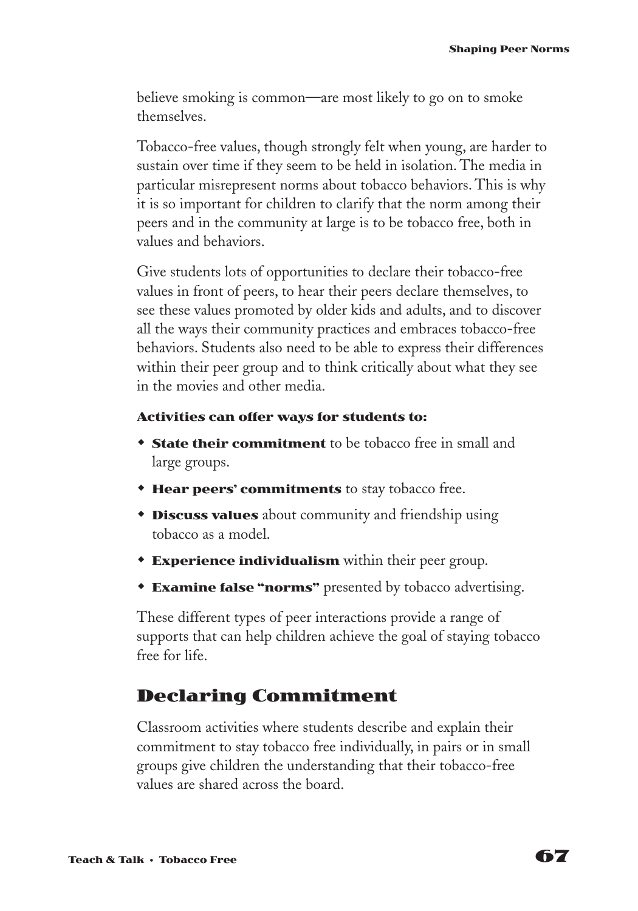believe smoking is common—are most likely to go on to smoke themselves.

Tobacco-free values, though strongly felt when young, are harder to sustain over time if they seem to be held in isolation. The media in particular misrepresent norms about tobacco behaviors. This is why it is so important for children to clarify that the norm among their peers and in the community at large is to be tobacco free, both in values and behaviors.

Give students lots of opportunities to declare their tobacco-free values in front of peers, to hear their peers declare themselves, to see these values promoted by older kids and adults, and to discover all the ways their community practices and embraces tobacco-free behaviors. Students also need to be able to express their differences within their peer group and to think critically about what they see in the movies and other media.

**Activities can offer ways for students to:**

- **State their commitment** to be tobacco free in small and large groups.
- **Hear peers' commitments** to stay tobacco free.
- **Discuss values** about community and friendship using tobacco as a model.
- **Experience individualism** within their peer group.
- **Examine false "norms"** presented by tobacco advertising.

These different types of peer interactions provide a range of supports that can help children achieve the goal of staying tobacco free for life.

## Declaring Commitment

Classroom activities where students describe and explain their commitment to stay tobacco free individually, in pairs or in small groups give children the understanding that their tobacco-free values are shared across the board.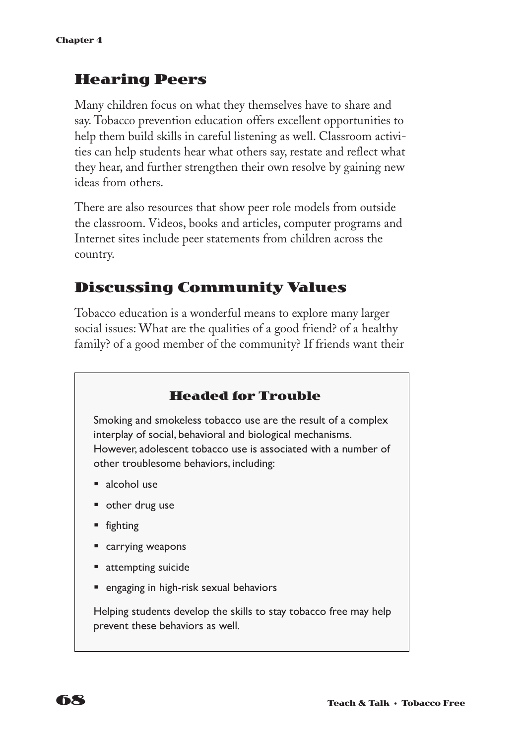## Hearing Peers

Many children focus on what they themselves have to share and say. Tobacco prevention education offers excellent opportunities to help them build skills in careful listening as well. Classroom activities can help students hear what others say, restate and reflect what they hear, and further strengthen their own resolve by gaining new ideas from others.

There are also resources that show peer role models from outside the classroom. Videos, books and articles, computer programs and Internet sites include peer statements from children across the country.

## Discussing Community Values

Tobacco education is a wonderful means to explore many larger social issues: What are the qualities of a good friend? of a healthy family? of a good member of the community? If friends want their

### Headed for Trouble

Smoking and smokeless tobacco use are the result of a complex interplay of social, behavioral and biological mechanisms. However, adolescent tobacco use is associated with a number of other troublesome behaviors, including:

- alcohol use
- other drug use
- fighting
- carrying weapons
- attempting suicide
- engaging in high-risk sexual behaviors

Helping students develop the skills to stay tobacco free may help prevent these behaviors as well.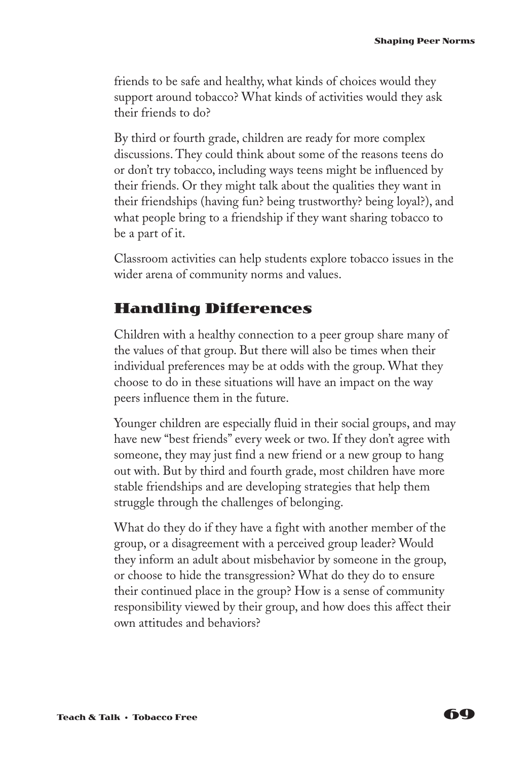friends to be safe and healthy, what kinds of choices would they support around tobacco? What kinds of activities would they ask their friends to do?

By third or fourth grade, children are ready for more complex discussions. They could think about some of the reasons teens do or don't try tobacco, including ways teens might be influenced by their friends. Or they might talk about the qualities they want in their friendships (having fun? being trustworthy? being loyal?), and what people bring to a friendship if they want sharing tobacco to be a part of it.

Classroom activities can help students explore tobacco issues in the wider arena of community norms and values.

## Handling Differences

Children with a healthy connection to a peer group share many of the values of that group. But there will also be times when their individual preferences may be at odds with the group. What they choose to do in these situations will have an impact on the way peers influence them in the future.

Younger children are especially fluid in their social groups, and may have new "best friends" every week or two. If they don't agree with someone, they may just find a new friend or a new group to hang out with. But by third and fourth grade, most children have more stable friendships and are developing strategies that help them struggle through the challenges of belonging.

What do they do if they have a fight with another member of the group, or a disagreement with a perceived group leader? Would they inform an adult about misbehavior by someone in the group, or choose to hide the transgression? What do they do to ensure their continued place in the group? How is a sense of community responsibility viewed by their group, and how does this affect their own attitudes and behaviors?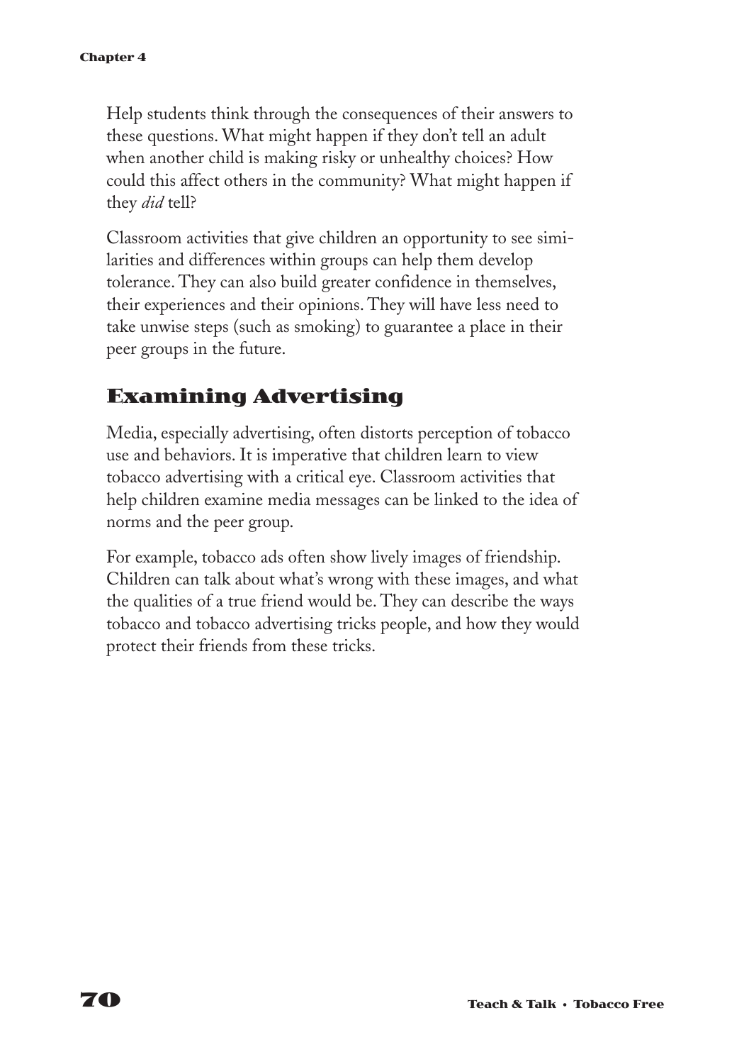Help students think through the consequences of their answers to these questions. What might happen if they don't tell an adult when another child is making risky or unhealthy choices? How could this affect others in the community? What might happen if they *did* tell?

Classroom activities that give children an opportunity to see similarities and differences within groups can help them develop tolerance. They can also build greater confidence in themselves, their experiences and their opinions. They will have less need to take unwise steps (such as smoking) to guarantee a place in their peer groups in the future.

## Examining Advertising

Media, especially advertising, often distorts perception of tobacco use and behaviors. It is imperative that children learn to view tobacco advertising with a critical eye. Classroom activities that help children examine media messages can be linked to the idea of norms and the peer group.

For example, tobacco ads often show lively images of friendship. Children can talk about what's wrong with these images, and what the qualities of a true friend would be. They can describe the ways tobacco and tobacco advertising tricks people, and how they would protect their friends from these tricks.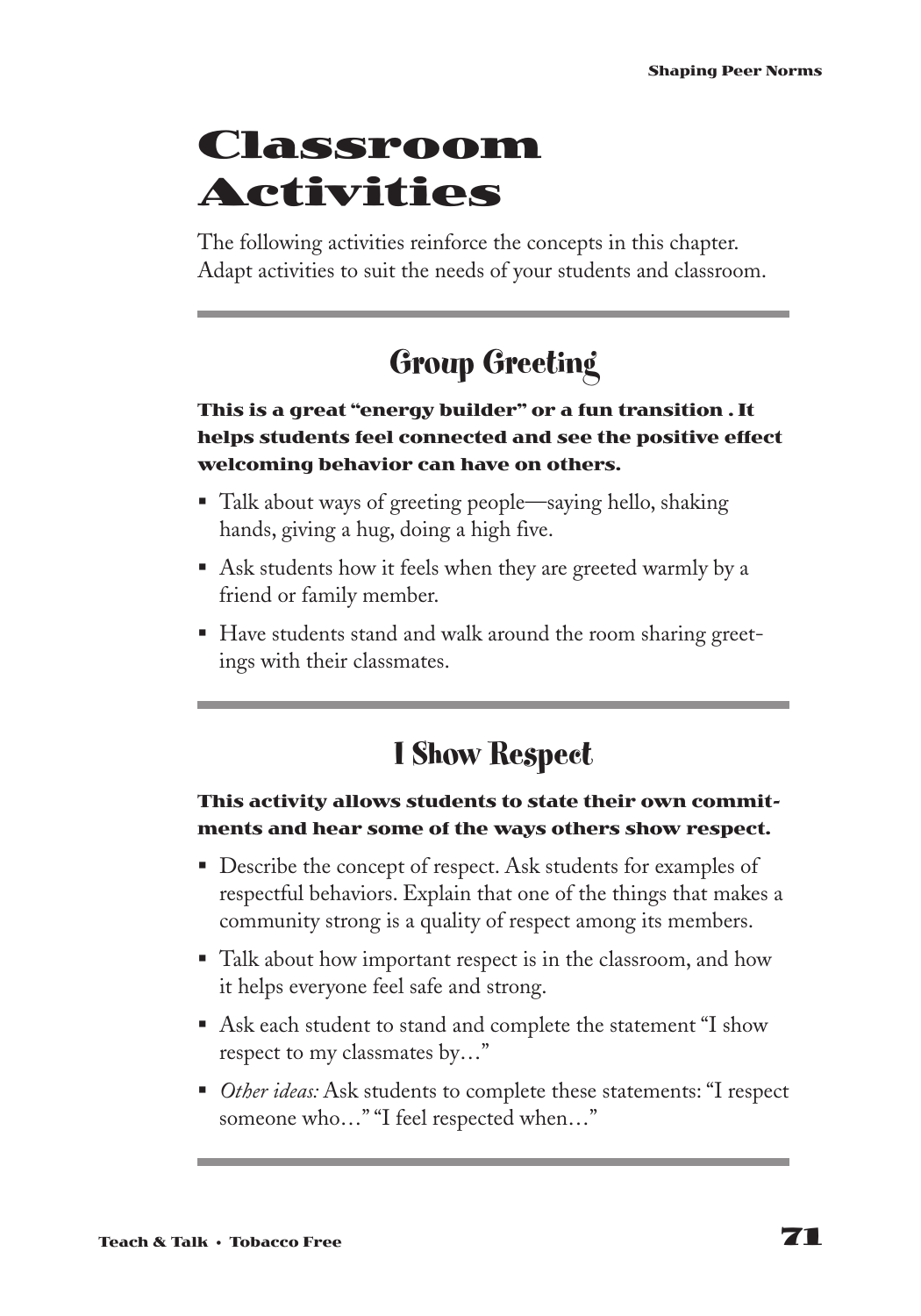# Classroom Activities

The following activities reinforce the concepts in this chapter. Adapt activities to suit the needs of your students and classroom.

## Group Greeting

**This is a great "energy builder" or a fun transition . It helps students feel connected and see the positive effect welcoming behavior can have on others.**

- Talk about ways of greeting people—saying hello, shaking hands, giving a hug, doing a high five.
- Ask students how it feels when they are greeted warmly by a friend or family member.
- Have students stand and walk around the room sharing greetings with their classmates.

## I Show Respect

**This activity allows students to state their own commitments and hear some of the ways others show respect.**

- Describe the concept of respect. Ask students for examples of respectful behaviors. Explain that one of the things that makes a community strong is a quality of respect among its members.
- Talk about how important respect is in the classroom, and how it helps everyone feel safe and strong.
- Ask each student to stand and complete the statement "I show respect to my classmates by…"
- *Other ideas:* Ask students to complete these statements: "I respect someone who…" "I feel respected when…"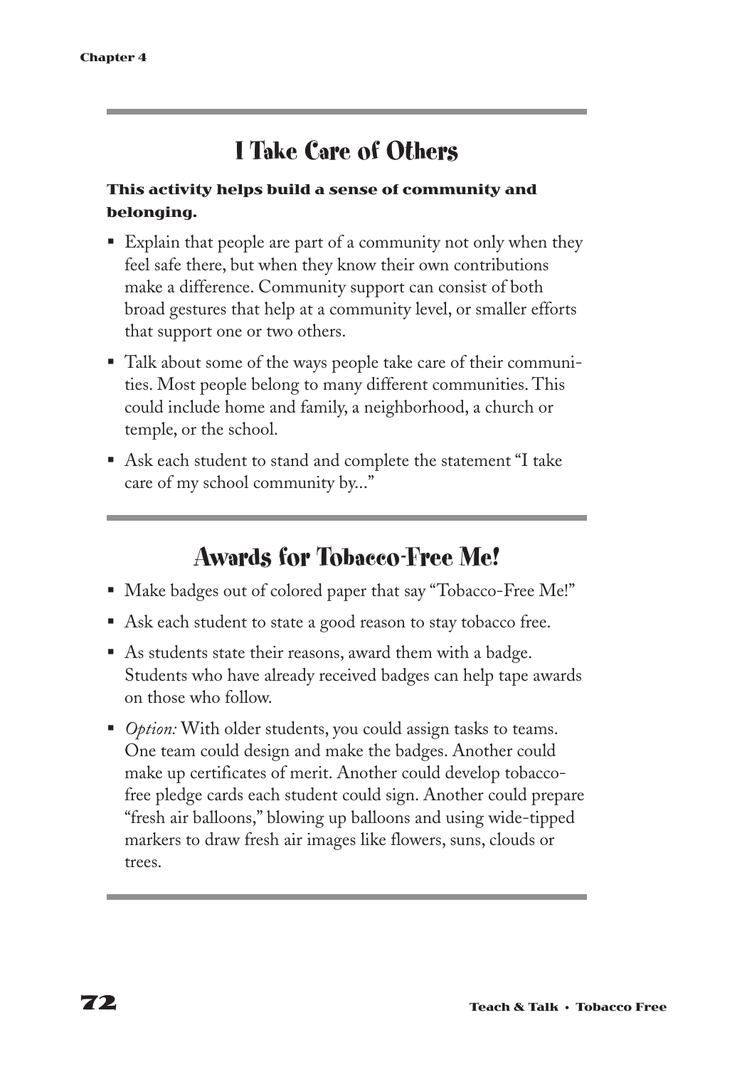## I Take Care of Others

**This activity helps build a sense of community and belonging.**

- Explain that people are part of a community not only when they feel safe there, but when they know their own contributions make a difference. Community support can consist of both broad gestures that help at a community level, or smaller efforts that support one or two others.
- Talk about some of the ways people take care of their communities. Most people belong to many different communities. This could include home and family, a neighborhood, a church or temple, or the school.
- Ask each student to stand and complete the statement "I take care of my school community by..."

## Awards for Tobacco-Free Me!

- Make badges out of colored paper that say "Tobacco-Free Me!"
- Ask each student to state a good reason to stay tobacco free.
- As students state their reasons, award them with a badge. Students who have already received badges can help tape awards on those who follow.
- *Option:* With older students, you could assign tasks to teams. One team could design and make the badges. Another could make up certificates of merit. Another could develop tobacco-free pledge cards each student could sign. Another could prepare "fresh air balloons," blowing up balloons and using wide-tipped markers to draw fresh air images like flowers, suns, clouds or trees.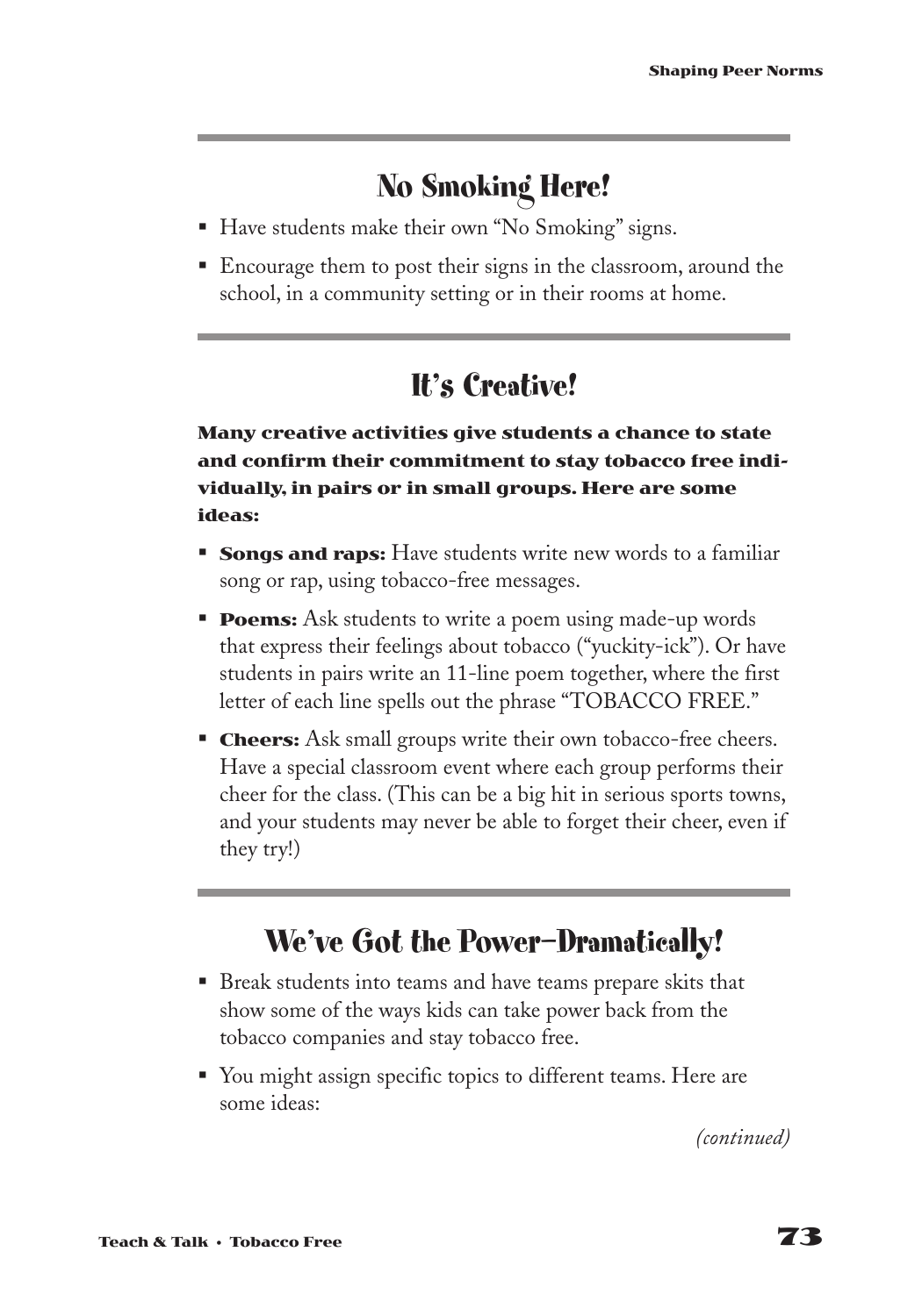## No Smoking Here!

- Have students make their own "No Smoking" signs.
- Encourage them to post their signs in the classroom, around the school, in a community setting or in their rooms at home.

## It's Creative!

**Many creative activities give students a chance to state and confirm their commitment to stay tobacco free individually, in pairs or in small groups. Here are some ideas:**

- **Songs and raps:** Have students write new words to a familiar song or rap, using tobacco-free messages.
- **Poems:** Ask students to write a poem using made-up words that express their feelings about tobacco ("yuckity-ick"). Or have students in pairs write an 11-line poem together, where the first letter of each line spells out the phrase "TOBACCO FREE."
- **Cheers:** Ask small groups write their own tobacco-free cheers. Have a special classroom event where each group performs their cheer for the class. (This can be a big hit in serious sports towns, and your students may never be able to forget their cheer, even if they try!)

## We've Got the Power—Dramatically!

- Break students into teams and have teams prepare skits that show some of the ways kids can take power back from the tobacco companies and stay tobacco free.
- You might assign specific topics to different teams. Here are some ideas:

*(continued)*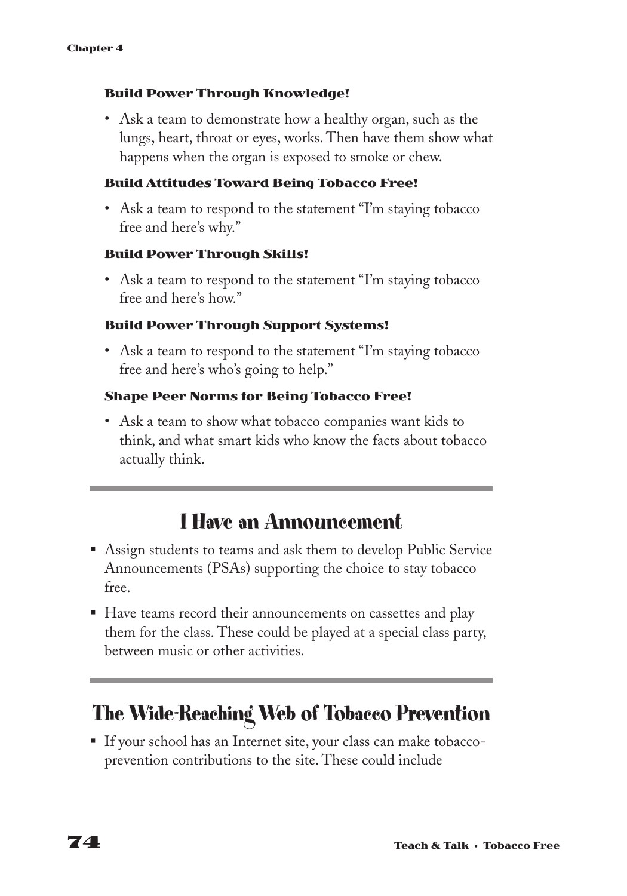#### Build Power Through Knowledge!

- Ask a team to demonstrate how a healthy organ, such as the lungs, heart, throat or eyes, works. Then have them show what happens when the organ is exposed to smoke or chew.

#### Build Attitudes Toward Being Tobacco Free!

- Ask a team to respond to the statement "I'm staying tobacco free and here's why."

#### Build Power Through Skills!

- Ask a team to respond to the statement "I'm staying tobacco free and here's how."

#### Build Power Through Support Systems!

- Ask a team to respond to the statement "I'm staying tobacco free and here's who's going to help."

#### Shape Peer Norms for Being Tobacco Free!

- Ask a team to show what tobacco companies want kids to think, and what smart kids who know the facts about tobacco actually think.

## I Have an Announcement

- Assign students to teams and ask them to develop Public Service Announcements (PSAs) supporting the choice to stay tobacco free.
- Have teams record their announcements on cassettes and play them for the class. These could be played at a special class party, between music or other activities.

## The Wide-Reaching Web of Tobacco Prevention

- If your school has an Internet site, your class can make tobacco-prevention contributions to the site. These could include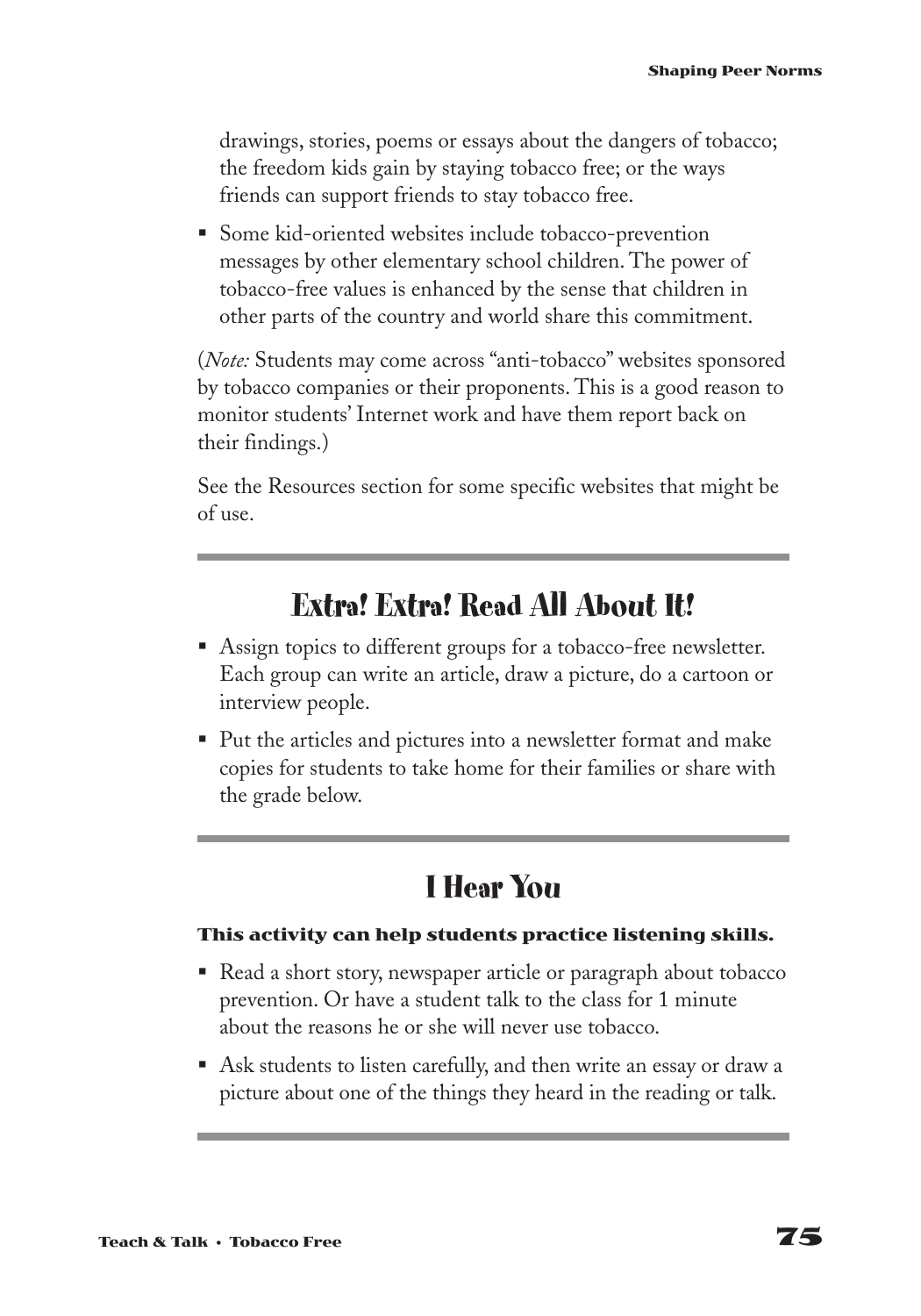drawings, stories, poems or essays about the dangers of tobacco; the freedom kids gain by staying tobacco free; or the ways friends can support friends to stay tobacco free.

- Some kid-oriented websites include tobacco-prevention messages by other elementary school children. The power of tobacco-free values is enhanced by the sense that children in other parts of the country and world share this commitment.

(*Note:* Students may come across "anti-tobacco" websites sponsored by tobacco companies or their proponents. This is a good reason to monitor students' Internet work and have them report back on their findings.)

See the Resources section for some specific websites that might be of use.

## Extra! Extra! Read All About It!

- Assign topics to different groups for a tobacco-free newsletter. Each group can write an article, draw a picture, do a cartoon or interview people.
- Put the articles and pictures into a newsletter format and make copies for students to take home for their families or share with the grade below.

## I Hear You

**This activity can help students practice listening skills.**

- Read a short story, newspaper article or paragraph about tobacco prevention. Or have a student talk to the class for 1 minute about the reasons he or she will never use tobacco.
- Ask students to listen carefully, and then write an essay or draw a picture about one of the things they heard in the reading or talk.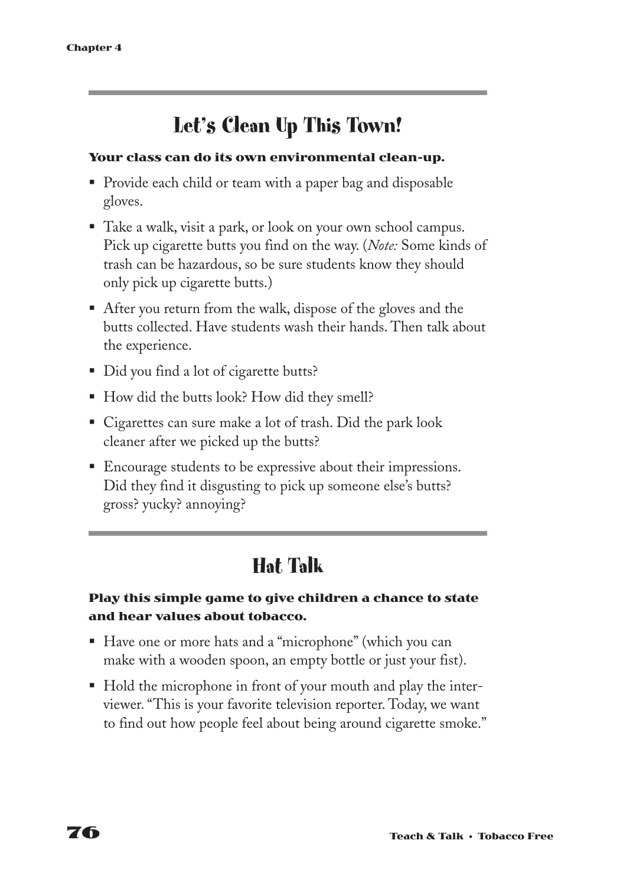## Let's Clean Up This Town!

**Your class can do its own environmental clean-up.**

- Provide each child or team with a paper bag and disposable gloves.
- Take a walk, visit a park, or look on your own school campus. Pick up cigarette butts you find on the way. (*Note:* Some kinds of trash can be hazardous, so be sure students know they should only pick up cigarette butts.)
- After you return from the walk, dispose of the gloves and the butts collected. Have students wash their hands. Then talk about the experience.
- Did you find a lot of cigarette butts?
- How did the butts look? How did they smell?
- Cigarettes can sure make a lot of trash. Did the park look cleaner after we picked up the butts?
- Encourage students to be expressive about their impressions. Did they find it disgusting to pick up someone else's butts? gross? yucky? annoying?

## Hat Talk

**Play this simple game to give children a chance to state and hear values about tobacco.**

- Have one or more hats and a "microphone" (which you can make with a wooden spoon, an empty bottle or just your fist).
- Hold the microphone in front of your mouth and play the interviewer. "This is your favorite television reporter. Today, we want to find out how people feel about being around cigarette smoke."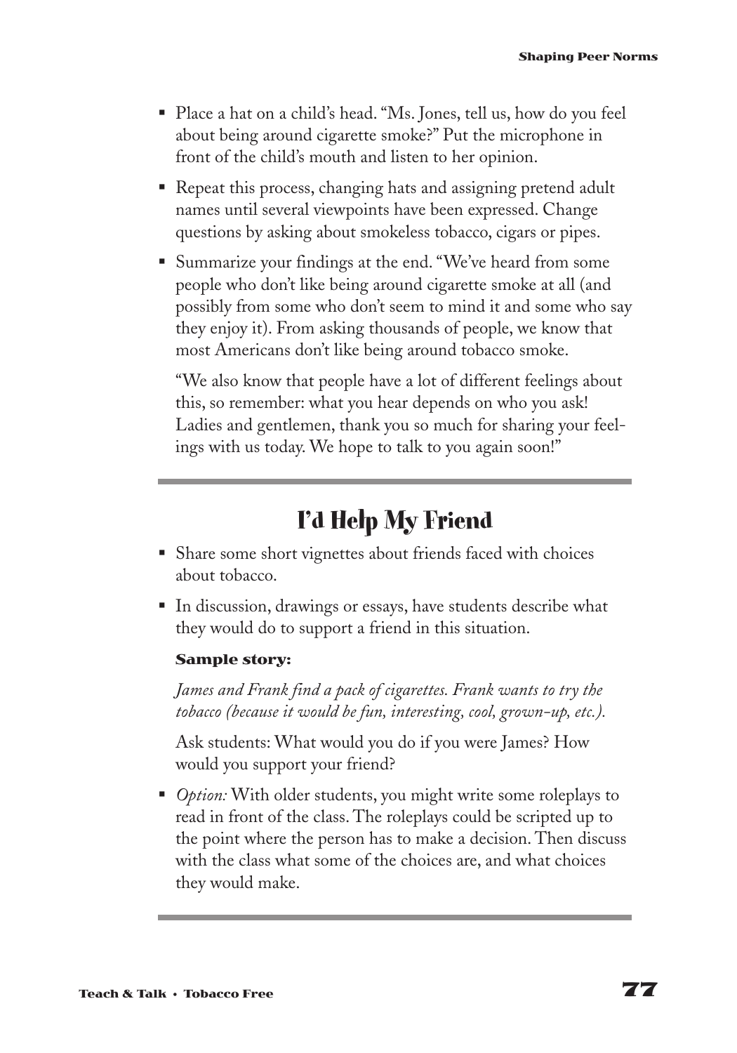- Place a hat on a child's head. "Ms. Jones, tell us, how do you feel about being around cigarette smoke?" Put the microphone in front of the child's mouth and listen to her opinion.
- Repeat this process, changing hats and assigning pretend adult names until several viewpoints have been expressed. Change questions by asking about smokeless tobacco, cigars or pipes.
- Summarize your findings at the end. "We've heard from some people who don't like being around cigarette smoke at all (and possibly from some who don't seem to mind it and some who say they enjoy it). From asking thousands of people, we know that most Americans don't like being around tobacco smoke.

  "We also know that people have a lot of different feelings about this, so remember: what you hear depends on who you ask! Ladies and gentlemen, thank you so much for sharing your feelings with us today. We hope to talk to you again soon!"

## I'd Help My Friend

- Share some short vignettes about friends faced with choices about tobacco.
- In discussion, drawings or essays, have students describe what they would do to support a friend in this situation.

  **Sample story:**

  *James and Frank find a pack of cigarettes. Frank wants to try the tobacco (because it would be fun, interesting, cool, grown-up, etc.).*

  Ask students: What would you do if you were James? How would you support your friend?

- *Option:* With older students, you might write some roleplays to read in front of the class. The roleplays could be scripted up to the point where the person has to make a decision. Then discuss with the class what some of the choices are, and what choices they would make.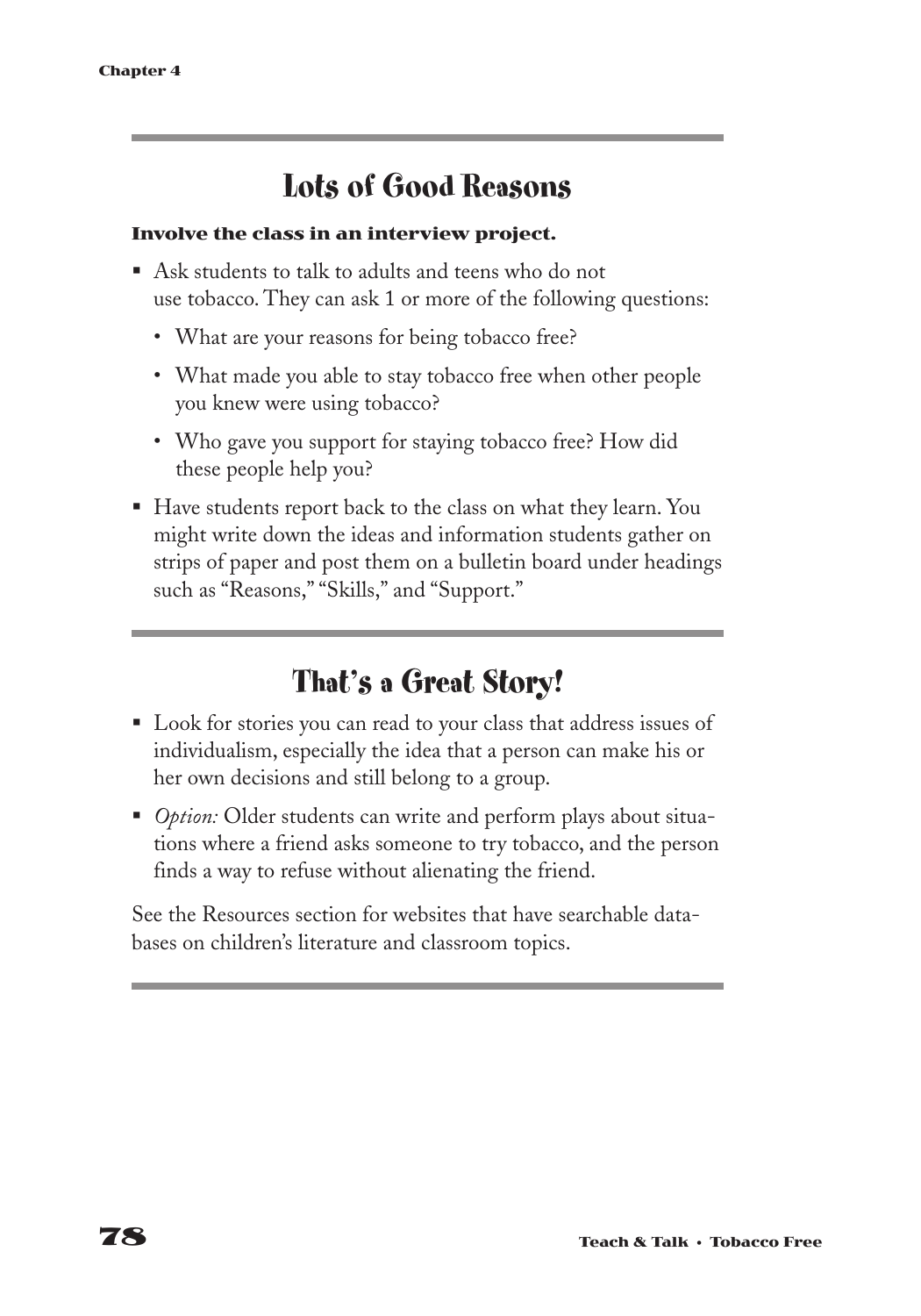## Lots of Good Reasons

**Involve the class in an interview project.**

- Ask students to talk to adults and teens who do not use tobacco. They can ask 1 or more of the following questions:
  - What are your reasons for being tobacco free?
  - What made you able to stay tobacco free when other people you knew were using tobacco?
  - Who gave you support for staying tobacco free? How did these people help you?
- Have students report back to the class on what they learn. You might write down the ideas and information students gather on strips of paper and post them on a bulletin board under headings such as "Reasons," "Skills," and "Support."

## That's a Great Story!

- Look for stories you can read to your class that address issues of individualism, especially the idea that a person can make his or her own decisions and still belong to a group.
- *Option:* Older students can write and perform plays about situations where a friend asks someone to try tobacco, and the person finds a way to refuse without alienating the friend.

See the Resources section for websites that have searchable databases on children's literature and classroom topics.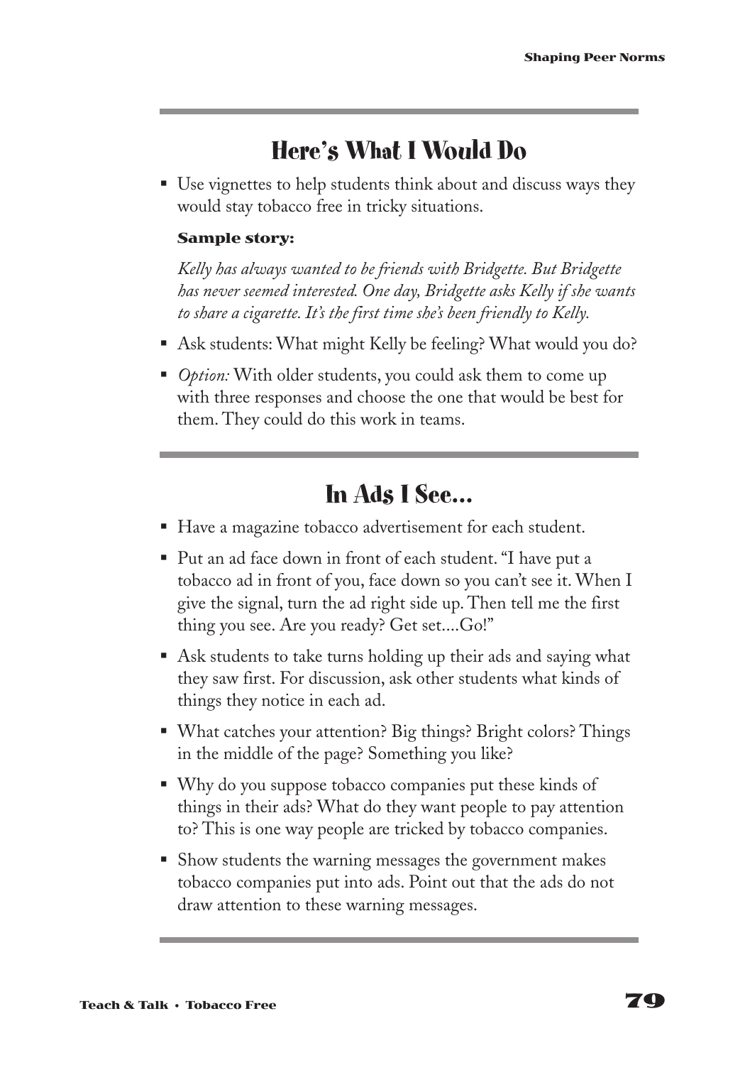## Here's What I Would Do

- Use vignettes to help students think about and discuss ways they would stay tobacco free in tricky situations.

  **Sample story:**

  *Kelly has always wanted to be friends with Bridgette. But Bridgette has never seemed interested. One day, Bridgette asks Kelly if she wants to share a cigarette. It's the first time she's been friendly to Kelly.*

- Ask students: What might Kelly be feeling? What would you do?
- *Option:* With older students, you could ask them to come up with three responses and choose the one that would be best for them. They could do this work in teams.

## In Ads I See...

- Have a magazine tobacco advertisement for each student.
- Put an ad face down in front of each student. "I have put a tobacco ad in front of you, face down so you can't see it. When I give the signal, turn the ad right side up. Then tell me the first thing you see. Are you ready? Get set....Go!"
- Ask students to take turns holding up their ads and saying what they saw first. For discussion, ask other students what kinds of things they notice in each ad.
- What catches your attention? Big things? Bright colors? Things in the middle of the page? Something you like?
- Why do you suppose tobacco companies put these kinds of things in their ads? What do they want people to pay attention to? This is one way people are tricked by tobacco companies.
- Show students the warning messages the government makes tobacco companies put into ads. Point out that the ads do not draw attention to these warning messages.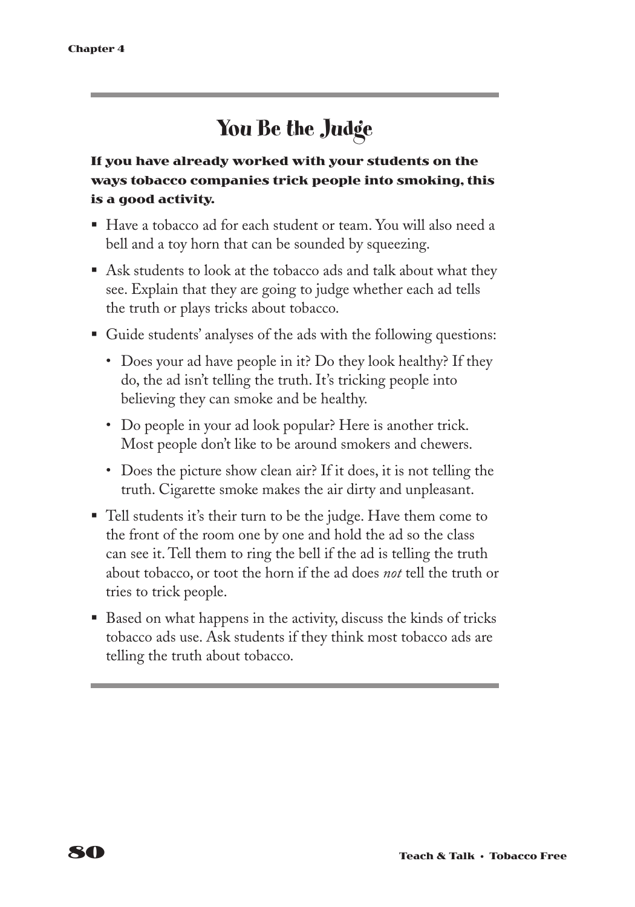# You Be the Judge

**If you have already worked with your students on the ways tobacco companies trick people into smoking, this is a good activity.**

- Have a tobacco ad for each student or team. You will also need a bell and a toy horn that can be sounded by squeezing.
- Ask students to look at the tobacco ads and talk about what they see. Explain that they are going to judge whether each ad tells the truth or plays tricks about tobacco.
- Guide students' analyses of the ads with the following questions:
  - Does your ad have people in it? Do they look healthy? If they do, the ad isn't telling the truth. It's tricking people into believing they can smoke and be healthy.
  - Do people in your ad look popular? Here is another trick. Most people don't like to be around smokers and chewers.
  - Does the picture show clean air? If it does, it is not telling the truth. Cigarette smoke makes the air dirty and unpleasant.
- Tell students it's their turn to be the judge. Have them come to the front of the room one by one and hold the ad so the class can see it. Tell them to ring the bell if the ad is telling the truth about tobacco, or toot the horn if the ad does *not* tell the truth or tries to trick people.
- Based on what happens in the activity, discuss the kinds of tricks tobacco ads use. Ask students if they think most tobacco ads are telling the truth about tobacco.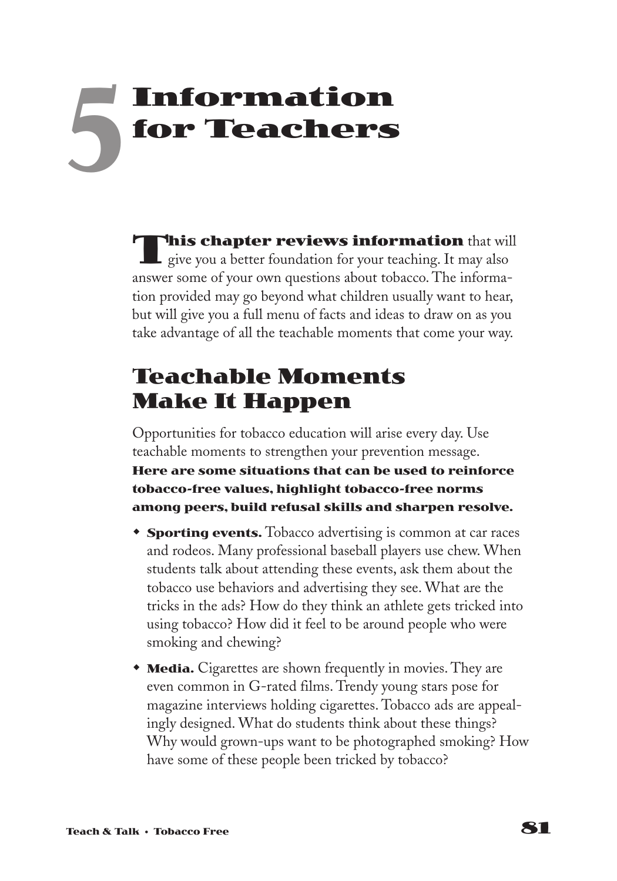# 5 Information for Teachers

**This chapter reviews information** that will give you a better foundation for your teaching. It may also answer some of your own questions about tobacco. The information provided may go beyond what children usually want to hear, but will give you a full menu of facts and ideas to draw on as you take advantage of all the teachable moments that come your way.

## Teachable Moments Make It Happen

Opportunities for tobacco education will arise every day. Use teachable moments to strengthen your prevention message. **Here are some situations that can be used to reinforce tobacco-free values, highlight tobacco-free norms among peers, build refusal skills and sharpen resolve.**

- **Sporting events.** Tobacco advertising is common at car races and rodeos. Many professional baseball players use chew. When students talk about attending these events, ask them about the tobacco use behaviors and advertising they see. What are the tricks in the ads? How do they think an athlete gets tricked into using tobacco? How did it feel to be around people who were smoking and chewing?
- **Media.** Cigarettes are shown frequently in movies. They are even common in G-rated films. Trendy young stars pose for magazine interviews holding cigarettes. Tobacco ads are appealingly designed. What do students think about these things? Why would grown-ups want to be photographed smoking? How have some of these people been tricked by tobacco?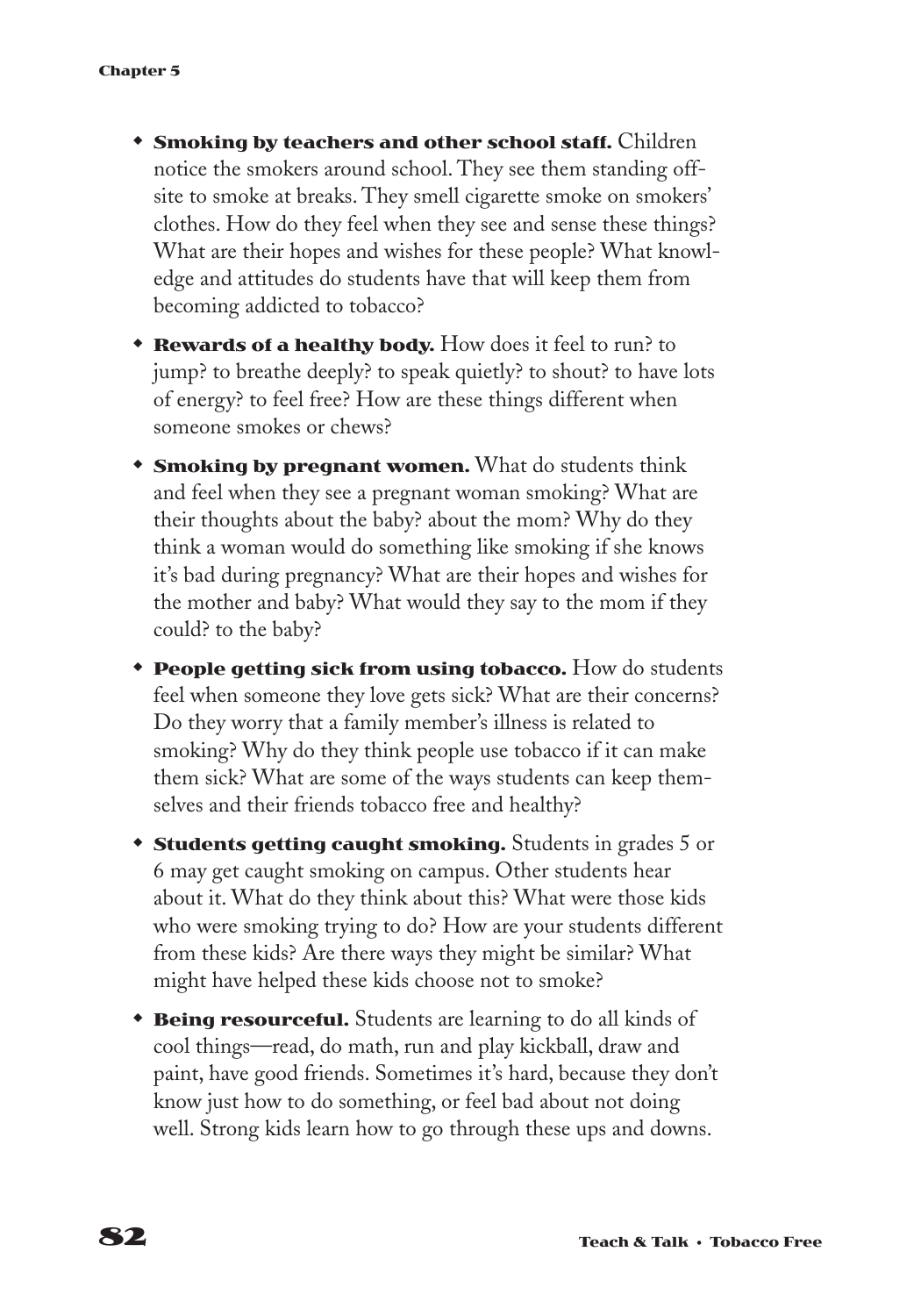- **Smoking by teachers and other school staff.** Children notice the smokers around school. They see them standing off-site to smoke at breaks. They smell cigarette smoke on smokers' clothes. How do they feel when they see and sense these things? What are their hopes and wishes for these people? What knowledge and attitudes do students have that will keep them from becoming addicted to tobacco?

- **Rewards of a healthy body.** How does it feel to run? to jump? to breathe deeply? to speak quietly? to shout? to have lots of energy? to feel free? How are these things different when someone smokes or chews?

- **Smoking by pregnant women.** What do students think and feel when they see a pregnant woman smoking? What are their thoughts about the baby? about the mom? Why do they think a woman would do something like smoking if she knows it's bad during pregnancy? What are their hopes and wishes for the mother and baby? What would they say to the mom if they could? to the baby?

- **People getting sick from using tobacco.** How do students feel when someone they love gets sick? What are their concerns? Do they worry that a family member's illness is related to smoking? Why do they think people use tobacco if it can make them sick? What are some of the ways students can keep themselves and their friends tobacco free and healthy?

- **Students getting caught smoking.** Students in grades 5 or 6 may get caught smoking on campus. Other students hear about it. What do they think about this? What were those kids who were smoking trying to do? How are your students different from these kids? Are there ways they might be similar? What might have helped these kids choose not to smoke?

- **Being resourceful.** Students are learning to do all kinds of cool things—read, do math, run and play kickball, draw and paint, have good friends. Sometimes it's hard, because they don't know just how to do something, or feel bad about not doing well. Strong kids learn how to go through these ups and downs.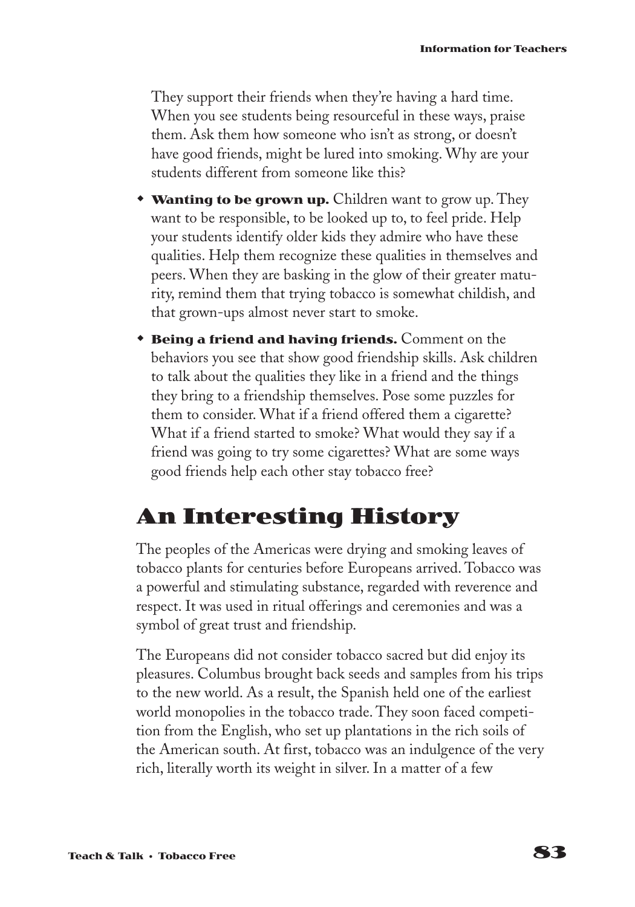They support their friends when they're having a hard time. When you see students being resourceful in these ways, praise them. Ask them how someone who isn't as strong, or doesn't have good friends, might be lured into smoking. Why are your students different from someone like this?

- **Wanting to be grown up.** Children want to grow up. They want to be responsible, to be looked up to, to feel pride. Help your students identify older kids they admire who have these qualities. Help them recognize these qualities in themselves and peers. When they are basking in the glow of their greater maturity, remind them that trying tobacco is somewhat childish, and that grown-ups almost never start to smoke.
- **Being a friend and having friends.** Comment on the behaviors you see that show good friendship skills. Ask children to talk about the qualities they like in a friend and the things they bring to a friendship themselves. Pose some puzzles for them to consider. What if a friend offered them a cigarette? What if a friend started to smoke? What would they say if a friend was going to try some cigarettes? What are some ways good friends help each other stay tobacco free?

## An Interesting History

The peoples of the Americas were drying and smoking leaves of tobacco plants for centuries before Europeans arrived. Tobacco was a powerful and stimulating substance, regarded with reverence and respect. It was used in ritual offerings and ceremonies and was a symbol of great trust and friendship.

The Europeans did not consider tobacco sacred but did enjoy its pleasures. Columbus brought back seeds and samples from his trips to the new world. As a result, the Spanish held one of the earliest world monopolies in the tobacco trade. They soon faced competition from the English, who set up plantations in the rich soils of the American south. At first, tobacco was an indulgence of the very rich, literally worth its weight in silver. In a matter of a few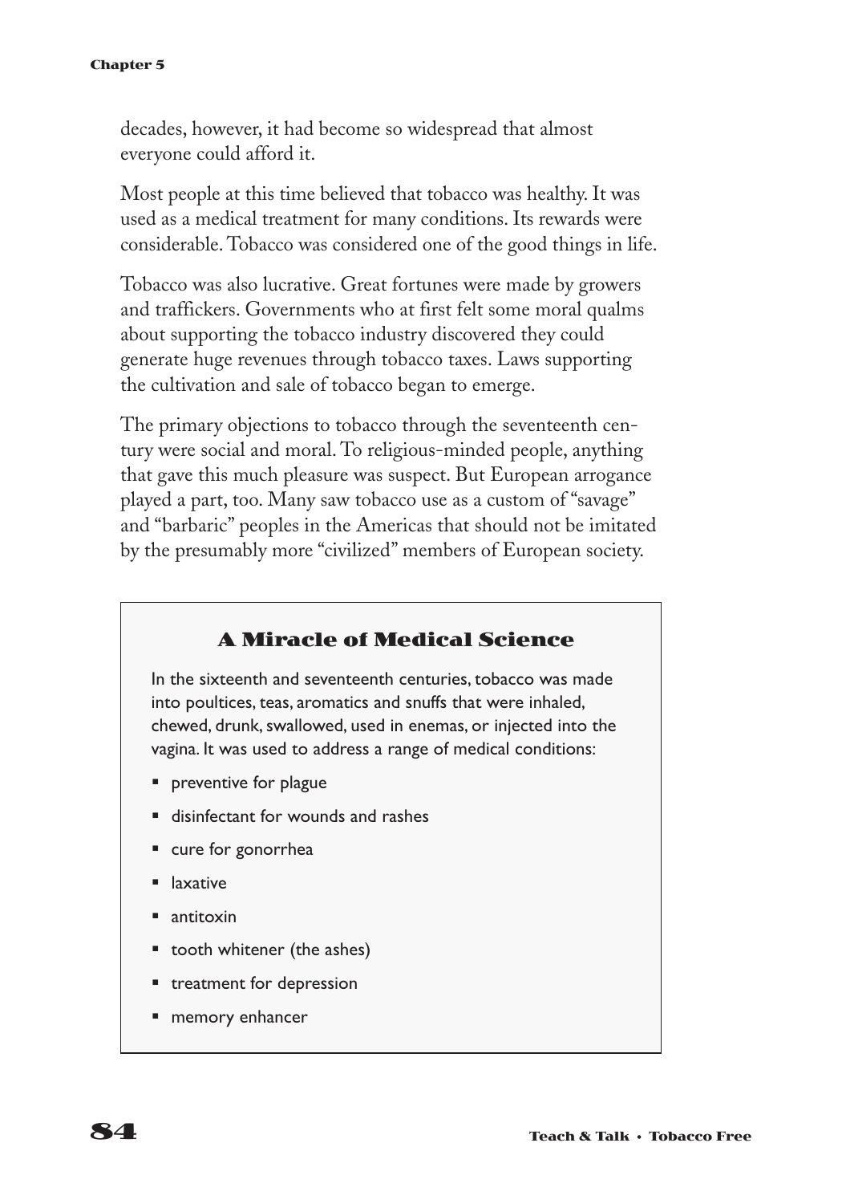decades, however, it had become so widespread that almost everyone could afford it.

Most people at this time believed that tobacco was healthy. It was used as a medical treatment for many conditions. Its rewards were considerable. Tobacco was considered one of the good things in life.

Tobacco was also lucrative. Great fortunes were made by growers and traffickers. Governments who at first felt some moral qualms about supporting the tobacco industry discovered they could generate huge revenues through tobacco taxes. Laws supporting the cultivation and sale of tobacco began to emerge.

The primary objections to tobacco through the seventeenth century were social and moral. To religious-minded people, anything that gave this much pleasure was suspect. But European arrogance played a part, too. Many saw tobacco use as a custom of "savage" and "barbaric" peoples in the Americas that should not be imitated by the presumably more "civilized" members of European society.

### A Miracle of Medical Science

In the sixteenth and seventeenth centuries, tobacco was made into poultices, teas, aromatics and snuffs that were inhaled, chewed, drunk, swallowed, used in enemas, or injected into the vagina. It was used to address a range of medical conditions:

- preventive for plague
- disinfectant for wounds and rashes
- cure for gonorrhea
- laxative
- antitoxin
- tooth whitener (the ashes)
- treatment for depression
- memory enhancer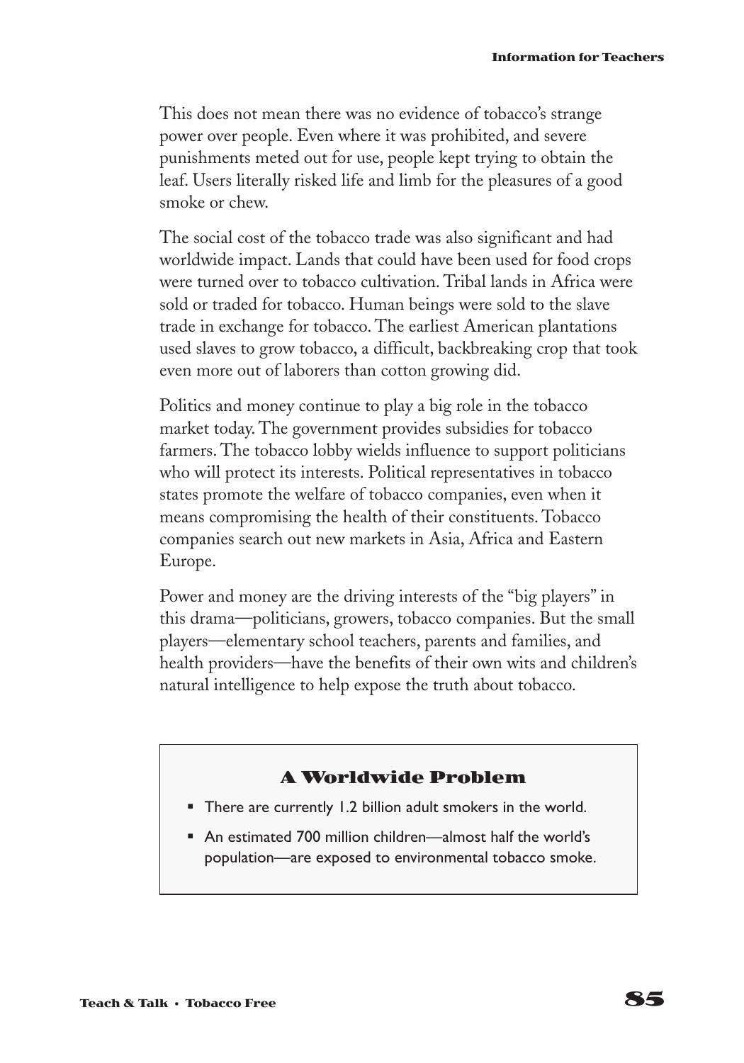This does not mean there was no evidence of tobacco's strange power over people. Even where it was prohibited, and severe punishments meted out for use, people kept trying to obtain the leaf. Users literally risked life and limb for the pleasures of a good smoke or chew.

The social cost of the tobacco trade was also significant and had worldwide impact. Lands that could have been used for food crops were turned over to tobacco cultivation. Tribal lands in Africa were sold or traded for tobacco. Human beings were sold to the slave trade in exchange for tobacco. The earliest American plantations used slaves to grow tobacco, a difficult, backbreaking crop that took even more out of laborers than cotton growing did.

Politics and money continue to play a big role in the tobacco market today. The government provides subsidies for tobacco farmers. The tobacco lobby wields influence to support politicians who will protect its interests. Political representatives in tobacco states promote the welfare of tobacco companies, even when it means compromising the health of their constituents. Tobacco companies search out new markets in Asia, Africa and Eastern Europe.

Power and money are the driving interests of the "big players" in this drama—politicians, growers, tobacco companies. But the small players—elementary school teachers, parents and families, and health providers—have the benefits of their own wits and children's natural intelligence to help expose the truth about tobacco.

### A Worldwide Problem

- There are currently 1.2 billion adult smokers in the world.
- An estimated 700 million children—almost half the world's population—are exposed to environmental tobacco smoke.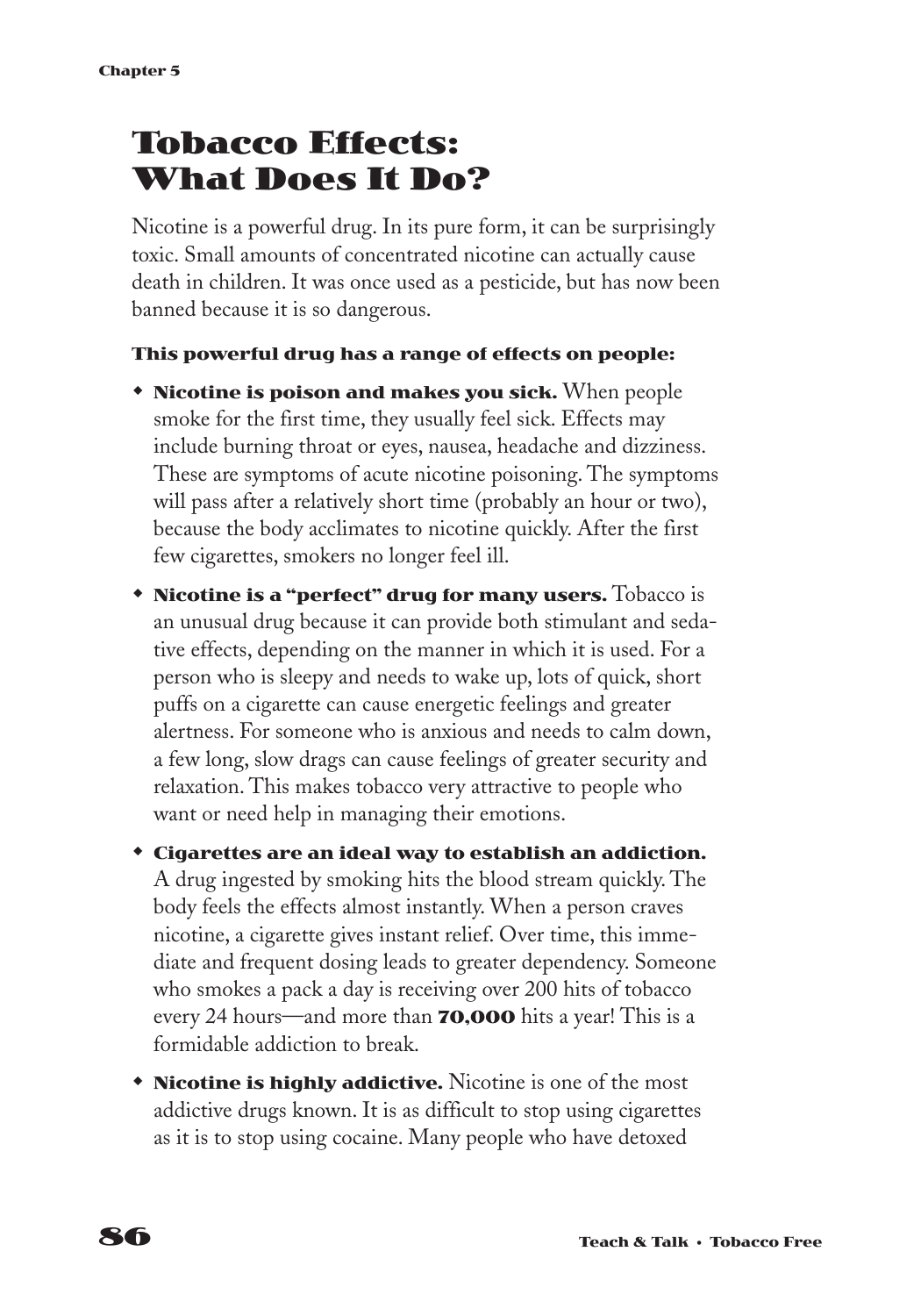# Tobacco Effects: What Does It Do?

Nicotine is a powerful drug. In its pure form, it can be surprisingly toxic. Small amounts of concentrated nicotine can actually cause death in children. It was once used as a pesticide, but has now been banned because it is so dangerous.

**This powerful drug has a range of effects on people:**

- **Nicotine is poison and makes you sick.** When people smoke for the first time, they usually feel sick. Effects may include burning throat or eyes, nausea, headache and dizziness. These are symptoms of acute nicotine poisoning. The symptoms will pass after a relatively short time (probably an hour or two), because the body acclimates to nicotine quickly. After the first few cigarettes, smokers no longer feel ill.
- **Nicotine is a "perfect" drug for many users.** Tobacco is an unusual drug because it can provide both stimulant and sedative effects, depending on the manner in which it is used. For a person who is sleepy and needs to wake up, lots of quick, short puffs on a cigarette can cause energetic feelings and greater alertness. For someone who is anxious and needs to calm down, a few long, slow drags can cause feelings of greater security and relaxation. This makes tobacco very attractive to people who want or need help in managing their emotions.
- **Cigarettes are an ideal way to establish an addiction.** A drug ingested by smoking hits the blood stream quickly. The body feels the effects almost instantly. When a person craves nicotine, a cigarette gives instant relief. Over time, this immediate and frequent dosing leads to greater dependency. Someone who smokes a pack a day is receiving over 200 hits of tobacco every 24 hours—and more than **70,000** hits a year! This is a formidable addiction to break.
- **Nicotine is highly addictive.** Nicotine is one of the most addictive drugs known. It is as difficult to stop using cigarettes as it is to stop using cocaine. Many people who have detoxed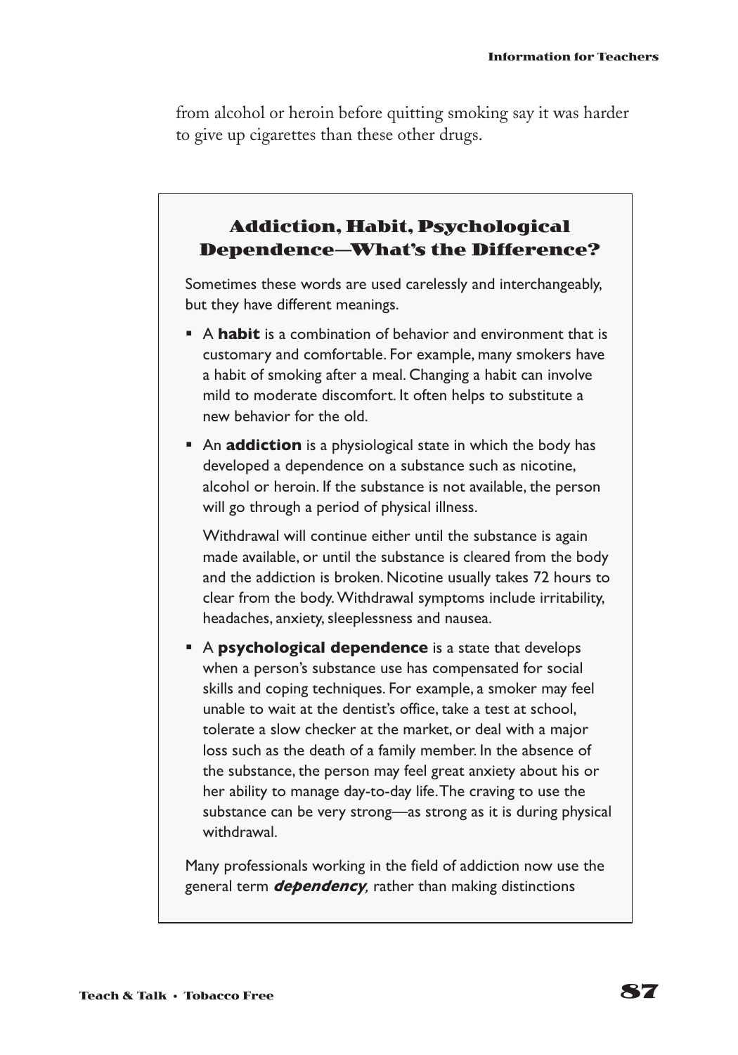from alcohol or heroin before quitting smoking say it was harder to give up cigarettes than these other drugs.

### Addiction, Habit, Psychological Dependence—What's the Difference?

Sometimes these words are used carelessly and interchangeably, but they have different meanings.

- A **habit** is a combination of behavior and environment that is customary and comfortable. For example, many smokers have a habit of smoking after a meal. Changing a habit can involve mild to moderate discomfort. It often helps to substitute a new behavior for the old.
- An **addiction** is a physiological state in which the body has developed a dependence on a substance such as nicotine, alcohol or heroin. If the substance is not available, the person will go through a period of physical illness.

  Withdrawal will continue either until the substance is again made available, or until the substance is cleared from the body and the addiction is broken. Nicotine usually takes 72 hours to clear from the body. Withdrawal symptoms include irritability, headaches, anxiety, sleeplessness and nausea.
- A **psychological dependence** is a state that develops when a person's substance use has compensated for social skills and coping techniques. For example, a smoker may feel unable to wait at the dentist's office, take a test at school, tolerate a slow checker at the market, or deal with a major loss such as the death of a family member. In the absence of the substance, the person may feel great anxiety about his or her ability to manage day-to-day life. The craving to use the substance can be very strong—as strong as it is during physical withdrawal.

Many professionals working in the field of addiction now use the general term ***dependency,*** rather than making distinctions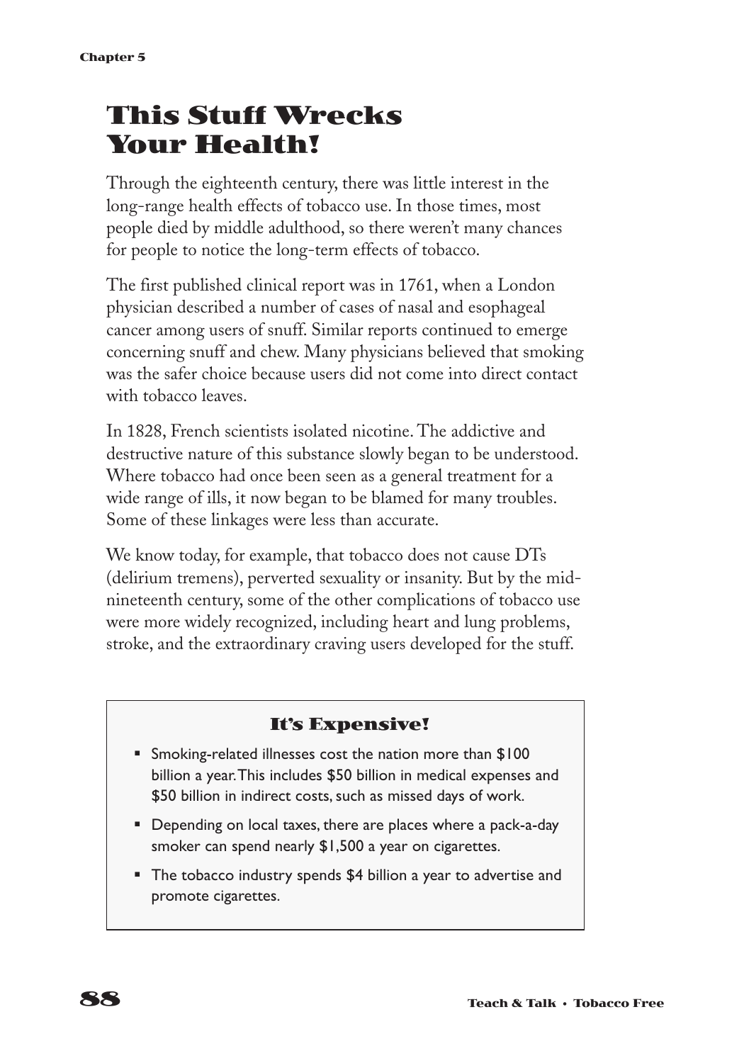# This Stuff Wrecks Your Health!

Through the eighteenth century, there was little interest in the long-range health effects of tobacco use. In those times, most people died by middle adulthood, so there weren't many chances for people to notice the long-term effects of tobacco.

The first published clinical report was in 1761, when a London physician described a number of cases of nasal and esophageal cancer among users of snuff. Similar reports continued to emerge concerning snuff and chew. Many physicians believed that smoking was the safer choice because users did not come into direct contact with tobacco leaves.

In 1828, French scientists isolated nicotine. The addictive and destructive nature of this substance slowly began to be understood. Where tobacco had once been seen as a general treatment for a wide range of ills, it now began to be blamed for many troubles. Some of these linkages were less than accurate.

We know today, for example, that tobacco does not cause DTs (delirium tremens), perverted sexuality or insanity. But by the mid-nineteenth century, some of the other complications of tobacco use were more widely recognized, including heart and lung problems, stroke, and the extraordinary craving users developed for the stuff.

## It's Expensive!

- Smoking-related illnesses cost the nation more than $100 billion a year. This includes $50 billion in medical expenses and $50 billion in indirect costs, such as missed days of work.
- Depending on local taxes, there are places where a pack-a-day smoker can spend nearly $1,500 a year on cigarettes.
- The tobacco industry spends $4 billion a year to advertise and promote cigarettes.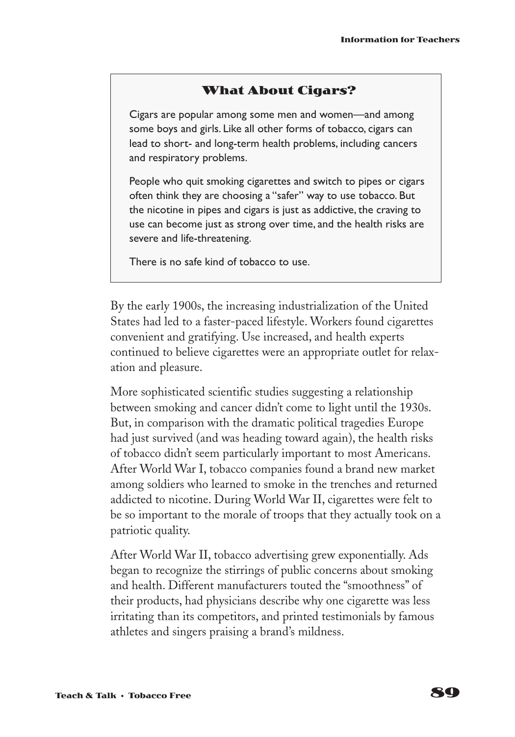## What About Cigars?

Cigars are popular among some men and women—and among some boys and girls. Like all other forms of tobacco, cigars can lead to short- and long-term health problems, including cancers and respiratory problems.

People who quit smoking cigarettes and switch to pipes or cigars often think they are choosing a "safer" way to use tobacco. But the nicotine in pipes and cigars is just as addictive, the craving to use can become just as strong over time, and the health risks are severe and life-threatening.

There is no safe kind of tobacco to use.

By the early 1900s, the increasing industrialization of the United States had led to a faster-paced lifestyle. Workers found cigarettes convenient and gratifying. Use increased, and health experts continued to believe cigarettes were an appropriate outlet for relaxation and pleasure.

More sophisticated scientific studies suggesting a relationship between smoking and cancer didn't come to light until the 1930s. But, in comparison with the dramatic political tragedies Europe had just survived (and was heading toward again), the health risks of tobacco didn't seem particularly important to most Americans. After World War I, tobacco companies found a brand new market among soldiers who learned to smoke in the trenches and returned addicted to nicotine. During World War II, cigarettes were felt to be so important to the morale of troops that they actually took on a patriotic quality.

After World War II, tobacco advertising grew exponentially. Ads began to recognize the stirrings of public concerns about smoking and health. Different manufacturers touted the "smoothness" of their products, had physicians describe why one cigarette was less irritating than its competitors, and printed testimonials by famous athletes and singers praising a brand's mildness.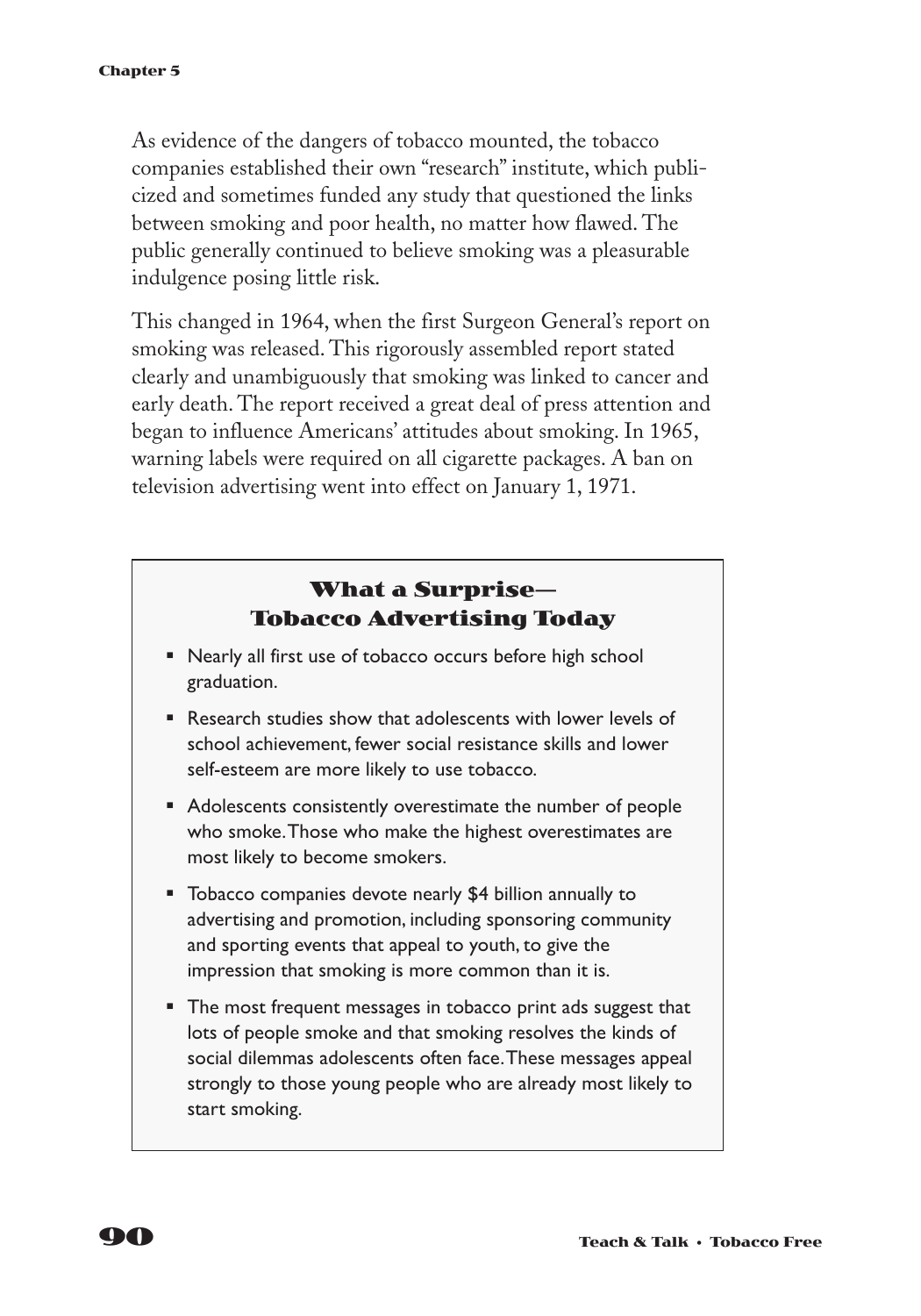As evidence of the dangers of tobacco mounted, the tobacco companies established their own "research" institute, which publicized and sometimes funded any study that questioned the links between smoking and poor health, no matter how flawed. The public generally continued to believe smoking was a pleasurable indulgence posing little risk.

This changed in 1964, when the first Surgeon General's report on smoking was released. This rigorously assembled report stated clearly and unambiguously that smoking was linked to cancer and early death. The report received a great deal of press attention and began to influence Americans' attitudes about smoking. In 1965, warning labels were required on all cigarette packages. A ban on television advertising went into effect on January 1, 1971.

## What a Surprise— Tobacco Advertising Today

- Nearly all first use of tobacco occurs before high school graduation.
- Research studies show that adolescents with lower levels of school achievement, fewer social resistance skills and lower self-esteem are more likely to use tobacco.
- Adolescents consistently overestimate the number of people who smoke. Those who make the highest overestimates are most likely to become smokers.
- Tobacco companies devote nearly $4 billion annually to advertising and promotion, including sponsoring community and sporting events that appeal to youth, to give the impression that smoking is more common than it is.
- The most frequent messages in tobacco print ads suggest that lots of people smoke and that smoking resolves the kinds of social dilemmas adolescents often face. These messages appeal strongly to those young people who are already most likely to start smoking.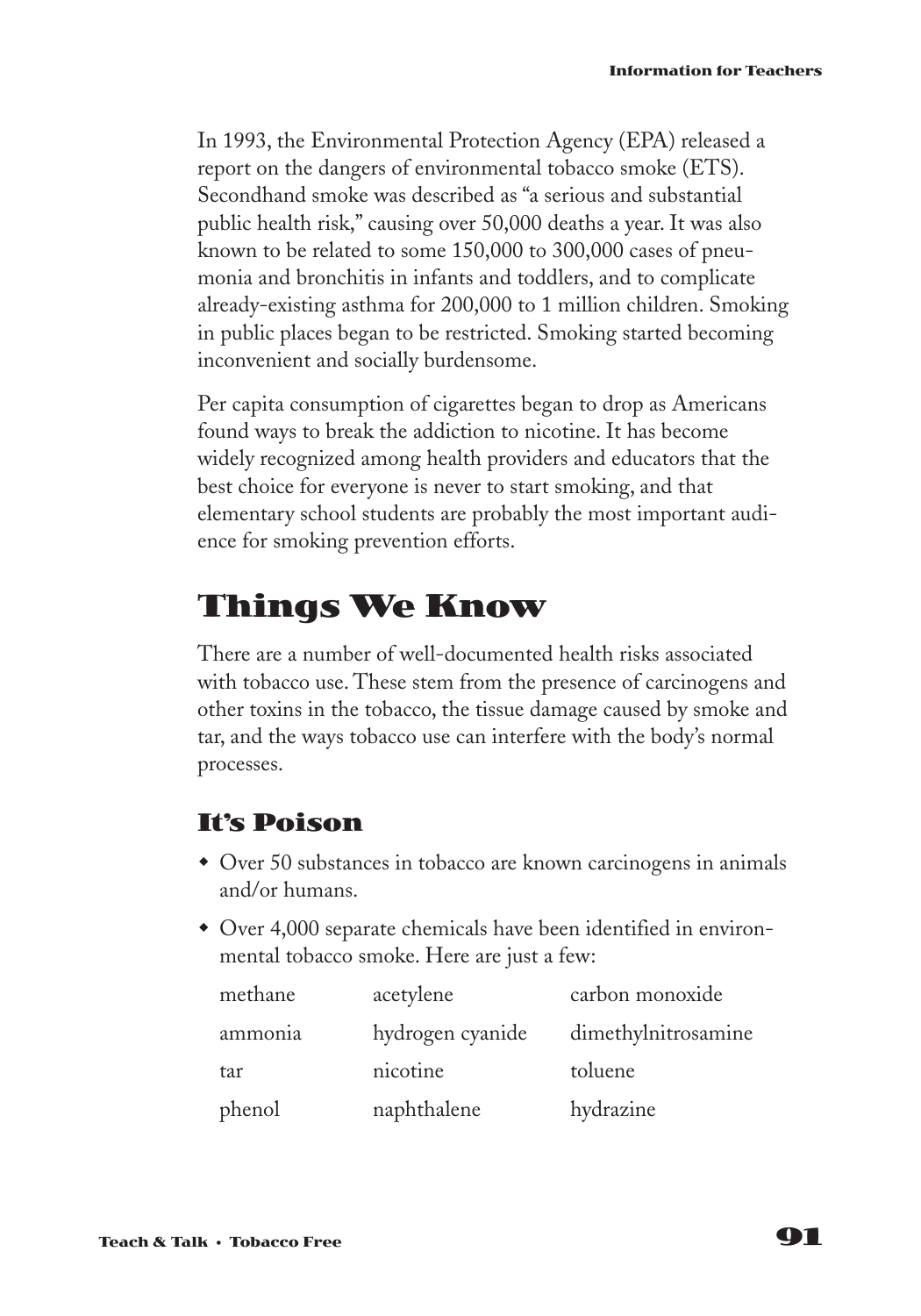In 1993, the Environmental Protection Agency (EPA) released a report on the dangers of environmental tobacco smoke (ETS). Secondhand smoke was described as "a serious and substantial public health risk," causing over 50,000 deaths a year. It was also known to be related to some 150,000 to 300,000 cases of pneumonia and bronchitis in infants and toddlers, and to complicate already-existing asthma for 200,000 to 1 million children. Smoking in public places began to be restricted. Smoking started becoming inconvenient and socially burdensome.

Per capita consumption of cigarettes began to drop as Americans found ways to break the addiction to nicotine. It has become widely recognized among health providers and educators that the best choice for everyone is never to start smoking, and that elementary school students are probably the most important audience for smoking prevention efforts.

## Things We Know

There are a number of well-documented health risks associated with tobacco use. These stem from the presence of carcinogens and other toxins in the tobacco, the tissue damage caused by smoke and tar, and the ways tobacco use can interfere with the body's normal processes.

### It's Poison

- Over 50 substances in tobacco are known carcinogens in animals and/or humans.
- Over 4,000 separate chemicals have been identified in environmental tobacco smoke. Here are just a few:

| | | |
|---|---|---|
| methane | acetylene | carbon monoxide |
| ammonia | hydrogen cyanide | dimethylnitrosamine |
| tar | nicotine | toluene |
| phenol | naphthalene | hydrazine |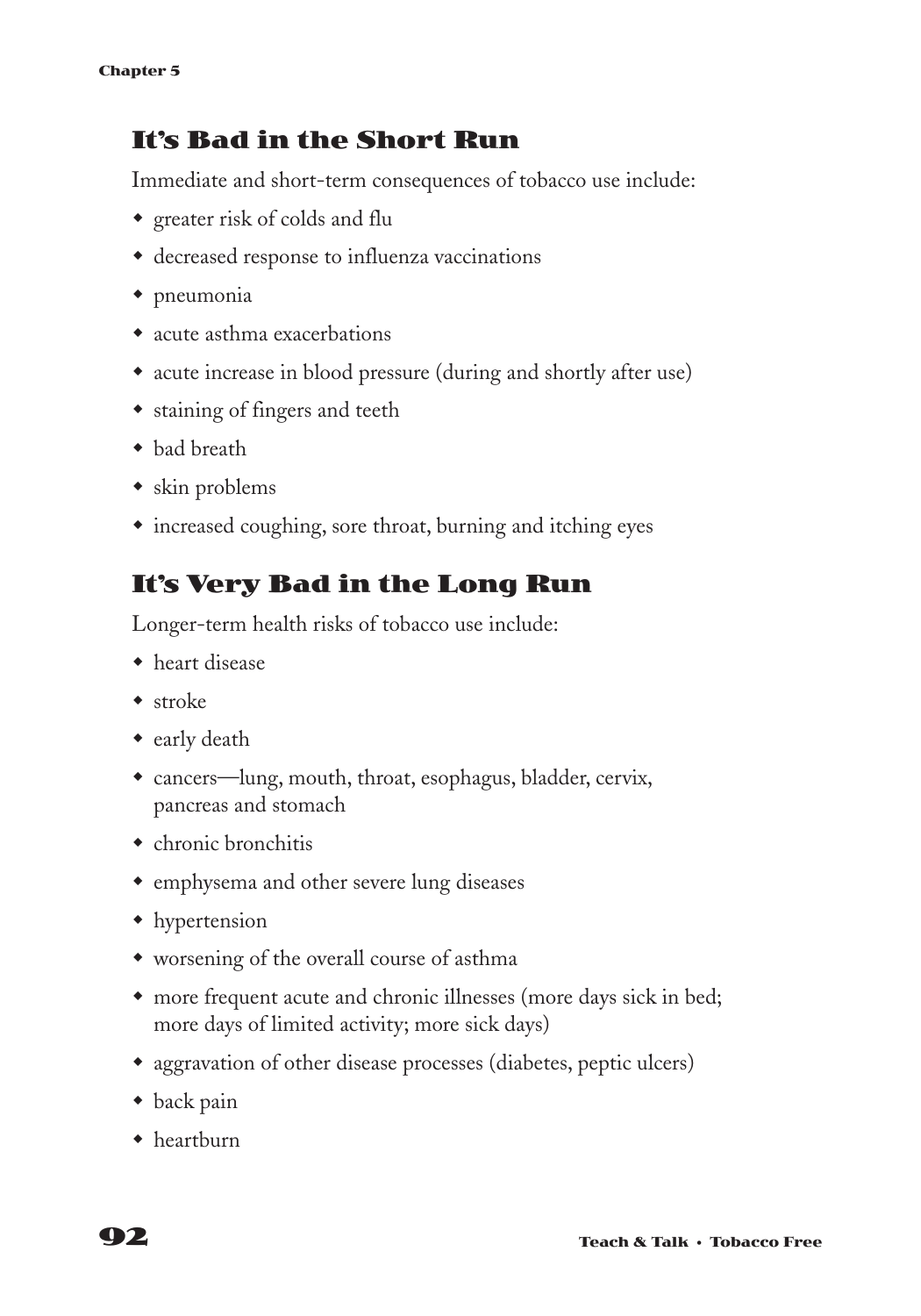## It's Bad in the Short Run

Immediate and short-term consequences of tobacco use include:

- greater risk of colds and flu
- decreased response to influenza vaccinations
- pneumonia
- acute asthma exacerbations
- acute increase in blood pressure (during and shortly after use)
- staining of fingers and teeth
- bad breath
- skin problems
- increased coughing, sore throat, burning and itching eyes

## It's Very Bad in the Long Run

Longer-term health risks of tobacco use include:

- heart disease
- stroke
- early death
- cancers—lung, mouth, throat, esophagus, bladder, cervix, pancreas and stomach
- chronic bronchitis
- emphysema and other severe lung diseases
- hypertension
- worsening of the overall course of asthma
- more frequent acute and chronic illnesses (more days sick in bed; more days of limited activity; more sick days)
- aggravation of other disease processes (diabetes, peptic ulcers)
- back pain
- heartburn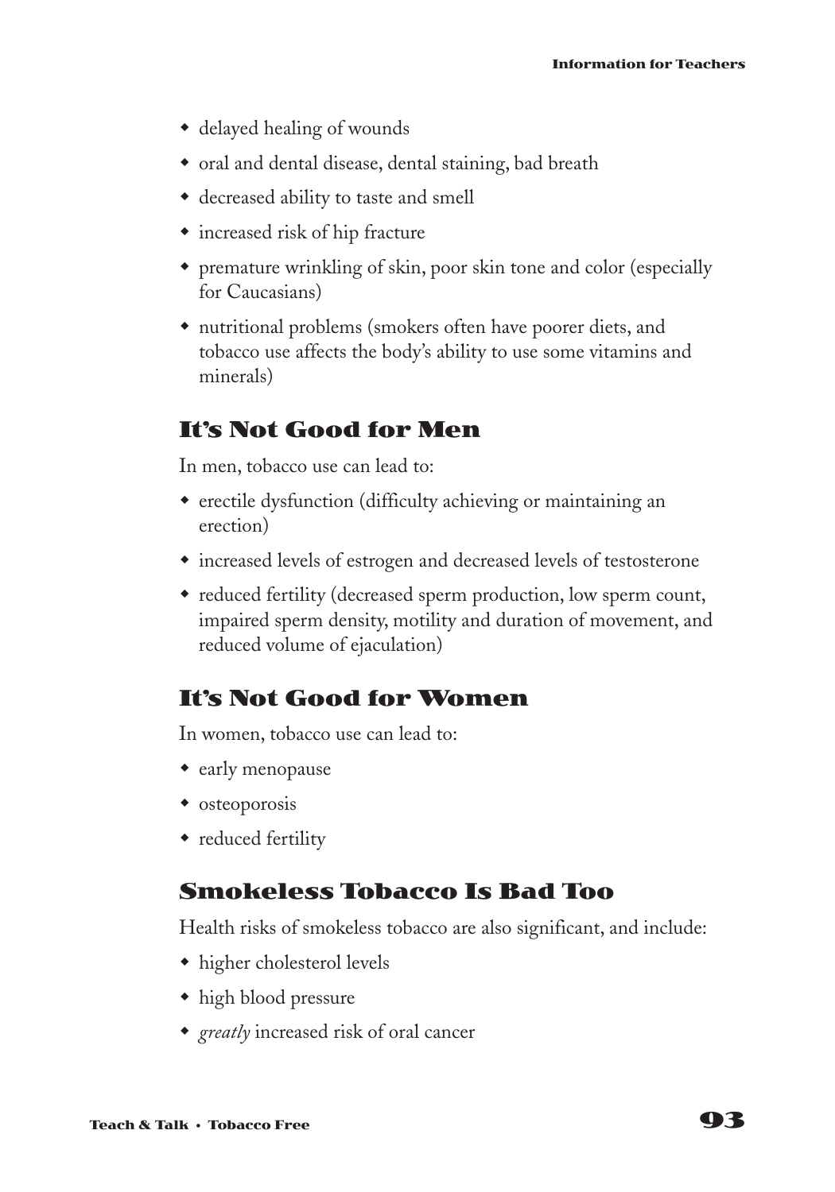- delayed healing of wounds
- oral and dental disease, dental staining, bad breath
- decreased ability to taste and smell
- increased risk of hip fracture
- premature wrinkling of skin, poor skin tone and color (especially for Caucasians)
- nutritional problems (smokers often have poorer diets, and tobacco use affects the body's ability to use some vitamins and minerals)

## It's Not Good for Men

In men, tobacco use can lead to:

- erectile dysfunction (difficulty achieving or maintaining an erection)
- increased levels of estrogen and decreased levels of testosterone
- reduced fertility (decreased sperm production, low sperm count, impaired sperm density, motility and duration of movement, and reduced volume of ejaculation)

## It's Not Good for Women

In women, tobacco use can lead to:

- early menopause
- osteoporosis
- reduced fertility

## Smokeless Tobacco Is Bad Too

Health risks of smokeless tobacco are also significant, and include:

- higher cholesterol levels
- high blood pressure
- *greatly* increased risk of oral cancer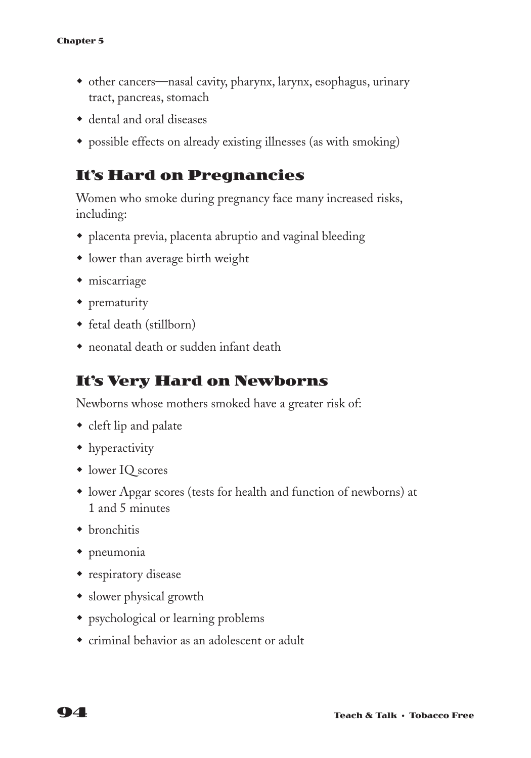- other cancers—nasal cavity, pharynx, larynx, esophagus, urinary tract, pancreas, stomach
- dental and oral diseases
- possible effects on already existing illnesses (as with smoking)

## It's Hard on Pregnancies

Women who smoke during pregnancy face many increased risks, including:

- placenta previa, placenta abruptio and vaginal bleeding
- lower than average birth weight
- miscarriage
- prematurity
- fetal death (stillborn)
- neonatal death or sudden infant death

## It's Very Hard on Newborns

Newborns whose mothers smoked have a greater risk of:

- cleft lip and palate
- hyperactivity
- lower IQ scores
- lower Apgar scores (tests for health and function of newborns) at 1 and 5 minutes
- bronchitis
- pneumonia
- respiratory disease
- slower physical growth
- psychological or learning problems
- criminal behavior as an adolescent or adult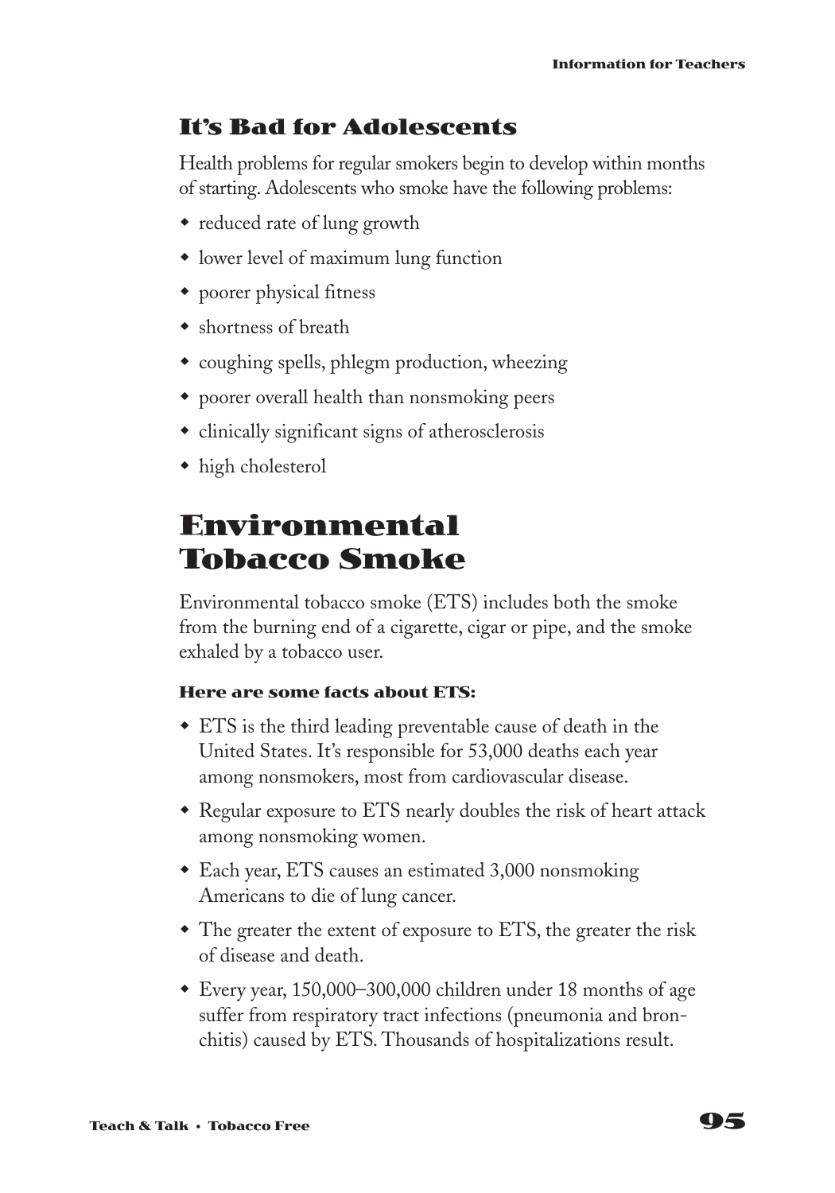### It's Bad for Adolescents

Health problems for regular smokers begin to develop within months of starting. Adolescents who smoke have the following problems:

- reduced rate of lung growth
- lower level of maximum lung function
- poorer physical fitness
- shortness of breath
- coughing spells, phlegm production, wheezing
- poorer overall health than nonsmoking peers
- clinically significant signs of atherosclerosis
- high cholesterol

## Environmental Tobacco Smoke

Environmental tobacco smoke (ETS) includes both the smoke from the burning end of a cigarette, cigar or pipe, and the smoke exhaled by a tobacco user.

**Here are some facts about ETS:**

- ETS is the third leading preventable cause of death in the United States. It's responsible for 53,000 deaths each year among nonsmokers, most from cardiovascular disease.
- Regular exposure to ETS nearly doubles the risk of heart attack among nonsmoking women.
- Each year, ETS causes an estimated 3,000 nonsmoking Americans to die of lung cancer.
- The greater the extent of exposure to ETS, the greater the risk of disease and death.
- Every year, 150,000–300,000 children under 18 months of age suffer from respiratory tract infections (pneumonia and bronchitis) caused by ETS. Thousands of hospitalizations result.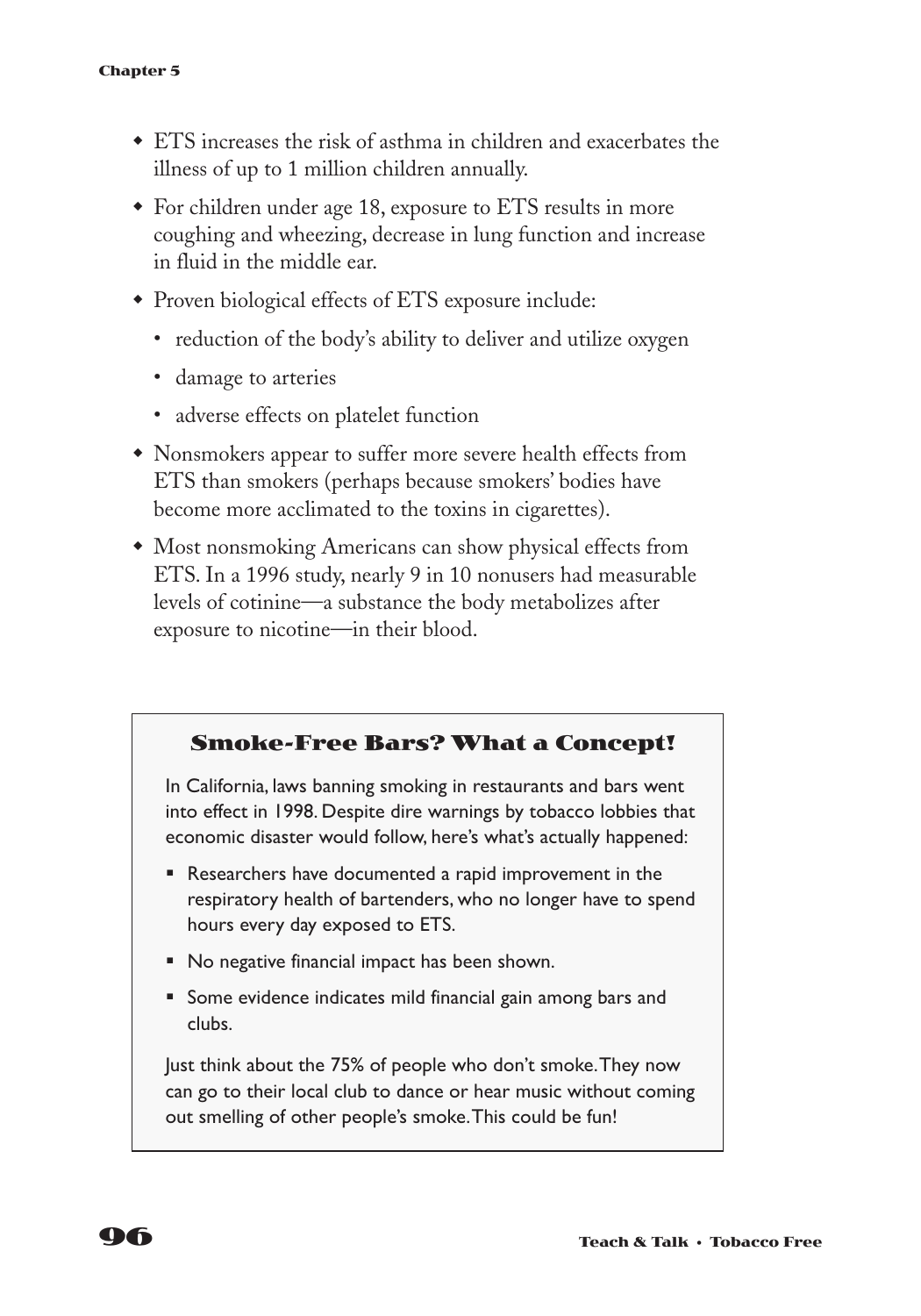- ETS increases the risk of asthma in children and exacerbates the illness of up to 1 million children annually.
- For children under age 18, exposure to ETS results in more coughing and wheezing, decrease in lung function and increase in fluid in the middle ear.
- Proven biological effects of ETS exposure include:
  - reduction of the body's ability to deliver and utilize oxygen
  - damage to arteries
  - adverse effects on platelet function
- Nonsmokers appear to suffer more severe health effects from ETS than smokers (perhaps because smokers' bodies have become more acclimated to the toxins in cigarettes).
- Most nonsmoking Americans can show physical effects from ETS. In a 1996 study, nearly 9 in 10 nonusers had measurable levels of cotinine—a substance the body metabolizes after exposure to nicotine—in their blood.

### Smoke-Free Bars? What a Concept!

In California, laws banning smoking in restaurants and bars went into effect in 1998. Despite dire warnings by tobacco lobbies that economic disaster would follow, here's what's actually happened:

- Researchers have documented a rapid improvement in the respiratory health of bartenders, who no longer have to spend hours every day exposed to ETS.
- No negative financial impact has been shown.
- Some evidence indicates mild financial gain among bars and clubs.

Just think about the 75% of people who don't smoke. They now can go to their local club to dance or hear music without coming out smelling of other people's smoke. This could be fun!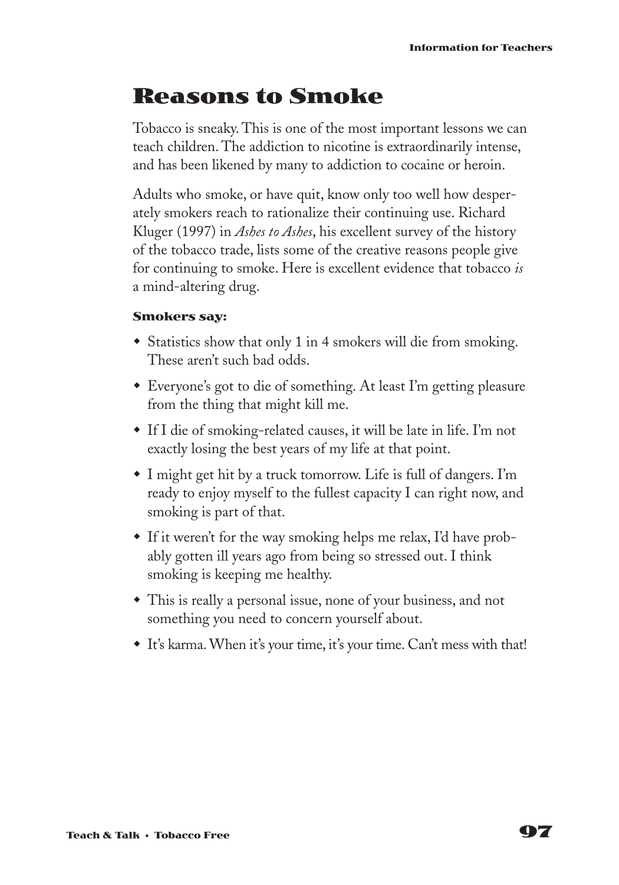# Reasons to Smoke

Tobacco is sneaky. This is one of the most important lessons we can teach children. The addiction to nicotine is extraordinarily intense, and has been likened by many to addiction to cocaine or heroin.

Adults who smoke, or have quit, know only too well how desperately smokers reach to rationalize their continuing use. Richard Kluger (1997) in *Ashes to Ashes*, his excellent survey of the history of the tobacco trade, lists some of the creative reasons people give for continuing to smoke. Here is excellent evidence that tobacco *is* a mind-altering drug.

**Smokers say:**

- Statistics show that only 1 in 4 smokers will die from smoking. These aren't such bad odds.
- Everyone's got to die of something. At least I'm getting pleasure from the thing that might kill me.
- If I die of smoking-related causes, it will be late in life. I'm not exactly losing the best years of my life at that point.
- I might get hit by a truck tomorrow. Life is full of dangers. I'm ready to enjoy myself to the fullest capacity I can right now, and smoking is part of that.
- If it weren't for the way smoking helps me relax, I'd have probably gotten ill years ago from being so stressed out. I think smoking is keeping me healthy.
- This is really a personal issue, none of your business, and not something you need to concern yourself about.
- It's karma. When it's your time, it's your time. Can't mess with that!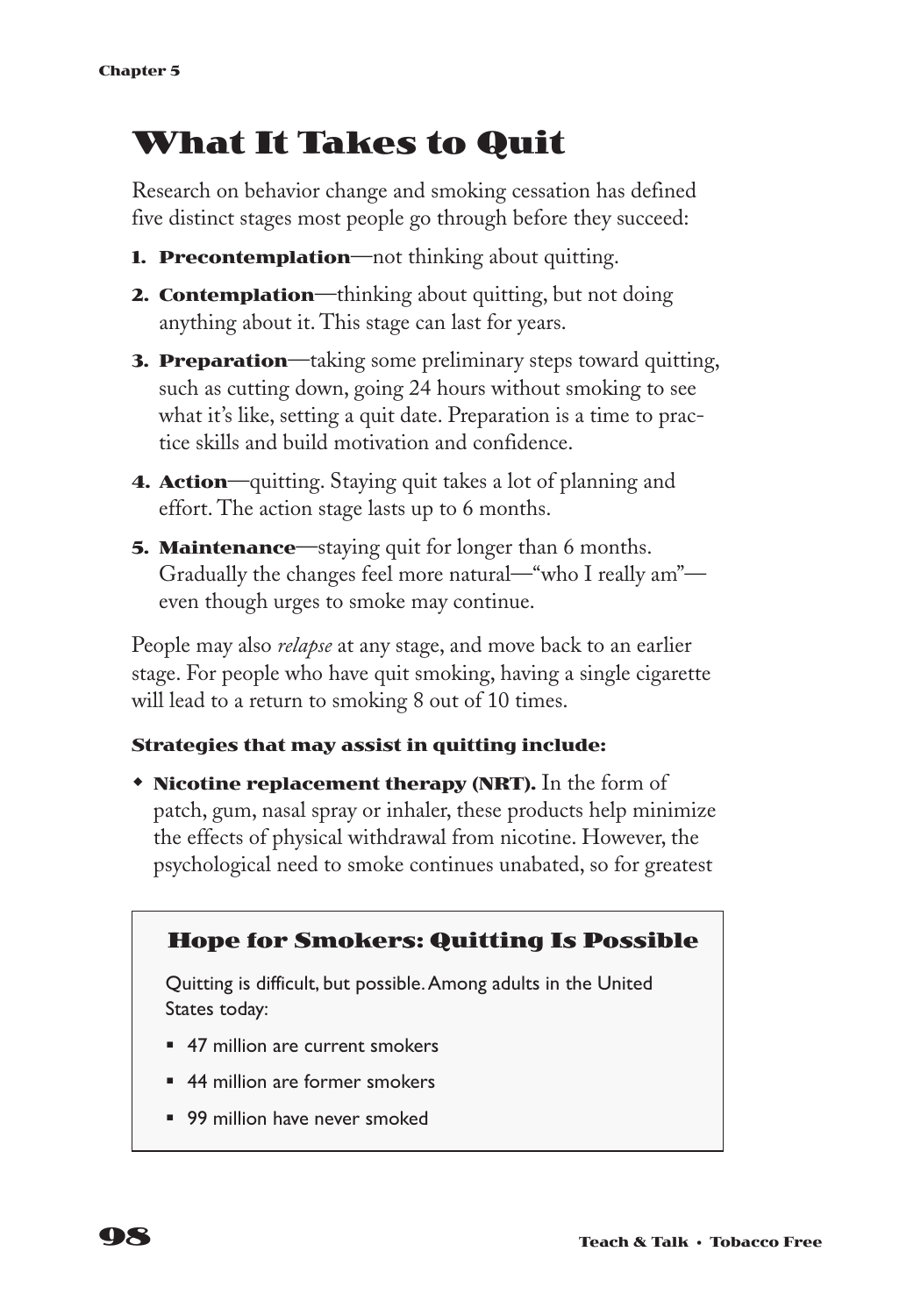# What It Takes to Quit

Research on behavior change and smoking cessation has defined five distinct stages most people go through before they succeed:

1. **Precontemplation**—not thinking about quitting.
2. **Contemplation**—thinking about quitting, but not doing anything about it. This stage can last for years.
3. **Preparation**—taking some preliminary steps toward quitting, such as cutting down, going 24 hours without smoking to see what it's like, setting a quit date. Preparation is a time to practice skills and build motivation and confidence.
4. **Action**—quitting. Staying quit takes a lot of planning and effort. The action stage lasts up to 6 months.
5. **Maintenance**—staying quit for longer than 6 months. Gradually the changes feel more natural—"who I really am"—even though urges to smoke may continue.

People may also *relapse* at any stage, and move back to an earlier stage. For people who have quit smoking, having a single cigarette will lead to a return to smoking 8 out of 10 times.

#### Strategies that may assist in quitting include:

- **Nicotine replacement therapy (NRT).** In the form of patch, gum, nasal spray or inhaler, these products help minimize the effects of physical withdrawal from nicotine. However, the psychological need to smoke continues unabated, so for greatest

### Hope for Smokers: Quitting Is Possible

Quitting is difficult, but possible. Among adults in the United States today:

- 47 million are current smokers
- 44 million are former smokers
- 99 million have never smoked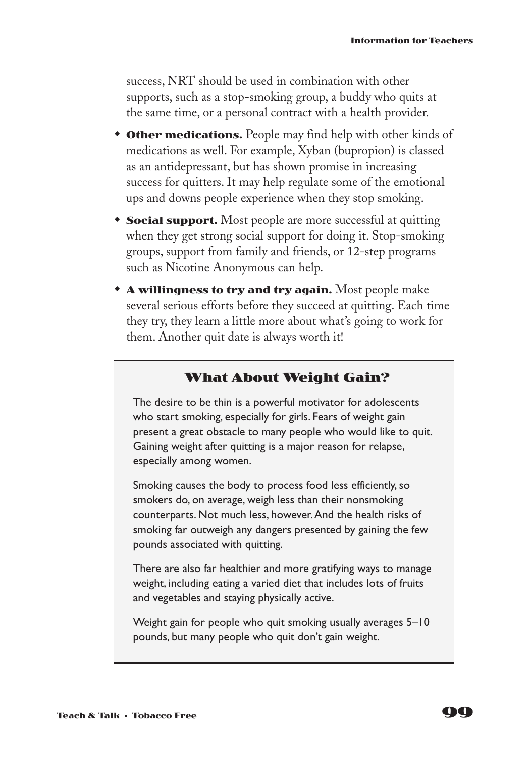success, NRT should be used in combination with other supports, such as a stop-smoking group, a buddy who quits at the same time, or a personal contract with a health provider.

- **Other medications.** People may find help with other kinds of medications as well. For example, Xyban (bupropion) is classed as an antidepressant, but has shown promise in increasing success for quitters. It may help regulate some of the emotional ups and downs people experience when they stop smoking.
- **Social support.** Most people are more successful at quitting when they get strong social support for doing it. Stop-smoking groups, support from family and friends, or 12-step programs such as Nicotine Anonymous can help.
- **A willingness to try and try again.** Most people make several serious efforts before they succeed at quitting. Each time they try, they learn a little more about what's going to work for them. Another quit date is always worth it!

### What About Weight Gain?

The desire to be thin is a powerful motivator for adolescents who start smoking, especially for girls. Fears of weight gain present a great obstacle to many people who would like to quit. Gaining weight after quitting is a major reason for relapse, especially among women.

Smoking causes the body to process food less efficiently, so smokers do, on average, weigh less than their nonsmoking counterparts. Not much less, however. And the health risks of smoking far outweigh any dangers presented by gaining the few pounds associated with quitting.

There are also far healthier and more gratifying ways to manage weight, including eating a varied diet that includes lots of fruits and vegetables and staying physically active.

Weight gain for people who quit smoking usually averages 5–10 pounds, but many people who quit don't gain weight.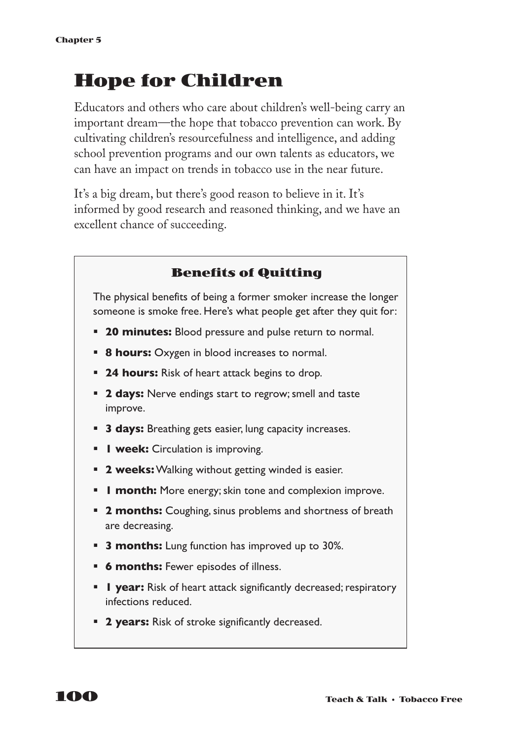# Hope for Children

Educators and others who care about children's well-being carry an important dream—the hope that tobacco prevention can work. By cultivating children's resourcefulness and intelligence, and adding school prevention programs and our own talents as educators, we can have an impact on trends in tobacco use in the near future.

It's a big dream, but there's good reason to believe in it. It's informed by good research and reasoned thinking, and we have an excellent chance of succeeding.

## Benefits of Quitting

The physical benefits of being a former smoker increase the longer someone is smoke free. Here's what people get after they quit for:

- **20 minutes:** Blood pressure and pulse return to normal.
- **8 hours:** Oxygen in blood increases to normal.
- **24 hours:** Risk of heart attack begins to drop.
- **2 days:** Nerve endings start to regrow; smell and taste improve.
- **3 days:** Breathing gets easier, lung capacity increases.
- **1 week:** Circulation is improving.
- **2 weeks:** Walking without getting winded is easier.
- **1 month:** More energy; skin tone and complexion improve.
- **2 months:** Coughing, sinus problems and shortness of breath are decreasing.
- **3 months:** Lung function has improved up to 30%.
- **6 months:** Fewer episodes of illness.
- **1 year:** Risk of heart attack significantly decreased; respiratory infections reduced.
- **2 years:** Risk of stroke significantly decreased.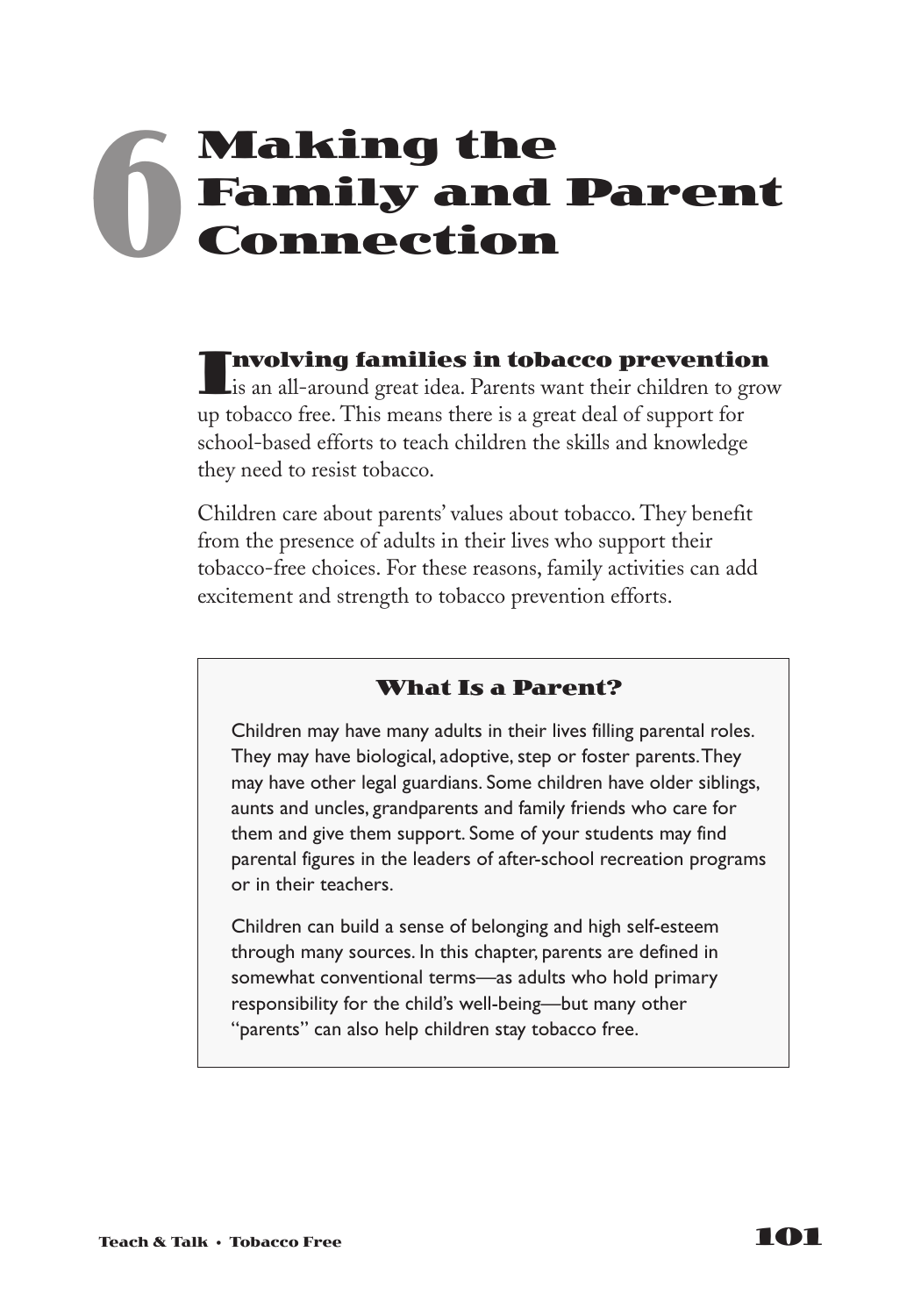# 6 Making the Family and Parent Connection

**Involving families in tobacco prevention** is an all-around great idea. Parents want their children to grow up tobacco free. This means there is a great deal of support for school-based efforts to teach children the skills and knowledge they need to resist tobacco.

Children care about parents' values about tobacco. They benefit from the presence of adults in their lives who support their tobacco-free choices. For these reasons, family activities can add excitement and strength to tobacco prevention efforts.

## What Is a Parent?

Children may have many adults in their lives filling parental roles. They may have biological, adoptive, step or foster parents. They may have other legal guardians. Some children have older siblings, aunts and uncles, grandparents and family friends who care for them and give them support. Some of your students may find parental figures in the leaders of after-school recreation programs or in their teachers.

Children can build a sense of belonging and high self-esteem through many sources. In this chapter, parents are defined in somewhat conventional terms—as adults who hold primary responsibility for the child's well-being—but many other "parents" can also help children stay tobacco free.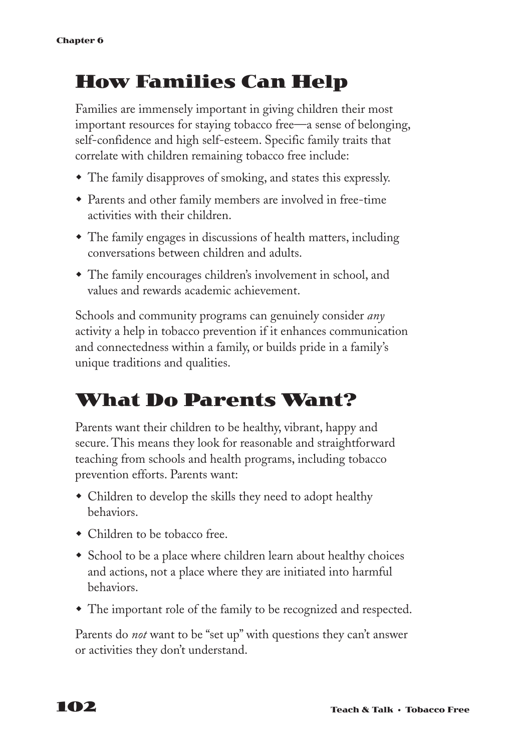## How Families Can Help

Families are immensely important in giving children their most important resources for staying tobacco free—a sense of belonging, self-confidence and high self-esteem. Specific family traits that correlate with children remaining tobacco free include:

- The family disapproves of smoking, and states this expressly.
- Parents and other family members are involved in free-time activities with their children.
- The family engages in discussions of health matters, including conversations between children and adults.
- The family encourages children's involvement in school, and values and rewards academic achievement.

Schools and community programs can genuinely consider *any* activity a help in tobacco prevention if it enhances communication and connectedness within a family, or builds pride in a family's unique traditions and qualities.

## What Do Parents Want?

Parents want their children to be healthy, vibrant, happy and secure. This means they look for reasonable and straightforward teaching from schools and health programs, including tobacco prevention efforts. Parents want:

- Children to develop the skills they need to adopt healthy behaviors.
- Children to be tobacco free.
- School to be a place where children learn about healthy choices and actions, not a place where they are initiated into harmful behaviors.
- The important role of the family to be recognized and respected.

Parents do *not* want to be "set up" with questions they can't answer or activities they don't understand.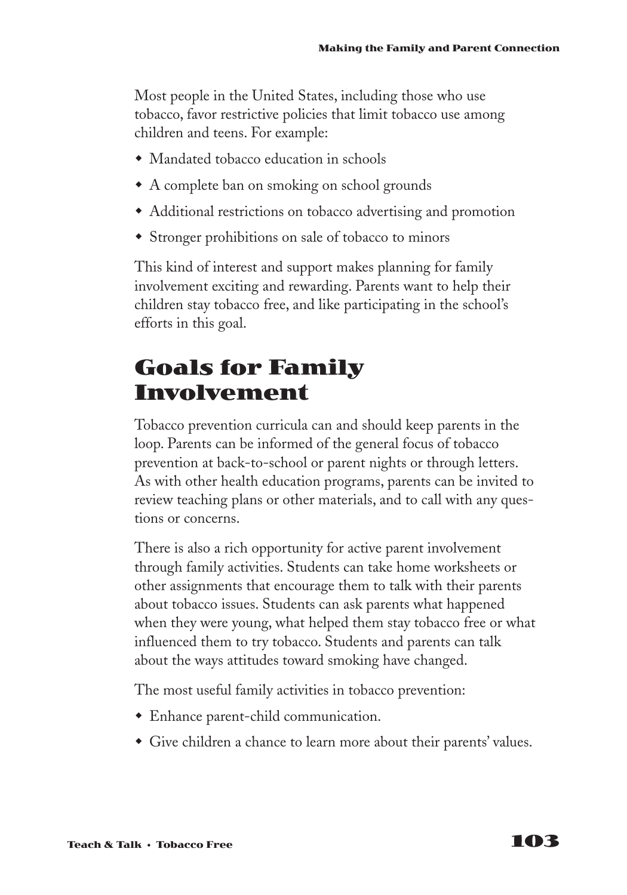Most people in the United States, including those who use tobacco, favor restrictive policies that limit tobacco use among children and teens. For example:

- Mandated tobacco education in schools
- A complete ban on smoking on school grounds
- Additional restrictions on tobacco advertising and promotion
- Stronger prohibitions on sale of tobacco to minors

This kind of interest and support makes planning for family involvement exciting and rewarding. Parents want to help their children stay tobacco free, and like participating in the school's efforts in this goal.

## Goals for Family Involvement

Tobacco prevention curricula can and should keep parents in the loop. Parents can be informed of the general focus of tobacco prevention at back-to-school or parent nights or through letters. As with other health education programs, parents can be invited to review teaching plans or other materials, and to call with any questions or concerns.

There is also a rich opportunity for active parent involvement through family activities. Students can take home worksheets or other assignments that encourage them to talk with their parents about tobacco issues. Students can ask parents what happened when they were young, what helped them stay tobacco free or what influenced them to try tobacco. Students and parents can talk about the ways attitudes toward smoking have changed.

The most useful family activities in tobacco prevention:

- Enhance parent-child communication.
- Give children a chance to learn more about their parents' values.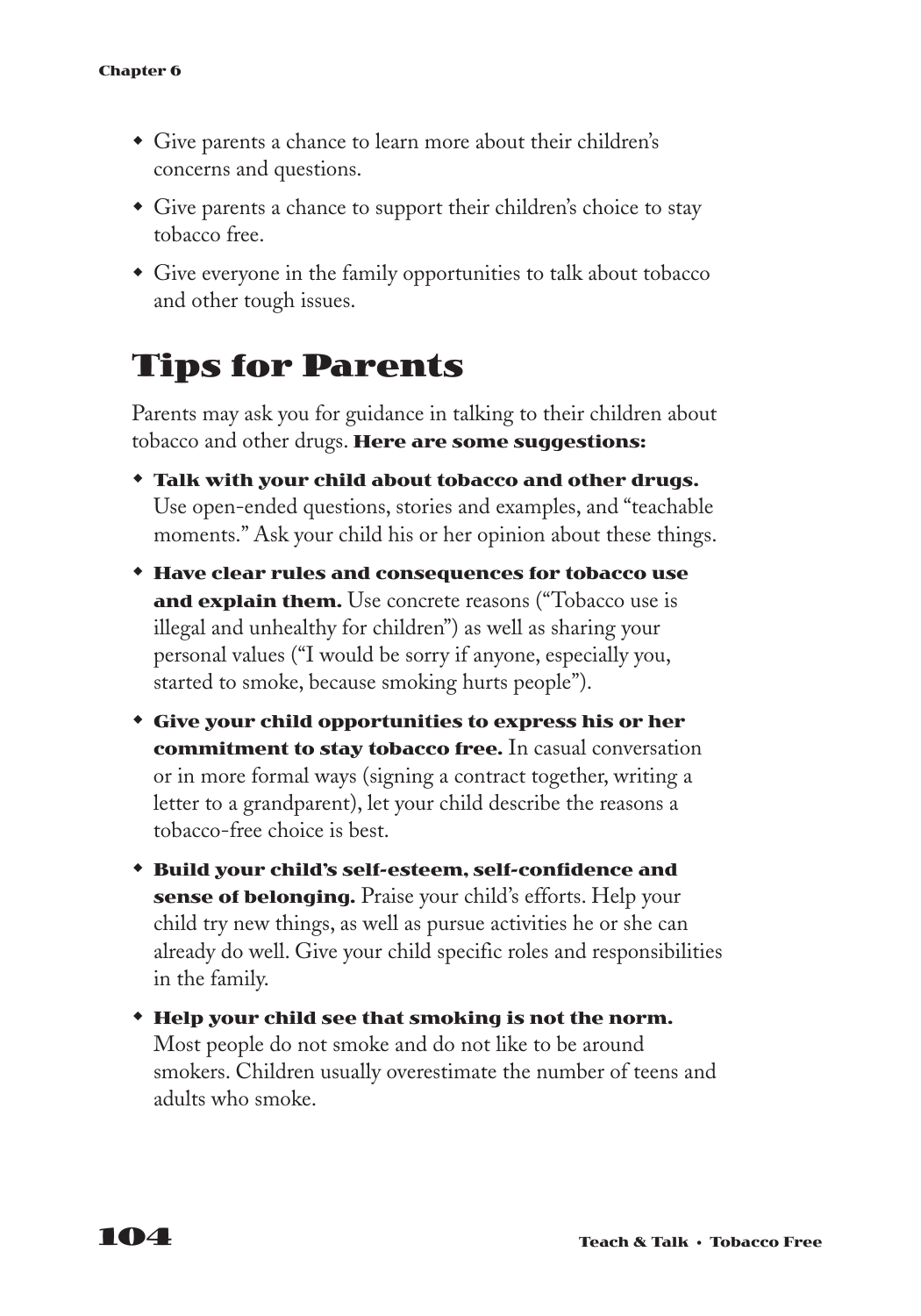- Give parents a chance to learn more about their children's concerns and questions.
- Give parents a chance to support their children's choice to stay tobacco free.
- Give everyone in the family opportunities to talk about tobacco and other tough issues.

# Tips for Parents

Parents may ask you for guidance in talking to their children about tobacco and other drugs. **Here are some suggestions:**

- **Talk with your child about tobacco and other drugs.** Use open-ended questions, stories and examples, and "teachable moments." Ask your child his or her opinion about these things.
- **Have clear rules and consequences for tobacco use and explain them.** Use concrete reasons ("Tobacco use is illegal and unhealthy for children") as well as sharing your personal values ("I would be sorry if anyone, especially you, started to smoke, because smoking hurts people").
- **Give your child opportunities to express his or her commitment to stay tobacco free.** In casual conversation or in more formal ways (signing a contract together, writing a letter to a grandparent), let your child describe the reasons a tobacco-free choice is best.
- **Build your child's self-esteem, self-confidence and sense of belonging.** Praise your child's efforts. Help your child try new things, as well as pursue activities he or she can already do well. Give your child specific roles and responsibilities in the family.
- **Help your child see that smoking is not the norm.** Most people do not smoke and do not like to be around smokers. Children usually overestimate the number of teens and adults who smoke.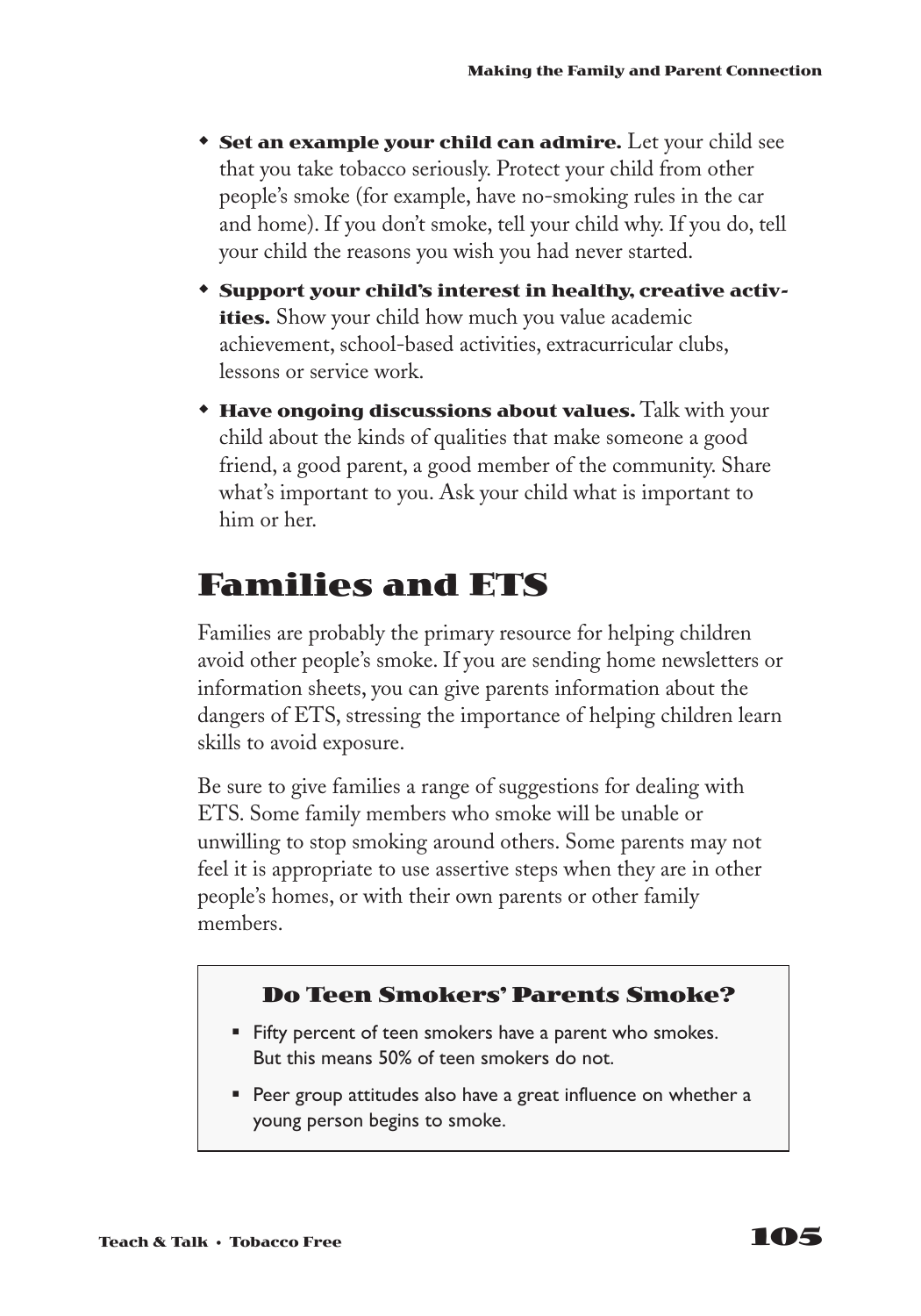- **Set an example your child can admire.** Let your child see that you take tobacco seriously. Protect your child from other people's smoke (for example, have no-smoking rules in the car and home). If you don't smoke, tell your child why. If you do, tell your child the reasons you wish you had never started.
- **Support your child's interest in healthy, creative activities.** Show your child how much you value academic achievement, school-based activities, extracurricular clubs, lessons or service work.
- **Have ongoing discussions about values.** Talk with your child about the kinds of qualities that make someone a good friend, a good parent, a good member of the community. Share what's important to you. Ask your child what is important to him or her.

# Families and ETS

Families are probably the primary resource for helping children avoid other people's smoke. If you are sending home newsletters or information sheets, you can give parents information about the dangers of ETS, stressing the importance of helping children learn skills to avoid exposure.

Be sure to give families a range of suggestions for dealing with ETS. Some family members who smoke will be unable or unwilling to stop smoking around others. Some parents may not feel it is appropriate to use assertive steps when they are in other people's homes, or with their own parents or other family members.

### Do Teen Smokers' Parents Smoke?

- Fifty percent of teen smokers have a parent who smokes. But this means 50% of teen smokers do not.
- Peer group attitudes also have a great influence on whether a young person begins to smoke.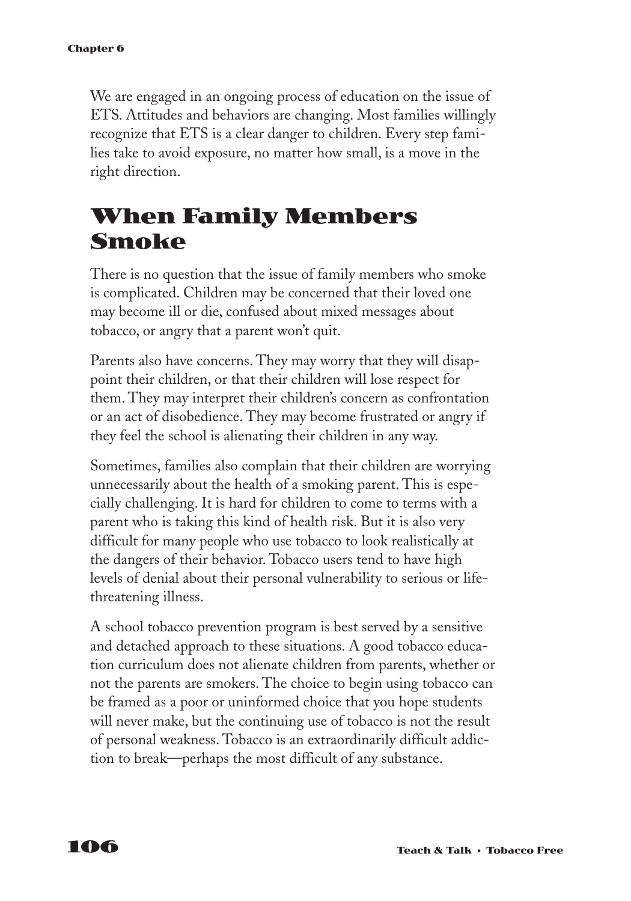We are engaged in an ongoing process of education on the issue of ETS. Attitudes and behaviors are changing. Most families willingly recognize that ETS is a clear danger to children. Every step families take to avoid exposure, no matter how small, is a move in the right direction.

## When Family Members Smoke

There is no question that the issue of family members who smoke is complicated. Children may be concerned that their loved one may become ill or die, confused about mixed messages about tobacco, or angry that a parent won't quit.

Parents also have concerns. They may worry that they will disappoint their children, or that their children will lose respect for them. They may interpret their children's concern as confrontation or an act of disobedience. They may become frustrated or angry if they feel the school is alienating their children in any way.

Sometimes, families also complain that their children are worrying unnecessarily about the health of a smoking parent. This is especially challenging. It is hard for children to come to terms with a parent who is taking this kind of health risk. But it is also very difficult for many people who use tobacco to look realistically at the dangers of their behavior. Tobacco users tend to have high levels of denial about their personal vulnerability to serious or life-threatening illness.

A school tobacco prevention program is best served by a sensitive and detached approach to these situations. A good tobacco education curriculum does not alienate children from parents, whether or not the parents are smokers. The choice to begin using tobacco can be framed as a poor or uninformed choice that you hope students will never make, but the continuing use of tobacco is not the result of personal weakness. Tobacco is an extraordinarily difficult addiction to break—perhaps the most difficult of any substance.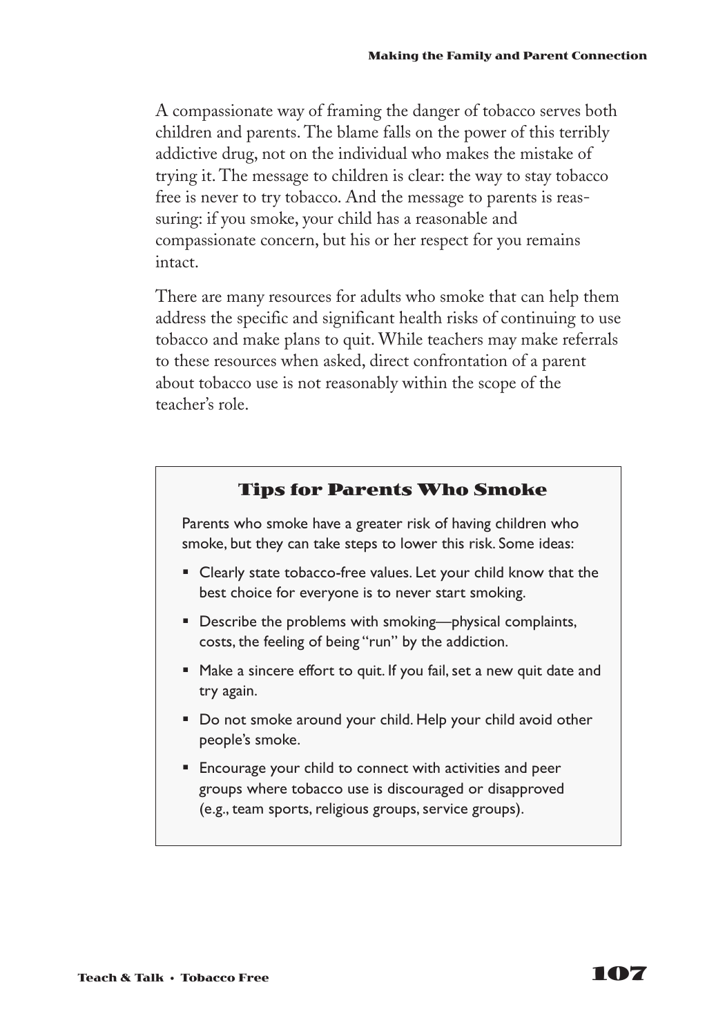A compassionate way of framing the danger of tobacco serves both children and parents. The blame falls on the power of this terribly addictive drug, not on the individual who makes the mistake of trying it. The message to children is clear: the way to stay tobacco free is never to try tobacco. And the message to parents is reassuring: if you smoke, your child has a reasonable and compassionate concern, but his or her respect for you remains intact.

There are many resources for adults who smoke that can help them address the specific and significant health risks of continuing to use tobacco and make plans to quit. While teachers may make referrals to these resources when asked, direct confrontation of a parent about tobacco use is not reasonably within the scope of the teacher's role.

### Tips for Parents Who Smoke

Parents who smoke have a greater risk of having children who smoke, but they can take steps to lower this risk. Some ideas:

- Clearly state tobacco-free values. Let your child know that the best choice for everyone is to never start smoking.
- Describe the problems with smoking—physical complaints, costs, the feeling of being "run" by the addiction.
- Make a sincere effort to quit. If you fail, set a new quit date and try again.
- Do not smoke around your child. Help your child avoid other people's smoke.
- Encourage your child to connect with activities and peer groups where tobacco use is discouraged or disapproved (e.g., team sports, religious groups, service groups).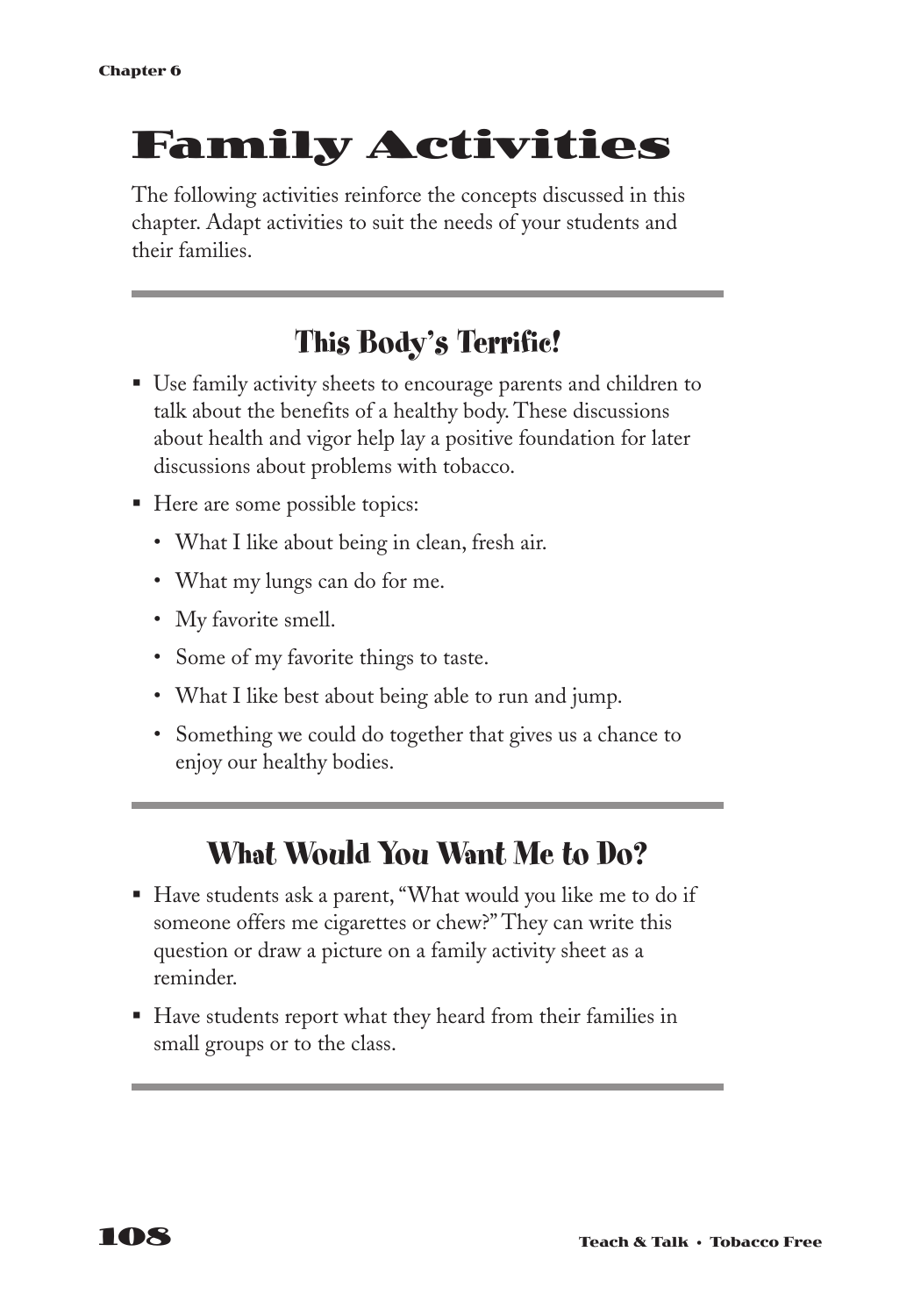# Family Activities

The following activities reinforce the concepts discussed in this chapter. Adapt activities to suit the needs of your students and their families.

## This Body's Terrific!

- Use family activity sheets to encourage parents and children to talk about the benefits of a healthy body. These discussions about health and vigor help lay a positive foundation for later discussions about problems with tobacco.
- Here are some possible topics:
  - What I like about being in clean, fresh air.
  - What my lungs can do for me.
  - My favorite smell.
  - Some of my favorite things to taste.
  - What I like best about being able to run and jump.
  - Something we could do together that gives us a chance to enjoy our healthy bodies.

## What Would You Want Me to Do?

- Have students ask a parent, "What would you like me to do if someone offers me cigarettes or chew?" They can write this question or draw a picture on a family activity sheet as a reminder.
- Have students report what they heard from their families in small groups or to the class.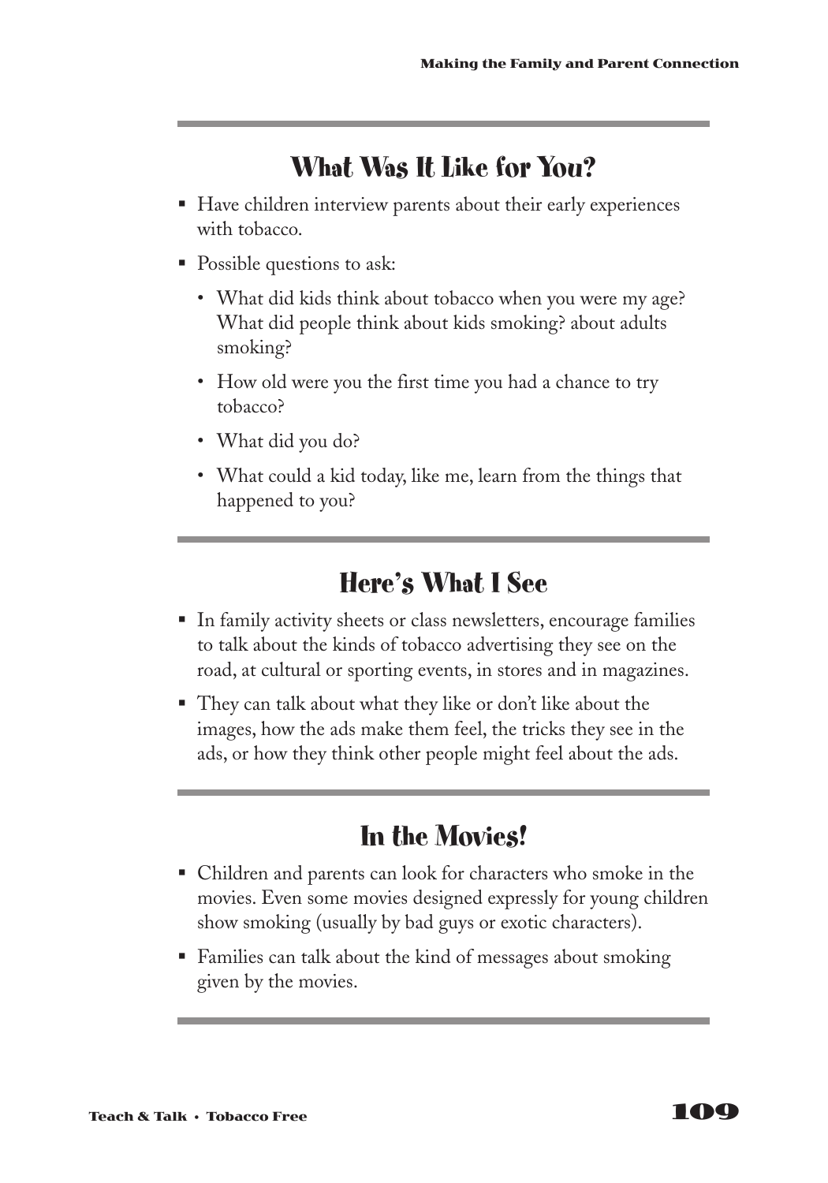## What Was It Like for You?

- Have children interview parents about their early experiences with tobacco.
- Possible questions to ask:
  - What did kids think about tobacco when you were my age? What did people think about kids smoking? about adults smoking?
  - How old were you the first time you had a chance to try tobacco?
  - What did you do?
  - What could a kid today, like me, learn from the things that happened to you?

## Here's What I See

- In family activity sheets or class newsletters, encourage families to talk about the kinds of tobacco advertising they see on the road, at cultural or sporting events, in stores and in magazines.
- They can talk about what they like or don't like about the images, how the ads make them feel, the tricks they see in the ads, or how they think other people might feel about the ads.

## In the Movies!

- Children and parents can look for characters who smoke in the movies. Even some movies designed expressly for young children show smoking (usually by bad guys or exotic characters).
- Families can talk about the kind of messages about smoking given by the movies.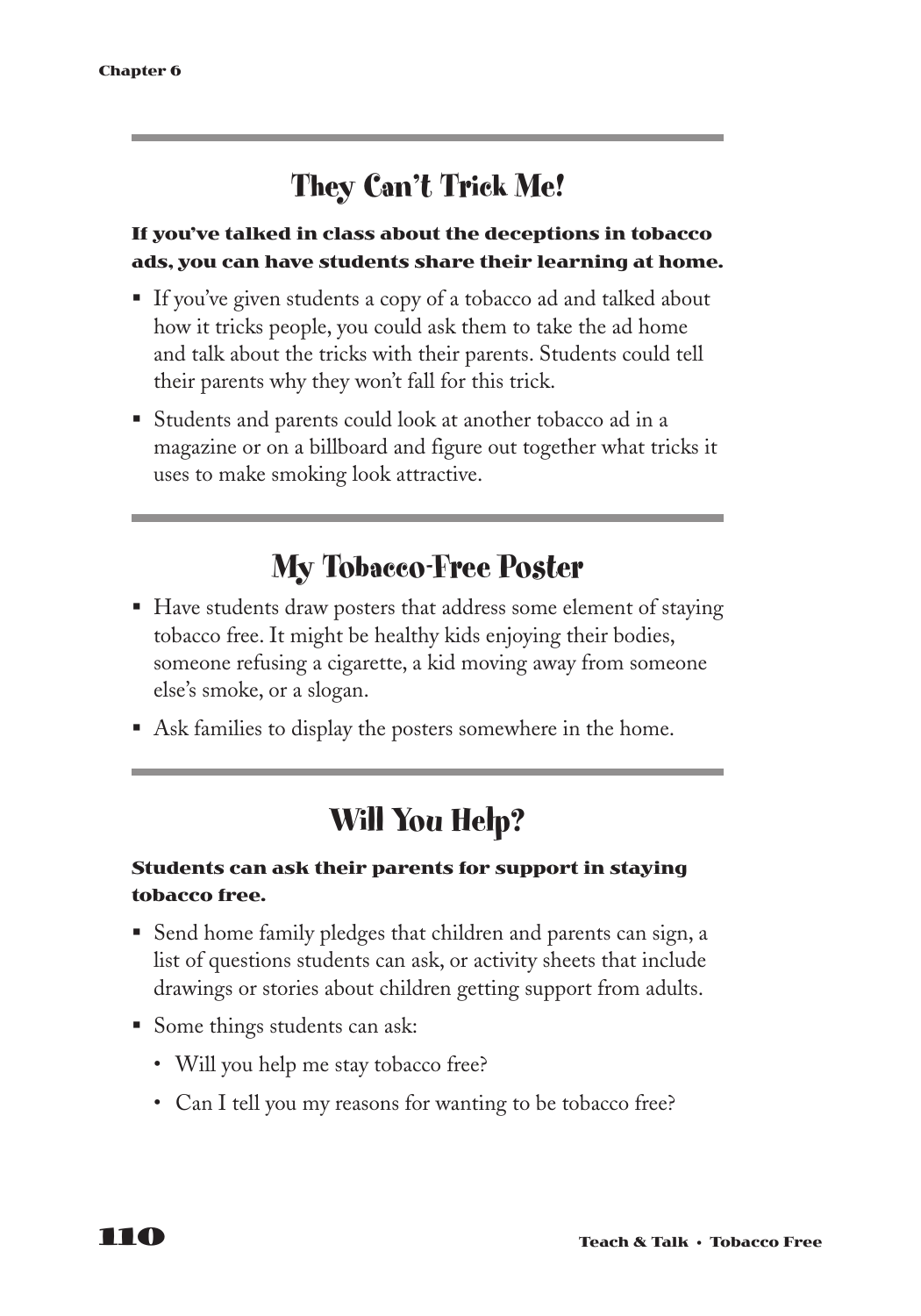## They Can't Trick Me!

**If you've talked in class about the deceptions in tobacco ads, you can have students share their learning at home.**

- If you've given students a copy of a tobacco ad and talked about how it tricks people, you could ask them to take the ad home and talk about the tricks with their parents. Students could tell their parents why they won't fall for this trick.
- Students and parents could look at another tobacco ad in a magazine or on a billboard and figure out together what tricks it uses to make smoking look attractive.

## My Tobacco-Free Poster

- Have students draw posters that address some element of staying tobacco free. It might be healthy kids enjoying their bodies, someone refusing a cigarette, a kid moving away from someone else's smoke, or a slogan.
- Ask families to display the posters somewhere in the home.

## Will You Help?

**Students can ask their parents for support in staying tobacco free.**

- Send home family pledges that children and parents can sign, a list of questions students can ask, or activity sheets that include drawings or stories about children getting support from adults.
- Some things students can ask:
  - Will you help me stay tobacco free?
  - Can I tell you my reasons for wanting to be tobacco free?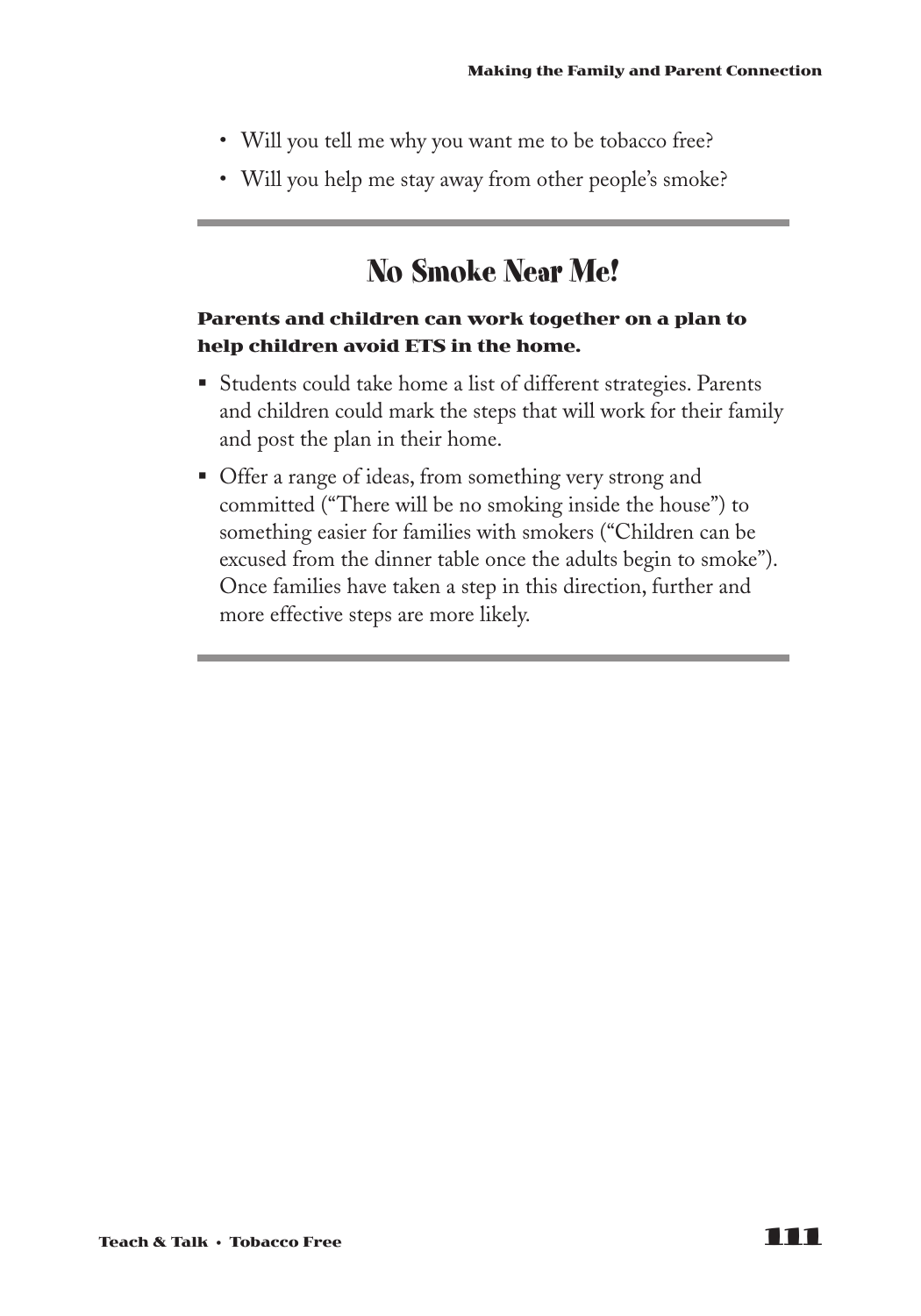- Will you tell me why you want me to be tobacco free?
- Will you help me stay away from other people's smoke?

---

## No Smoke Near Me!

**Parents and children can work together on a plan to help children avoid ETS in the home.**

- Students could take home a list of different strategies. Parents and children could mark the steps that will work for their family and post the plan in their home.
- Offer a range of ideas, from something very strong and committed ("There will be no smoking inside the house") to something easier for families with smokers ("Children can be excused from the dinner table once the adults begin to smoke"). Once families have taken a step in this direction, further and more effective steps are more likely.

---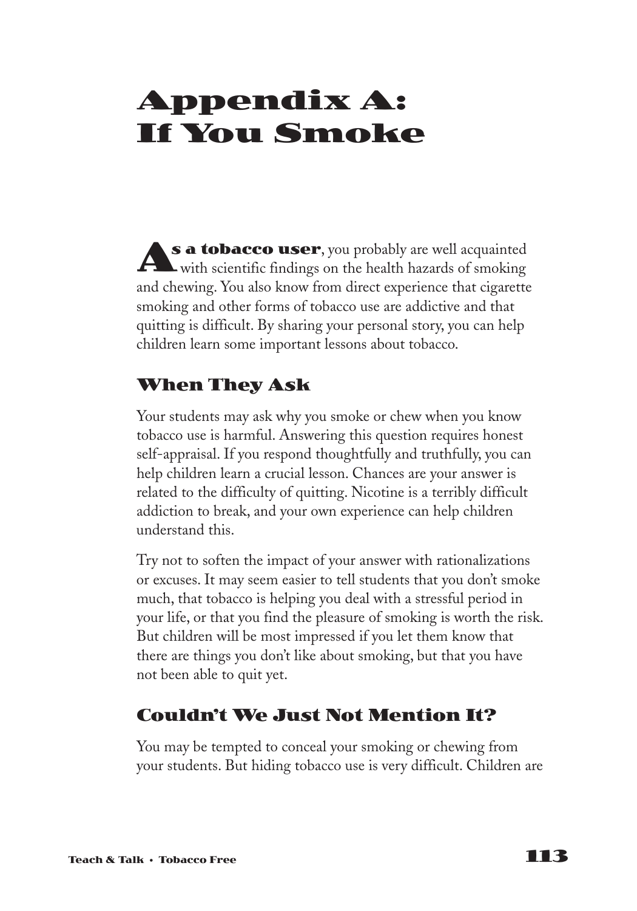# Appendix A: If You Smoke

**As a tobacco user**, you probably are well acquainted with scientific findings on the health hazards of smoking and chewing. You also know from direct experience that cigarette smoking and other forms of tobacco use are addictive and that quitting is difficult. By sharing your personal story, you can help children learn some important lessons about tobacco.

## When They Ask

Your students may ask why you smoke or chew when you know tobacco use is harmful. Answering this question requires honest self-appraisal. If you respond thoughtfully and truthfully, you can help children learn a crucial lesson. Chances are your answer is related to the difficulty of quitting. Nicotine is a terribly difficult addiction to break, and your own experience can help children understand this.

Try not to soften the impact of your answer with rationalizations or excuses. It may seem easier to tell students that you don't smoke much, that tobacco is helping you deal with a stressful period in your life, or that you find the pleasure of smoking is worth the risk. But children will be most impressed if you let them know that there are things you don't like about smoking, but that you have not been able to quit yet.

## Couldn't We Just Not Mention It?

You may be tempted to conceal your smoking or chewing from your students. But hiding tobacco use is very difficult. Children are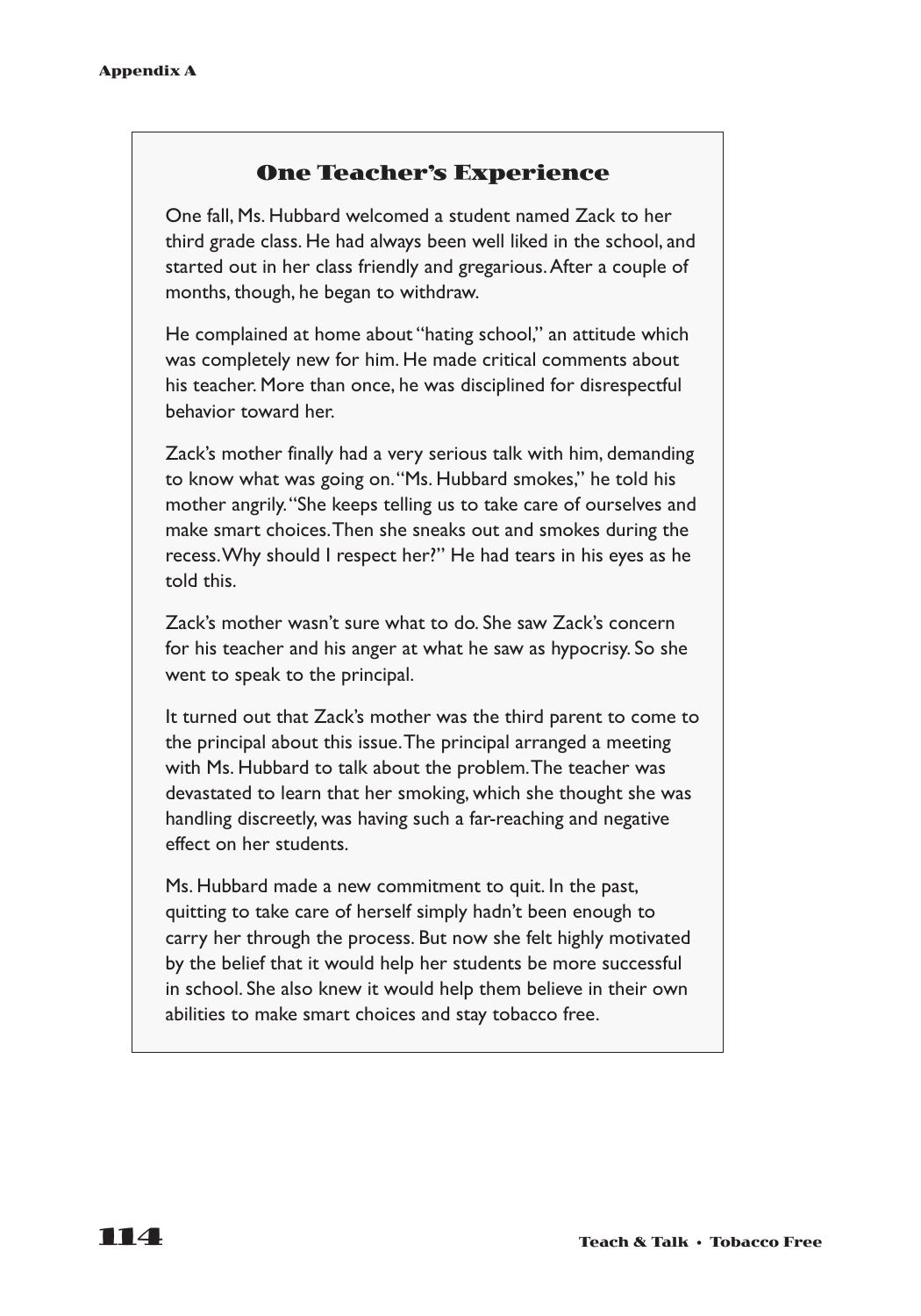## One Teacher's Experience

One fall, Ms. Hubbard welcomed a student named Zack to her third grade class. He had always been well liked in the school, and started out in her class friendly and gregarious. After a couple of months, though, he began to withdraw.

He complained at home about "hating school," an attitude which was completely new for him. He made critical comments about his teacher. More than once, he was disciplined for disrespectful behavior toward her.

Zack's mother finally had a very serious talk with him, demanding to know what was going on. "Ms. Hubbard smokes," he told his mother angrily. "She keeps telling us to take care of ourselves and make smart choices. Then she sneaks out and smokes during the recess. Why should I respect her?" He had tears in his eyes as he told this.

Zack's mother wasn't sure what to do. She saw Zack's concern for his teacher and his anger at what he saw as hypocrisy. So she went to speak to the principal.

It turned out that Zack's mother was the third parent to come to the principal about this issue. The principal arranged a meeting with Ms. Hubbard to talk about the problem. The teacher was devastated to learn that her smoking, which she thought she was handling discreetly, was having such a far-reaching and negative effect on her students.

Ms. Hubbard made a new commitment to quit. In the past, quitting to take care of herself simply hadn't been enough to carry her through the process. But now she felt highly motivated by the belief that it would help her students be more successful in school. She also knew it would help them believe in their own abilities to make smart choices and stay tobacco free.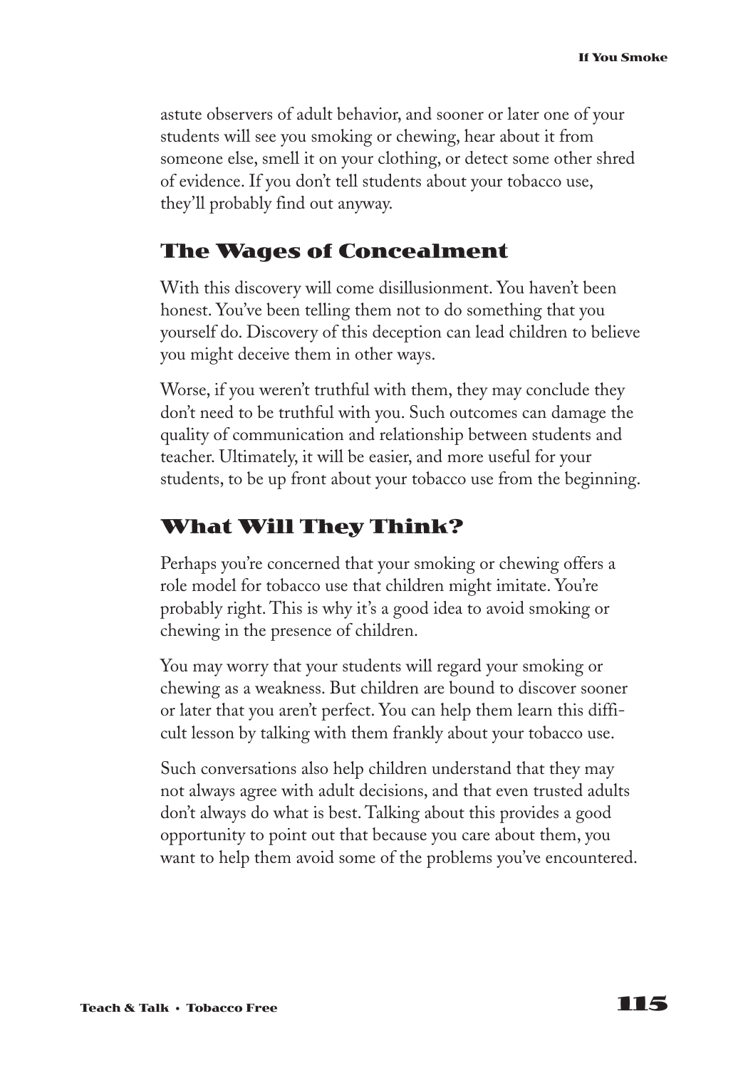astute observers of adult behavior, and sooner or later one of your students will see you smoking or chewing, hear about it from someone else, smell it on your clothing, or detect some other shred of evidence. If you don't tell students about your tobacco use, they'll probably find out anyway.

## The Wages of Concealment

With this discovery will come disillusionment. You haven't been honest. You've been telling them not to do something that you yourself do. Discovery of this deception can lead children to believe you might deceive them in other ways.

Worse, if you weren't truthful with them, they may conclude they don't need to be truthful with you. Such outcomes can damage the quality of communication and relationship between students and teacher. Ultimately, it will be easier, and more useful for your students, to be up front about your tobacco use from the beginning.

## What Will They Think?

Perhaps you're concerned that your smoking or chewing offers a role model for tobacco use that children might imitate. You're probably right. This is why it's a good idea to avoid smoking or chewing in the presence of children.

You may worry that your students will regard your smoking or chewing as a weakness. But children are bound to discover sooner or later that you aren't perfect. You can help them learn this difficult lesson by talking with them frankly about your tobacco use.

Such conversations also help children understand that they may not always agree with adult decisions, and that even trusted adults don't always do what is best. Talking about this provides a good opportunity to point out that because you care about them, you want to help them avoid some of the problems you've encountered.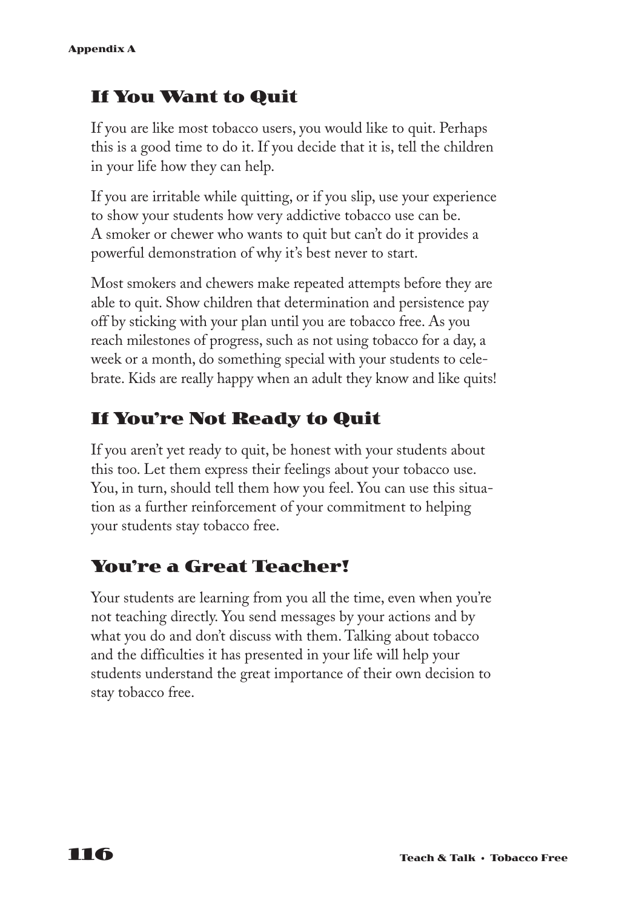## If You Want to Quit

If you are like most tobacco users, you would like to quit. Perhaps this is a good time to do it. If you decide that it is, tell the children in your life how they can help.

If you are irritable while quitting, or if you slip, use your experience to show your students how very addictive tobacco use can be. A smoker or chewer who wants to quit but can't do it provides a powerful demonstration of why it's best never to start.

Most smokers and chewers make repeated attempts before they are able to quit. Show children that determination and persistence pay off by sticking with your plan until you are tobacco free. As you reach milestones of progress, such as not using tobacco for a day, a week or a month, do something special with your students to celebrate. Kids are really happy when an adult they know and like quits!

## If You're Not Ready to Quit

If you aren't yet ready to quit, be honest with your students about this too. Let them express their feelings about your tobacco use. You, in turn, should tell them how you feel. You can use this situation as a further reinforcement of your commitment to helping your students stay tobacco free.

## You're a Great Teacher!

Your students are learning from you all the time, even when you're not teaching directly. You send messages by your actions and by what you do and don't discuss with them. Talking about tobacco and the difficulties it has presented in your life will help your students understand the great importance of their own decision to stay tobacco free.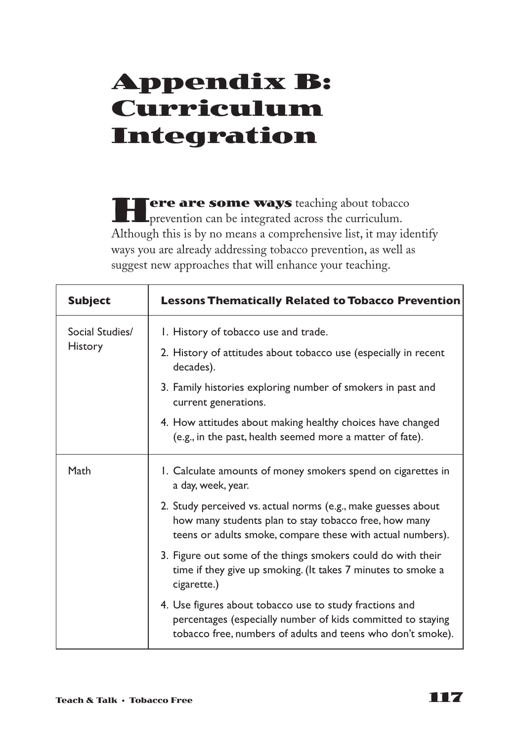# Appendix B: Curriculum Integration

**Here are some ways** teaching about tobacco prevention can be integrated across the curriculum. Although this is by no means a comprehensive list, it may identify ways you are already addressing tobacco prevention, as well as suggest new approaches that will enhance your teaching.

| Subject | Lessons Thematically Related to Tobacco Prevention |
|---|---|
| Social Studies/ History | 1. History of tobacco use and trade.<br>2. History of attitudes about tobacco use (especially in recent decades).<br>3. Family histories exploring number of smokers in past and current generations.<br>4. How attitudes about making healthy choices have changed (e.g., in the past, health seemed more a matter of fate). |
| Math | 1. Calculate amounts of money smokers spend on cigarettes in a day, week, year.<br>2. Study perceived vs. actual norms (e.g., make guesses about how many students plan to stay tobacco free, how many teens or adults smoke, compare these with actual numbers).<br>3. Figure out some of the things smokers could do with their time if they give up smoking. (It takes 7 minutes to smoke a cigarette.)<br>4. Use figures about tobacco use to study fractions and percentages (especially number of kids committed to staying tobacco free, numbers of adults and teens who don't smoke). |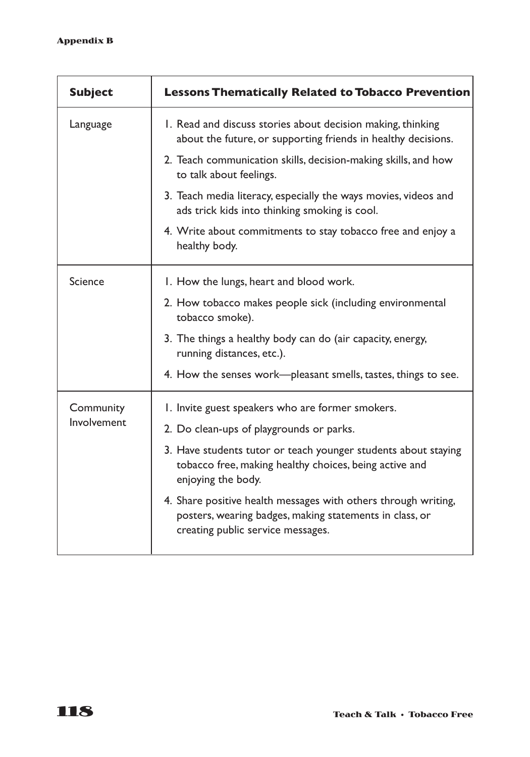| Subject | Lessons Thematically Related to Tobacco Prevention |
|---|---|
| Language | 1. Read and discuss stories about decision making, thinking about the future, or supporting friends in healthy decisions.<br>2. Teach communication skills, decision-making skills, and how to talk about feelings.<br>3. Teach media literacy, especially the ways movies, videos and ads trick kids into thinking smoking is cool.<br>4. Write about commitments to stay tobacco free and enjoy a healthy body. |
| Science | 1. How the lungs, heart and blood work.<br>2. How tobacco makes people sick (including environmental tobacco smoke).<br>3. The things a healthy body can do (air capacity, energy, running distances, etc.).<br>4. How the senses work—pleasant smells, tastes, things to see. |
| Community Involvement | 1. Invite guest speakers who are former smokers.<br>2. Do clean-ups of playgrounds or parks.<br>3. Have students tutor or teach younger students about staying tobacco free, making healthy choices, being active and enjoying the body.<br>4. Share positive health messages with others through writing, posters, wearing badges, making statements in class, or creating public service messages. |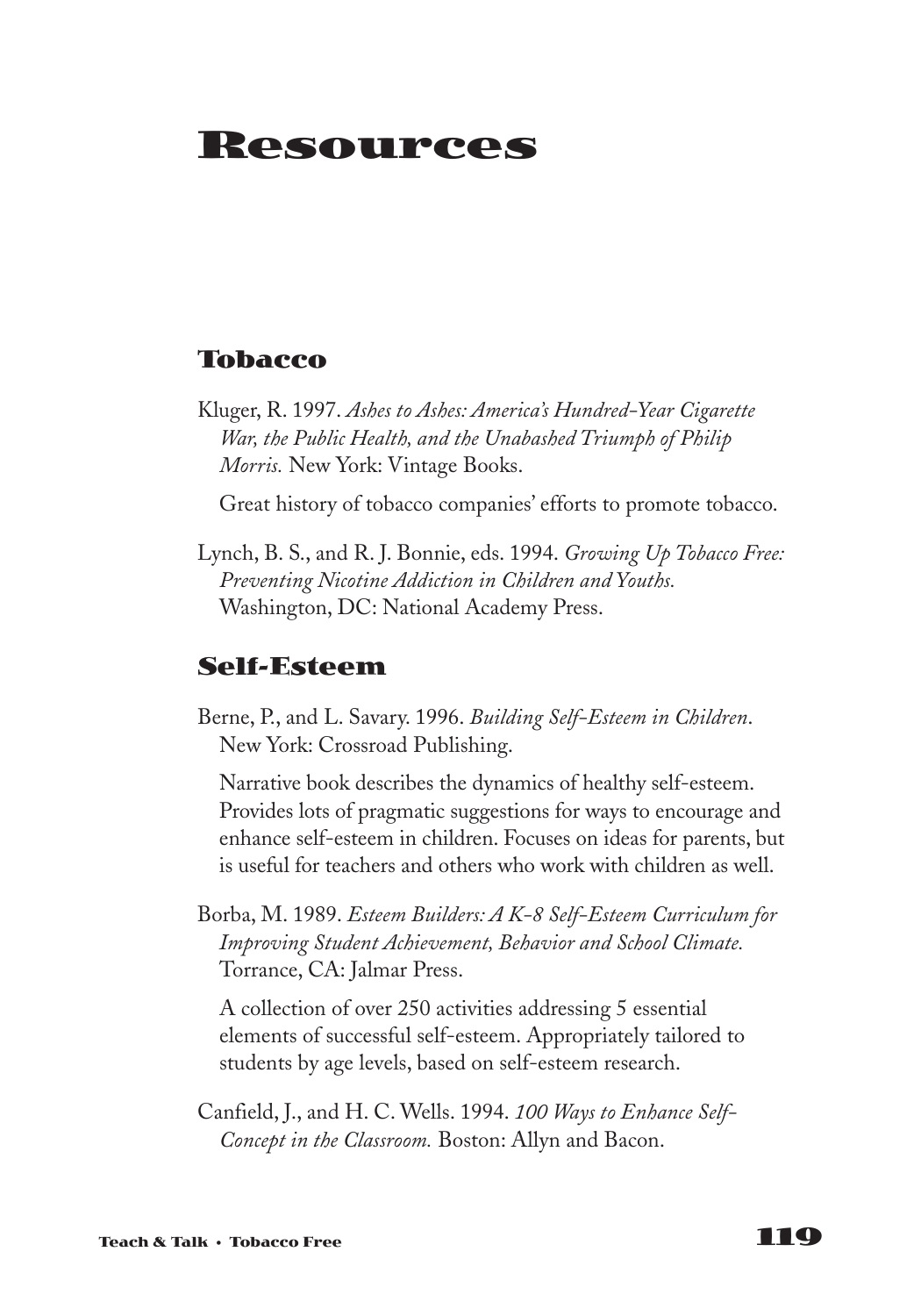# Resources

## Tobacco

Kluger, R. 1997. *Ashes to Ashes: America's Hundred-Year Cigarette War, the Public Health, and the Unabashed Triumph of Philip Morris.* New York: Vintage Books.

Great history of tobacco companies' efforts to promote tobacco.

Lynch, B. S., and R. J. Bonnie, eds. 1994. *Growing Up Tobacco Free: Preventing Nicotine Addiction in Children and Youths.* Washington, DC: National Academy Press.

## Self-Esteem

Berne, P., and L. Savary. 1996. *Building Self-Esteem in Children*. New York: Crossroad Publishing.

Narrative book describes the dynamics of healthy self-esteem. Provides lots of pragmatic suggestions for ways to encourage and enhance self-esteem in children. Focuses on ideas for parents, but is useful for teachers and others who work with children as well.

Borba, M. 1989. *Esteem Builders: A K-8 Self-Esteem Curriculum for Improving Student Achievement, Behavior and School Climate.* Torrance, CA: Jalmar Press.

A collection of over 250 activities addressing 5 essential elements of successful self-esteem. Appropriately tailored to students by age levels, based on self-esteem research.

Canfield, J., and H. C. Wells. 1994. *100 Ways to Enhance Self-Concept in the Classroom.* Boston: Allyn and Bacon.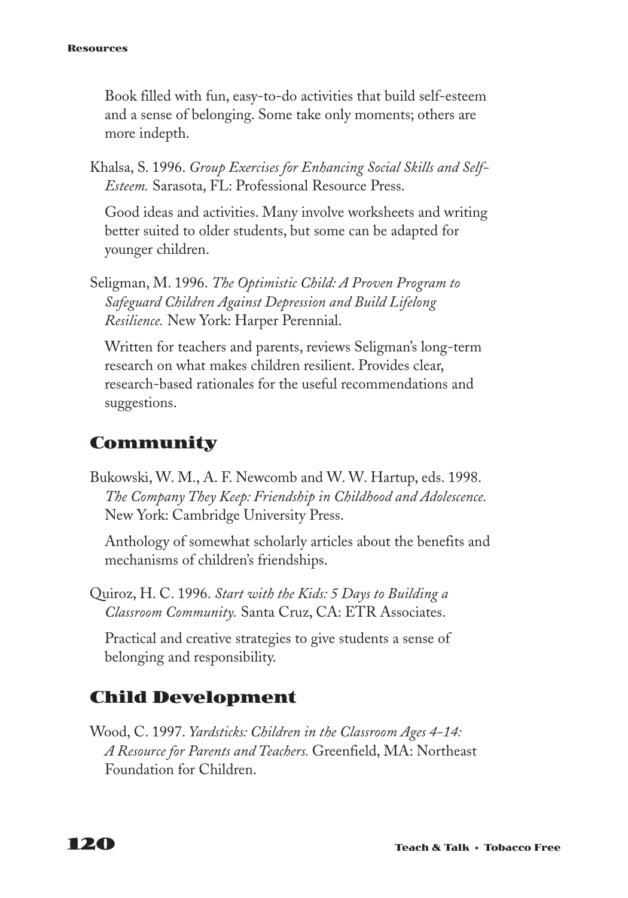Book filled with fun, easy-to-do activities that build self-esteem and a sense of belonging. Some take only moments; others are more indepth.

Khalsa, S. 1996. *Group Exercises for Enhancing Social Skills and Self-Esteem.* Sarasota, FL: Professional Resource Press.

Good ideas and activities. Many involve worksheets and writing better suited to older students, but some can be adapted for younger children.

Seligman, M. 1996. *The Optimistic Child: A Proven Program to Safeguard Children Against Depression and Build Lifelong Resilience.* New York: Harper Perennial.

Written for teachers and parents, reviews Seligman's long-term research on what makes children resilient. Provides clear, research-based rationales for the useful recommendations and suggestions.

## Community

Bukowski, W. M., A. F. Newcomb and W. W. Hartup, eds. 1998. *The Company They Keep: Friendship in Childhood and Adolescence.* New York: Cambridge University Press.

Anthology of somewhat scholarly articles about the benefits and mechanisms of children's friendships.

Quiroz, H. C. 1996. *Start with the Kids: 5 Days to Building a Classroom Community.* Santa Cruz, CA: ETR Associates.

Practical and creative strategies to give students a sense of belonging and responsibility.

## Child Development

Wood, C. 1997. *Yardsticks: Children in the Classroom Ages 4-14: A Resource for Parents and Teachers.* Greenfield, MA: Northeast Foundation for Children.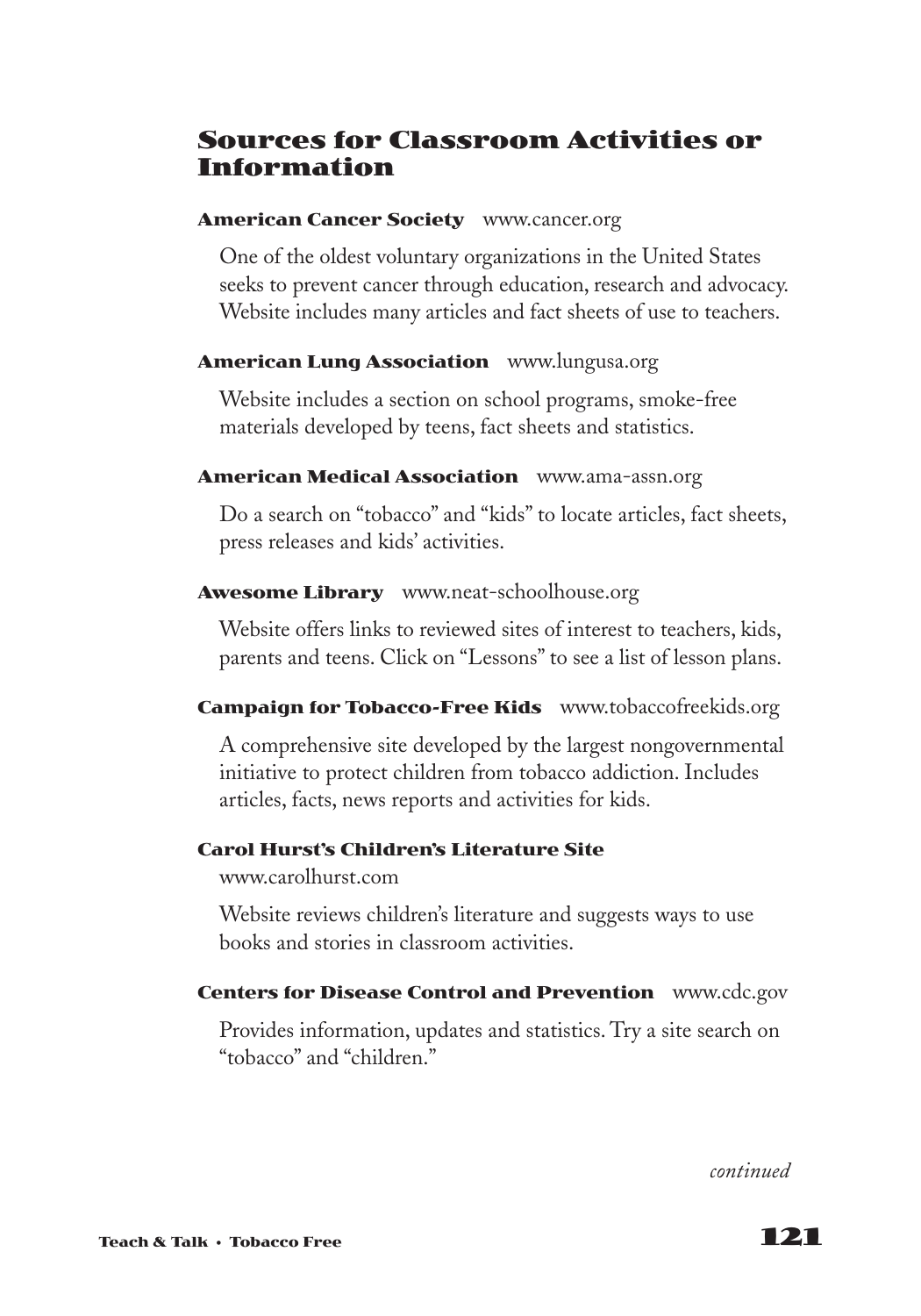## Sources for Classroom Activities or Information

**American Cancer Society** www.cancer.org

One of the oldest voluntary organizations in the United States seeks to prevent cancer through education, research and advocacy. Website includes many articles and fact sheets of use to teachers.

**American Lung Association** www.lungusa.org

Website includes a section on school programs, smoke-free materials developed by teens, fact sheets and statistics.

**American Medical Association** www.ama-assn.org

Do a search on "tobacco" and "kids" to locate articles, fact sheets, press releases and kids' activities.

**Awesome Library** www.neat-schoolhouse.org

Website offers links to reviewed sites of interest to teachers, kids, parents and teens. Click on "Lessons" to see a list of lesson plans.

**Campaign for Tobacco-Free Kids** www.tobaccofreekids.org

A comprehensive site developed by the largest nongovernmental initiative to protect children from tobacco addiction. Includes articles, facts, news reports and activities for kids.

**Carol Hurst's Children's Literature Site**
www.carolhurst.com

Website reviews children's literature and suggests ways to use books and stories in classroom activities.

**Centers for Disease Control and Prevention** www.cdc.gov

Provides information, updates and statistics. Try a site search on "tobacco" and "children."

*continued*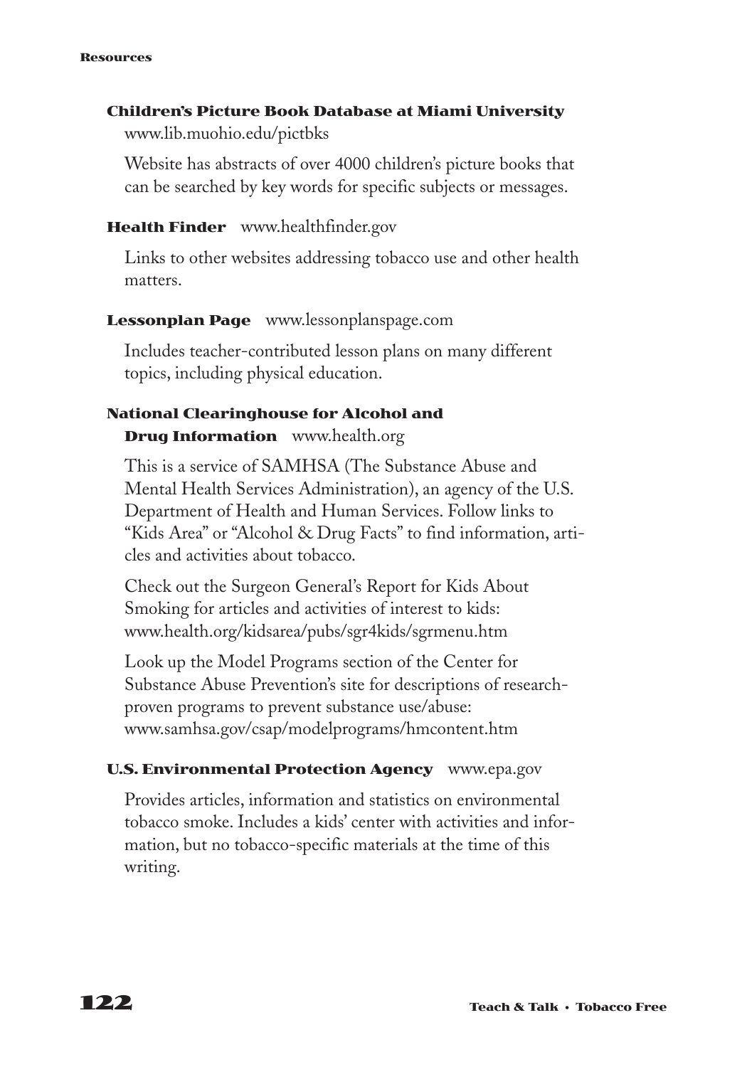**Children's Picture Book Database at Miami University**
www.lib.muohio.edu/pictbks

Website has abstracts of over 4000 children's picture books that can be searched by key words for specific subjects or messages.

**Health Finder** www.healthfinder.gov

Links to other websites addressing tobacco use and other health matters.

**Lessonplan Page** www.lessonplanspage.com

Includes teacher-contributed lesson plans on many different topics, including physical education.

**National Clearinghouse for Alcohol and Drug Information** www.health.org

This is a service of SAMHSA (The Substance Abuse and Mental Health Services Administration), an agency of the U.S. Department of Health and Human Services. Follow links to "Kids Area" or "Alcohol & Drug Facts" to find information, articles and activities about tobacco.

Check out the Surgeon General's Report for Kids About Smoking for articles and activities of interest to kids: www.health.org/kidsarea/pubs/sgr4kids/sgrmenu.htm

Look up the Model Programs section of the Center for Substance Abuse Prevention's site for descriptions of research-proven programs to prevent substance use/abuse: www.samhsa.gov/csap/modelprograms/hmcontent.htm

**U.S. Environmental Protection Agency** www.epa.gov

Provides articles, information and statistics on environmental tobacco smoke. Includes a kids' center with activities and information, but no tobacco-specific materials at the time of this writing.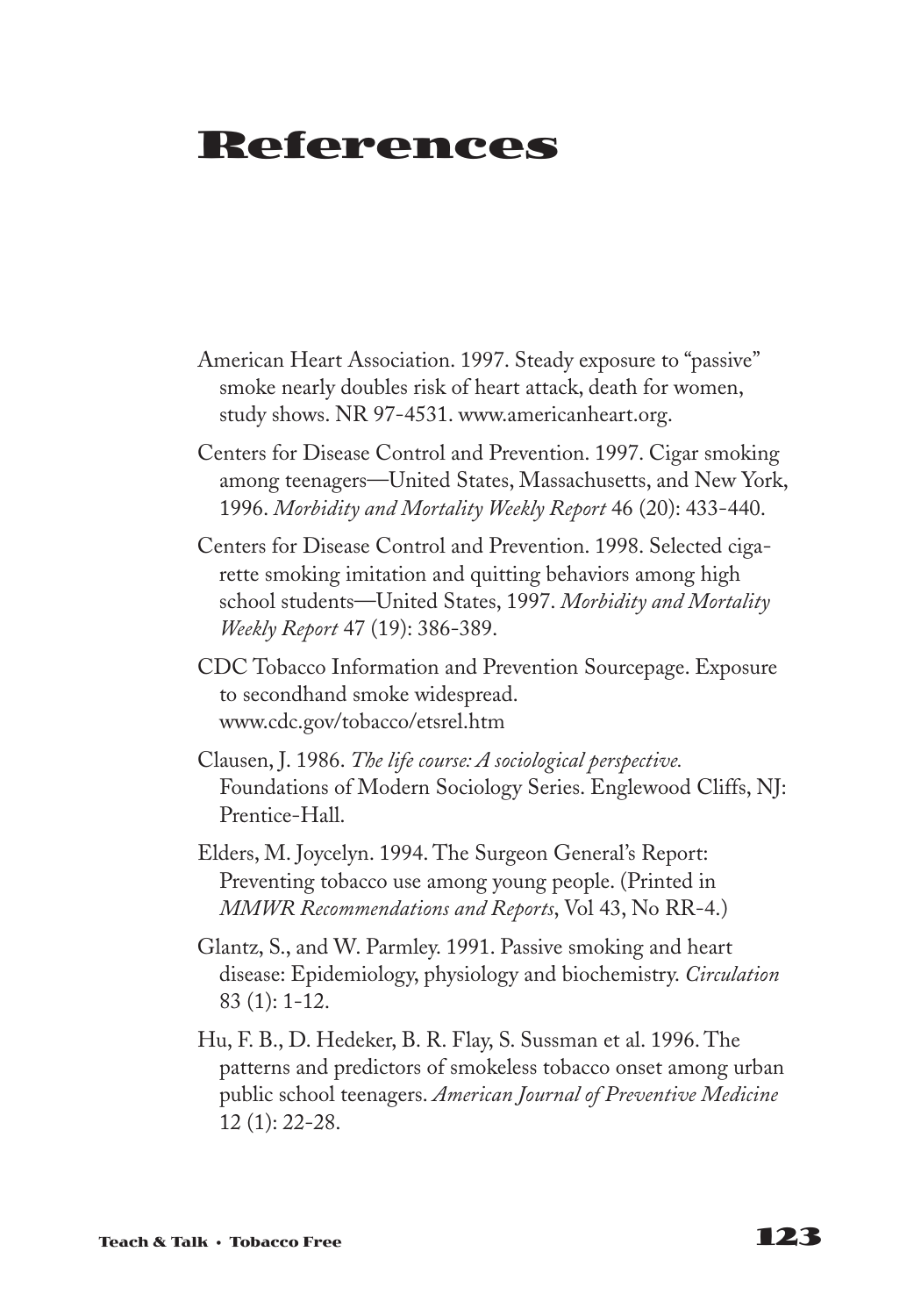# References

American Heart Association. 1997. Steady exposure to "passive" smoke nearly doubles risk of heart attack, death for women, study shows. NR 97-4531. www.americanheart.org.

Centers for Disease Control and Prevention. 1997. Cigar smoking among teenagers—United States, Massachusetts, and New York, 1996. *Morbidity and Mortality Weekly Report* 46 (20): 433-440.

Centers for Disease Control and Prevention. 1998. Selected cigarette smoking imitation and quitting behaviors among high school students—United States, 1997. *Morbidity and Mortality Weekly Report* 47 (19): 386-389.

CDC Tobacco Information and Prevention Sourcepage. Exposure to secondhand smoke widespread. www.cdc.gov/tobacco/etsrel.htm

Clausen, J. 1986. *The life course: A sociological perspective.* Foundations of Modern Sociology Series. Englewood Cliffs, NJ: Prentice-Hall.

Elders, M. Joycelyn. 1994. The Surgeon General's Report: Preventing tobacco use among young people. (Printed in *MMWR Recommendations and Reports*, Vol 43, No RR-4.)

Glantz, S., and W. Parmley. 1991. Passive smoking and heart disease: Epidemiology, physiology and biochemistry. *Circulation* 83 (1): 1-12.

Hu, F. B., D. Hedeker, B. R. Flay, S. Sussman et al. 1996. The patterns and predictors of smokeless tobacco onset among urban public school teenagers. *American Journal of Preventive Medicine* 12 (1): 22-28.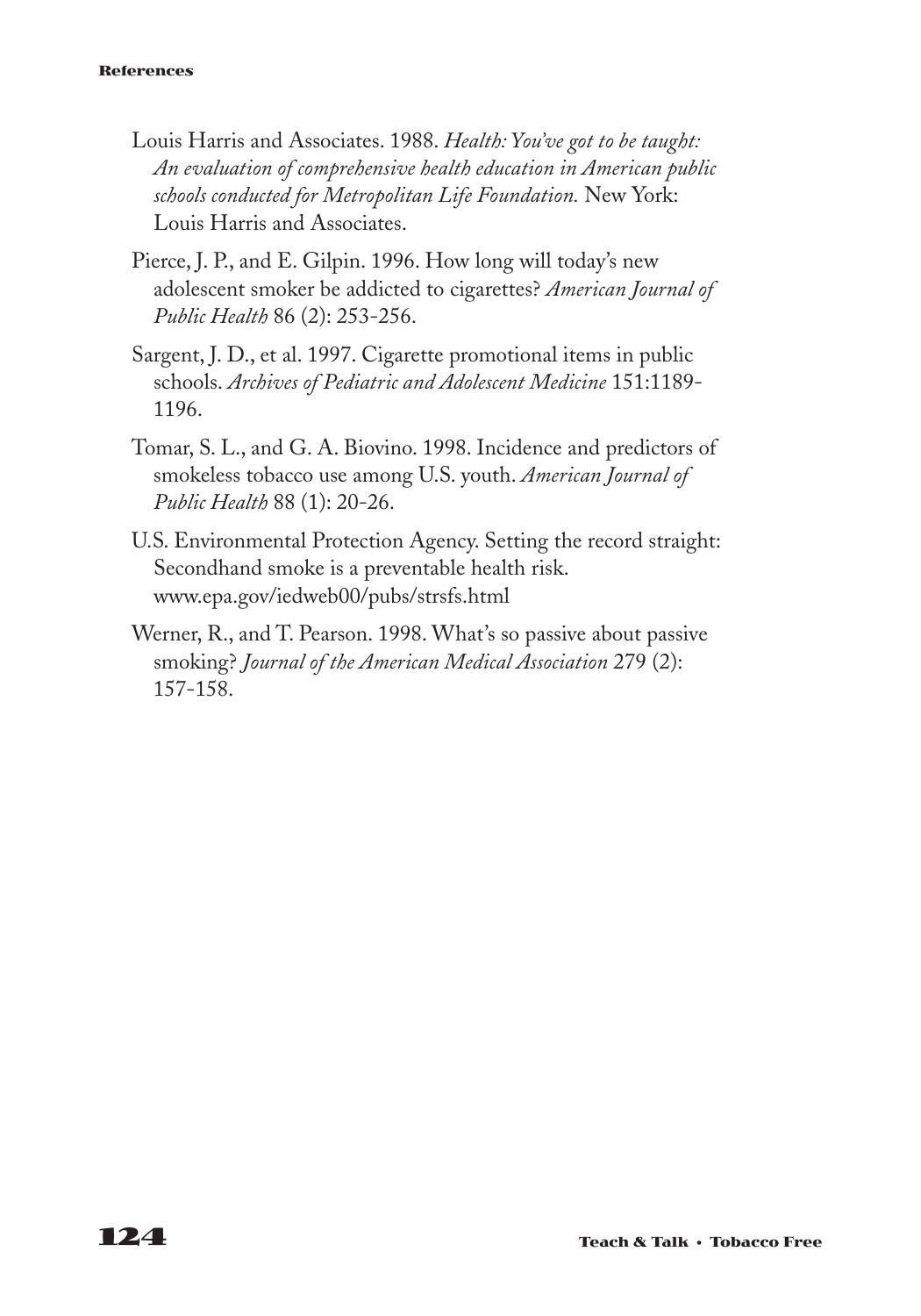Louis Harris and Associates. 1988. *Health: You've got to be taught: An evaluation of comprehensive health education in American public schools conducted for Metropolitan Life Foundation.* New York: Louis Harris and Associates.

Pierce, J. P., and E. Gilpin. 1996. How long will today's new adolescent smoker be addicted to cigarettes? *American Journal of Public Health* 86 (2): 253-256.

Sargent, J. D., et al. 1997. Cigarette promotional items in public schools. *Archives of Pediatric and Adolescent Medicine* 151:1189-1196.

Tomar, S. L., and G. A. Biovino. 1998. Incidence and predictors of smokeless tobacco use among U.S. youth. *American Journal of Public Health* 88 (1): 20-26.

U.S. Environmental Protection Agency. Setting the record straight: Secondhand smoke is a preventable health risk. www.epa.gov/iedweb00/pubs/strsfs.html

Werner, R., and T. Pearson. 1998. What's so passive about passive smoking? *Journal of the American Medical Association* 279 (2): 157-158.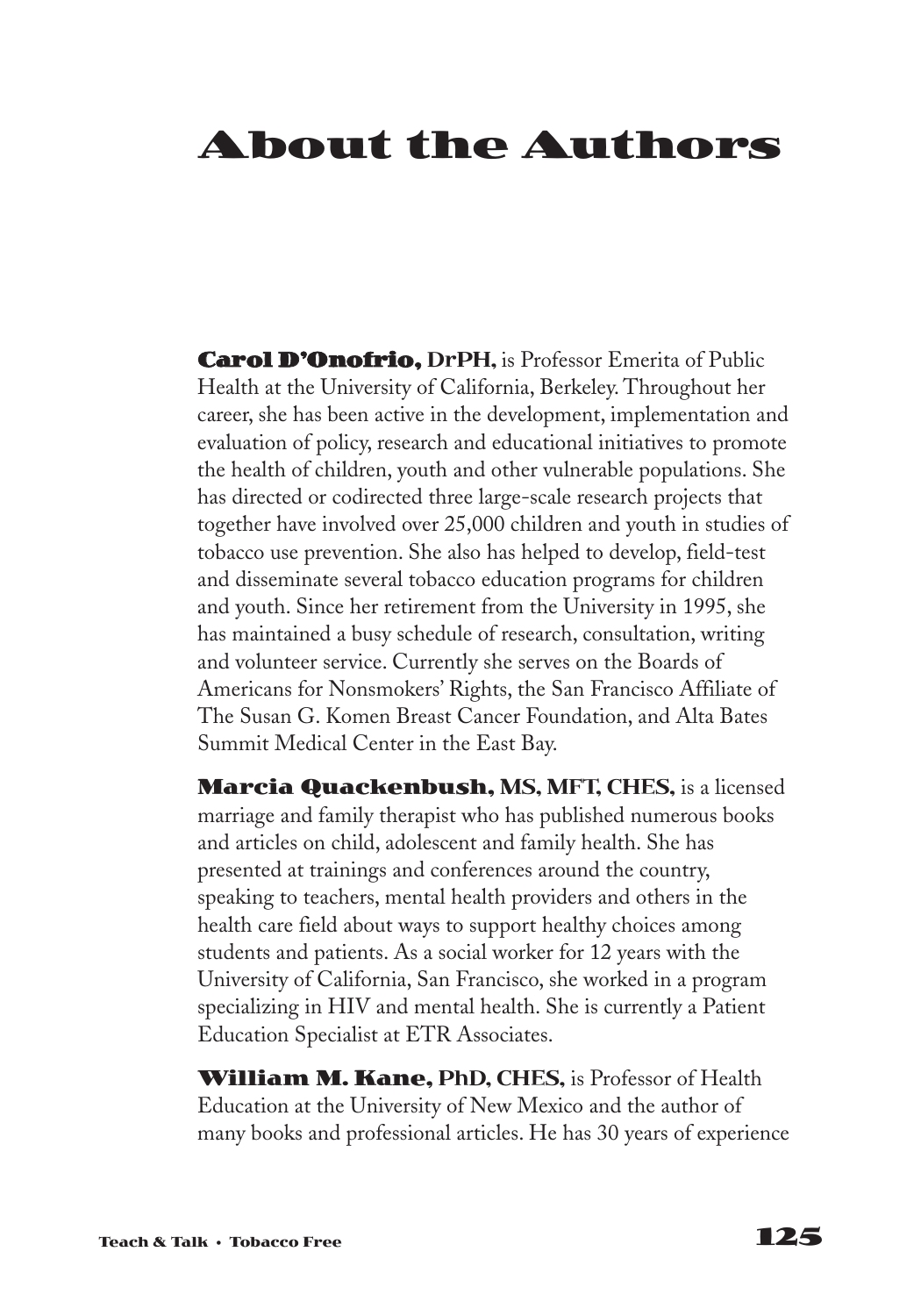# About the Authors

**Carol D'Onofrio, DrPH,** is Professor Emerita of Public Health at the University of California, Berkeley. Throughout her career, she has been active in the development, implementation and evaluation of policy, research and educational initiatives to promote the health of children, youth and other vulnerable populations. She has directed or codirected three large-scale research projects that together have involved over 25,000 children and youth in studies of tobacco use prevention. She also has helped to develop, field-test and disseminate several tobacco education programs for children and youth. Since her retirement from the University in 1995, she has maintained a busy schedule of research, consultation, writing and volunteer service. Currently she serves on the Boards of Americans for Nonsmokers' Rights, the San Francisco Affiliate of The Susan G. Komen Breast Cancer Foundation, and Alta Bates Summit Medical Center in the East Bay.

**Marcia Quackenbush, MS, MFT, CHES,** is a licensed marriage and family therapist who has published numerous books and articles on child, adolescent and family health. She has presented at trainings and conferences around the country, speaking to teachers, mental health providers and others in the health care field about ways to support healthy choices among students and patients. As a social worker for 12 years with the University of California, San Francisco, she worked in a program specializing in HIV and mental health. She is currently a Patient Education Specialist at ETR Associates.

**William M. Kane, PhD, CHES,** is Professor of Health Education at the University of New Mexico and the author of many books and professional articles. He has 30 years of experience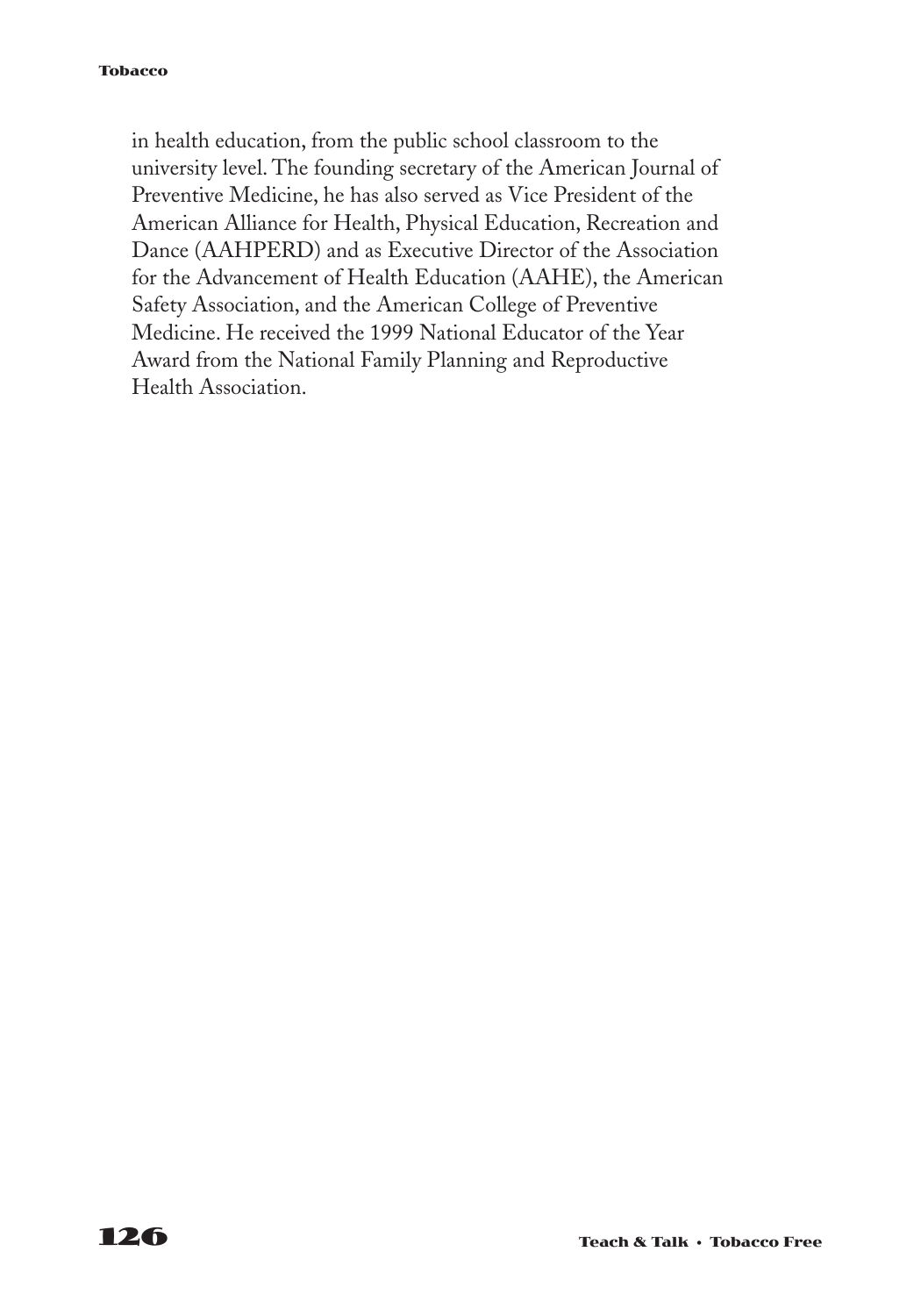in health education, from the public school classroom to the university level. The founding secretary of the American Journal of Preventive Medicine, he has also served as Vice President of the American Alliance for Health, Physical Education, Recreation and Dance (AAHPERD) and as Executive Director of the Association for the Advancement of Health Education (AAHE), the American Safety Association, and the American College of Preventive Medicine. He received the 1999 National Educator of the Year Award from the National Family Planning and Reproductive Health Association.